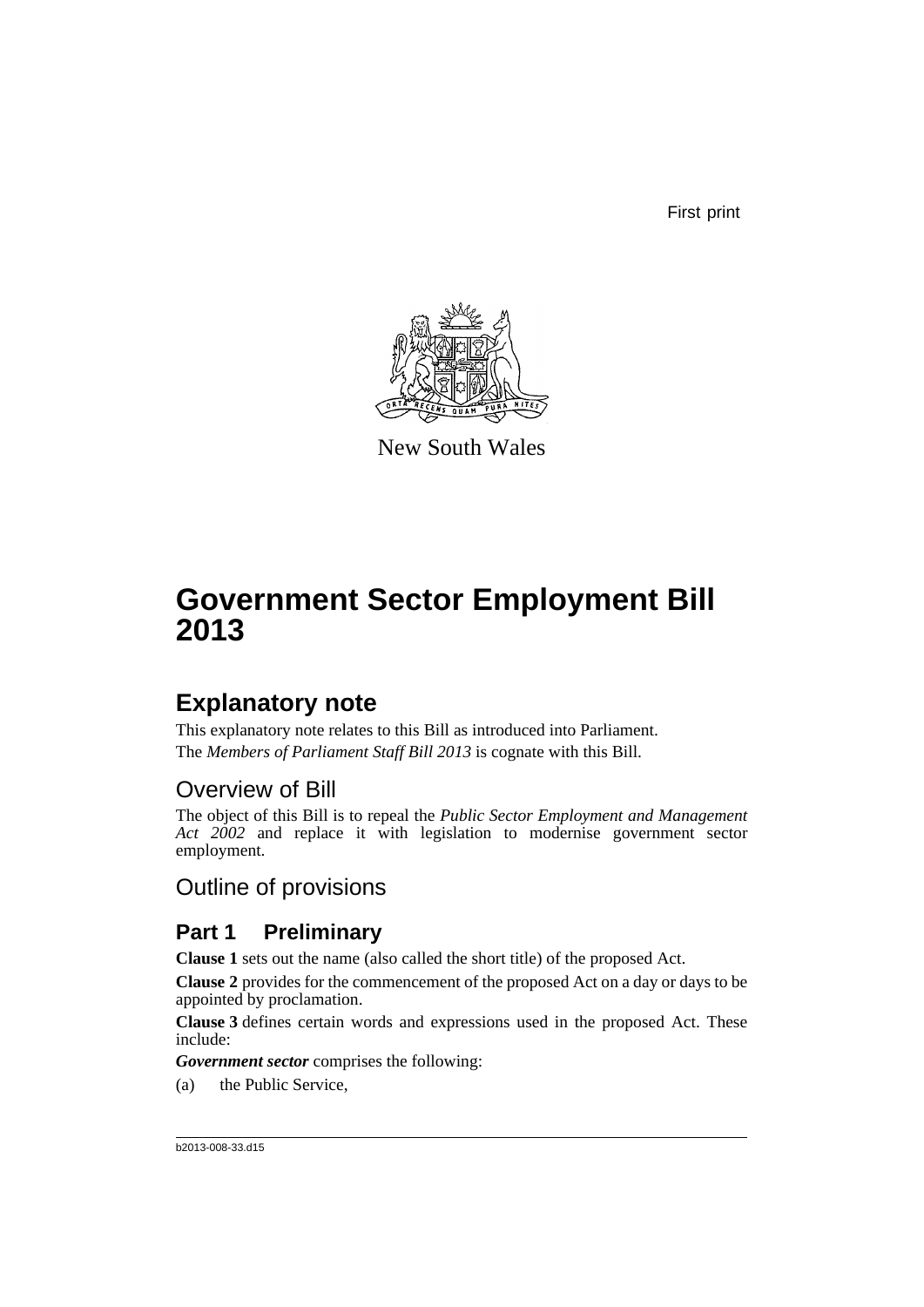First print

New South Wales

# Government Sector Employment Bill 2013

## Explanatory note

This explanatory note relates to this Bill as introduced into Parliament.

The *Members of Parliament Staff Bill 2013* is cognate with this Bill.

## Overview of Bill

The object of this Bill is to repeal the *Public Sector Employment and Management Act 2002* and replace it with legislation to modernise government sector employment.

## Outline of provisions

### Part 1 Preliminary

**Clause 1** sets out the name (also called the short title) of the proposed Act.

**Clause 2** provides for the commencement of the proposed Act on a day or days to be appointed by proclamation.

**Clause 3** defines certain words and expressions used in the proposed Act. These include:

***Government sector*** comprises the following:

(a) the Public Service,

b2013-008-33.d15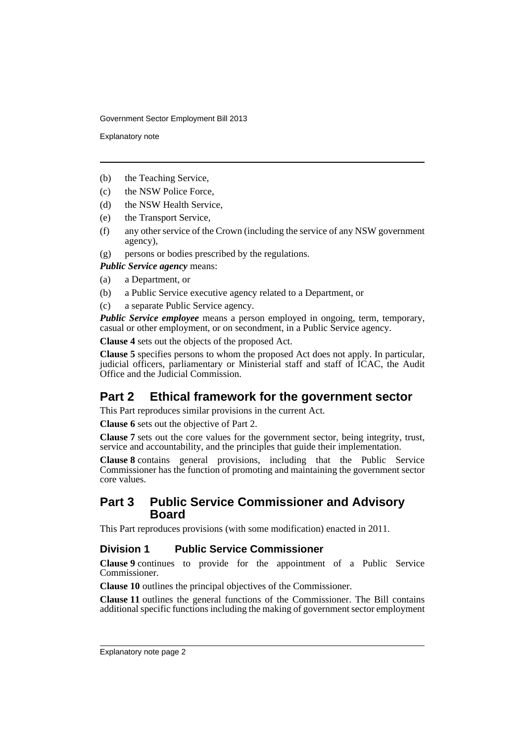(b) the Teaching Service,

(c) the NSW Police Force,

(d) the NSW Health Service,

(e) the Transport Service,

(f) any other service of the Crown (including the service of any NSW government agency),

(g) persons or bodies prescribed by the regulations.

***Public Service agency*** means:

(a) a Department, or

(b) a Public Service executive agency related to a Department, or

(c) a separate Public Service agency.

***Public Service employee*** means a person employed in ongoing, term, temporary, casual or other employment, or on secondment, in a Public Service agency.

**Clause 4** sets out the objects of the proposed Act.

**Clause 5** specifies persons to whom the proposed Act does not apply. In particular, judicial officers, parliamentary or Ministerial staff and staff of ICAC, the Audit Office and the Judicial Commission.

## Part 2 Ethical framework for the government sector

This Part reproduces similar provisions in the current Act.

**Clause 6** sets out the objective of Part 2.

**Clause 7** sets out the core values for the government sector, being integrity, trust, service and accountability, and the principles that guide their implementation.

**Clause 8** contains general provisions, including that the Public Service Commissioner has the function of promoting and maintaining the government sector core values.

## Part 3 Public Service Commissioner and Advisory Board

This Part reproduces provisions (with some modification) enacted in 2011.

### Division 1 Public Service Commissioner

**Clause 9** continues to provide for the appointment of a Public Service Commissioner.

**Clause 10** outlines the principal objectives of the Commissioner.

**Clause 11** outlines the general functions of the Commissioner. The Bill contains additional specific functions including the making of government sector employment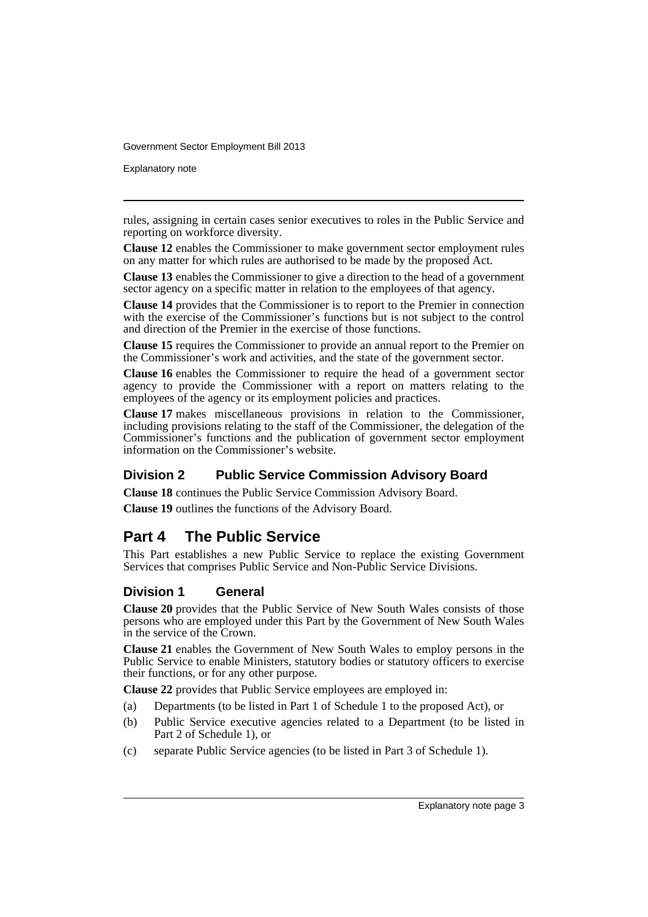rules, assigning in certain cases senior executives to roles in the Public Service and reporting on workforce diversity.

**Clause 12** enables the Commissioner to make government sector employment rules on any matter for which rules are authorised to be made by the proposed Act.

**Clause 13** enables the Commissioner to give a direction to the head of a government sector agency on a specific matter in relation to the employees of that agency.

**Clause 14** provides that the Commissioner is to report to the Premier in connection with the exercise of the Commissioner's functions but is not subject to the control and direction of the Premier in the exercise of those functions.

**Clause 15** requires the Commissioner to provide an annual report to the Premier on the Commissioner's work and activities, and the state of the government sector.

**Clause 16** enables the Commissioner to require the head of a government sector agency to provide the Commissioner with a report on matters relating to the employees of the agency or its employment policies and practices.

**Clause 17** makes miscellaneous provisions in relation to the Commissioner, including provisions relating to the staff of the Commissioner, the delegation of the Commissioner's functions and the publication of government sector employment information on the Commissioner's website.

### Division 2 Public Service Commission Advisory Board

**Clause 18** continues the Public Service Commission Advisory Board.

**Clause 19** outlines the functions of the Advisory Board.

## Part 4 The Public Service

This Part establishes a new Public Service to replace the existing Government Services that comprises Public Service and Non-Public Service Divisions.

### Division 1 General

**Clause 20** provides that the Public Service of New South Wales consists of those persons who are employed under this Part by the Government of New South Wales in the service of the Crown.

**Clause 21** enables the Government of New South Wales to employ persons in the Public Service to enable Ministers, statutory bodies or statutory officers to exercise their functions, or for any other purpose.

**Clause 22** provides that Public Service employees are employed in:

(a) Departments (to be listed in Part 1 of Schedule 1 to the proposed Act), or

(b) Public Service executive agencies related to a Department (to be listed in Part 2 of Schedule 1), or

(c) separate Public Service agencies (to be listed in Part 3 of Schedule 1).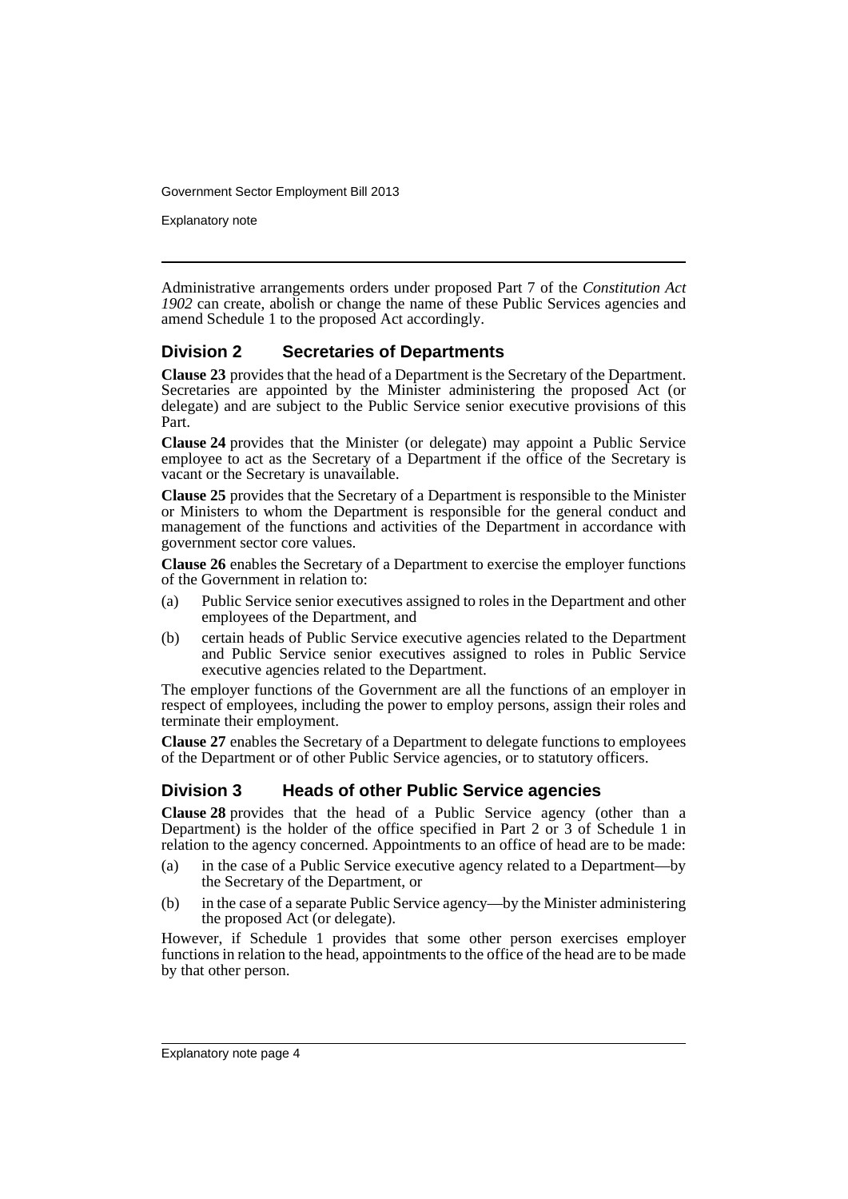Administrative arrangements orders under proposed Part 7 of the *Constitution Act 1902* can create, abolish or change the name of these Public Services agencies and amend Schedule 1 to the proposed Act accordingly.

## Division 2 Secretaries of Departments

**Clause 23** provides that the head of a Department is the Secretary of the Department. Secretaries are appointed by the Minister administering the proposed Act (or delegate) and are subject to the Public Service senior executive provisions of this Part.

**Clause 24** provides that the Minister (or delegate) may appoint a Public Service employee to act as the Secretary of a Department if the office of the Secretary is vacant or the Secretary is unavailable.

**Clause 25** provides that the Secretary of a Department is responsible to the Minister or Ministers to whom the Department is responsible for the general conduct and management of the functions and activities of the Department in accordance with government sector core values.

**Clause 26** enables the Secretary of a Department to exercise the employer functions of the Government in relation to:

(a) Public Service senior executives assigned to roles in the Department and other employees of the Department, and

(b) certain heads of Public Service executive agencies related to the Department and Public Service senior executives assigned to roles in Public Service executive agencies related to the Department.

The employer functions of the Government are all the functions of an employer in respect of employees, including the power to employ persons, assign their roles and terminate their employment.

**Clause 27** enables the Secretary of a Department to delegate functions to employees of the Department or of other Public Service agencies, or to statutory officers.

## Division 3 Heads of other Public Service agencies

**Clause 28** provides that the head of a Public Service agency (other than a Department) is the holder of the office specified in Part 2 or 3 of Schedule 1 in relation to the agency concerned. Appointments to an office of head are to be made:

(a) in the case of a Public Service executive agency related to a Department—by the Secretary of the Department, or

(b) in the case of a separate Public Service agency—by the Minister administering the proposed Act (or delegate).

However, if Schedule 1 provides that some other person exercises employer functions in relation to the head, appointments to the office of the head are to be made by that other person.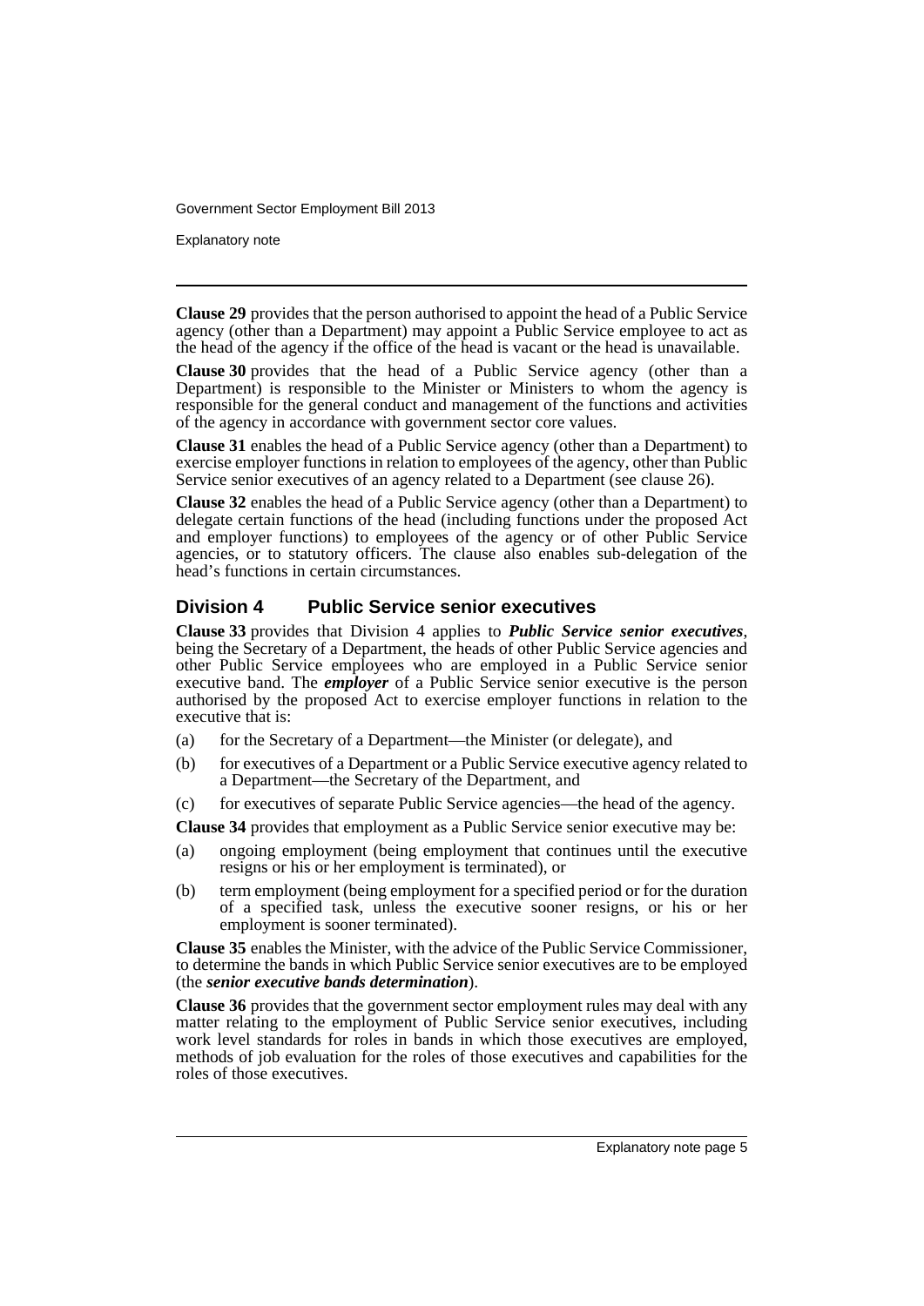**Clause 29** provides that the person authorised to appoint the head of a Public Service agency (other than a Department) may appoint a Public Service employee to act as the head of the agency if the office of the head is vacant or the head is unavailable.

**Clause 30** provides that the head of a Public Service agency (other than a Department) is responsible to the Minister or Ministers to whom the agency is responsible for the general conduct and management of the functions and activities of the agency in accordance with government sector core values.

**Clause 31** enables the head of a Public Service agency (other than a Department) to exercise employer functions in relation to employees of the agency, other than Public Service senior executives of an agency related to a Department (see clause 26).

**Clause 32** enables the head of a Public Service agency (other than a Department) to delegate certain functions of the head (including functions under the proposed Act and employer functions) to employees of the agency or of other Public Service agencies, or to statutory officers. The clause also enables sub-delegation of the head's functions in certain circumstances.

## Division 4 Public Service senior executives

**Clause 33** provides that Division 4 applies to ***Public Service senior executives***, being the Secretary of a Department, the heads of other Public Service agencies and other Public Service employees who are employed in a Public Service senior executive band. The ***employer*** of a Public Service senior executive is the person authorised by the proposed Act to exercise employer functions in relation to the executive that is:

(a) for the Secretary of a Department—the Minister (or delegate), and

(b) for executives of a Department or a Public Service executive agency related to a Department—the Secretary of the Department, and

(c) for executives of separate Public Service agencies—the head of the agency.

**Clause 34** provides that employment as a Public Service senior executive may be:

(a) ongoing employment (being employment that continues until the executive resigns or his or her employment is terminated), or

(b) term employment (being employment for a specified period or for the duration of a specified task, unless the executive sooner resigns, or his or her employment is sooner terminated).

**Clause 35** enables the Minister, with the advice of the Public Service Commissioner, to determine the bands in which Public Service senior executives are to be employed (the ***senior executive bands determination***).

**Clause 36** provides that the government sector employment rules may deal with any matter relating to the employment of Public Service senior executives, including work level standards for roles in bands in which those executives are employed, methods of job evaluation for the roles of those executives and capabilities for the roles of those executives.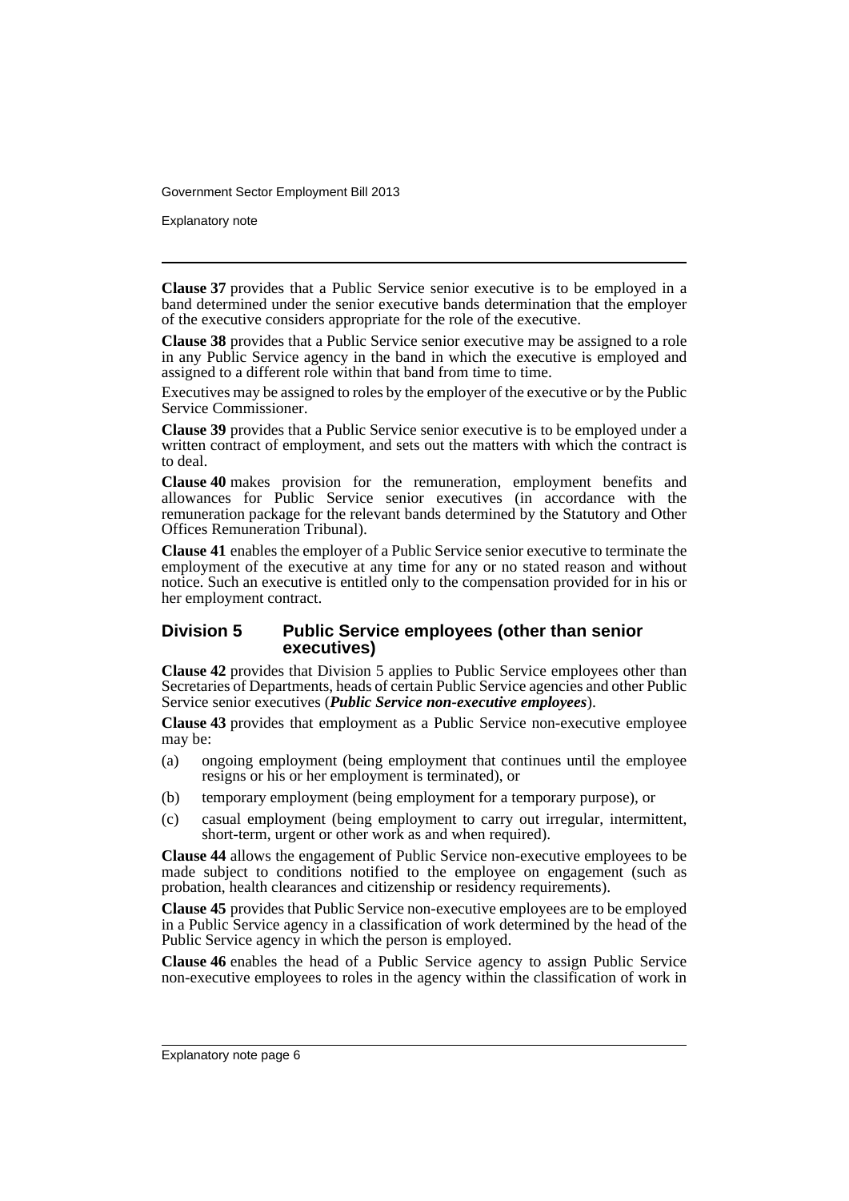**Clause 37** provides that a Public Service senior executive is to be employed in a band determined under the senior executive bands determination that the employer of the executive considers appropriate for the role of the executive.

**Clause 38** provides that a Public Service senior executive may be assigned to a role in any Public Service agency in the band in which the executive is employed and assigned to a different role within that band from time to time.

Executives may be assigned to roles by the employer of the executive or by the Public Service Commissioner.

**Clause 39** provides that a Public Service senior executive is to be employed under a written contract of employment, and sets out the matters with which the contract is to deal.

**Clause 40** makes provision for the remuneration, employment benefits and allowances for Public Service senior executives (in accordance with the remuneration package for the relevant bands determined by the Statutory and Other Offices Remuneration Tribunal).

**Clause 41** enables the employer of a Public Service senior executive to terminate the employment of the executive at any time for any or no stated reason and without notice. Such an executive is entitled only to the compensation provided for in his or her employment contract.

## Division 5 Public Service employees (other than senior executives)

**Clause 42** provides that Division 5 applies to Public Service employees other than Secretaries of Departments, heads of certain Public Service agencies and other Public Service senior executives (***Public Service non-executive employees***).

**Clause 43** provides that employment as a Public Service non-executive employee may be:

(a) ongoing employment (being employment that continues until the employee resigns or his or her employment is terminated), or

(b) temporary employment (being employment for a temporary purpose), or

(c) casual employment (being employment to carry out irregular, intermittent, short-term, urgent or other work as and when required).

**Clause 44** allows the engagement of Public Service non-executive employees to be made subject to conditions notified to the employee on engagement (such as probation, health clearances and citizenship or residency requirements).

**Clause 45** provides that Public Service non-executive employees are to be employed in a Public Service agency in a classification of work determined by the head of the Public Service agency in which the person is employed.

**Clause 46** enables the head of a Public Service agency to assign Public Service non-executive employees to roles in the agency within the classification of work in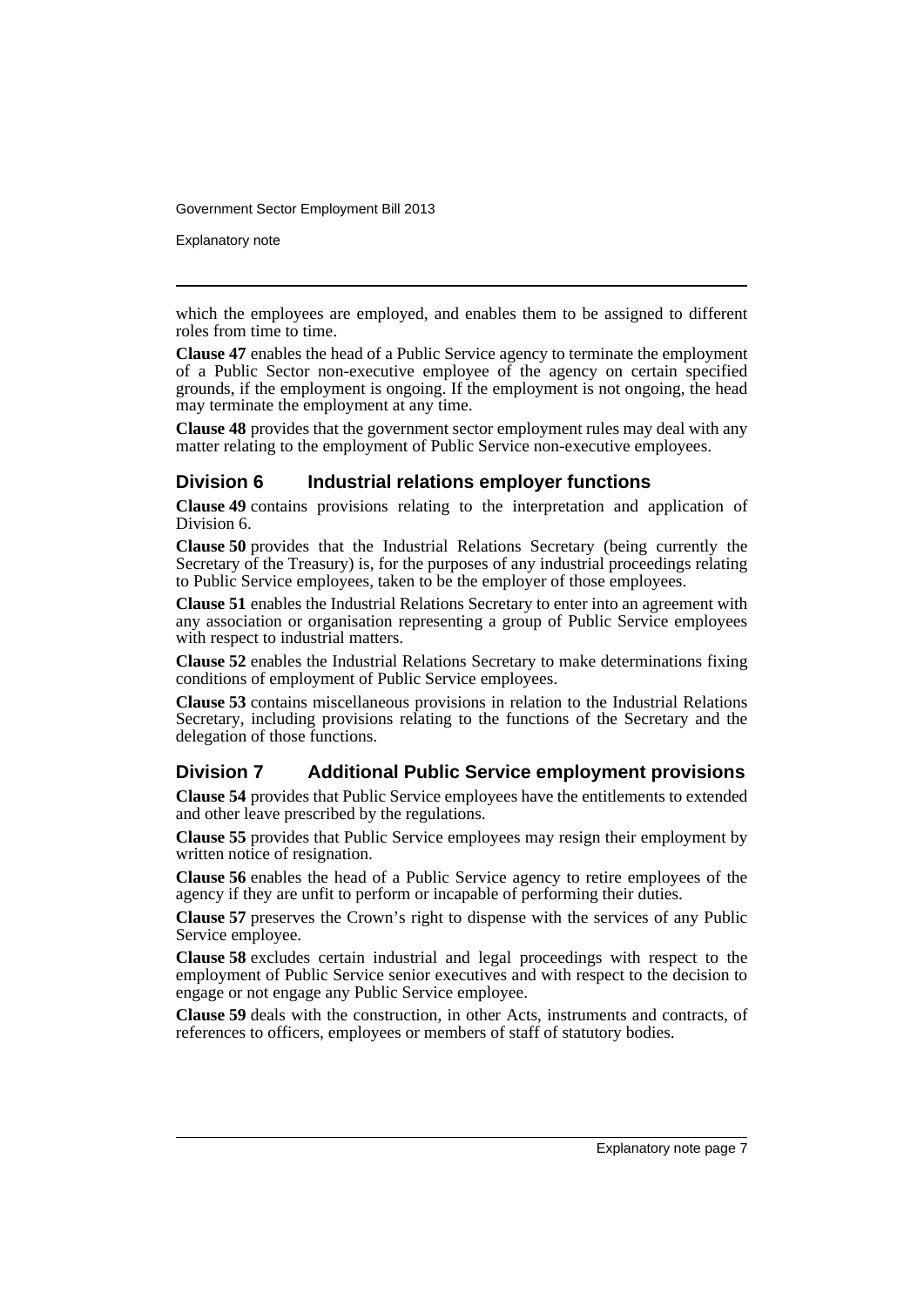which the employees are employed, and enables them to be assigned to different roles from time to time.

**Clause 47** enables the head of a Public Service agency to terminate the employment of a Public Sector non-executive employee of the agency on certain specified grounds, if the employment is ongoing. If the employment is not ongoing, the head may terminate the employment at any time.

**Clause 48** provides that the government sector employment rules may deal with any matter relating to the employment of Public Service non-executive employees.

## Division 6 Industrial relations employer functions

**Clause 49** contains provisions relating to the interpretation and application of Division 6.

**Clause 50** provides that the Industrial Relations Secretary (being currently the Secretary of the Treasury) is, for the purposes of any industrial proceedings relating to Public Service employees, taken to be the employer of those employees.

**Clause 51** enables the Industrial Relations Secretary to enter into an agreement with any association or organisation representing a group of Public Service employees with respect to industrial matters.

**Clause 52** enables the Industrial Relations Secretary to make determinations fixing conditions of employment of Public Service employees.

**Clause 53** contains miscellaneous provisions in relation to the Industrial Relations Secretary, including provisions relating to the functions of the Secretary and the delegation of those functions.

## Division 7 Additional Public Service employment provisions

**Clause 54** provides that Public Service employees have the entitlements to extended and other leave prescribed by the regulations.

**Clause 55** provides that Public Service employees may resign their employment by written notice of resignation.

**Clause 56** enables the head of a Public Service agency to retire employees of the agency if they are unfit to perform or incapable of performing their duties.

**Clause 57** preserves the Crown's right to dispense with the services of any Public Service employee.

**Clause 58** excludes certain industrial and legal proceedings with respect to the employment of Public Service senior executives and with respect to the decision to engage or not engage any Public Service employee.

**Clause 59** deals with the construction, in other Acts, instruments and contracts, of references to officers, employees or members of staff of statutory bodies.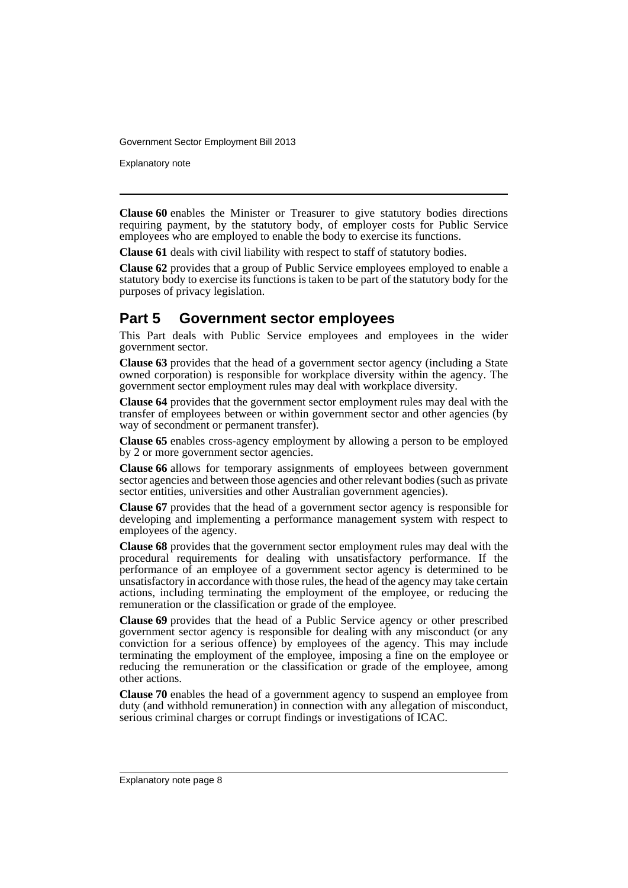**Clause 60** enables the Minister or Treasurer to give statutory bodies directions requiring payment, by the statutory body, of employer costs for Public Service employees who are employed to enable the body to exercise its functions.

**Clause 61** deals with civil liability with respect to staff of statutory bodies.

**Clause 62** provides that a group of Public Service employees employed to enable a statutory body to exercise its functions is taken to be part of the statutory body for the purposes of privacy legislation.

## Part 5 Government sector employees

This Part deals with Public Service employees and employees in the wider government sector.

**Clause 63** provides that the head of a government sector agency (including a State owned corporation) is responsible for workplace diversity within the agency. The government sector employment rules may deal with workplace diversity.

**Clause 64** provides that the government sector employment rules may deal with the transfer of employees between or within government sector and other agencies (by way of secondment or permanent transfer).

**Clause 65** enables cross-agency employment by allowing a person to be employed by 2 or more government sector agencies.

**Clause 66** allows for temporary assignments of employees between government sector agencies and between those agencies and other relevant bodies (such as private sector entities, universities and other Australian government agencies).

**Clause 67** provides that the head of a government sector agency is responsible for developing and implementing a performance management system with respect to employees of the agency.

**Clause 68** provides that the government sector employment rules may deal with the procedural requirements for dealing with unsatisfactory performance. If the performance of an employee of a government sector agency is determined to be unsatisfactory in accordance with those rules, the head of the agency may take certain actions, including terminating the employment of the employee, or reducing the remuneration or the classification or grade of the employee.

**Clause 69** provides that the head of a Public Service agency or other prescribed government sector agency is responsible for dealing with any misconduct (or any conviction for a serious offence) by employees of the agency. This may include terminating the employment of the employee, imposing a fine on the employee or reducing the remuneration or the classification or grade of the employee, among other actions.

**Clause 70** enables the head of a government agency to suspend an employee from duty (and withhold remuneration) in connection with any allegation of misconduct, serious criminal charges or corrupt findings or investigations of ICAC.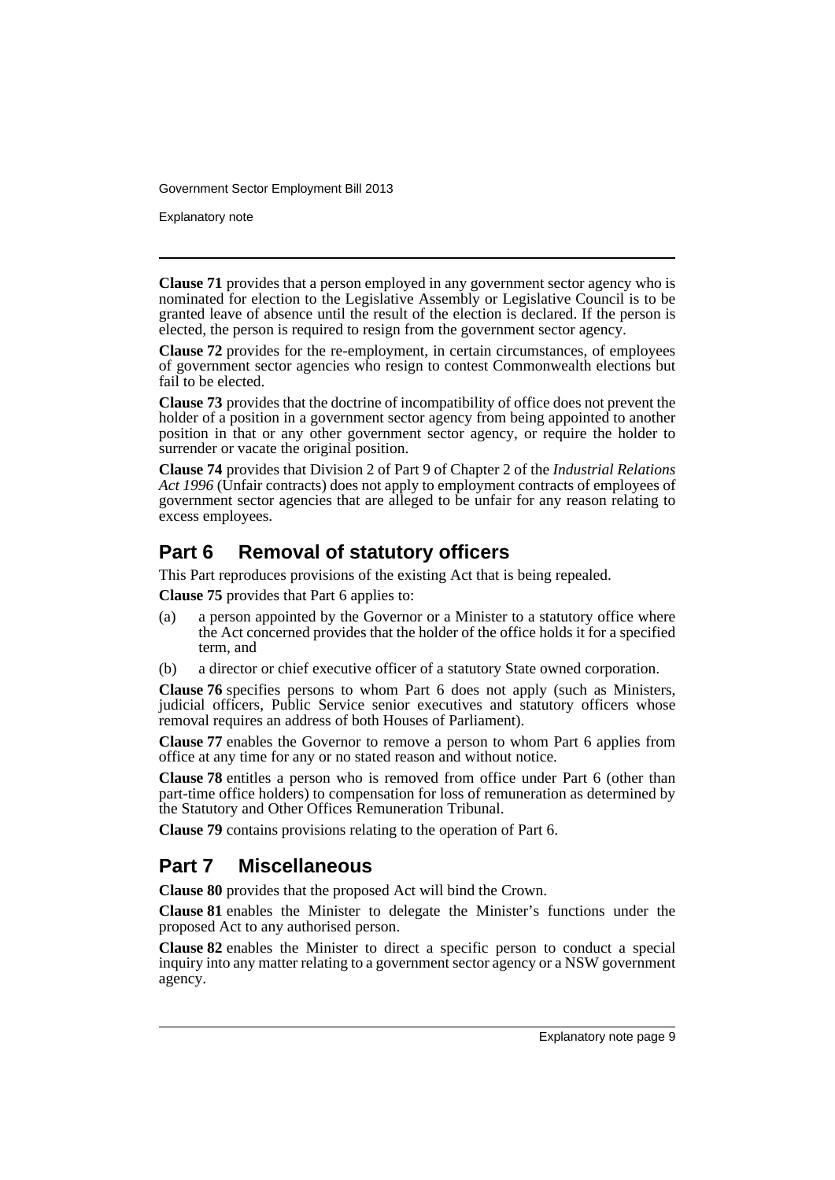**Clause 71** provides that a person employed in any government sector agency who is nominated for election to the Legislative Assembly or Legislative Council is to be granted leave of absence until the result of the election is declared. If the person is elected, the person is required to resign from the government sector agency.

**Clause 72** provides for the re-employment, in certain circumstances, of employees of government sector agencies who resign to contest Commonwealth elections but fail to be elected.

**Clause 73** provides that the doctrine of incompatibility of office does not prevent the holder of a position in a government sector agency from being appointed to another position in that or any other government sector agency, or require the holder to surrender or vacate the original position.

**Clause 74** provides that Division 2 of Part 9 of Chapter 2 of the *Industrial Relations Act 1996* (Unfair contracts) does not apply to employment contracts of employees of government sector agencies that are alleged to be unfair for any reason relating to excess employees.

## Part 6 Removal of statutory officers

This Part reproduces provisions of the existing Act that is being repealed.

**Clause 75** provides that Part 6 applies to:

(a) a person appointed by the Governor or a Minister to a statutory office where the Act concerned provides that the holder of the office holds it for a specified term, and

(b) a director or chief executive officer of a statutory State owned corporation.

**Clause 76** specifies persons to whom Part 6 does not apply (such as Ministers, judicial officers, Public Service senior executives and statutory officers whose removal requires an address of both Houses of Parliament).

**Clause 77** enables the Governor to remove a person to whom Part 6 applies from office at any time for any or no stated reason and without notice.

**Clause 78** entitles a person who is removed from office under Part 6 (other than part-time office holders) to compensation for loss of remuneration as determined by the Statutory and Other Offices Remuneration Tribunal.

**Clause 79** contains provisions relating to the operation of Part 6.

## Part 7 Miscellaneous

**Clause 80** provides that the proposed Act will bind the Crown.

**Clause 81** enables the Minister to delegate the Minister's functions under the proposed Act to any authorised person.

**Clause 82** enables the Minister to direct a specific person to conduct a special inquiry into any matter relating to a government sector agency or a NSW government agency.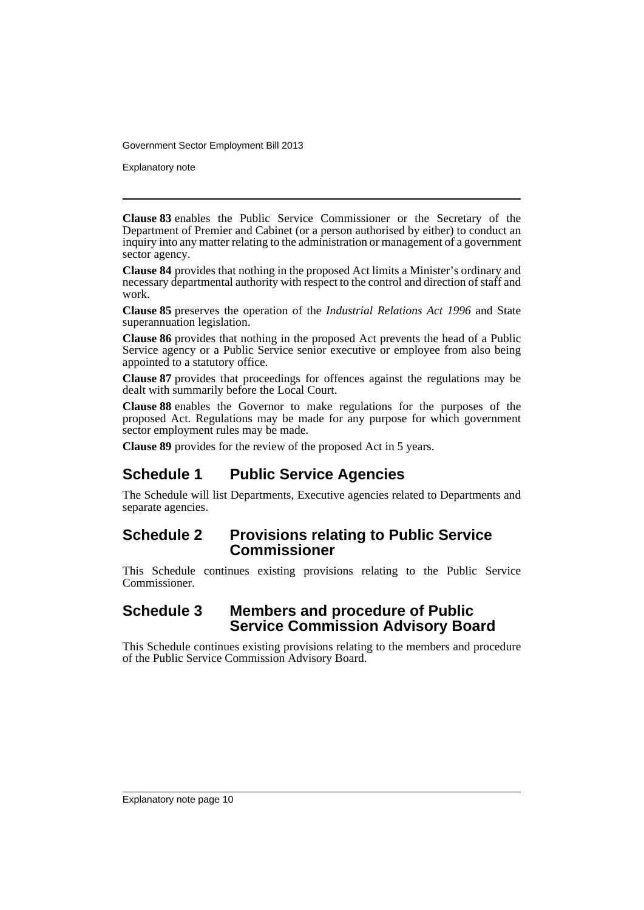**Clause 83** enables the Public Service Commissioner or the Secretary of the Department of Premier and Cabinet (or a person authorised by either) to conduct an inquiry into any matter relating to the administration or management of a government sector agency.

**Clause 84** provides that nothing in the proposed Act limits a Minister's ordinary and necessary departmental authority with respect to the control and direction of staff and work.

**Clause 85** preserves the operation of the *Industrial Relations Act 1996* and State superannuation legislation.

**Clause 86** provides that nothing in the proposed Act prevents the head of a Public Service agency or a Public Service senior executive or employee from also being appointed to a statutory office.

**Clause 87** provides that proceedings for offences against the regulations may be dealt with summarily before the Local Court.

**Clause 88** enables the Governor to make regulations for the purposes of the proposed Act. Regulations may be made for any purpose for which government sector employment rules may be made.

**Clause 89** provides for the review of the proposed Act in 5 years.

## Schedule 1 Public Service Agencies

The Schedule will list Departments, Executive agencies related to Departments and separate agencies.

## Schedule 2 Provisions relating to Public Service Commissioner

This Schedule continues existing provisions relating to the Public Service Commissioner.

## Schedule 3 Members and procedure of Public Service Commission Advisory Board

This Schedule continues existing provisions relating to the members and procedure of the Public Service Commission Advisory Board.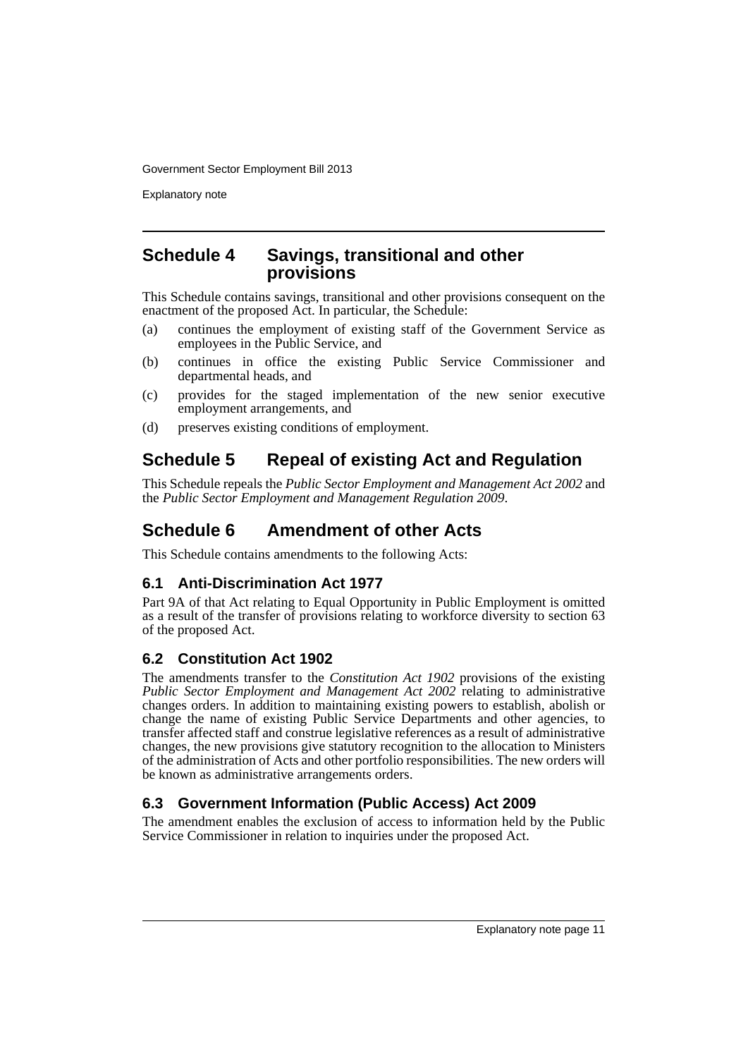## Schedule 4 Savings, transitional and other provisions

This Schedule contains savings, transitional and other provisions consequent on the enactment of the proposed Act. In particular, the Schedule:

(a) continues the employment of existing staff of the Government Service as employees in the Public Service, and

(b) continues in office the existing Public Service Commissioner and departmental heads, and

(c) provides for the staged implementation of the new senior executive employment arrangements, and

(d) preserves existing conditions of employment.

## Schedule 5 Repeal of existing Act and Regulation

This Schedule repeals the *Public Sector Employment and Management Act 2002* and the *Public Sector Employment and Management Regulation 2009*.

## Schedule 6 Amendment of other Acts

This Schedule contains amendments to the following Acts:

### 6.1 Anti-Discrimination Act 1977

Part 9A of that Act relating to Equal Opportunity in Public Employment is omitted as a result of the transfer of provisions relating to workforce diversity to section 63 of the proposed Act.

### 6.2 Constitution Act 1902

The amendments transfer to the *Constitution Act 1902* provisions of the existing *Public Sector Employment and Management Act 2002* relating to administrative changes orders. In addition to maintaining existing powers to establish, abolish or change the name of existing Public Service Departments and other agencies, to transfer affected staff and construe legislative references as a result of administrative changes, the new provisions give statutory recognition to the allocation to Ministers of the administration of Acts and other portfolio responsibilities. The new orders will be known as administrative arrangements orders.

### 6.3 Government Information (Public Access) Act 2009

The amendment enables the exclusion of access to information held by the Public Service Commissioner in relation to inquiries under the proposed Act.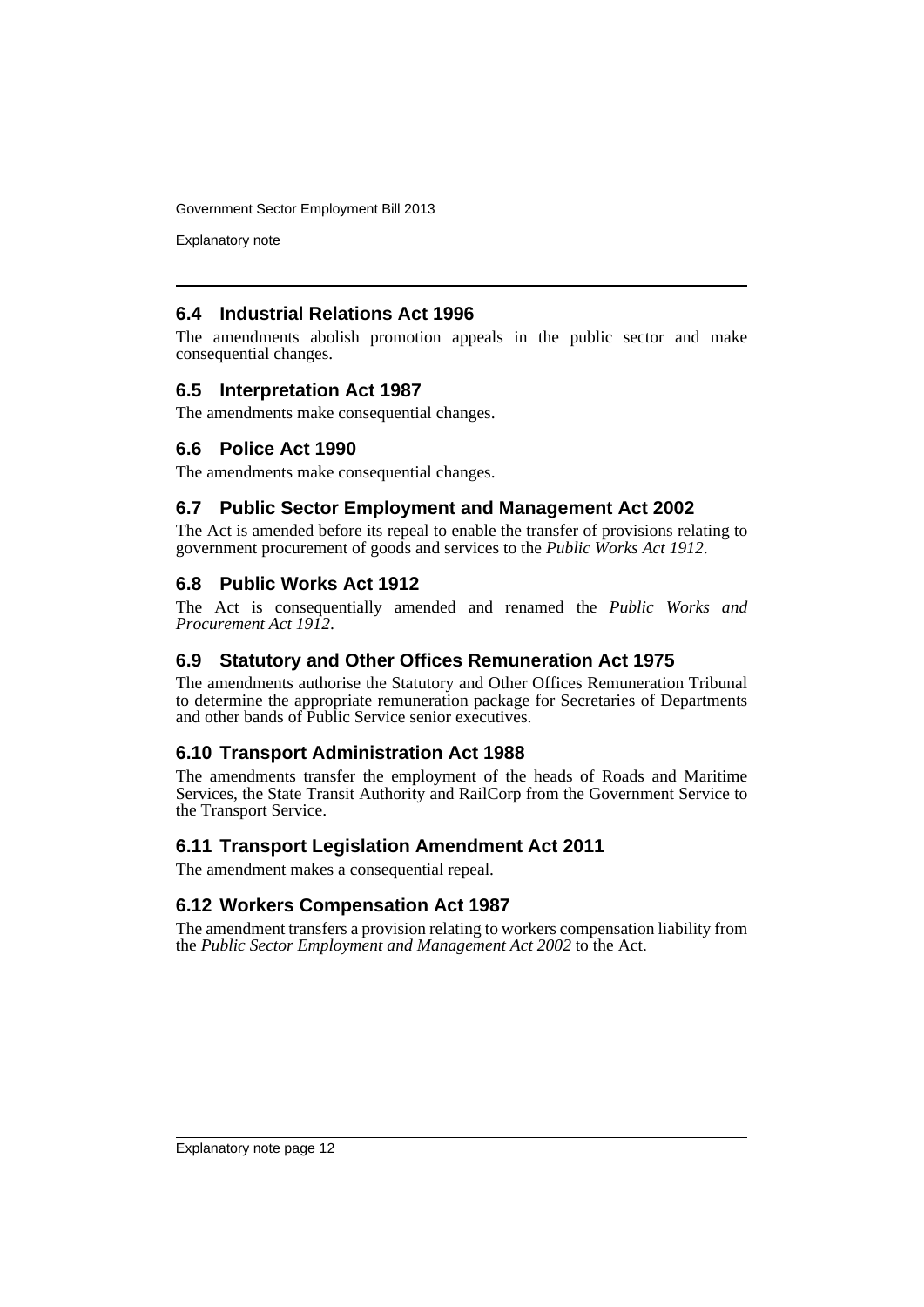### 6.4 Industrial Relations Act 1996

The amendments abolish promotion appeals in the public sector and make consequential changes.

### 6.5 Interpretation Act 1987

The amendments make consequential changes.

### 6.6 Police Act 1990

The amendments make consequential changes.

### 6.7 Public Sector Employment and Management Act 2002

The Act is amended before its repeal to enable the transfer of provisions relating to government procurement of goods and services to the *Public Works Act 1912*.

### 6.8 Public Works Act 1912

The Act is consequentially amended and renamed the *Public Works and Procurement Act 1912*.

### 6.9 Statutory and Other Offices Remuneration Act 1975

The amendments authorise the Statutory and Other Offices Remuneration Tribunal to determine the appropriate remuneration package for Secretaries of Departments and other bands of Public Service senior executives.

### 6.10 Transport Administration Act 1988

The amendments transfer the employment of the heads of Roads and Maritime Services, the State Transit Authority and RailCorp from the Government Service to the Transport Service.

### 6.11 Transport Legislation Amendment Act 2011

The amendment makes a consequential repeal.

### 6.12 Workers Compensation Act 1987

The amendment transfers a provision relating to workers compensation liability from the *Public Sector Employment and Management Act 2002* to the Act.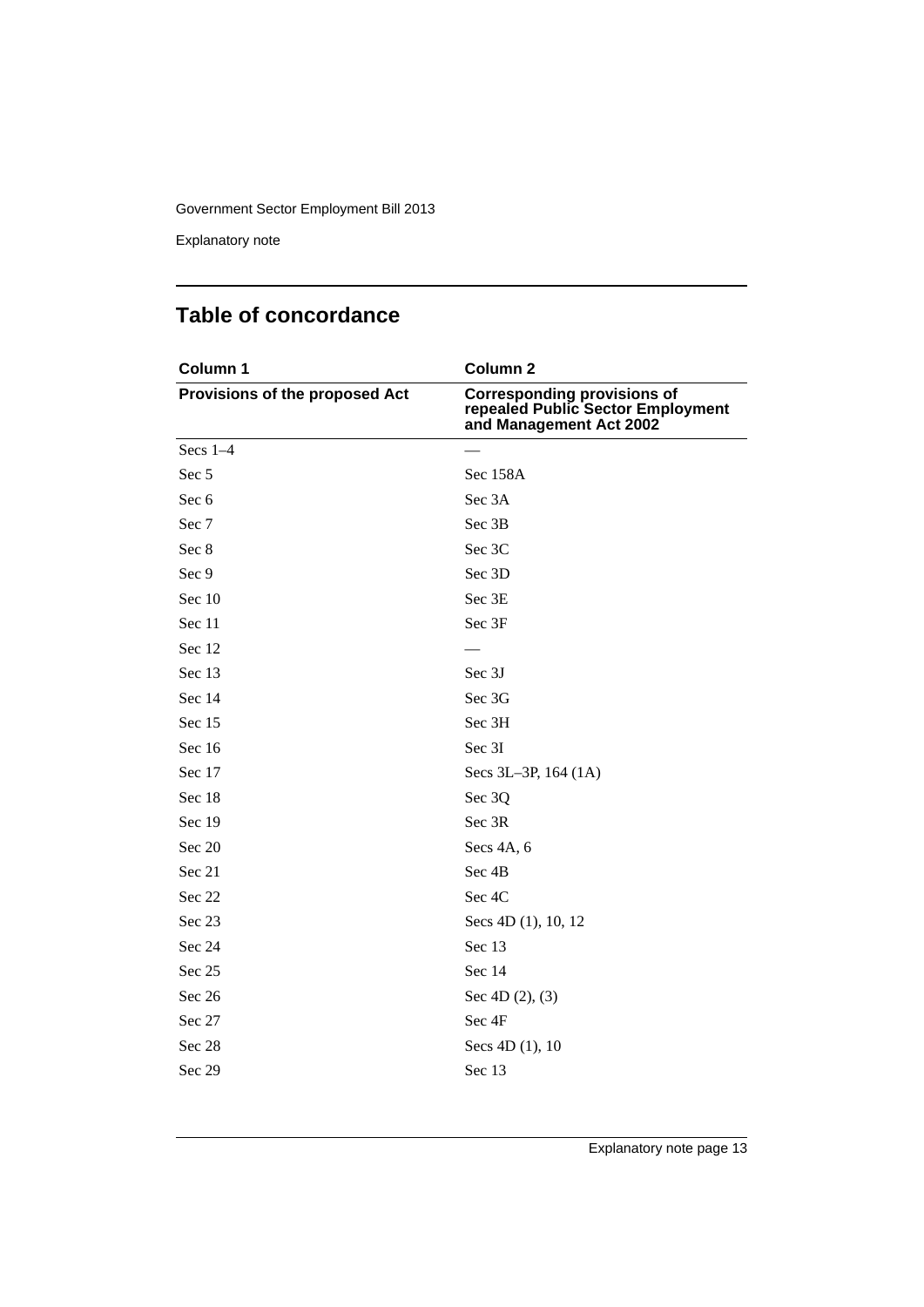## Table of concordance

| Column 1 | Column 2 |
| --- | --- |
| **Provisions of the proposed Act** | **Corresponding provisions of repealed Public Sector Employment and Management Act 2002** |
| Secs 1–4 | — |
| Sec 5 | Sec 158A |
| Sec 6 | Sec 3A |
| Sec 7 | Sec 3B |
| Sec 8 | Sec 3C |
| Sec 9 | Sec 3D |
| Sec 10 | Sec 3E |
| Sec 11 | Sec 3F |
| Sec 12 | — |
| Sec 13 | Sec 3J |
| Sec 14 | Sec 3G |
| Sec 15 | Sec 3H |
| Sec 16 | Sec 3I |
| Sec 17 | Secs 3L–3P, 164 (1A) |
| Sec 18 | Sec 3Q |
| Sec 19 | Sec 3R |
| Sec 20 | Secs 4A, 6 |
| Sec 21 | Sec 4B |
| Sec 22 | Sec 4C |
| Sec 23 | Secs 4D (1), 10, 12 |
| Sec 24 | Sec 13 |
| Sec 25 | Sec 14 |
| Sec 26 | Sec 4D (2), (3) |
| Sec 27 | Sec 4F |
| Sec 28 | Secs 4D (1), 10 |
| Sec 29 | Sec 13 |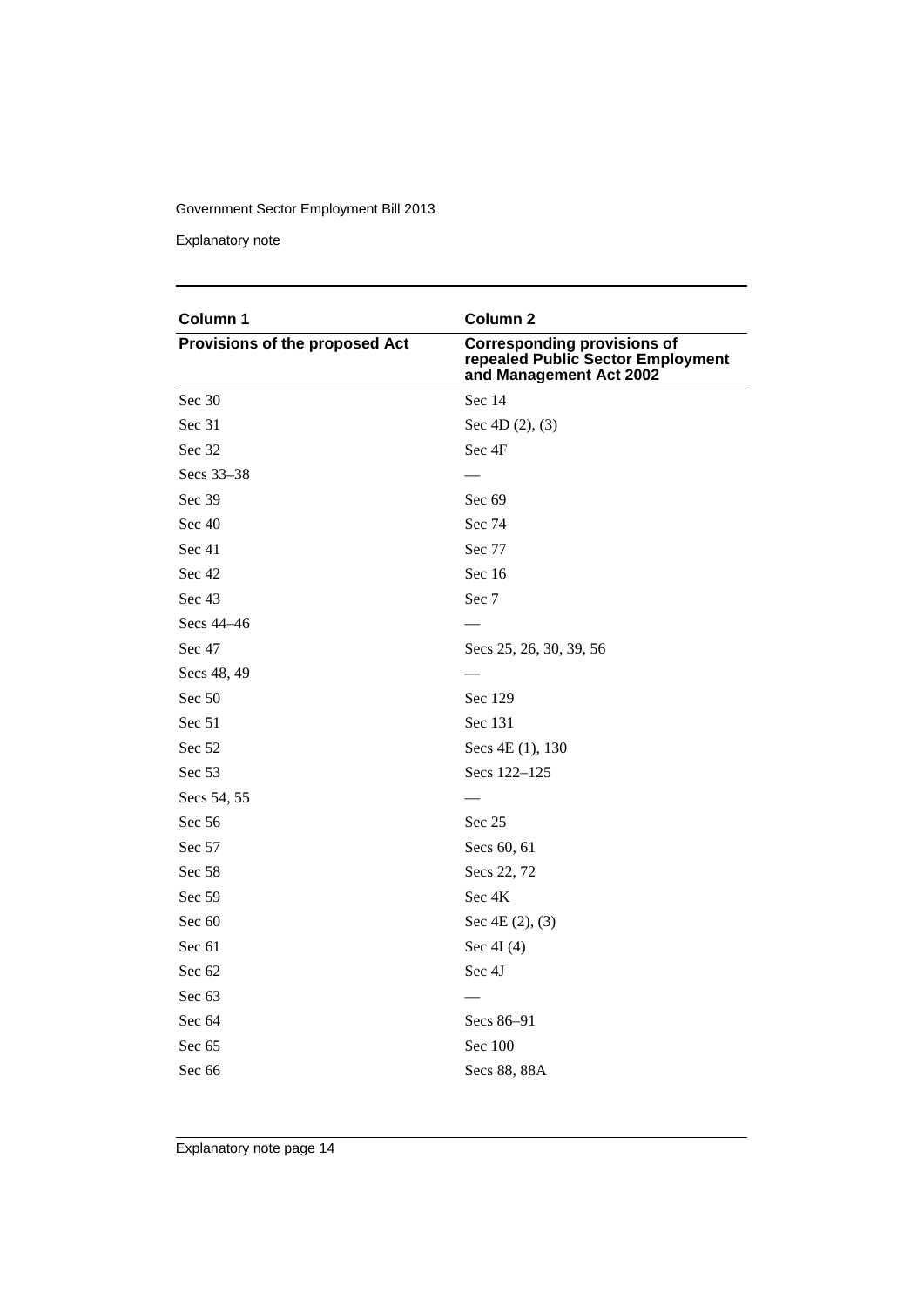| Column 1 | Column 2 |
|---|---|
| **Provisions of the proposed Act** | **Corresponding provisions of repealed Public Sector Employment and Management Act 2002** |
| Sec 30 | Sec 14 |
| Sec 31 | Sec 4D (2), (3) |
| Sec 32 | Sec 4F |
| Secs 33–38 | — |
| Sec 39 | Sec 69 |
| Sec 40 | Sec 74 |
| Sec 41 | Sec 77 |
| Sec 42 | Sec 16 |
| Sec 43 | Sec 7 |
| Secs 44–46 | — |
| Sec 47 | Secs 25, 26, 30, 39, 56 |
| Secs 48, 49 | — |
| Sec 50 | Sec 129 |
| Sec 51 | Sec 131 |
| Sec 52 | Secs 4E (1), 130 |
| Sec 53 | Secs 122–125 |
| Secs 54, 55 | — |
| Sec 56 | Sec 25 |
| Sec 57 | Secs 60, 61 |
| Sec 58 | Secs 22, 72 |
| Sec 59 | Sec 4K |
| Sec 60 | Sec 4E (2), (3) |
| Sec 61 | Sec 4I (4) |
| Sec 62 | Sec 4J |
| Sec 63 | — |
| Sec 64 | Secs 86–91 |
| Sec 65 | Sec 100 |
| Sec 66 | Secs 88, 88A |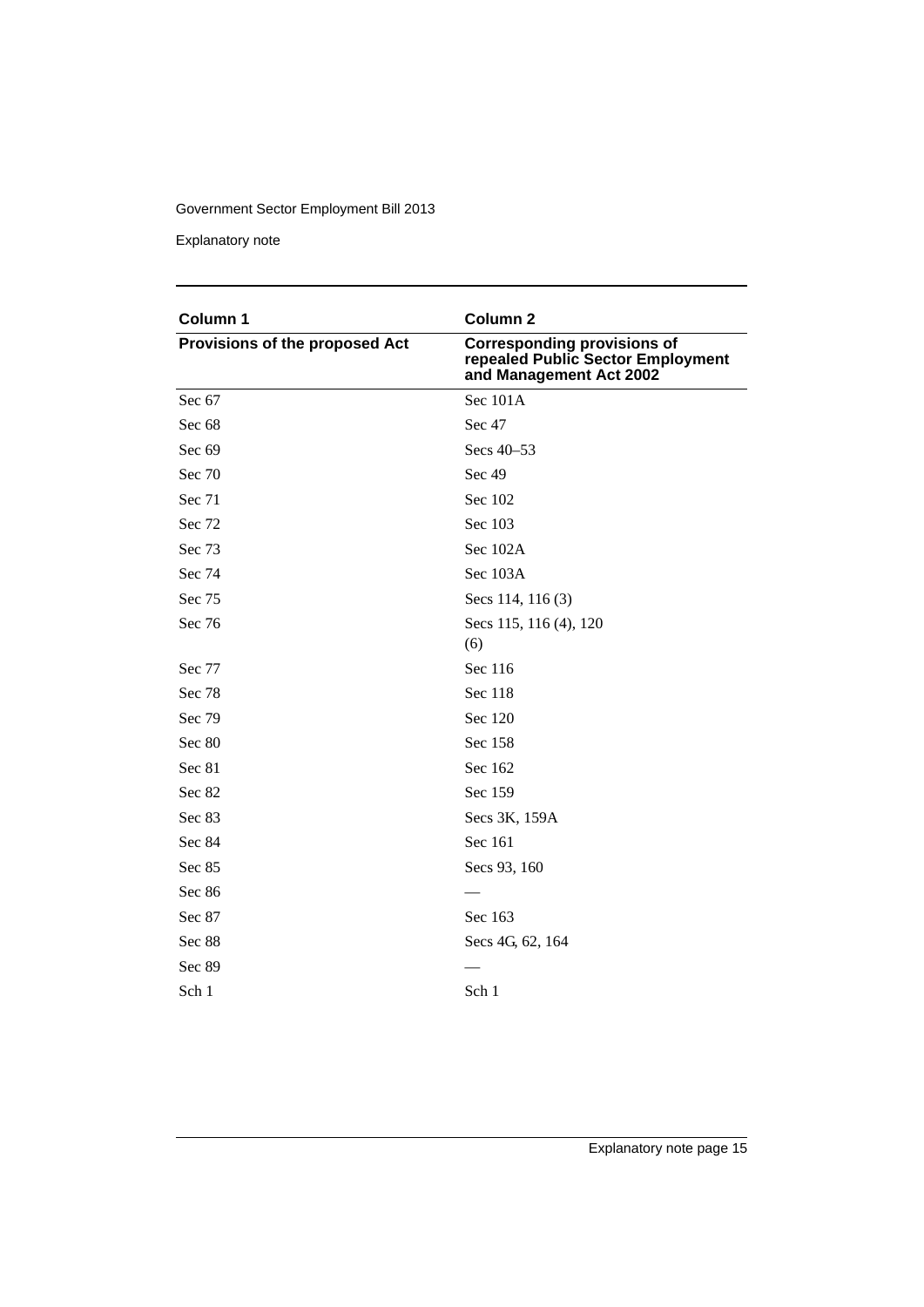| Column 1 | Column 2 |
|---|---|
| **Provisions of the proposed Act** | **Corresponding provisions of repealed Public Sector Employment and Management Act 2002** |
| Sec 67 | Sec 101A |
| Sec 68 | Sec 47 |
| Sec 69 | Secs 40–53 |
| Sec 70 | Sec 49 |
| Sec 71 | Sec 102 |
| Sec 72 | Sec 103 |
| Sec 73 | Sec 102A |
| Sec 74 | Sec 103A |
| Sec 75 | Secs 114, 116 (3) |
| Sec 76 | Secs 115, 116 (4), 120 (6) |
| Sec 77 | Sec 116 |
| Sec 78 | Sec 118 |
| Sec 79 | Sec 120 |
| Sec 80 | Sec 158 |
| Sec 81 | Sec 162 |
| Sec 82 | Sec 159 |
| Sec 83 | Secs 3K, 159A |
| Sec 84 | Sec 161 |
| Sec 85 | Secs 93, 160 |
| Sec 86 | — |
| Sec 87 | Sec 163 |
| Sec 88 | Secs 4G, 62, 164 |
| Sec 89 | — |
| Sch 1 | Sch 1 |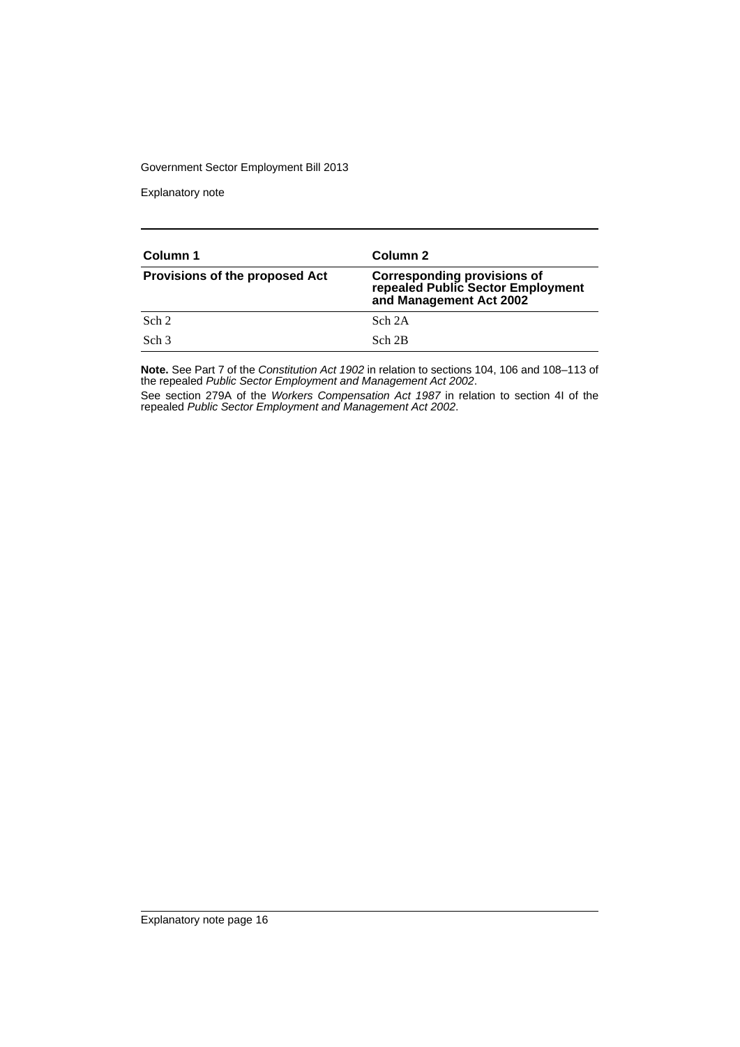| Column 1 | Column 2 |
|---|---|
| **Provisions of the proposed Act** | **Corresponding provisions of repealed Public Sector Employment and Management Act 2002** |
| Sch 2 | Sch 2A |
| Sch 3 | Sch 2B |

**Note.** See Part 7 of the *Constitution Act 1902* in relation to sections 104, 106 and 108–113 of the repealed *Public Sector Employment and Management Act 2002*.

See section 279A of the *Workers Compensation Act 1987* in relation to section 4I of the repealed *Public Sector Employment and Management Act 2002*.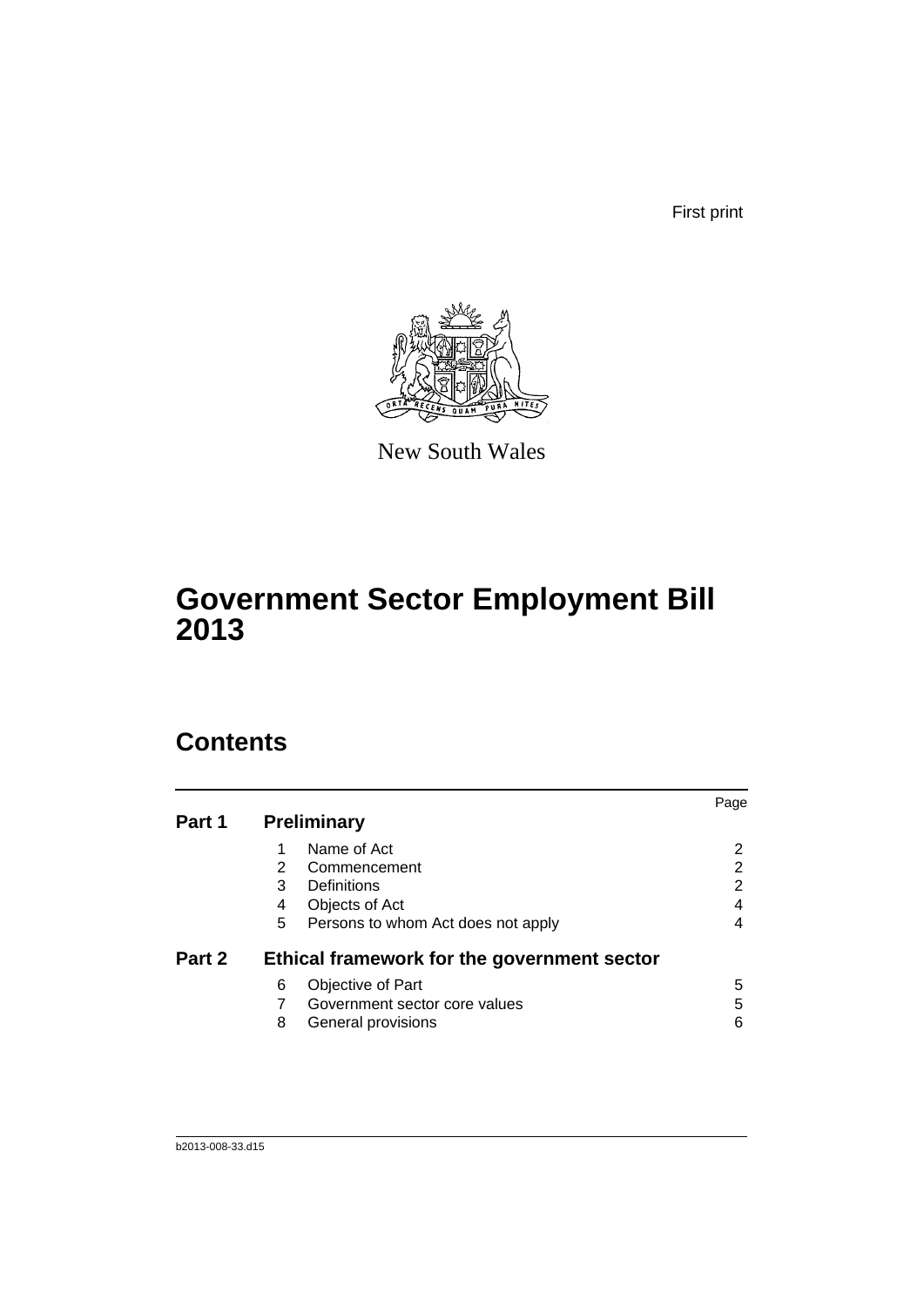First print

New South Wales

# Government Sector Employment Bill 2013

## Contents

| | | | Page |
|---|---|---|---|
| **Part 1** | **Preliminary** | | |
| | 1 | Name of Act | 2 |
| | 2 | Commencement | 2 |
| | 3 | Definitions | 2 |
| | 4 | Objects of Act | 4 |
| | 5 | Persons to whom Act does not apply | 4 |
| **Part 2** | **Ethical framework for the government sector** | | |
| | 6 | Objective of Part | 5 |
| | 7 | Government sector core values | 5 |
| | 8 | General provisions | 6 |

b2013-008-33.d15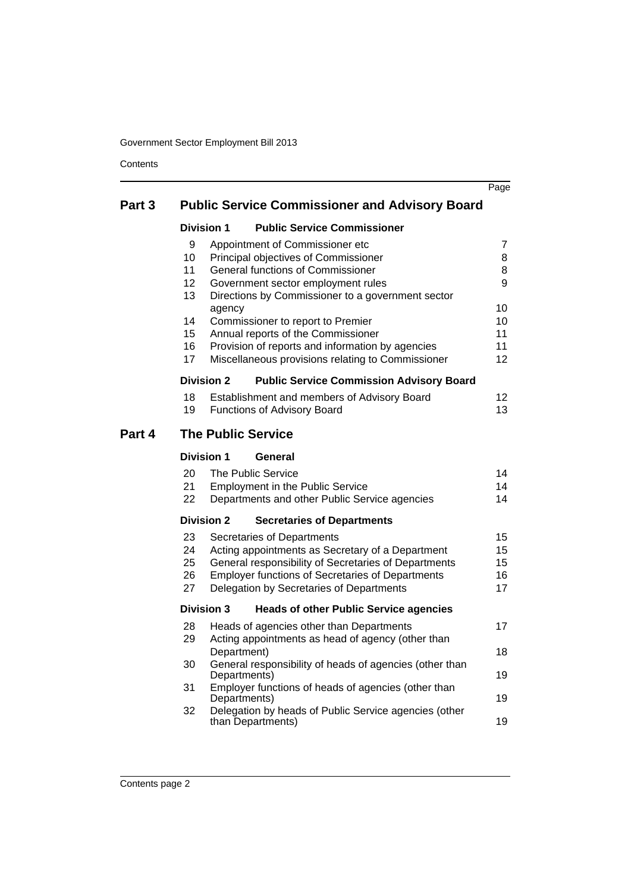| | | | Page |
|---|---|---|---|
| **Part 3** | **Public Service Commissioner and Advisory Board** | | |
| | **Division 1** | **Public Service Commissioner** | |
| | 9 | Appointment of Commissioner etc | 7 |
| | 10 | Principal objectives of Commissioner | 8 |
| | 11 | General functions of Commissioner | 8 |
| | 12 | Government sector employment rules | 9 |
| | 13 | Directions by Commissioner to a government sector agency | 10 |
| | 14 | Commissioner to report to Premier | 10 |
| | 15 | Annual reports of the Commissioner | 11 |
| | 16 | Provision of reports and information by agencies | 11 |
| | 17 | Miscellaneous provisions relating to Commissioner | 12 |
| | **Division 2** | **Public Service Commission Advisory Board** | |
| | 18 | Establishment and members of Advisory Board | 12 |
| | 19 | Functions of Advisory Board | 13 |
| **Part 4** | **The Public Service** | | |
| | **Division 1** | **General** | |
| | 20 | The Public Service | 14 |
| | 21 | Employment in the Public Service | 14 |
| | 22 | Departments and other Public Service agencies | 14 |
| | **Division 2** | **Secretaries of Departments** | |
| | 23 | Secretaries of Departments | 15 |
| | 24 | Acting appointments as Secretary of a Department | 15 |
| | 25 | General responsibility of Secretaries of Departments | 15 |
| | 26 | Employer functions of Secretaries of Departments | 16 |
| | 27 | Delegation by Secretaries of Departments | 17 |
| | **Division 3** | **Heads of other Public Service agencies** | |
| | 28 | Heads of agencies other than Departments | 17 |
| | 29 | Acting appointments as head of agency (other than Department) | 18 |
| | 30 | General responsibility of heads of agencies (other than Departments) | 19 |
| | 31 | Employer functions of heads of agencies (other than Departments) | 19 |
| | 32 | Delegation by heads of Public Service agencies (other than Departments) | 19 |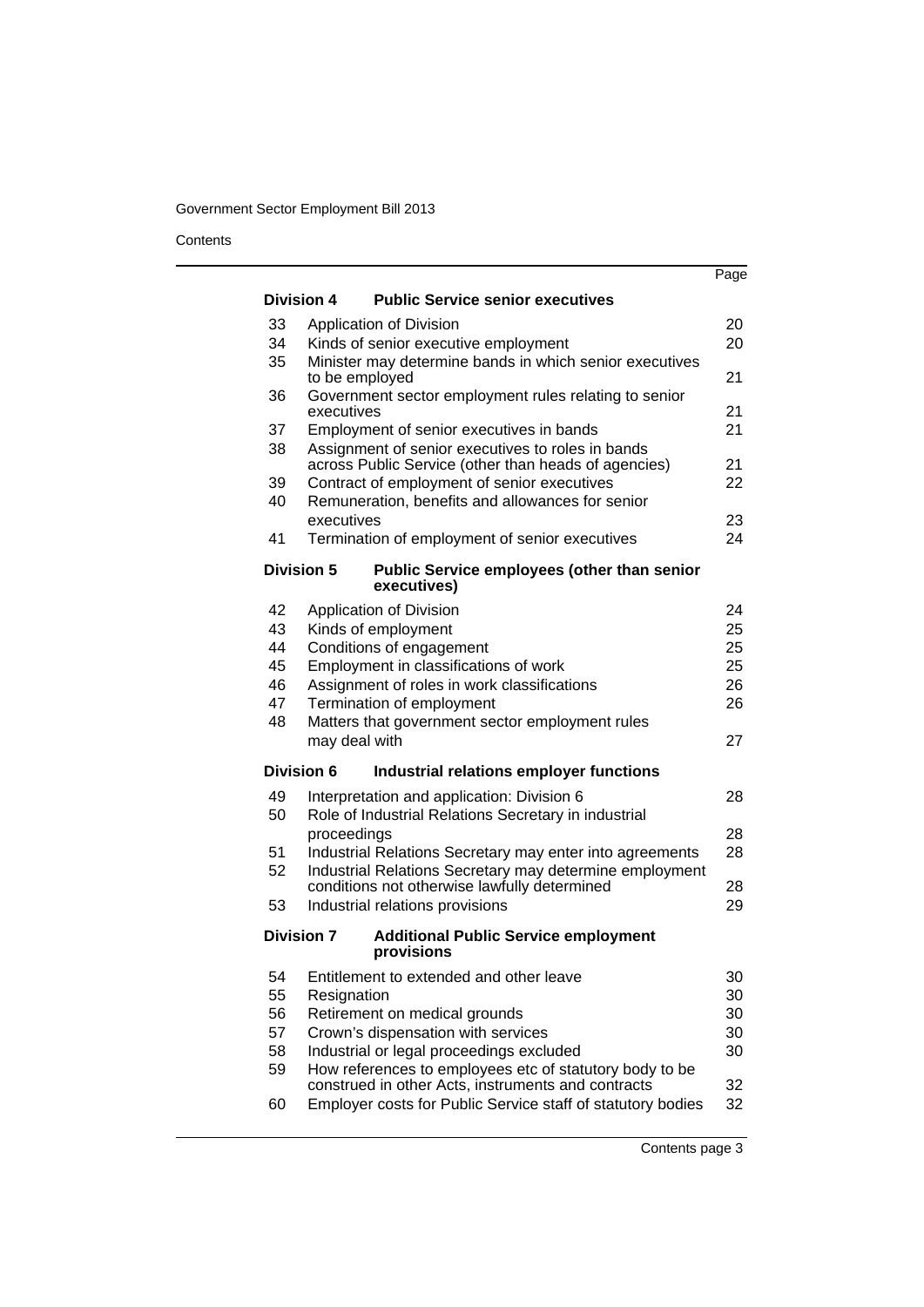| | | Page |
|---|---|---|
| **Division 4** | **Public Service senior executives** | |
| 33 | Application of Division | 20 |
| 34 | Kinds of senior executive employment | 20 |
| 35 | Minister may determine bands in which senior executives to be employed | 21 |
| 36 | Government sector employment rules relating to senior executives | 21 |
| 37 | Employment of senior executives in bands | 21 |
| 38 | Assignment of senior executives to roles in bands across Public Service (other than heads of agencies) | 21 |
| 39 | Contract of employment of senior executives | 22 |
| 40 | Remuneration, benefits and allowances for senior executives | 23 |
| 41 | Termination of employment of senior executives | 24 |
| **Division 5** | **Public Service employees (other than senior executives)** | |
| 42 | Application of Division | 24 |
| 43 | Kinds of employment | 25 |
| 44 | Conditions of engagement | 25 |
| 45 | Employment in classifications of work | 25 |
| 46 | Assignment of roles in work classifications | 26 |
| 47 | Termination of employment | 26 |
| 48 | Matters that government sector employment rules may deal with | 27 |
| **Division 6** | **Industrial relations employer functions** | |
| 49 | Interpretation and application: Division 6 | 28 |
| 50 | Role of Industrial Relations Secretary in industrial proceedings | 28 |
| 51 | Industrial Relations Secretary may enter into agreements | 28 |
| 52 | Industrial Relations Secretary may determine employment conditions not otherwise lawfully determined | 28 |
| 53 | Industrial relations provisions | 29 |
| **Division 7** | **Additional Public Service employment provisions** | |
| 54 | Entitlement to extended and other leave | 30 |
| 55 | Resignation | 30 |
| 56 | Retirement on medical grounds | 30 |
| 57 | Crown's dispensation with services | 30 |
| 58 | Industrial or legal proceedings excluded | 30 |
| 59 | How references to employees etc of statutory body to be construed in other Acts, instruments and contracts | 32 |
| 60 | Employer costs for Public Service staff of statutory bodies | 32 |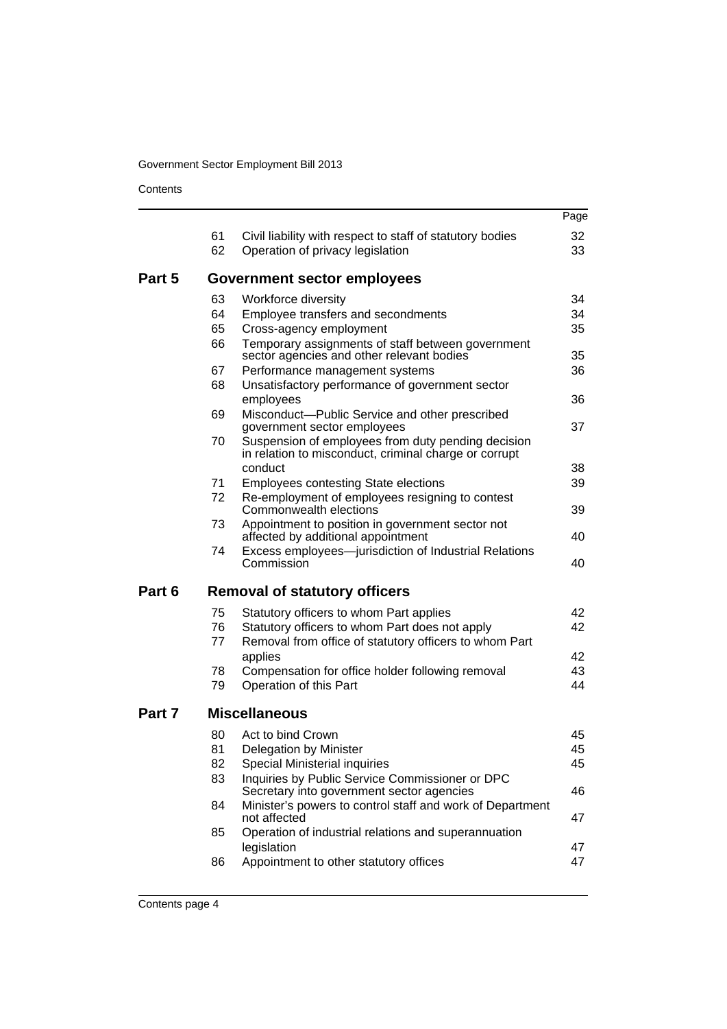| | | | Page |
|---|---|---|---|
| | 61 | Civil liability with respect to staff of statutory bodies | 32 |
| | 62 | Operation of privacy legislation | 33 |
| **Part 5** | | **Government sector employees** | |
| | 63 | Workforce diversity | 34 |
| | 64 | Employee transfers and secondments | 34 |
| | 65 | Cross-agency employment | 35 |
| | 66 | Temporary assignments of staff between government sector agencies and other relevant bodies | 35 |
| | 67 | Performance management systems | 36 |
| | 68 | Unsatisfactory performance of government sector employees | 36 |
| | 69 | Misconduct—Public Service and other prescribed government sector employees | 37 |
| | 70 | Suspension of employees from duty pending decision in relation to misconduct, criminal charge or corrupt conduct | 38 |
| | 71 | Employees contesting State elections | 39 |
| | 72 | Re-employment of employees resigning to contest Commonwealth elections | 39 |
| | 73 | Appointment to position in government sector not affected by additional appointment | 40 |
| | 74 | Excess employees—jurisdiction of Industrial Relations Commission | 40 |
| **Part 6** | | **Removal of statutory officers** | |
| | 75 | Statutory officers to whom Part applies | 42 |
| | 76 | Statutory officers to whom Part does not apply | 42 |
| | 77 | Removal from office of statutory officers to whom Part applies | 42 |
| | 78 | Compensation for office holder following removal | 43 |
| | 79 | Operation of this Part | 44 |
| **Part 7** | | **Miscellaneous** | |
| | 80 | Act to bind Crown | 45 |
| | 81 | Delegation by Minister | 45 |
| | 82 | Special Ministerial inquiries | 45 |
| | 83 | Inquiries by Public Service Commissioner or DPC Secretary into government sector agencies | 46 |
| | 84 | Minister's powers to control staff and work of Department not affected | 47 |
| | 85 | Operation of industrial relations and superannuation legislation | 47 |
| | 86 | Appointment to other statutory offices | 47 |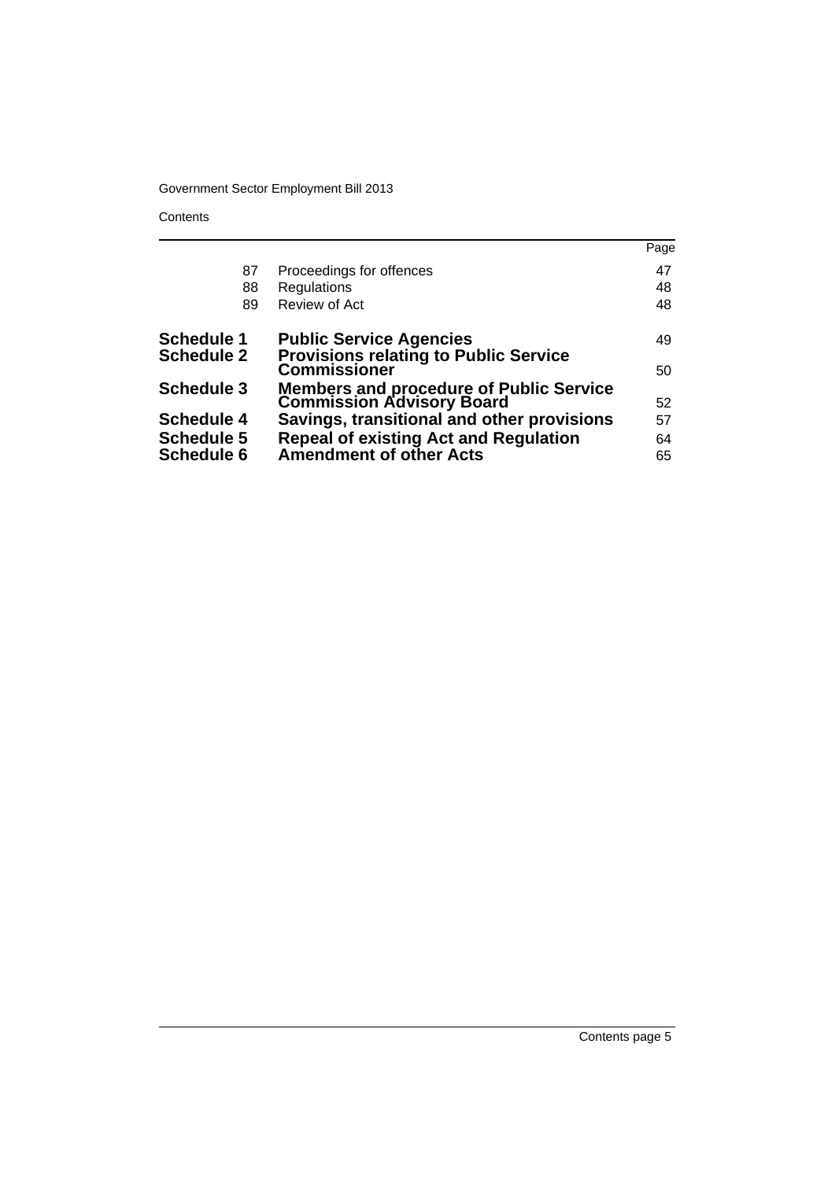| | | Page |
|---|---|---|
| 87 | Proceedings for offences | 47 |
| 88 | Regulations | 48 |
| 89 | Review of Act | 48 |
| **Schedule 1** | **Public Service Agencies** | 49 |
| **Schedule 2** | **Provisions relating to Public Service Commissioner** | 50 |
| **Schedule 3** | **Members and procedure of Public Service Commission Advisory Board** | 52 |
| **Schedule 4** | **Savings, transitional and other provisions** | 57 |
| **Schedule 5** | **Repeal of existing Act and Regulation** | 64 |
| **Schedule 6** | **Amendment of other Acts** | 65 |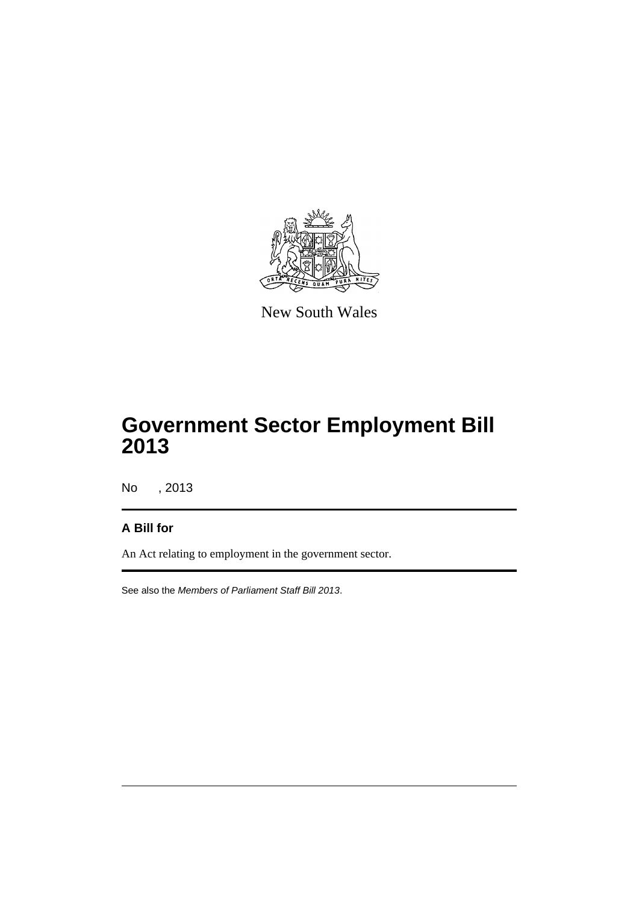New South Wales

# Government Sector Employment Bill 2013

No , 2013

## A Bill for

An Act relating to employment in the government sector.

See also the *Members of Parliament Staff Bill 2013*.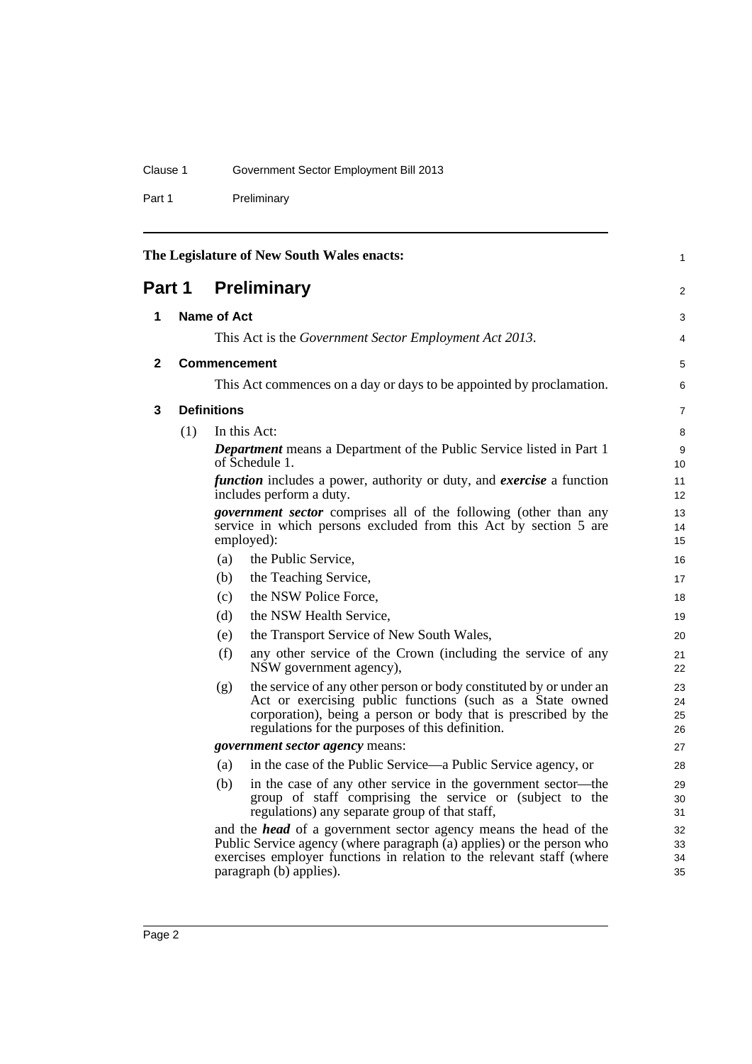The Legislature of New South Wales enacts:

# Part 1 Preliminary

## 1 Name of Act

This Act is the *Government Sector Employment Act 2013*.

## 2 Commencement

This Act commences on a day or days to be appointed by proclamation.

## 3 Definitions

(1) In this Act:

***Department*** means a Department of the Public Service listed in Part 1 of Schedule 1.

***function*** includes a power, authority or duty, and ***exercise*** a function includes perform a duty.

***government sector*** comprises all of the following (other than any service in which persons excluded from this Act by section 5 are employed):

- (a) the Public Service,
- (b) the Teaching Service,
- (c) the NSW Police Force,
- (d) the NSW Health Service,
- (e) the Transport Service of New South Wales,
- (f) any other service of the Crown (including the service of any NSW government agency),
- (g) the service of any other person or body constituted by or under an Act or exercising public functions (such as a State owned corporation), being a person or body that is prescribed by the regulations for the purposes of this definition.

***government sector agency*** means:

- (a) in the case of the Public Service—a Public Service agency, or
- (b) in the case of any other service in the government sector—the group of staff comprising the service or (subject to the regulations) any separate group of that staff,

and the ***head*** of a government sector agency means the head of the Public Service agency (where paragraph (a) applies) or the person who exercises employer functions in relation to the relevant staff (where paragraph (b) applies).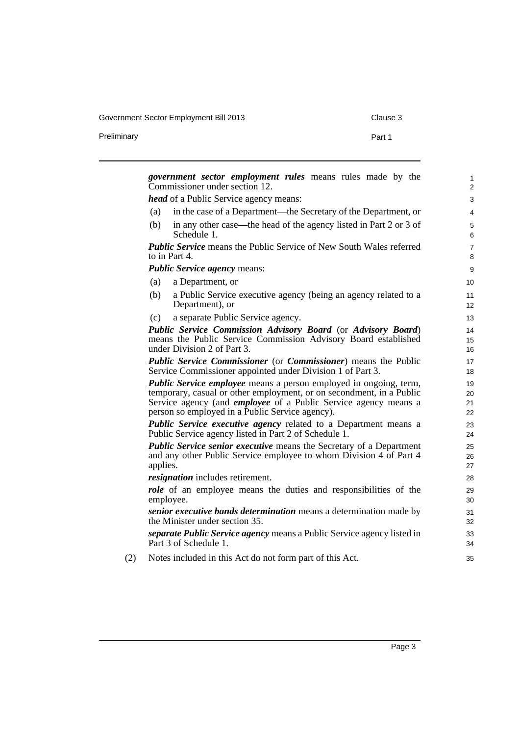***government sector employment rules*** means rules made by the Commissioner under section 12.

***head*** of a Public Service agency means:

(a) in the case of a Department—the Secretary of the Department, or

(b) in any other case—the head of the agency listed in Part 2 or 3 of Schedule 1.

***Public Service*** means the Public Service of New South Wales referred to in Part 4.

***Public Service agency*** means:

(a) a Department, or

(b) a Public Service executive agency (being an agency related to a Department), or

(c) a separate Public Service agency.

***Public Service Commission Advisory Board*** (or ***Advisory Board***) means the Public Service Commission Advisory Board established under Division 2 of Part 3.

***Public Service Commissioner*** (or ***Commissioner***) means the Public Service Commissioner appointed under Division 1 of Part 3.

***Public Service employee*** means a person employed in ongoing, term, temporary, casual or other employment, or on secondment, in a Public Service agency (and ***employee*** of a Public Service agency means a person so employed in a Public Service agency).

***Public Service executive agency*** related to a Department means a Public Service agency listed in Part 2 of Schedule 1.

***Public Service senior executive*** means the Secretary of a Department and any other Public Service employee to whom Division 4 of Part 4 applies.

***resignation*** includes retirement.

***role*** of an employee means the duties and responsibilities of the employee.

***senior executive bands determination*** means a determination made by the Minister under section 35.

***separate Public Service agency*** means a Public Service agency listed in Part 3 of Schedule 1.

(2) Notes included in this Act do not form part of this Act.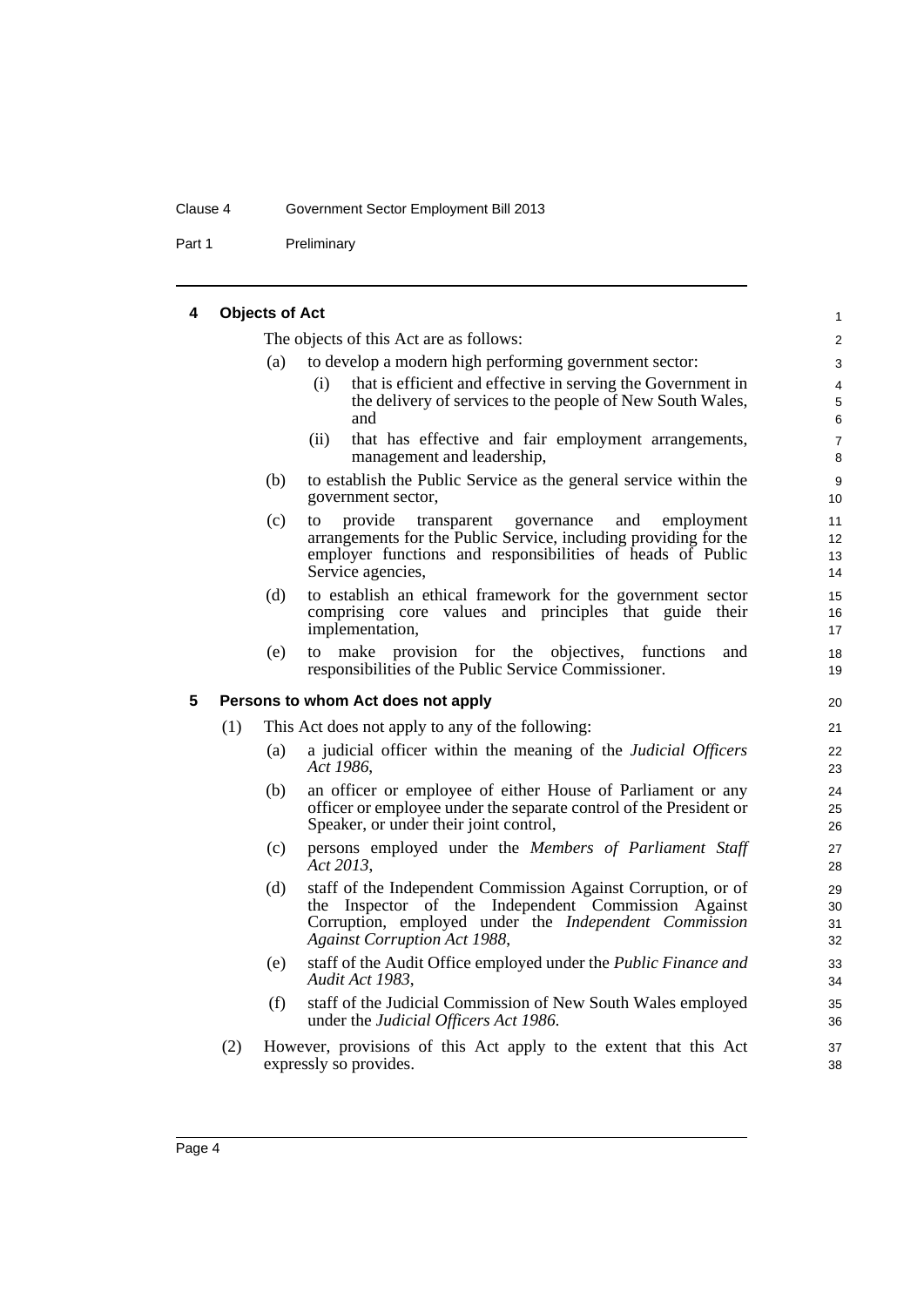## 4 Objects of Act

The objects of this Act are as follows:

(a) to develop a modern high performing government sector:

  (i) that is efficient and effective in serving the Government in the delivery of services to the people of New South Wales, and

  (ii) that has effective and fair employment arrangements, management and leadership,

(b) to establish the Public Service as the general service within the government sector,

(c) to provide transparent governance and employment arrangements for the Public Service, including providing for the employer functions and responsibilities of heads of Public Service agencies,

(d) to establish an ethical framework for the government sector comprising core values and principles that guide their implementation,

(e) to make provision for the objectives, functions and responsibilities of the Public Service Commissioner.

## 5 Persons to whom Act does not apply

(1) This Act does not apply to any of the following:

  (a) a judicial officer within the meaning of the *Judicial Officers Act 1986*,

  (b) an officer or employee of either House of Parliament or any officer or employee under the separate control of the President or Speaker, or under their joint control,

  (c) persons employed under the *Members of Parliament Staff Act 2013*,

  (d) staff of the Independent Commission Against Corruption, or of the Inspector of the Independent Commission Against Corruption, employed under the *Independent Commission Against Corruption Act 1988*,

  (e) staff of the Audit Office employed under the *Public Finance and Audit Act 1983*,

  (f) staff of the Judicial Commission of New South Wales employed under the *Judicial Officers Act 1986*.

(2) However, provisions of this Act apply to the extent that this Act expressly so provides.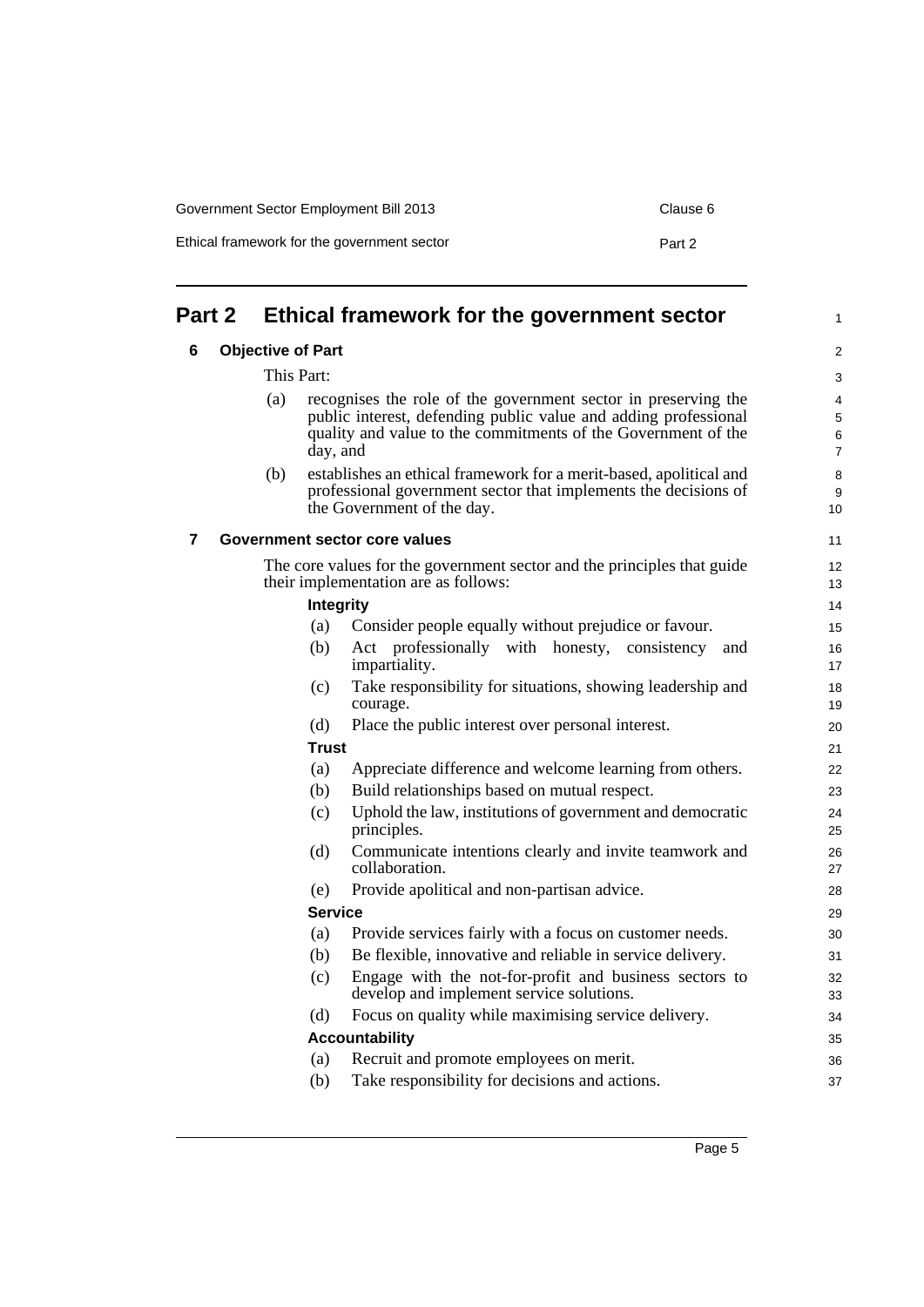# Part 2 Ethical framework for the government sector

## 6 Objective of Part

This Part:

(a) recognises the role of the government sector in preserving the public interest, defending public value and adding professional quality and value to the commitments of the Government of the day, and

(b) establishes an ethical framework for a merit-based, apolitical and professional government sector that implements the decisions of the Government of the day.

## 7 Government sector core values

The core values for the government sector and the principles that guide their implementation are as follows:

**Integrity**

(a) Consider people equally without prejudice or favour.

(b) Act professionally with honesty, consistency and impartiality.

(c) Take responsibility for situations, showing leadership and courage.

(d) Place the public interest over personal interest.

**Trust**

(a) Appreciate difference and welcome learning from others.

(b) Build relationships based on mutual respect.

(c) Uphold the law, institutions of government and democratic principles.

(d) Communicate intentions clearly and invite teamwork and collaboration.

(e) Provide apolitical and non-partisan advice.

**Service**

(a) Provide services fairly with a focus on customer needs.

(b) Be flexible, innovative and reliable in service delivery.

(c) Engage with the not-for-profit and business sectors to develop and implement service solutions.

(d) Focus on quality while maximising service delivery.

**Accountability**

(a) Recruit and promote employees on merit.

(b) Take responsibility for decisions and actions.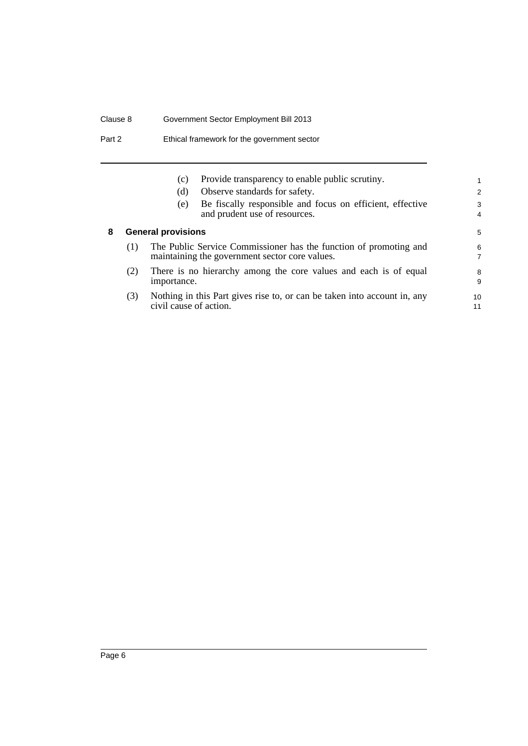(c) Provide transparency to enable public scrutiny.

(d) Observe standards for safety.

(e) Be fiscally responsible and focus on efficient, effective and prudent use of resources.

### 8 General provisions

(1) The Public Service Commissioner has the function of promoting and maintaining the government sector core values.

(2) There is no hierarchy among the core values and each is of equal importance.

(3) Nothing in this Part gives rise to, or can be taken into account in, any civil cause of action.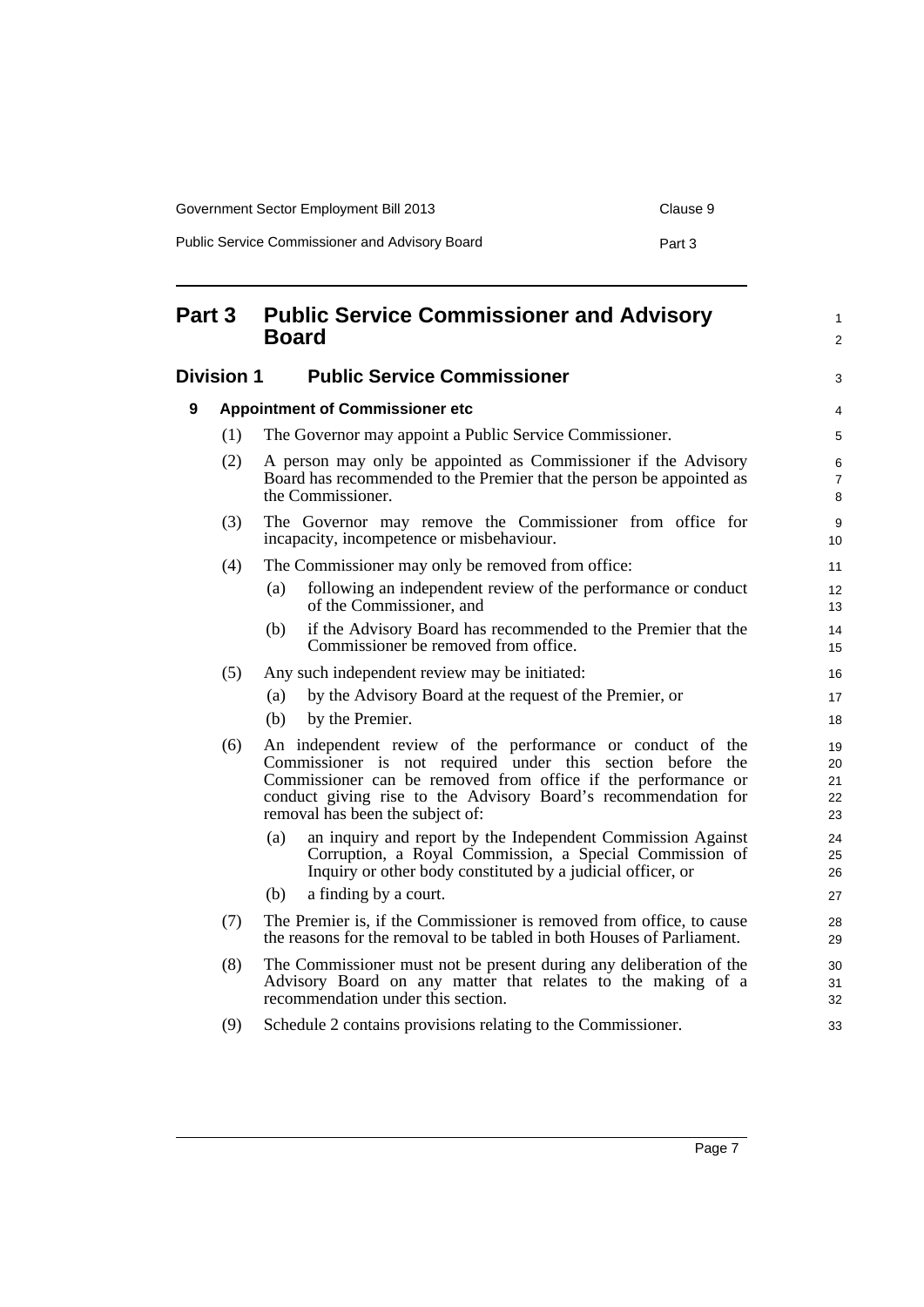# Part 3 Public Service Commissioner and Advisory Board

## Division 1 Public Service Commissioner

### 9 Appointment of Commissioner etc

(1) The Governor may appoint a Public Service Commissioner.

(2) A person may only be appointed as Commissioner if the Advisory Board has recommended to the Premier that the person be appointed as the Commissioner.

(3) The Governor may remove the Commissioner from office for incapacity, incompetence or misbehaviour.

(4) The Commissioner may only be removed from office:

(a) following an independent review of the performance or conduct of the Commissioner, and

(b) if the Advisory Board has recommended to the Premier that the Commissioner be removed from office.

(5) Any such independent review may be initiated:

(a) by the Advisory Board at the request of the Premier, or

(b) by the Premier.

(6) An independent review of the performance or conduct of the Commissioner is not required under this section before the Commissioner can be removed from office if the performance or conduct giving rise to the Advisory Board's recommendation for removal has been the subject of:

(a) an inquiry and report by the Independent Commission Against Corruption, a Royal Commission, a Special Commission of Inquiry or other body constituted by a judicial officer, or

(b) a finding by a court.

(7) The Premier is, if the Commissioner is removed from office, to cause the reasons for the removal to be tabled in both Houses of Parliament.

(8) The Commissioner must not be present during any deliberation of the Advisory Board on any matter that relates to the making of a recommendation under this section.

(9) Schedule 2 contains provisions relating to the Commissioner.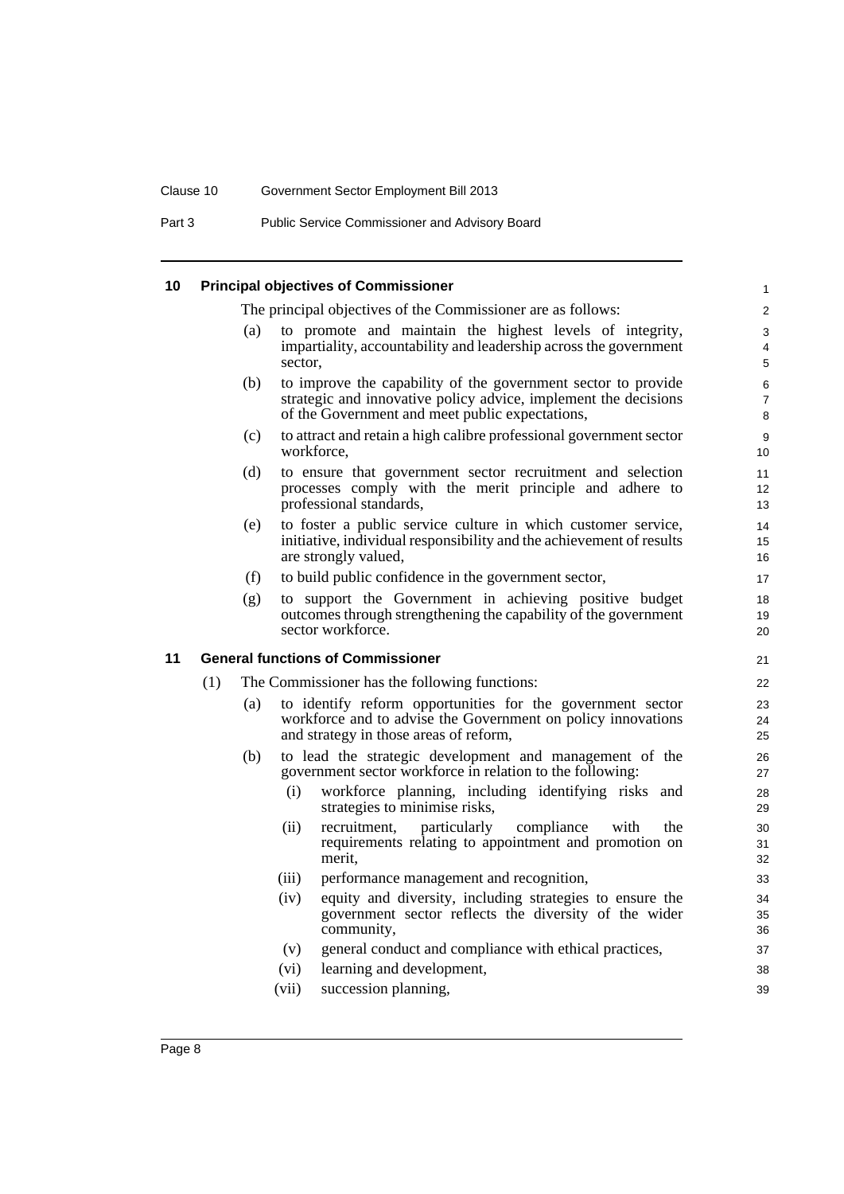## 10 Principal objectives of Commissioner

The principal objectives of the Commissioner are as follows:

(a) to promote and maintain the highest levels of integrity, impartiality, accountability and leadership across the government sector,

(b) to improve the capability of the government sector to provide strategic and innovative policy advice, implement the decisions of the Government and meet public expectations,

(c) to attract and retain a high calibre professional government sector workforce,

(d) to ensure that government sector recruitment and selection processes comply with the merit principle and adhere to professional standards,

(e) to foster a public service culture in which customer service, initiative, individual responsibility and the achievement of results are strongly valued,

(f) to build public confidence in the government sector,

(g) to support the Government in achieving positive budget outcomes through strengthening the capability of the government sector workforce.

## 11 General functions of Commissioner

(1) The Commissioner has the following functions:

(a) to identify reform opportunities for the government sector workforce and to advise the Government on policy innovations and strategy in those areas of reform,

(b) to lead the strategic development and management of the government sector workforce in relation to the following:

(i) workforce planning, including identifying risks and strategies to minimise risks,

(ii) recruitment, particularly compliance with the requirements relating to appointment and promotion on merit,

(iii) performance management and recognition,

(iv) equity and diversity, including strategies to ensure the government sector reflects the diversity of the wider community,

(v) general conduct and compliance with ethical practices,

(vi) learning and development,

(vii) succession planning,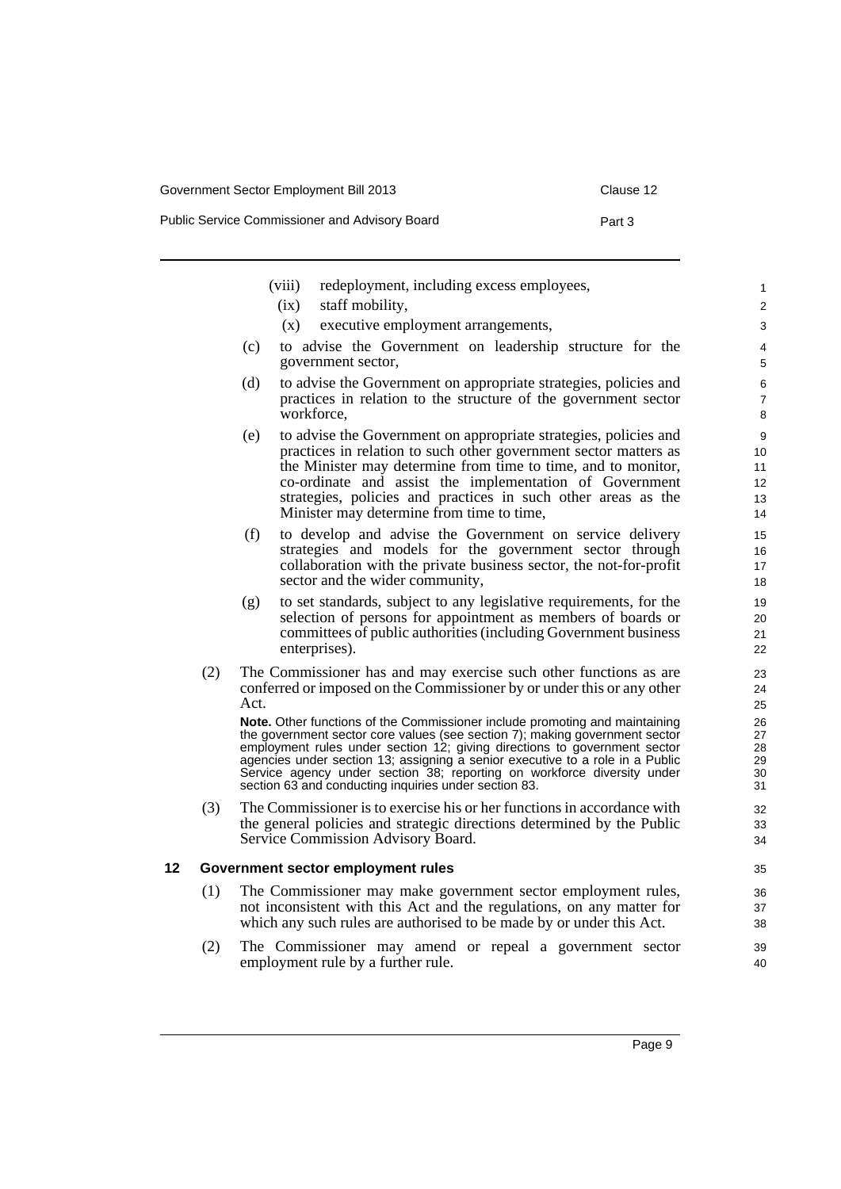(viii) redeployment, including excess employees,

(ix) staff mobility,

(x) executive employment arrangements,

(c) to advise the Government on leadership structure for the government sector,

(d) to advise the Government on appropriate strategies, policies and practices in relation to the structure of the government sector workforce,

(e) to advise the Government on appropriate strategies, policies and practices in relation to such other government sector matters as the Minister may determine from time to time, and to monitor, co-ordinate and assist the implementation of Government strategies, policies and practices in such other areas as the Minister may determine from time to time,

(f) to develop and advise the Government on service delivery strategies and models for the government sector through collaboration with the private business sector, the not-for-profit sector and the wider community,

(g) to set standards, subject to any legislative requirements, for the selection of persons for appointment as members of boards or committees of public authorities (including Government business enterprises).

(2) The Commissioner has and may exercise such other functions as are conferred or imposed on the Commissioner by or under this or any other Act.

**Note.** Other functions of the Commissioner include promoting and maintaining the government sector core values (see section 7); making government sector employment rules under section 12; giving directions to government sector agencies under section 13; assigning a senior executive to a role in a Public Service agency under section 38; reporting on workforce diversity under section 63 and conducting inquiries under section 83.

(3) The Commissioner is to exercise his or her functions in accordance with the general policies and strategic directions determined by the Public Service Commission Advisory Board.

## 12 Government sector employment rules

(1) The Commissioner may make government sector employment rules, not inconsistent with this Act and the regulations, on any matter for which any such rules are authorised to be made by or under this Act.

(2) The Commissioner may amend or repeal a government sector employment rule by a further rule.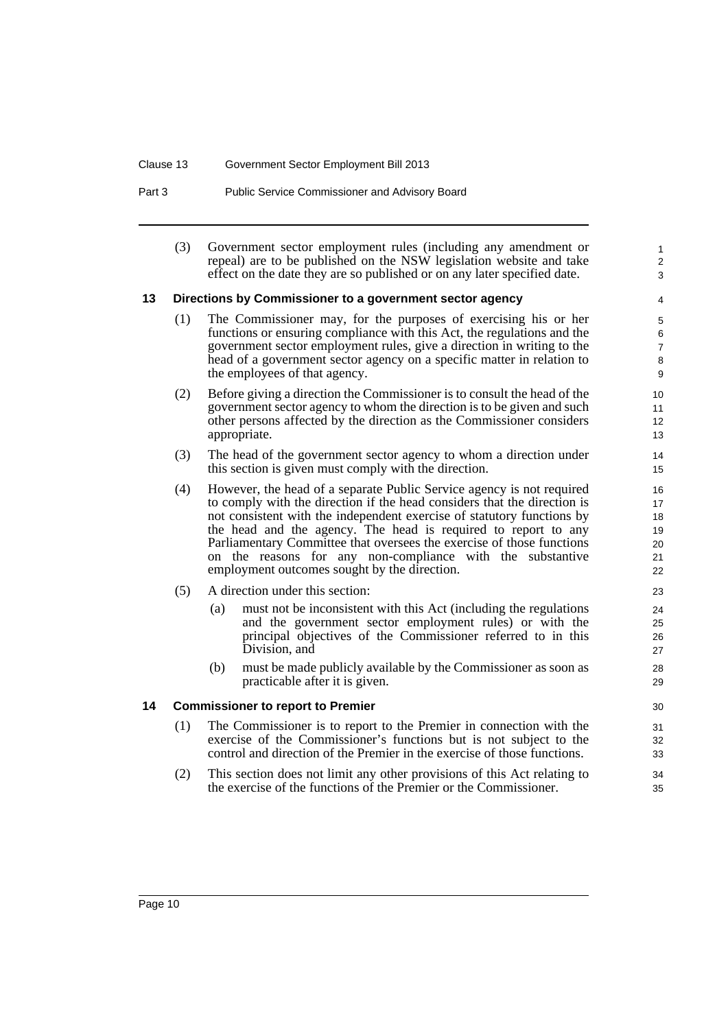(3) Government sector employment rules (including any amendment or repeal) are to be published on the NSW legislation website and take effect on the date they are so published or on any later specified date.

### 13 Directions by Commissioner to a government sector agency

(1) The Commissioner may, for the purposes of exercising his or her functions or ensuring compliance with this Act, the regulations and the government sector employment rules, give a direction in writing to the head of a government sector agency on a specific matter in relation to the employees of that agency.

(2) Before giving a direction the Commissioner is to consult the head of the government sector agency to whom the direction is to be given and such other persons affected by the direction as the Commissioner considers appropriate.

(3) The head of the government sector agency to whom a direction under this section is given must comply with the direction.

(4) However, the head of a separate Public Service agency is not required to comply with the direction if the head considers that the direction is not consistent with the independent exercise of statutory functions by the head and the agency. The head is required to report to any Parliamentary Committee that oversees the exercise of those functions on the reasons for any non-compliance with the substantive employment outcomes sought by the direction.

(5) A direction under this section:

(a) must not be inconsistent with this Act (including the regulations and the government sector employment rules) or with the principal objectives of the Commissioner referred to in this Division, and

(b) must be made publicly available by the Commissioner as soon as practicable after it is given.

### 14 Commissioner to report to Premier

(1) The Commissioner is to report to the Premier in connection with the exercise of the Commissioner's functions but is not subject to the control and direction of the Premier in the exercise of those functions.

(2) This section does not limit any other provisions of this Act relating to the exercise of the functions of the Premier or the Commissioner.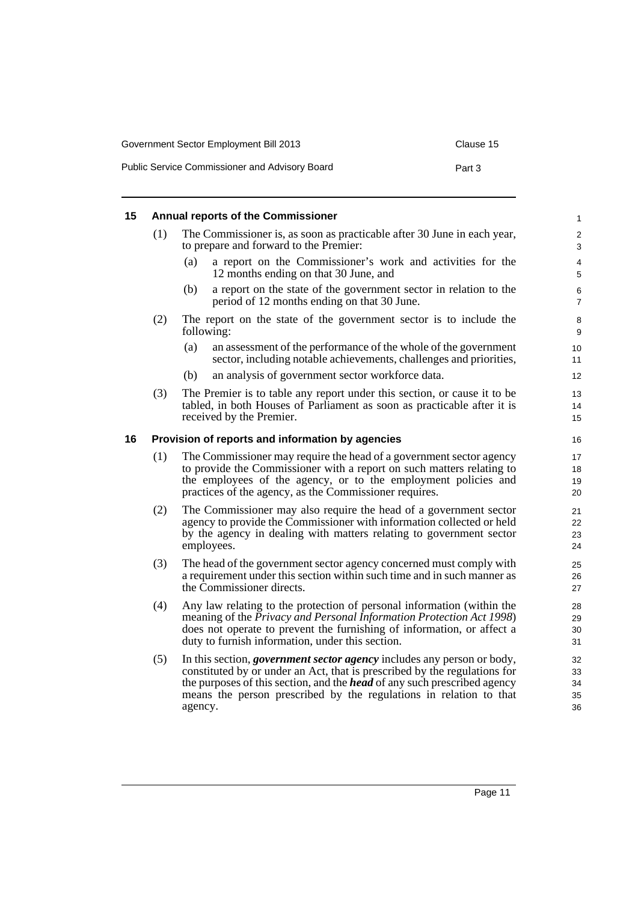## 15 Annual reports of the Commissioner

(1) The Commissioner is, as soon as practicable after 30 June in each year, to prepare and forward to the Premier:

(a) a report on the Commissioner's work and activities for the 12 months ending on that 30 June, and

(b) a report on the state of the government sector in relation to the period of 12 months ending on that 30 June.

(2) The report on the state of the government sector is to include the following:

(a) an assessment of the performance of the whole of the government sector, including notable achievements, challenges and priorities,

(b) an analysis of government sector workforce data.

(3) The Premier is to table any report under this section, or cause it to be tabled, in both Houses of Parliament as soon as practicable after it is received by the Premier.

## 16 Provision of reports and information by agencies

(1) The Commissioner may require the head of a government sector agency to provide the Commissioner with a report on such matters relating to the employees of the agency, or to the employment policies and practices of the agency, as the Commissioner requires.

(2) The Commissioner may also require the head of a government sector agency to provide the Commissioner with information collected or held by the agency in dealing with matters relating to government sector employees.

(3) The head of the government sector agency concerned must comply with a requirement under this section within such time and in such manner as the Commissioner directs.

(4) Any law relating to the protection of personal information (within the meaning of the *Privacy and Personal Information Protection Act 1998*) does not operate to prevent the furnishing of information, or affect a duty to furnish information, under this section.

(5) In this section, ***government sector agency*** includes any person or body, constituted by or under an Act, that is prescribed by the regulations for the purposes of this section, and the ***head*** of any such prescribed agency means the person prescribed by the regulations in relation to that agency.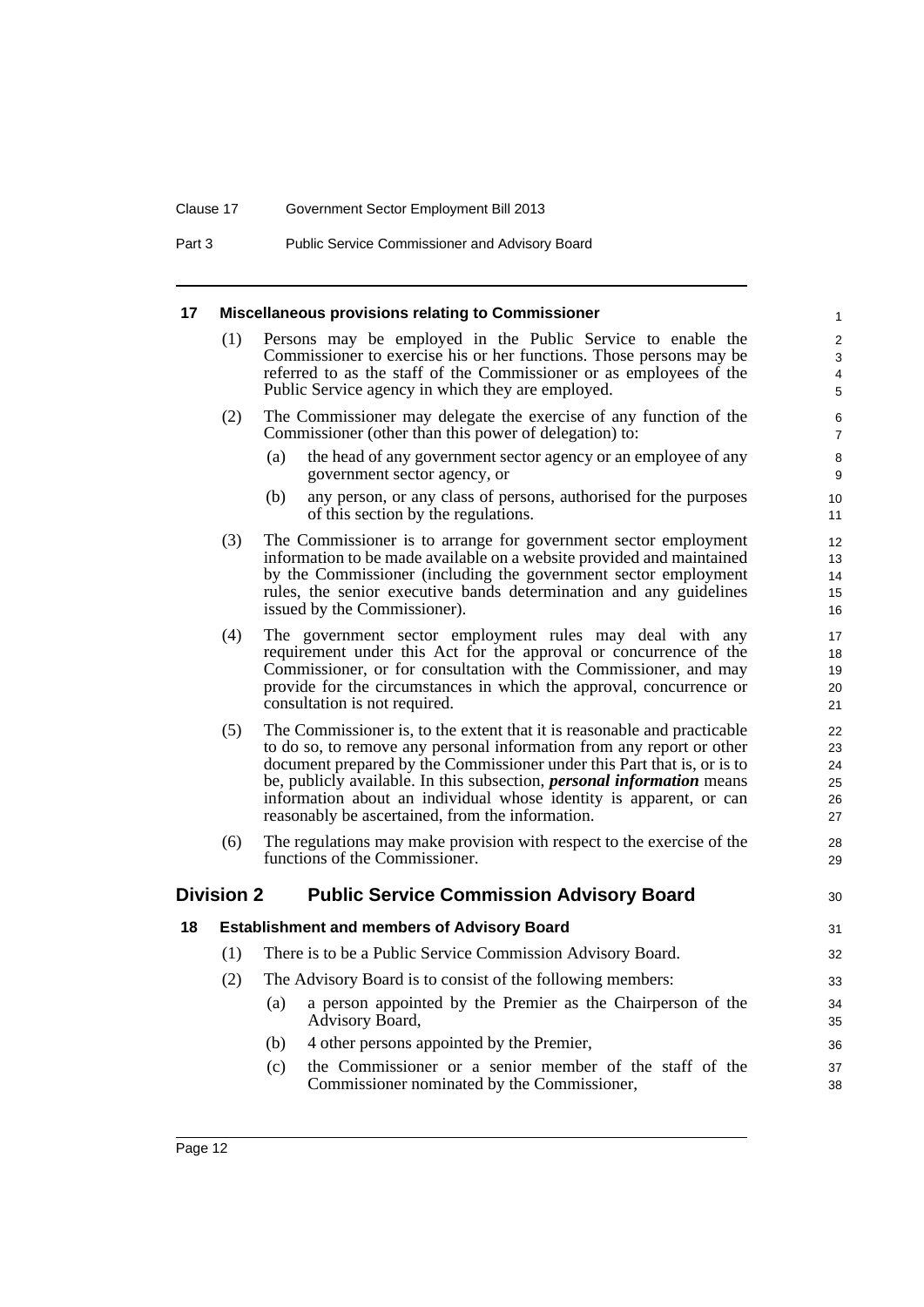## 17 Miscellaneous provisions relating to Commissioner

(1) Persons may be employed in the Public Service to enable the Commissioner to exercise his or her functions. Those persons may be referred to as the staff of the Commissioner or as employees of the Public Service agency in which they are employed.

(2) The Commissioner may delegate the exercise of any function of the Commissioner (other than this power of delegation) to:

- (a) the head of any government sector agency or an employee of any government sector agency, or
- (b) any person, or any class of persons, authorised for the purposes of this section by the regulations.

(3) The Commissioner is to arrange for government sector employment information to be made available on a website provided and maintained by the Commissioner (including the government sector employment rules, the senior executive bands determination and any guidelines issued by the Commissioner).

(4) The government sector employment rules may deal with any requirement under this Act for the approval or concurrence of the Commissioner, or for consultation with the Commissioner, and may provide for the circumstances in which the approval, concurrence or consultation is not required.

(5) The Commissioner is, to the extent that it is reasonable and practicable to do so, to remove any personal information from any report or other document prepared by the Commissioner under this Part that is, or is to be, publicly available. In this subsection, ***personal information*** means information about an individual whose identity is apparent, or can reasonably be ascertained, from the information.

(6) The regulations may make provision with respect to the exercise of the functions of the Commissioner.

# Division 2 Public Service Commission Advisory Board

## 18 Establishment and members of Advisory Board

(1) There is to be a Public Service Commission Advisory Board.

(2) The Advisory Board is to consist of the following members:

- (a) a person appointed by the Premier as the Chairperson of the Advisory Board,
- (b) 4 other persons appointed by the Premier,
- (c) the Commissioner or a senior member of the staff of the Commissioner nominated by the Commissioner,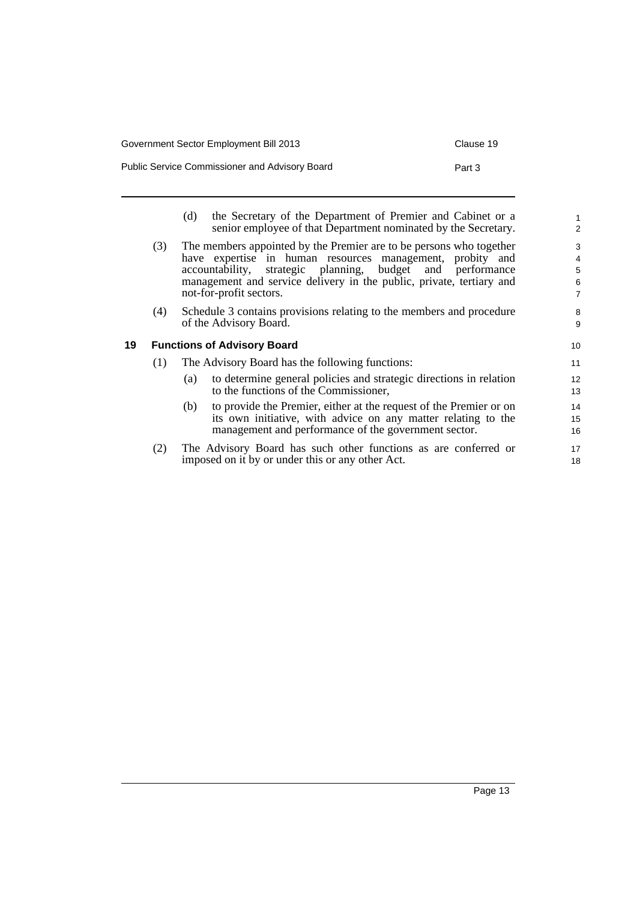(d) the Secretary of the Department of Premier and Cabinet or a senior employee of that Department nominated by the Secretary.

(3) The members appointed by the Premier are to be persons who together have expertise in human resources management, probity and accountability, strategic planning, budget and performance management and service delivery in the public, private, tertiary and not-for-profit sectors.

(4) Schedule 3 contains provisions relating to the members and procedure of the Advisory Board.

### 19 Functions of Advisory Board

(1) The Advisory Board has the following functions:

(a) to determine general policies and strategic directions in relation to the functions of the Commissioner,

(b) to provide the Premier, either at the request of the Premier or on its own initiative, with advice on any matter relating to the management and performance of the government sector.

(2) The Advisory Board has such other functions as are conferred or imposed on it by or under this or any other Act.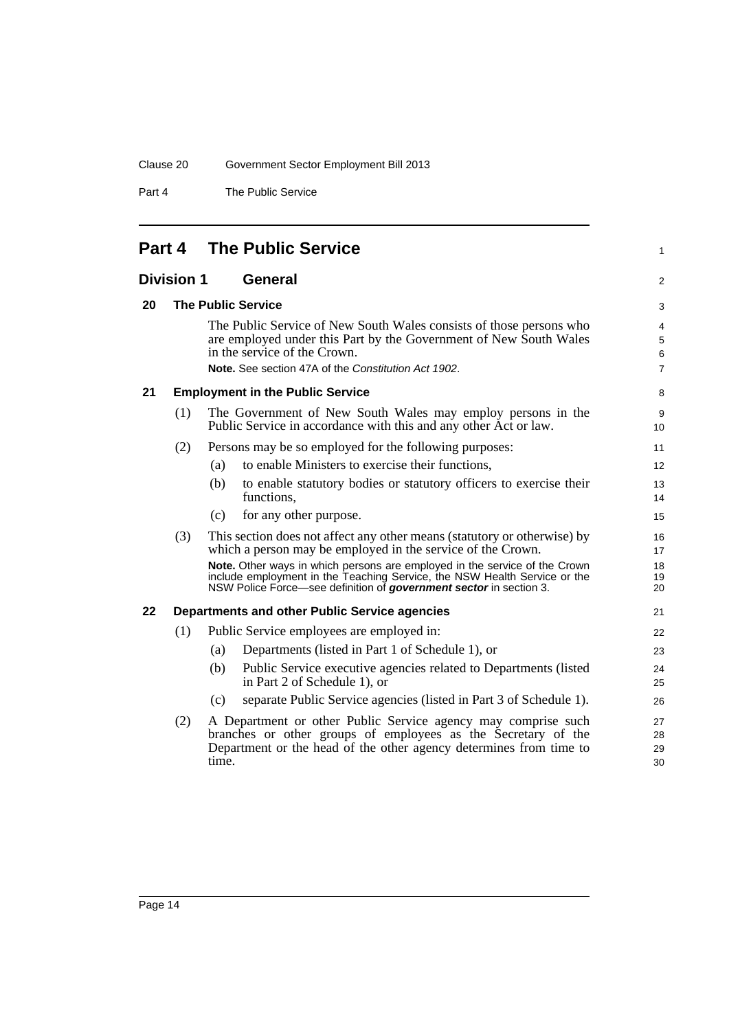# Part 4 The Public Service

## Division 1 General

### 20 The Public Service

The Public Service of New South Wales consists of those persons who are employed under this Part by the Government of New South Wales in the service of the Crown.

**Note.** See section 47A of the *Constitution Act 1902*.

### 21 Employment in the Public Service

(1) The Government of New South Wales may employ persons in the Public Service in accordance with this and any other Act or law.

(2) Persons may be so employed for the following purposes:

- (a) to enable Ministers to exercise their functions,
- (b) to enable statutory bodies or statutory officers to exercise their functions,
- (c) for any other purpose.

(3) This section does not affect any other means (statutory or otherwise) by which a person may be employed in the service of the Crown.

**Note.** Other ways in which persons are employed in the service of the Crown include employment in the Teaching Service, the NSW Health Service or the NSW Police Force—see definition of ***government sector*** in section 3.

### 22 Departments and other Public Service agencies

(1) Public Service employees are employed in:

- (a) Departments (listed in Part 1 of Schedule 1), or
- (b) Public Service executive agencies related to Departments (listed in Part 2 of Schedule 1), or
- (c) separate Public Service agencies (listed in Part 3 of Schedule 1).

(2) A Department or other Public Service agency may comprise such branches or other groups of employees as the Secretary of the Department or the head of the other agency determines from time to time.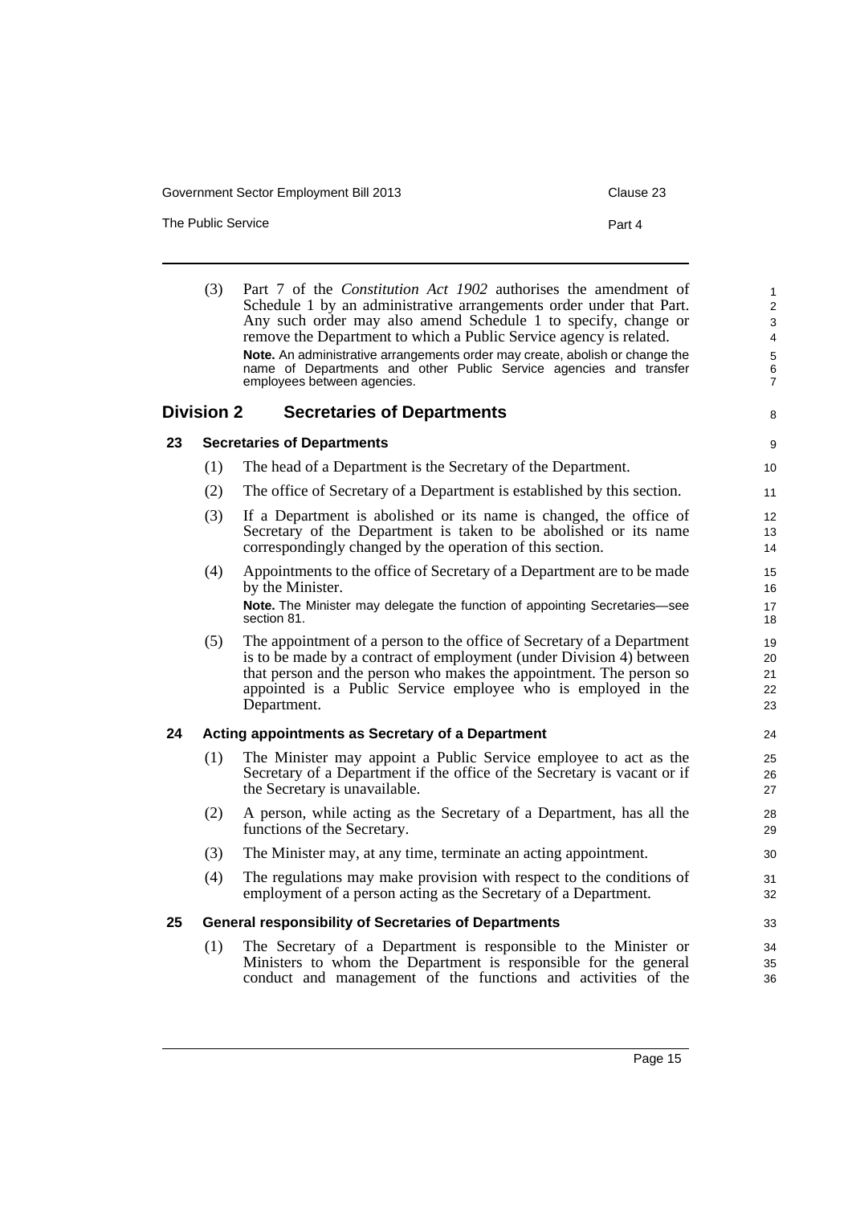(3) Part 7 of the *Constitution Act 1902* authorises the amendment of Schedule 1 by an administrative arrangements order under that Part. Any such order may also amend Schedule 1 to specify, change or remove the Department to which a Public Service agency is related.

**Note.** An administrative arrangements order may create, abolish or change the name of Departments and other Public Service agencies and transfer employees between agencies.

## Division 2 Secretaries of Departments

### 23 Secretaries of Departments

(1) The head of a Department is the Secretary of the Department.

(2) The office of Secretary of a Department is established by this section.

(3) If a Department is abolished or its name is changed, the office of Secretary of the Department is taken to be abolished or its name correspondingly changed by the operation of this section.

(4) Appointments to the office of Secretary of a Department are to be made by the Minister.

**Note.** The Minister may delegate the function of appointing Secretaries—see section 81.

(5) The appointment of a person to the office of Secretary of a Department is to be made by a contract of employment (under Division 4) between that person and the person who makes the appointment. The person so appointed is a Public Service employee who is employed in the Department.

### 24 Acting appointments as Secretary of a Department

(1) The Minister may appoint a Public Service employee to act as the Secretary of a Department if the office of the Secretary is vacant or if the Secretary is unavailable.

(2) A person, while acting as the Secretary of a Department, has all the functions of the Secretary.

(3) The Minister may, at any time, terminate an acting appointment.

(4) The regulations may make provision with respect to the conditions of employment of a person acting as the Secretary of a Department.

### 25 General responsibility of Secretaries of Departments

(1) The Secretary of a Department is responsible to the Minister or Ministers to whom the Department is responsible for the general conduct and management of the functions and activities of the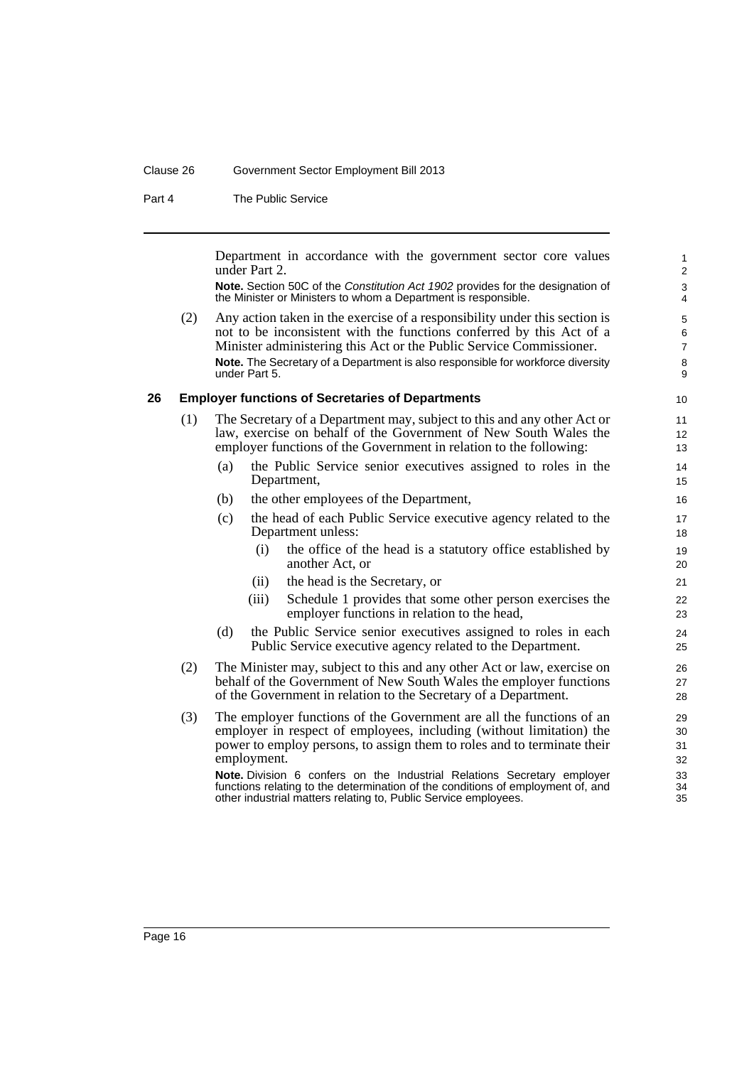Department in accordance with the government sector core values under Part 2.

**Note.** Section 50C of the *Constitution Act 1902* provides for the designation of the Minister or Ministers to whom a Department is responsible.

(2) Any action taken in the exercise of a responsibility under this section is not to be inconsistent with the functions conferred by this Act of a Minister administering this Act or the Public Service Commissioner.

**Note.** The Secretary of a Department is also responsible for workforce diversity under Part 5.

### 26 Employer functions of Secretaries of Departments

(1) The Secretary of a Department may, subject to this and any other Act or law, exercise on behalf of the Government of New South Wales the employer functions of the Government in relation to the following:

- (a) the Public Service senior executives assigned to roles in the Department,
- (b) the other employees of the Department,
- (c) the head of each Public Service executive agency related to the Department unless:
  - (i) the office of the head is a statutory office established by another Act, or
  - (ii) the head is the Secretary, or
  - (iii) Schedule 1 provides that some other person exercises the employer functions in relation to the head,
- (d) the Public Service senior executives assigned to roles in each Public Service executive agency related to the Department.

(2) The Minister may, subject to this and any other Act or law, exercise on behalf of the Government of New South Wales the employer functions of the Government in relation to the Secretary of a Department.

(3) The employer functions of the Government are all the functions of an employer in respect of employees, including (without limitation) the power to employ persons, to assign them to roles and to terminate their employment.

**Note.** Division 6 confers on the Industrial Relations Secretary employer functions relating to the determination of the conditions of employment of, and other industrial matters relating to, Public Service employees.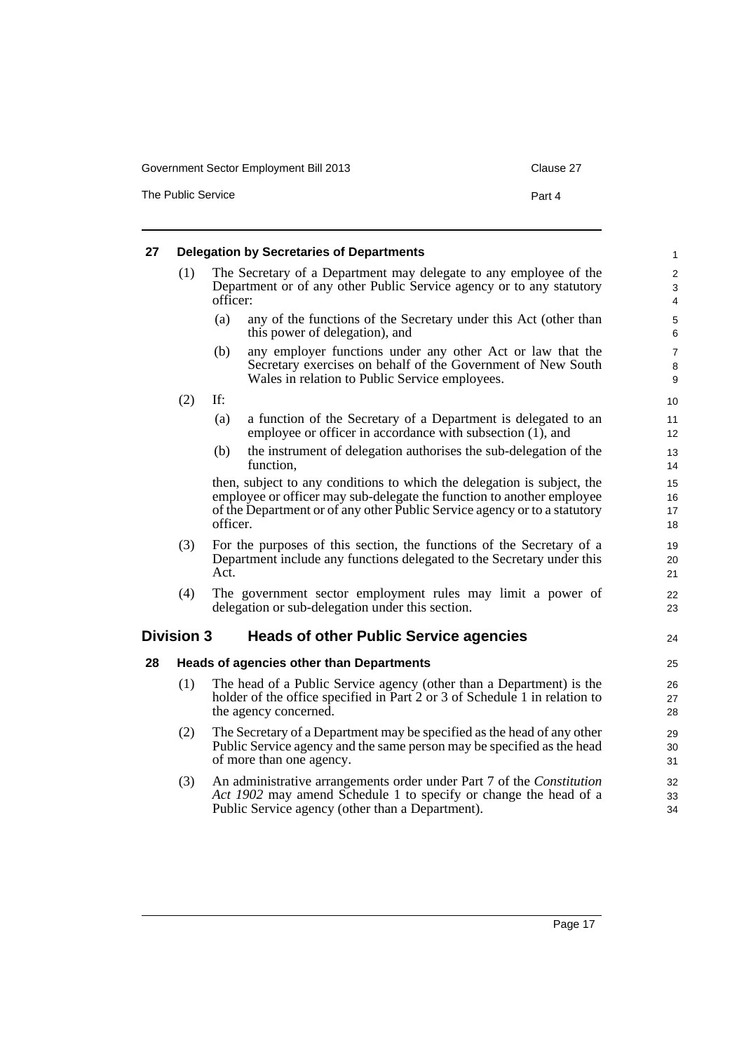### 27 Delegation by Secretaries of Departments

(1) The Secretary of a Department may delegate to any employee of the Department or of any other Public Service agency or to any statutory officer:

(a) any of the functions of the Secretary under this Act (other than this power of delegation), and

(b) any employer functions under any other Act or law that the Secretary exercises on behalf of the Government of New South Wales in relation to Public Service employees.

(2) If:

(a) a function of the Secretary of a Department is delegated to an employee or officer in accordance with subsection (1), and

(b) the instrument of delegation authorises the sub-delegation of the function,

then, subject to any conditions to which the delegation is subject, the employee or officer may sub-delegate the function to another employee of the Department or of any other Public Service agency or to a statutory officer.

(3) For the purposes of this section, the functions of the Secretary of a Department include any functions delegated to the Secretary under this Act.

(4) The government sector employment rules may limit a power of delegation or sub-delegation under this section.

## Division 3 Heads of other Public Service agencies

### 28 Heads of agencies other than Departments

(1) The head of a Public Service agency (other than a Department) is the holder of the office specified in Part 2 or 3 of Schedule 1 in relation to the agency concerned.

(2) The Secretary of a Department may be specified as the head of any other Public Service agency and the same person may be specified as the head of more than one agency.

(3) An administrative arrangements order under Part 7 of the *Constitution Act 1902* may amend Schedule 1 to specify or change the head of a Public Service agency (other than a Department).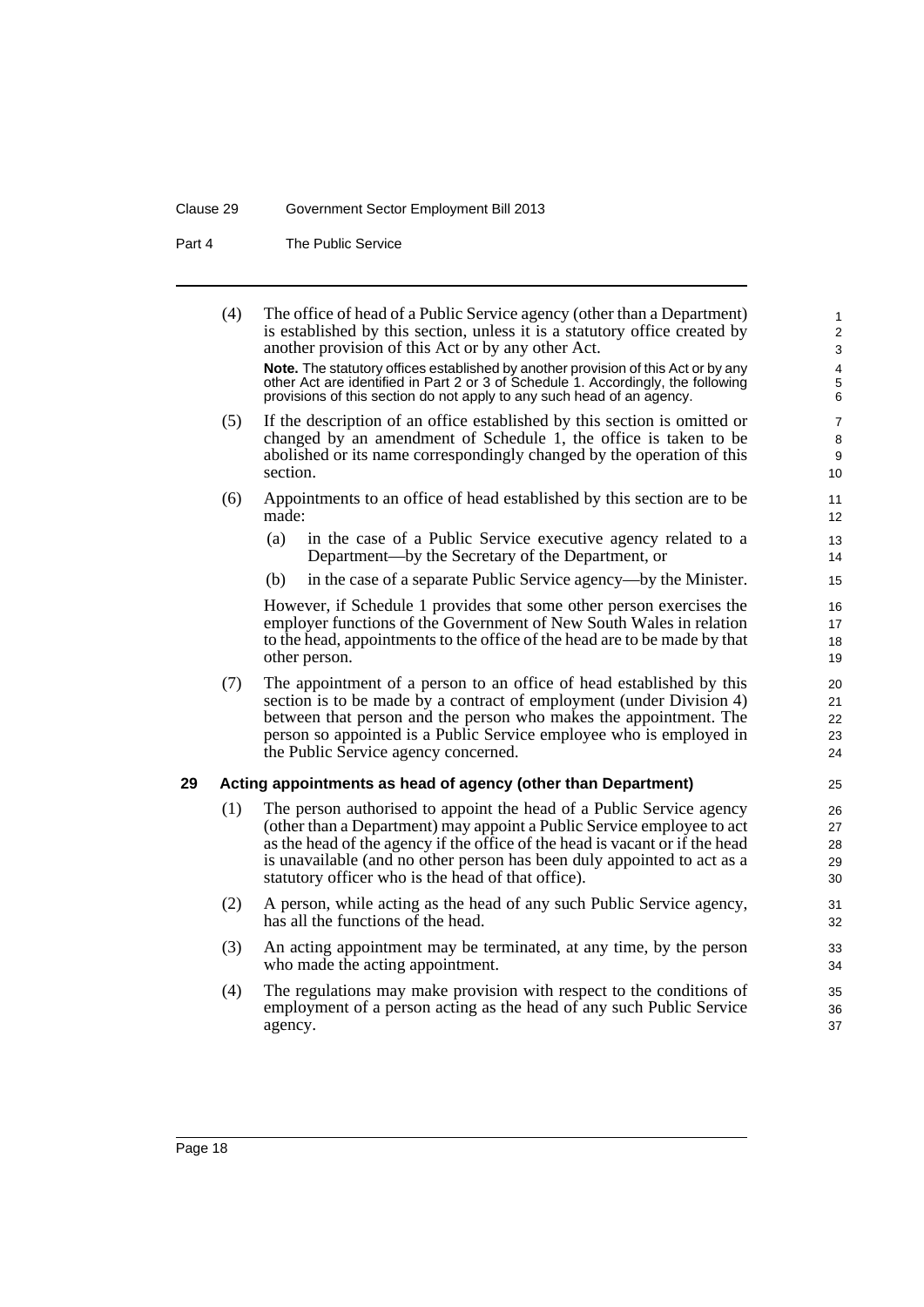(4) The office of head of a Public Service agency (other than a Department) is established by this section, unless it is a statutory office created by another provision of this Act or by any other Act.

**Note.** The statutory offices established by another provision of this Act or by any other Act are identified in Part 2 or 3 of Schedule 1. Accordingly, the following provisions of this section do not apply to any such head of an agency.

(5) If the description of an office established by this section is omitted or changed by an amendment of Schedule 1, the office is taken to be abolished or its name correspondingly changed by the operation of this section.

(6) Appointments to an office of head established by this section are to be made:

- (a) in the case of a Public Service executive agency related to a Department—by the Secretary of the Department, or
- (b) in the case of a separate Public Service agency—by the Minister.

However, if Schedule 1 provides that some other person exercises the employer functions of the Government of New South Wales in relation to the head, appointments to the office of the head are to be made by that other person.

(7) The appointment of a person to an office of head established by this section is to be made by a contract of employment (under Division 4) between that person and the person who makes the appointment. The person so appointed is a Public Service employee who is employed in the Public Service agency concerned.

## 29 Acting appointments as head of agency (other than Department)

(1) The person authorised to appoint the head of a Public Service agency (other than a Department) may appoint a Public Service employee to act as the head of the agency if the office of the head is vacant or if the head is unavailable (and no other person has been duly appointed to act as a statutory officer who is the head of that office).

(2) A person, while acting as the head of any such Public Service agency, has all the functions of the head.

(3) An acting appointment may be terminated, at any time, by the person who made the acting appointment.

(4) The regulations may make provision with respect to the conditions of employment of a person acting as the head of any such Public Service agency.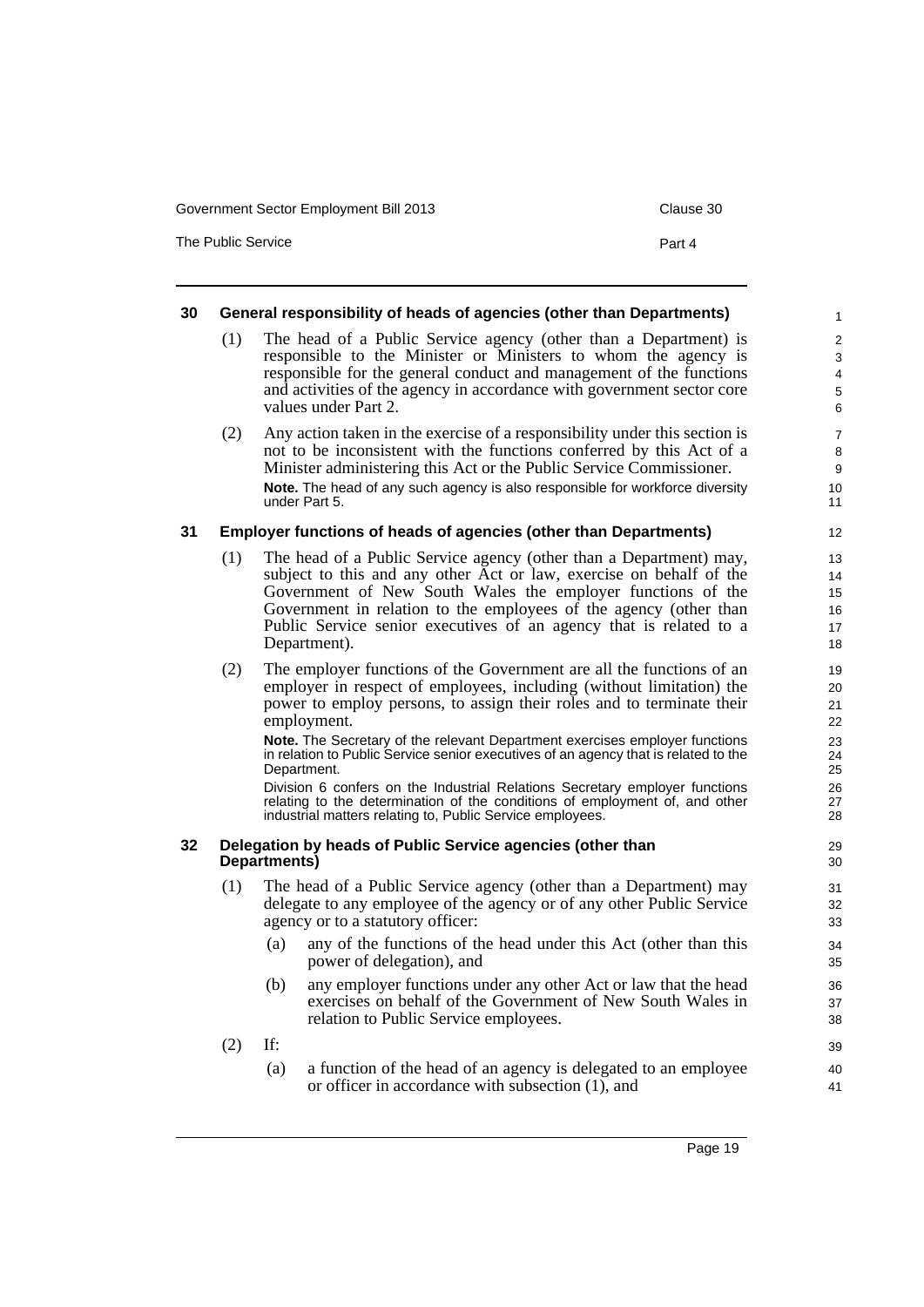### 30 General responsibility of heads of agencies (other than Departments)

(1) The head of a Public Service agency (other than a Department) is responsible to the Minister or Ministers to whom the agency is responsible for the general conduct and management of the functions and activities of the agency in accordance with government sector core values under Part 2.

(2) Any action taken in the exercise of a responsibility under this section is not to be inconsistent with the functions conferred by this Act of a Minister administering this Act or the Public Service Commissioner.

**Note.** The head of any such agency is also responsible for workforce diversity under Part 5.

### 31 Employer functions of heads of agencies (other than Departments)

(1) The head of a Public Service agency (other than a Department) may, subject to this and any other Act or law, exercise on behalf of the Government of New South Wales the employer functions of the Government in relation to the employees of the agency (other than Public Service senior executives of an agency that is related to a Department).

(2) The employer functions of the Government are all the functions of an employer in respect of employees, including (without limitation) the power to employ persons, to assign their roles and to terminate their employment.

**Note.** The Secretary of the relevant Department exercises employer functions in relation to Public Service senior executives of an agency that is related to the Department.

Division 6 confers on the Industrial Relations Secretary employer functions relating to the determination of the conditions of employment of, and other industrial matters relating to, Public Service employees.

### 32 Delegation by heads of Public Service agencies (other than Departments)

(1) The head of a Public Service agency (other than a Department) may delegate to any employee of the agency or of any other Public Service agency or to a statutory officer:

(a) any of the functions of the head under this Act (other than this power of delegation), and

(b) any employer functions under any other Act or law that the head exercises on behalf of the Government of New South Wales in relation to Public Service employees.

(2) If:

(a) a function of the head of an agency is delegated to an employee or officer in accordance with subsection (1), and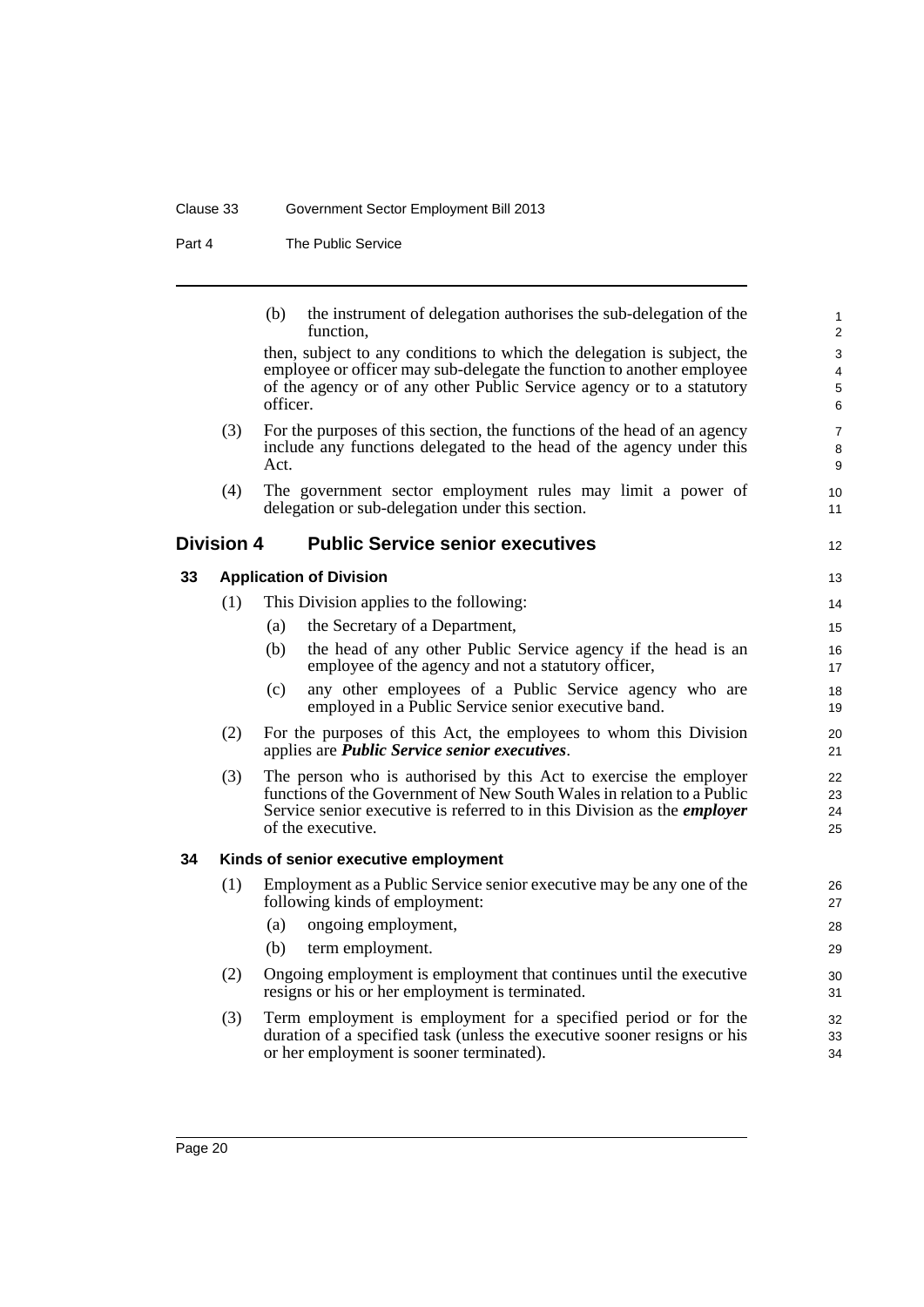(b) the instrument of delegation authorises the sub-delegation of the function,

then, subject to any conditions to which the delegation is subject, the employee or officer may sub-delegate the function to another employee of the agency or of any other Public Service agency or to a statutory officer.

(3) For the purposes of this section, the functions of the head of an agency include any functions delegated to the head of the agency under this Act.

(4) The government sector employment rules may limit a power of delegation or sub-delegation under this section.

## Division 4 Public Service senior executives

### 33 Application of Division

(1) This Division applies to the following:

(a) the Secretary of a Department,

(b) the head of any other Public Service agency if the head is an employee of the agency and not a statutory officer,

(c) any other employees of a Public Service agency who are employed in a Public Service senior executive band.

(2) For the purposes of this Act, the employees to whom this Division applies are ***Public Service senior executives***.

(3) The person who is authorised by this Act to exercise the employer functions of the Government of New South Wales in relation to a Public Service senior executive is referred to in this Division as the ***employer*** of the executive.

### 34 Kinds of senior executive employment

(1) Employment as a Public Service senior executive may be any one of the following kinds of employment:

(a) ongoing employment,

(b) term employment.

(2) Ongoing employment is employment that continues until the executive resigns or his or her employment is terminated.

(3) Term employment is employment for a specified period or for the duration of a specified task (unless the executive sooner resigns or his or her employment is sooner terminated).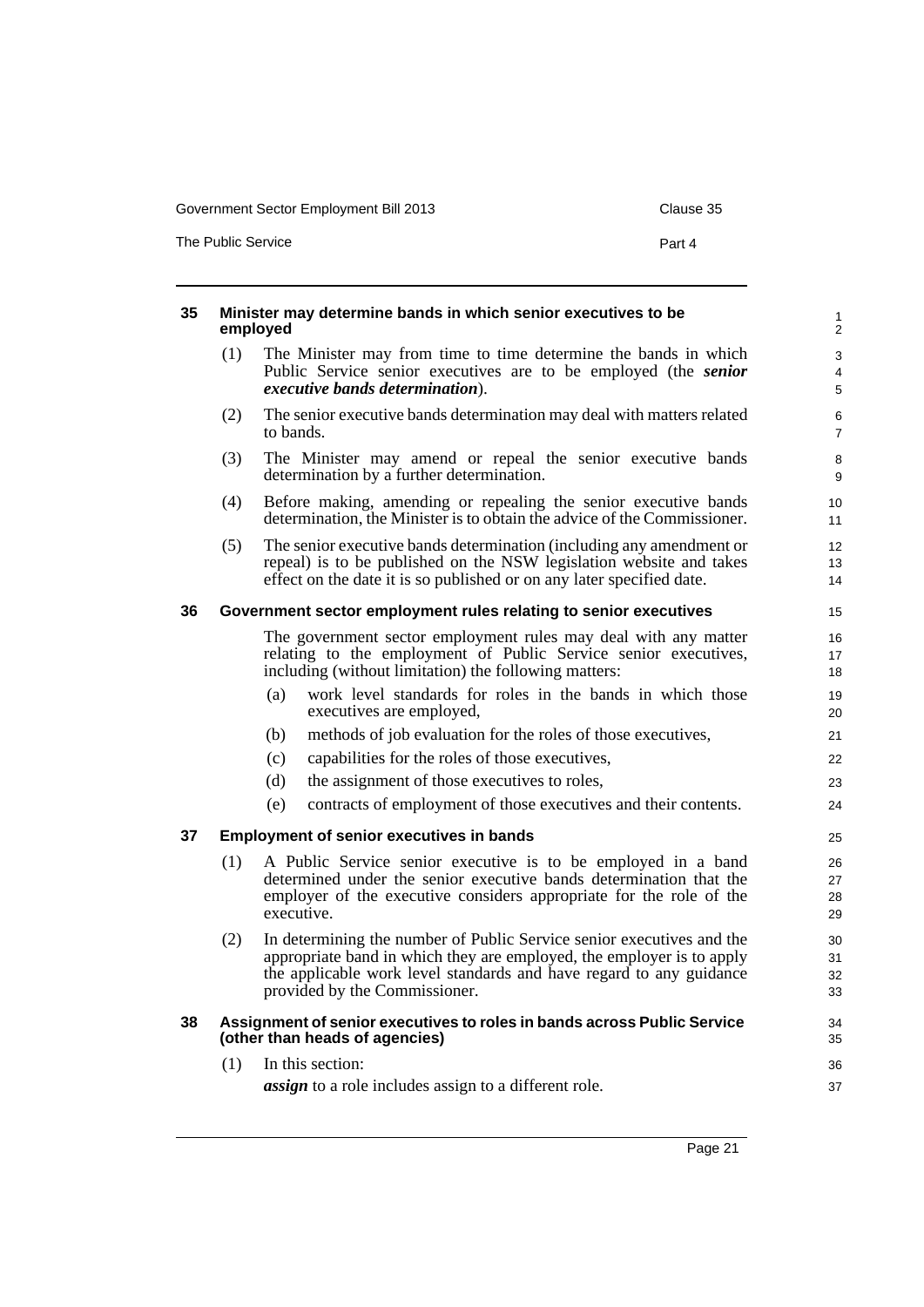### 35 Minister may determine bands in which senior executives to be employed

(1) The Minister may from time to time determine the bands in which Public Service senior executives are to be employed (the ***senior executive bands determination***).

(2) The senior executive bands determination may deal with matters related to bands.

(3) The Minister may amend or repeal the senior executive bands determination by a further determination.

(4) Before making, amending or repealing the senior executive bands determination, the Minister is to obtain the advice of the Commissioner.

(5) The senior executive bands determination (including any amendment or repeal) is to be published on the NSW legislation website and takes effect on the date it is so published or on any later specified date.

### 36 Government sector employment rules relating to senior executives

The government sector employment rules may deal with any matter relating to the employment of Public Service senior executives, including (without limitation) the following matters:

(a) work level standards for roles in the bands in which those executives are employed,

(b) methods of job evaluation for the roles of those executives,

(c) capabilities for the roles of those executives,

(d) the assignment of those executives to roles,

(e) contracts of employment of those executives and their contents.

### 37 Employment of senior executives in bands

(1) A Public Service senior executive is to be employed in a band determined under the senior executive bands determination that the employer of the executive considers appropriate for the role of the executive.

(2) In determining the number of Public Service senior executives and the appropriate band in which they are employed, the employer is to apply the applicable work level standards and have regard to any guidance provided by the Commissioner.

### 38 Assignment of senior executives to roles in bands across Public Service (other than heads of agencies)

(1) In this section:

***assign*** to a role includes assign to a different role.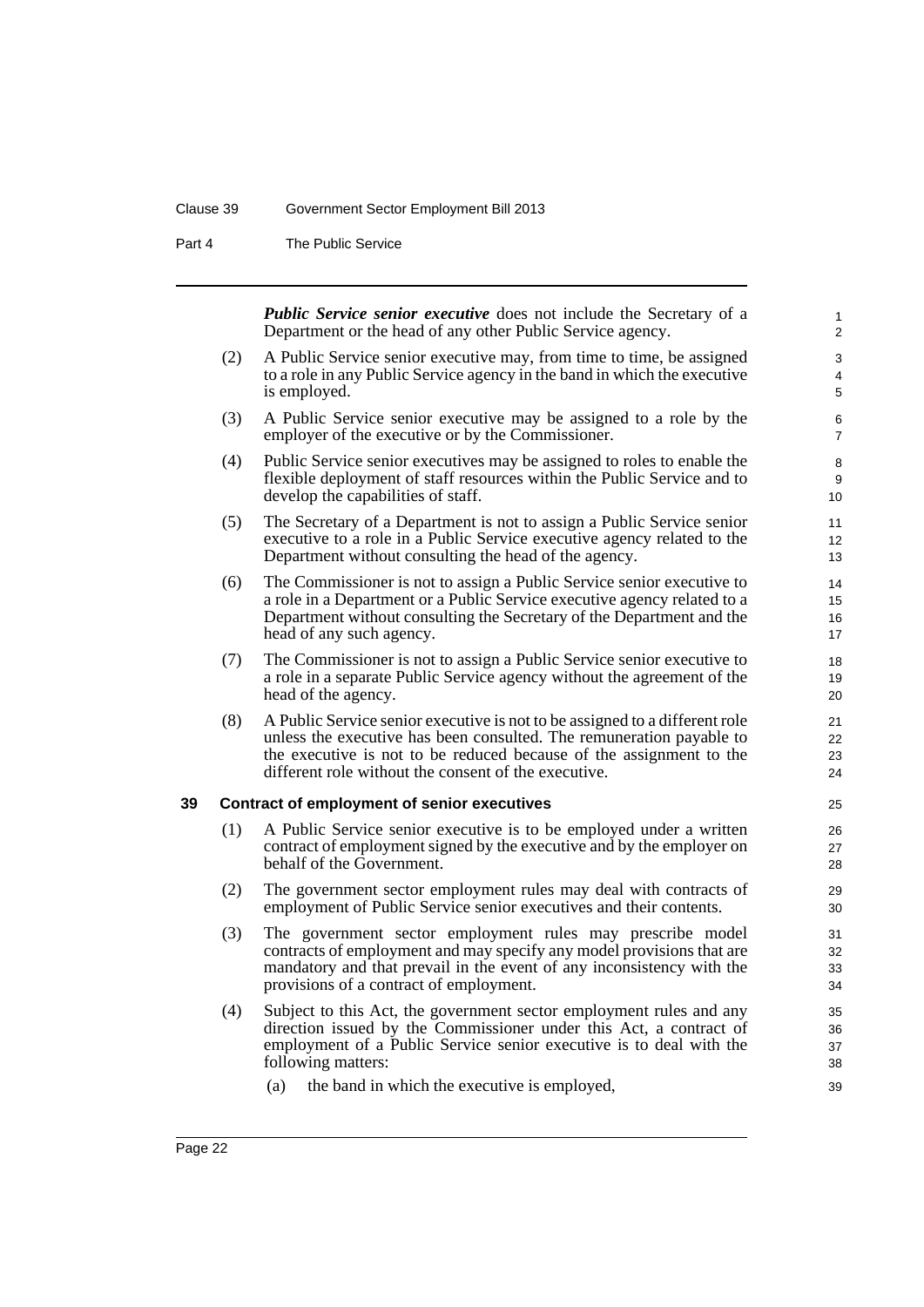***Public Service senior executive*** does not include the Secretary of a Department or the head of any other Public Service agency.

(2) A Public Service senior executive may, from time to time, be assigned to a role in any Public Service agency in the band in which the executive is employed.

(3) A Public Service senior executive may be assigned to a role by the employer of the executive or by the Commissioner.

(4) Public Service senior executives may be assigned to roles to enable the flexible deployment of staff resources within the Public Service and to develop the capabilities of staff.

(5) The Secretary of a Department is not to assign a Public Service senior executive to a role in a Public Service executive agency related to the Department without consulting the head of the agency.

(6) The Commissioner is not to assign a Public Service senior executive to a role in a Department or a Public Service executive agency related to a Department without consulting the Secretary of the Department and the head of any such agency.

(7) The Commissioner is not to assign a Public Service senior executive to a role in a separate Public Service agency without the agreement of the head of the agency.

(8) A Public Service senior executive is not to be assigned to a different role unless the executive has been consulted. The remuneration payable to the executive is not to be reduced because of the assignment to the different role without the consent of the executive.

### 39 Contract of employment of senior executives

(1) A Public Service senior executive is to be employed under a written contract of employment signed by the executive and by the employer on behalf of the Government.

(2) The government sector employment rules may deal with contracts of employment of Public Service senior executives and their contents.

(3) The government sector employment rules may prescribe model contracts of employment and may specify any model provisions that are mandatory and that prevail in the event of any inconsistency with the provisions of a contract of employment.

(4) Subject to this Act, the government sector employment rules and any direction issued by the Commissioner under this Act, a contract of employment of a Public Service senior executive is to deal with the following matters:

(a) the band in which the executive is employed,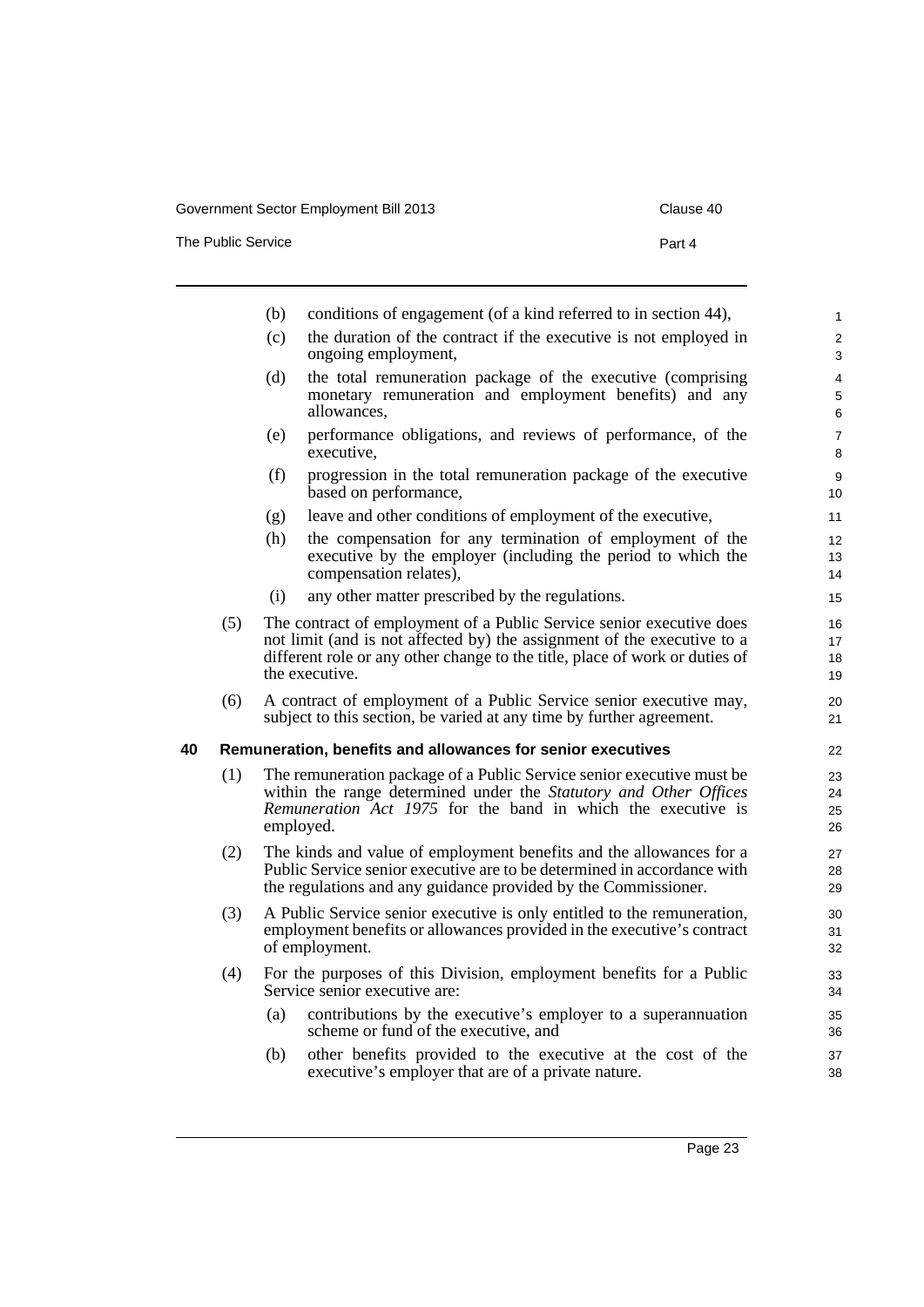- (b) conditions of engagement (of a kind referred to in section 44),
- (c) the duration of the contract if the executive is not employed in ongoing employment,
- (d) the total remuneration package of the executive (comprising monetary remuneration and employment benefits) and any allowances,
- (e) performance obligations, and reviews of performance, of the executive,
- (f) progression in the total remuneration package of the executive based on performance,
- (g) leave and other conditions of employment of the executive,
- (h) the compensation for any termination of employment of the executive by the employer (including the period to which the compensation relates),
- (i) any other matter prescribed by the regulations.

(5) The contract of employment of a Public Service senior executive does not limit (and is not affected by) the assignment of the executive to a different role or any other change to the title, place of work or duties of the executive.

(6) A contract of employment of a Public Service senior executive may, subject to this section, be varied at any time by further agreement.

## 40 Remuneration, benefits and allowances for senior executives

(1) The remuneration package of a Public Service senior executive must be within the range determined under the *Statutory and Other Offices Remuneration Act 1975* for the band in which the executive is employed.

(2) The kinds and value of employment benefits and the allowances for a Public Service senior executive are to be determined in accordance with the regulations and any guidance provided by the Commissioner.

(3) A Public Service senior executive is only entitled to the remuneration, employment benefits or allowances provided in the executive's contract of employment.

(4) For the purposes of this Division, employment benefits for a Public Service senior executive are:

- (a) contributions by the executive's employer to a superannuation scheme or fund of the executive, and
- (b) other benefits provided to the executive at the cost of the executive's employer that are of a private nature.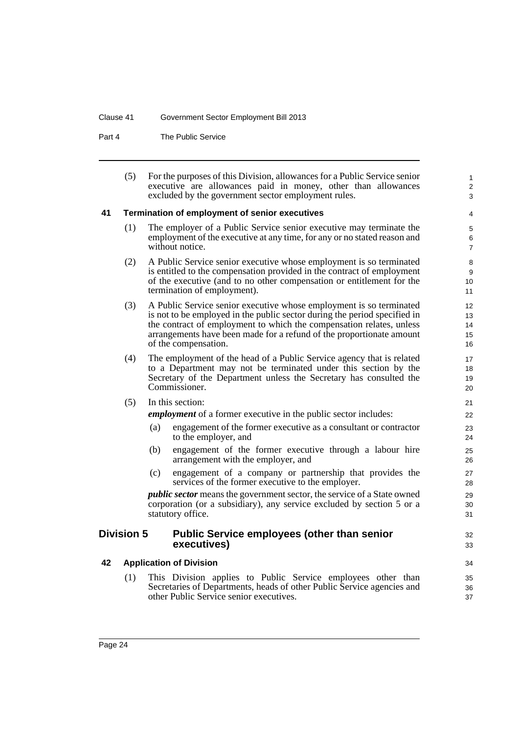(5) For the purposes of this Division, allowances for a Public Service senior executive are allowances paid in money, other than allowances excluded by the government sector employment rules.

### 41 Termination of employment of senior executives

(1) The employer of a Public Service senior executive may terminate the employment of the executive at any time, for any or no stated reason and without notice.

(2) A Public Service senior executive whose employment is so terminated is entitled to the compensation provided in the contract of employment of the executive (and to no other compensation or entitlement for the termination of employment).

(3) A Public Service senior executive whose employment is so terminated is not to be employed in the public sector during the period specified in the contract of employment to which the compensation relates, unless arrangements have been made for a refund of the proportionate amount of the compensation.

(4) The employment of the head of a Public Service agency that is related to a Department may not be terminated under this section by the Secretary of the Department unless the Secretary has consulted the Commissioner.

(5) In this section:

***employment*** of a former executive in the public sector includes:

(a) engagement of the former executive as a consultant or contractor to the employer, and

(b) engagement of the former executive through a labour hire arrangement with the employer, and

(c) engagement of a company or partnership that provides the services of the former executive to the employer.

***public sector*** means the government sector, the service of a State owned corporation (or a subsidiary), any service excluded by section 5 or a statutory office.

## Division 5 Public Service employees (other than senior executives)

### 42 Application of Division

(1) This Division applies to Public Service employees other than Secretaries of Departments, heads of other Public Service agencies and other Public Service senior executives.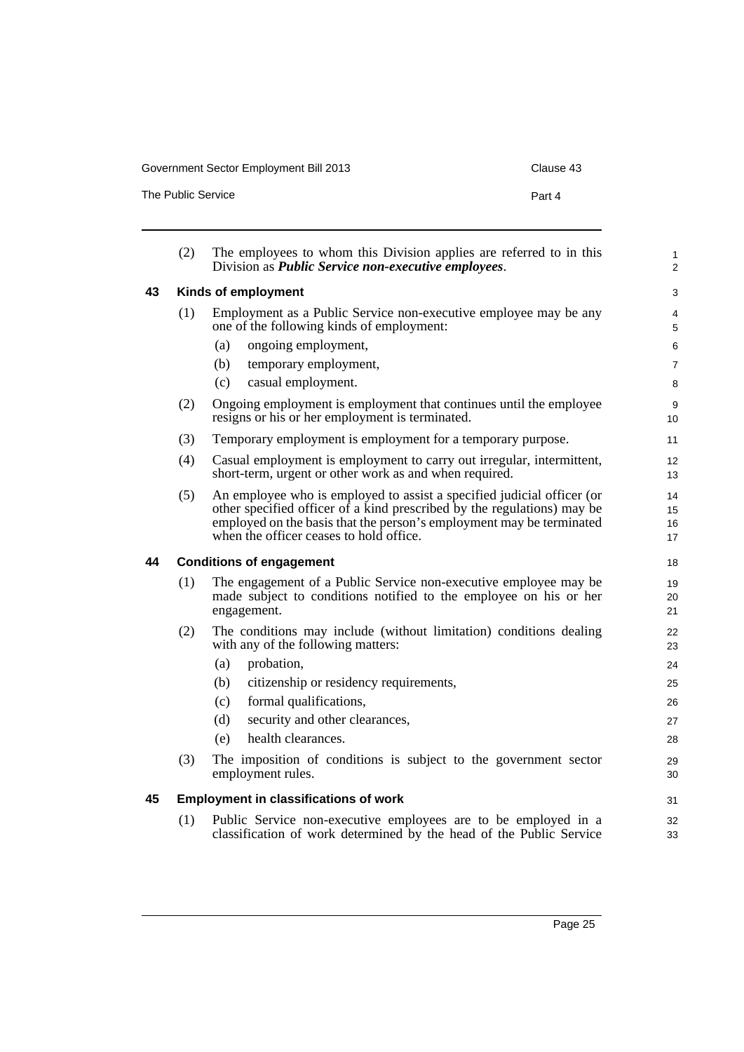(2) The employees to whom this Division applies are referred to in this Division as ***Public Service non-executive employees***.

### 43 Kinds of employment

(1) Employment as a Public Service non-executive employee may be any one of the following kinds of employment:

- (a) ongoing employment,
- (b) temporary employment,
- (c) casual employment.

(2) Ongoing employment is employment that continues until the employee resigns or his or her employment is terminated.

(3) Temporary employment is employment for a temporary purpose.

(4) Casual employment is employment to carry out irregular, intermittent, short-term, urgent or other work as and when required.

(5) An employee who is employed to assist a specified judicial officer (or other specified officer of a kind prescribed by the regulations) may be employed on the basis that the person's employment may be terminated when the officer ceases to hold office.

### 44 Conditions of engagement

(1) The engagement of a Public Service non-executive employee may be made subject to conditions notified to the employee on his or her engagement.

(2) The conditions may include (without limitation) conditions dealing with any of the following matters:

- (a) probation,
- (b) citizenship or residency requirements,
- (c) formal qualifications,
- (d) security and other clearances,
- (e) health clearances.

(3) The imposition of conditions is subject to the government sector employment rules.

### 45 Employment in classifications of work

(1) Public Service non-executive employees are to be employed in a classification of work determined by the head of the Public Service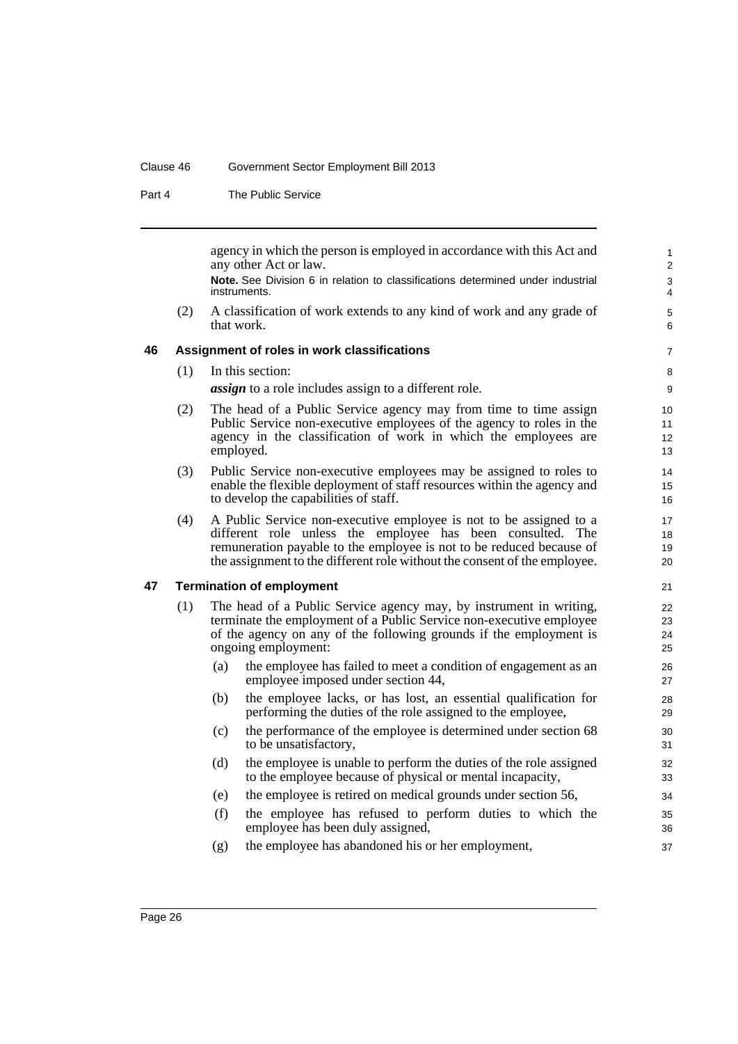agency in which the person is employed in accordance with this Act and any other Act or law.

**Note.** See Division 6 in relation to classifications determined under industrial instruments.

(2) A classification of work extends to any kind of work and any grade of that work.

### 46 Assignment of roles in work classifications

(1) In this section:

***assign*** to a role includes assign to a different role.

(2) The head of a Public Service agency may from time to time assign Public Service non-executive employees of the agency to roles in the agency in the classification of work in which the employees are employed.

(3) Public Service non-executive employees may be assigned to roles to enable the flexible deployment of staff resources within the agency and to develop the capabilities of staff.

(4) A Public Service non-executive employee is not to be assigned to a different role unless the employee has been consulted. The remuneration payable to the employee is not to be reduced because of the assignment to the different role without the consent of the employee.

### 47 Termination of employment

(1) The head of a Public Service agency may, by instrument in writing, terminate the employment of a Public Service non-executive employee of the agency on any of the following grounds if the employment is ongoing employment:

- (a) the employee has failed to meet a condition of engagement as an employee imposed under section 44,
- (b) the employee lacks, or has lost, an essential qualification for performing the duties of the role assigned to the employee,
- (c) the performance of the employee is determined under section 68 to be unsatisfactory,
- (d) the employee is unable to perform the duties of the role assigned to the employee because of physical or mental incapacity,
- (e) the employee is retired on medical grounds under section 56,
- (f) the employee has refused to perform duties to which the employee has been duly assigned,
- (g) the employee has abandoned his or her employment,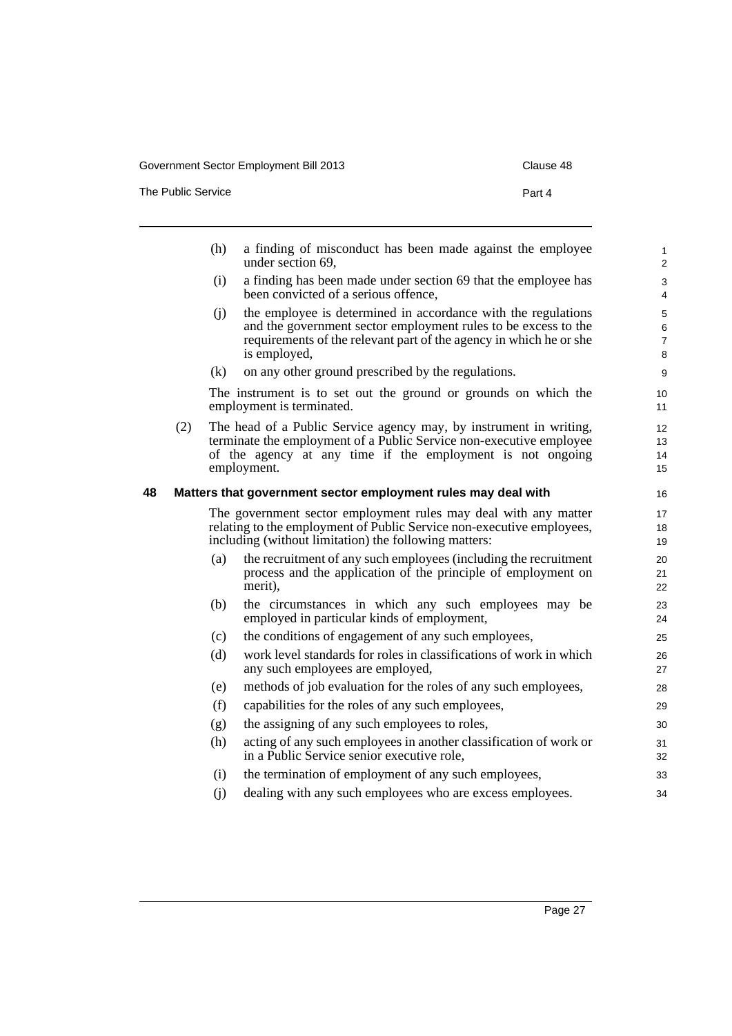(h) a finding of misconduct has been made against the employee under section 69,

(i) a finding has been made under section 69 that the employee has been convicted of a serious offence,

(j) the employee is determined in accordance with the regulations and the government sector employment rules to be excess to the requirements of the relevant part of the agency in which he or she is employed,

(k) on any other ground prescribed by the regulations.

The instrument is to set out the ground or grounds on which the employment is terminated.

(2) The head of a Public Service agency may, by instrument in writing, terminate the employment of a Public Service non-executive employee of the agency at any time if the employment is not ongoing employment.

### 48 Matters that government sector employment rules may deal with

The government sector employment rules may deal with any matter relating to the employment of Public Service non-executive employees, including (without limitation) the following matters:

(a) the recruitment of any such employees (including the recruitment process and the application of the principle of employment on merit),

(b) the circumstances in which any such employees may be employed in particular kinds of employment,

(c) the conditions of engagement of any such employees,

(d) work level standards for roles in classifications of work in which any such employees are employed,

(e) methods of job evaluation for the roles of any such employees,

(f) capabilities for the roles of any such employees,

(g) the assigning of any such employees to roles,

(h) acting of any such employees in another classification of work or in a Public Service senior executive role,

(i) the termination of employment of any such employees,

(j) dealing with any such employees who are excess employees.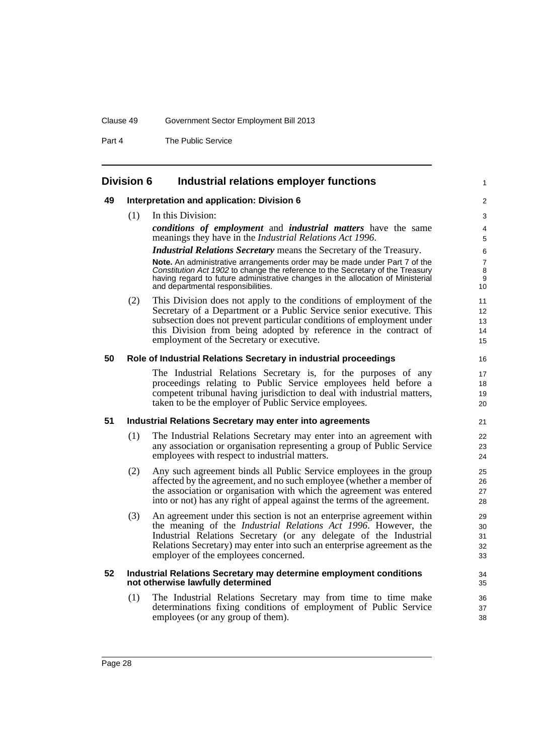## Division 6 Industrial relations employer functions

### 49 Interpretation and application: Division 6

(1) In this Division:

***conditions of employment*** and ***industrial matters*** have the same meanings they have in the *Industrial Relations Act 1996*.

***Industrial Relations Secretary*** means the Secretary of the Treasury.

**Note.** An administrative arrangements order may be made under Part 7 of the *Constitution Act 1902* to change the reference to the Secretary of the Treasury having regard to future administrative changes in the allocation of Ministerial and departmental responsibilities.

(2) This Division does not apply to the conditions of employment of the Secretary of a Department or a Public Service senior executive. This subsection does not prevent particular conditions of employment under this Division from being adopted by reference in the contract of employment of the Secretary or executive.

### 50 Role of Industrial Relations Secretary in industrial proceedings

The Industrial Relations Secretary is, for the purposes of any proceedings relating to Public Service employees held before a competent tribunal having jurisdiction to deal with industrial matters, taken to be the employer of Public Service employees.

### 51 Industrial Relations Secretary may enter into agreements

(1) The Industrial Relations Secretary may enter into an agreement with any association or organisation representing a group of Public Service employees with respect to industrial matters.

(2) Any such agreement binds all Public Service employees in the group affected by the agreement, and no such employee (whether a member of the association or organisation with which the agreement was entered into or not) has any right of appeal against the terms of the agreement.

(3) An agreement under this section is not an enterprise agreement within the meaning of the *Industrial Relations Act 1996*. However, the Industrial Relations Secretary (or any delegate of the Industrial Relations Secretary) may enter into such an enterprise agreement as the employer of the employees concerned.

### 52 Industrial Relations Secretary may determine employment conditions not otherwise lawfully determined

(1) The Industrial Relations Secretary may from time to time make determinations fixing conditions of employment of Public Service employees (or any group of them).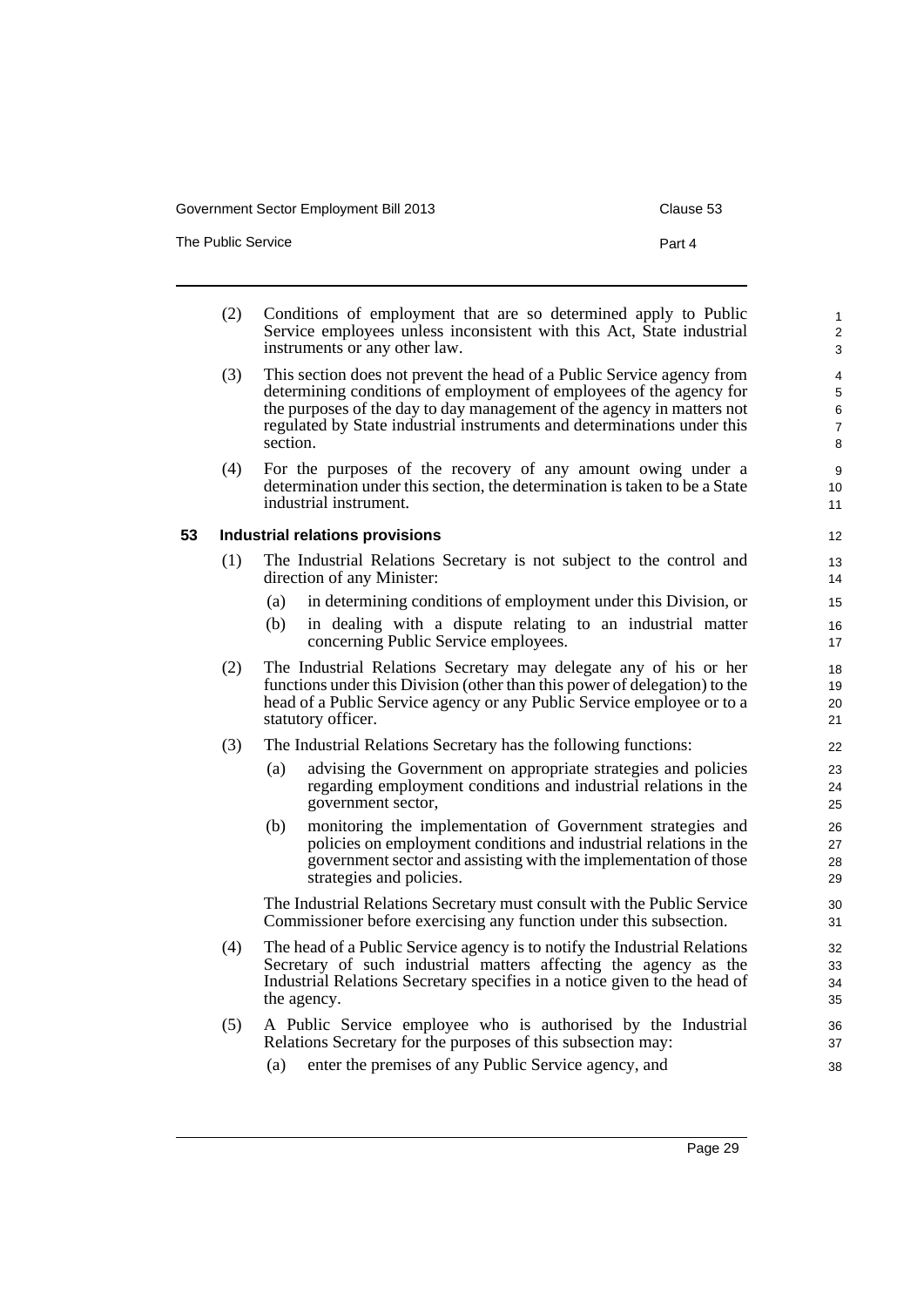(2) Conditions of employment that are so determined apply to Public Service employees unless inconsistent with this Act, State industrial instruments or any other law.

(3) This section does not prevent the head of a Public Service agency from determining conditions of employment of employees of the agency for the purposes of the day to day management of the agency in matters not regulated by State industrial instruments and determinations under this section.

(4) For the purposes of the recovery of any amount owing under a determination under this section, the determination is taken to be a State industrial instrument.

## 53 Industrial relations provisions

(1) The Industrial Relations Secretary is not subject to the control and direction of any Minister:

- (a) in determining conditions of employment under this Division, or
- (b) in dealing with a dispute relating to an industrial matter concerning Public Service employees.

(2) The Industrial Relations Secretary may delegate any of his or her functions under this Division (other than this power of delegation) to the head of a Public Service agency or any Public Service employee or to a statutory officer.

(3) The Industrial Relations Secretary has the following functions:

- (a) advising the Government on appropriate strategies and policies regarding employment conditions and industrial relations in the government sector,
- (b) monitoring the implementation of Government strategies and policies on employment conditions and industrial relations in the government sector and assisting with the implementation of those strategies and policies.

The Industrial Relations Secretary must consult with the Public Service Commissioner before exercising any function under this subsection.

(4) The head of a Public Service agency is to notify the Industrial Relations Secretary of such industrial matters affecting the agency as the Industrial Relations Secretary specifies in a notice given to the head of the agency.

(5) A Public Service employee who is authorised by the Industrial Relations Secretary for the purposes of this subsection may:

- (a) enter the premises of any Public Service agency, and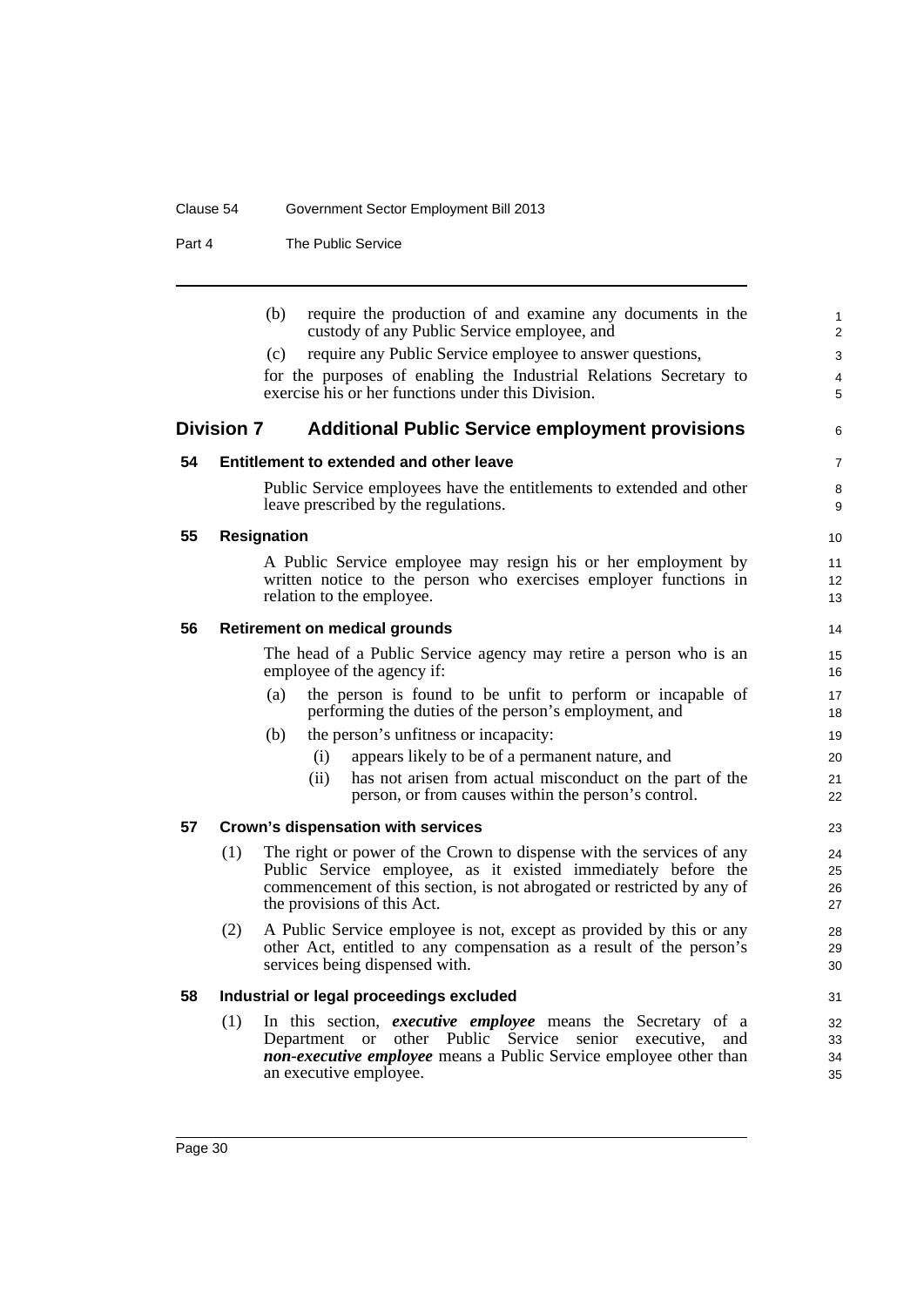(b) require the production of and examine any documents in the custody of any Public Service employee, and

(c) require any Public Service employee to answer questions,

for the purposes of enabling the Industrial Relations Secretary to exercise his or her functions under this Division.

## Division 7 Additional Public Service employment provisions

### 54 Entitlement to extended and other leave

Public Service employees have the entitlements to extended and other leave prescribed by the regulations.

### 55 Resignation

A Public Service employee may resign his or her employment by written notice to the person who exercises employer functions in relation to the employee.

### 56 Retirement on medical grounds

The head of a Public Service agency may retire a person who is an employee of the agency if:

(a) the person is found to be unfit to perform or incapable of performing the duties of the person's employment, and

(b) the person's unfitness or incapacity:

(i) appears likely to be of a permanent nature, and

(ii) has not arisen from actual misconduct on the part of the person, or from causes within the person's control.

### 57 Crown's dispensation with services

(1) The right or power of the Crown to dispense with the services of any Public Service employee, as it existed immediately before the commencement of this section, is not abrogated or restricted by any of the provisions of this Act.

(2) A Public Service employee is not, except as provided by this or any other Act, entitled to any compensation as a result of the person's services being dispensed with.

### 58 Industrial or legal proceedings excluded

(1) In this section, ***executive employee*** means the Secretary of a Department or other Public Service senior executive, and ***non-executive employee*** means a Public Service employee other than an executive employee.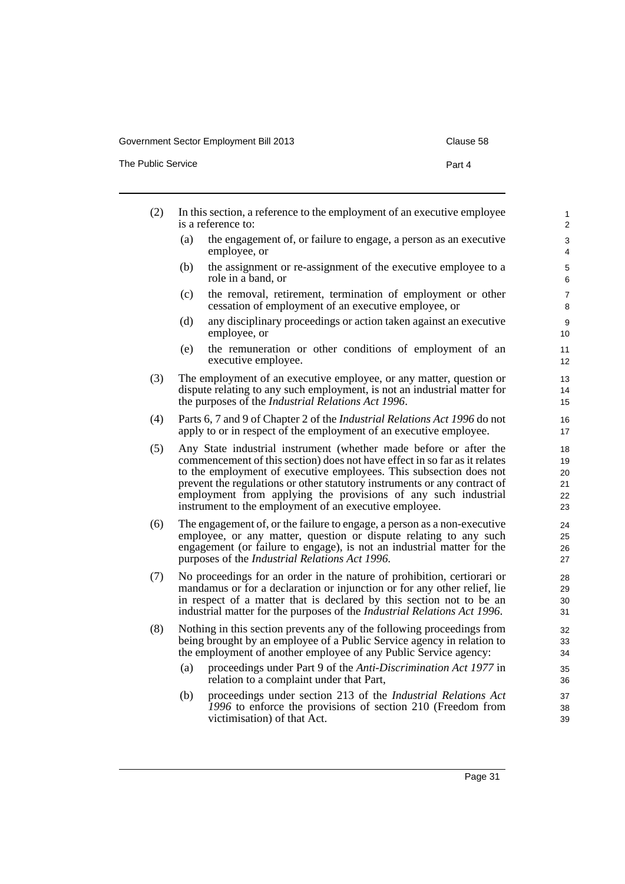(2) In this section, a reference to the employment of an executive employee is a reference to:

(a) the engagement of, or failure to engage, a person as an executive employee, or

(b) the assignment or re-assignment of the executive employee to a role in a band, or

(c) the removal, retirement, termination of employment or other cessation of employment of an executive employee, or

(d) any disciplinary proceedings or action taken against an executive employee, or

(e) the remuneration or other conditions of employment of an executive employee.

(3) The employment of an executive employee, or any matter, question or dispute relating to any such employment, is not an industrial matter for the purposes of the *Industrial Relations Act 1996*.

(4) Parts 6, 7 and 9 of Chapter 2 of the *Industrial Relations Act 1996* do not apply to or in respect of the employment of an executive employee.

(5) Any State industrial instrument (whether made before or after the commencement of this section) does not have effect in so far as it relates to the employment of executive employees. This subsection does not prevent the regulations or other statutory instruments or any contract of employment from applying the provisions of any such industrial instrument to the employment of an executive employee.

(6) The engagement of, or the failure to engage, a person as a non-executive employee, or any matter, question or dispute relating to any such engagement (or failure to engage), is not an industrial matter for the purposes of the *Industrial Relations Act 1996*.

(7) No proceedings for an order in the nature of prohibition, certiorari or mandamus or for a declaration or injunction or for any other relief, lie in respect of a matter that is declared by this section not to be an industrial matter for the purposes of the *Industrial Relations Act 1996*.

(8) Nothing in this section prevents any of the following proceedings from being brought by an employee of a Public Service agency in relation to the employment of another employee of any Public Service agency:

(a) proceedings under Part 9 of the *Anti-Discrimination Act 1977* in relation to a complaint under that Part,

(b) proceedings under section 213 of the *Industrial Relations Act 1996* to enforce the provisions of section 210 (Freedom from victimisation) of that Act.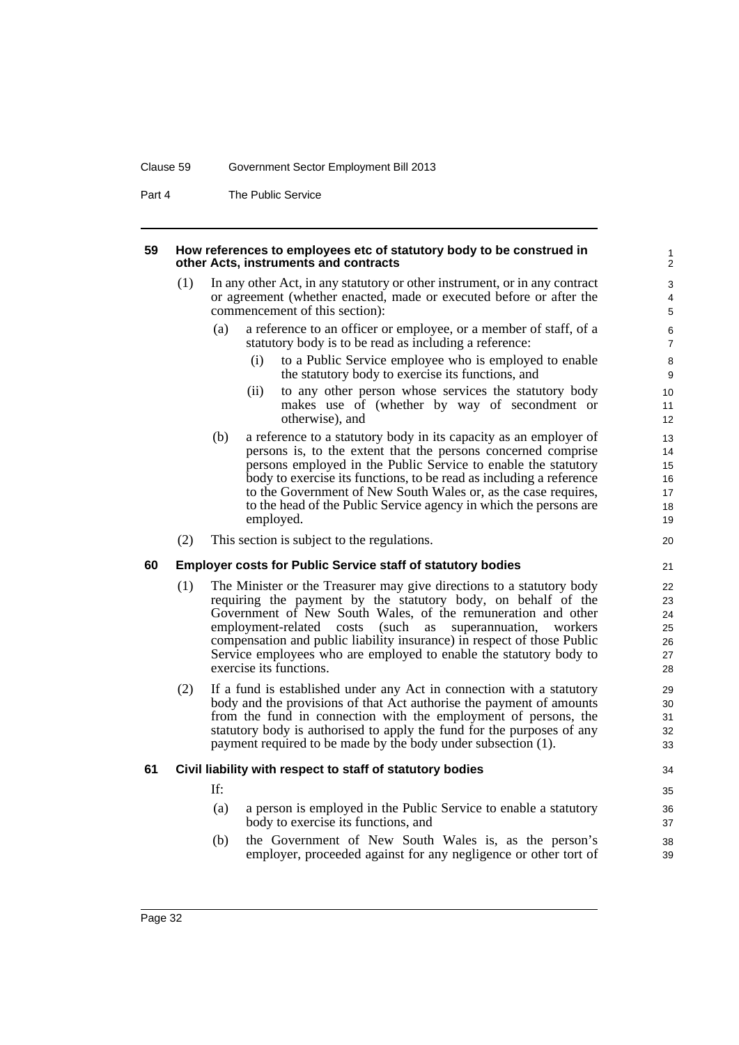#### 59 How references to employees etc of statutory body to be construed in other Acts, instruments and contracts

(1) In any other Act, in any statutory or other instrument, or in any contract or agreement (whether enacted, made or executed before or after the commencement of this section):

- (a) a reference to an officer or employee, or a member of staff, of a statutory body is to be read as including a reference:
  - (i) to a Public Service employee who is employed to enable the statutory body to exercise its functions, and
  - (ii) to any other person whose services the statutory body makes use of (whether by way of secondment or otherwise), and
- (b) a reference to a statutory body in its capacity as an employer of persons is, to the extent that the persons concerned comprise persons employed in the Public Service to enable the statutory body to exercise its functions, to be read as including a reference to the Government of New South Wales or, as the case requires, to the head of the Public Service agency in which the persons are employed.

(2) This section is subject to the regulations.

#### 60 Employer costs for Public Service staff of statutory bodies

(1) The Minister or the Treasurer may give directions to a statutory body requiring the payment by the statutory body, on behalf of the Government of New South Wales, of the remuneration and other employment-related costs (such as superannuation, workers compensation and public liability insurance) in respect of those Public Service employees who are employed to enable the statutory body to exercise its functions.

(2) If a fund is established under any Act in connection with a statutory body and the provisions of that Act authorise the payment of amounts from the fund in connection with the employment of persons, the statutory body is authorised to apply the fund for the purposes of any payment required to be made by the body under subsection (1).

#### 61 Civil liability with respect to staff of statutory bodies

If:

- (a) a person is employed in the Public Service to enable a statutory body to exercise its functions, and
- (b) the Government of New South Wales is, as the person's employer, proceeded against for any negligence or other tort of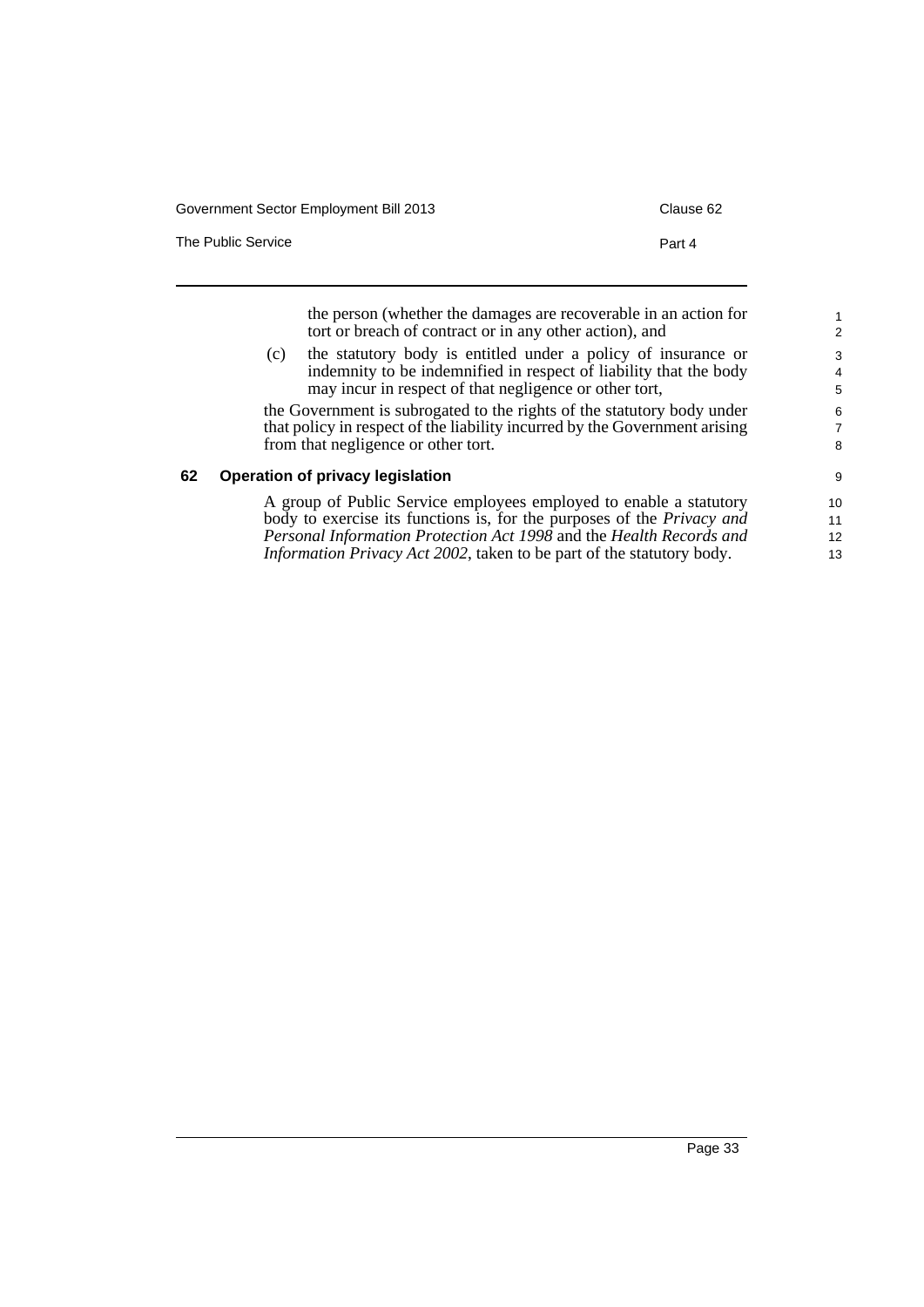the person (whether the damages are recoverable in an action for tort or breach of contract or in any other action), and

(c) the statutory body is entitled under a policy of insurance or indemnity to be indemnified in respect of liability that the body may incur in respect of that negligence or other tort,

the Government is subrogated to the rights of the statutory body under that policy in respect of the liability incurred by the Government arising from that negligence or other tort.

## 62 Operation of privacy legislation

A group of Public Service employees employed to enable a statutory body to exercise its functions is, for the purposes of the *Privacy and Personal Information Protection Act 1998* and the *Health Records and Information Privacy Act 2002*, taken to be part of the statutory body.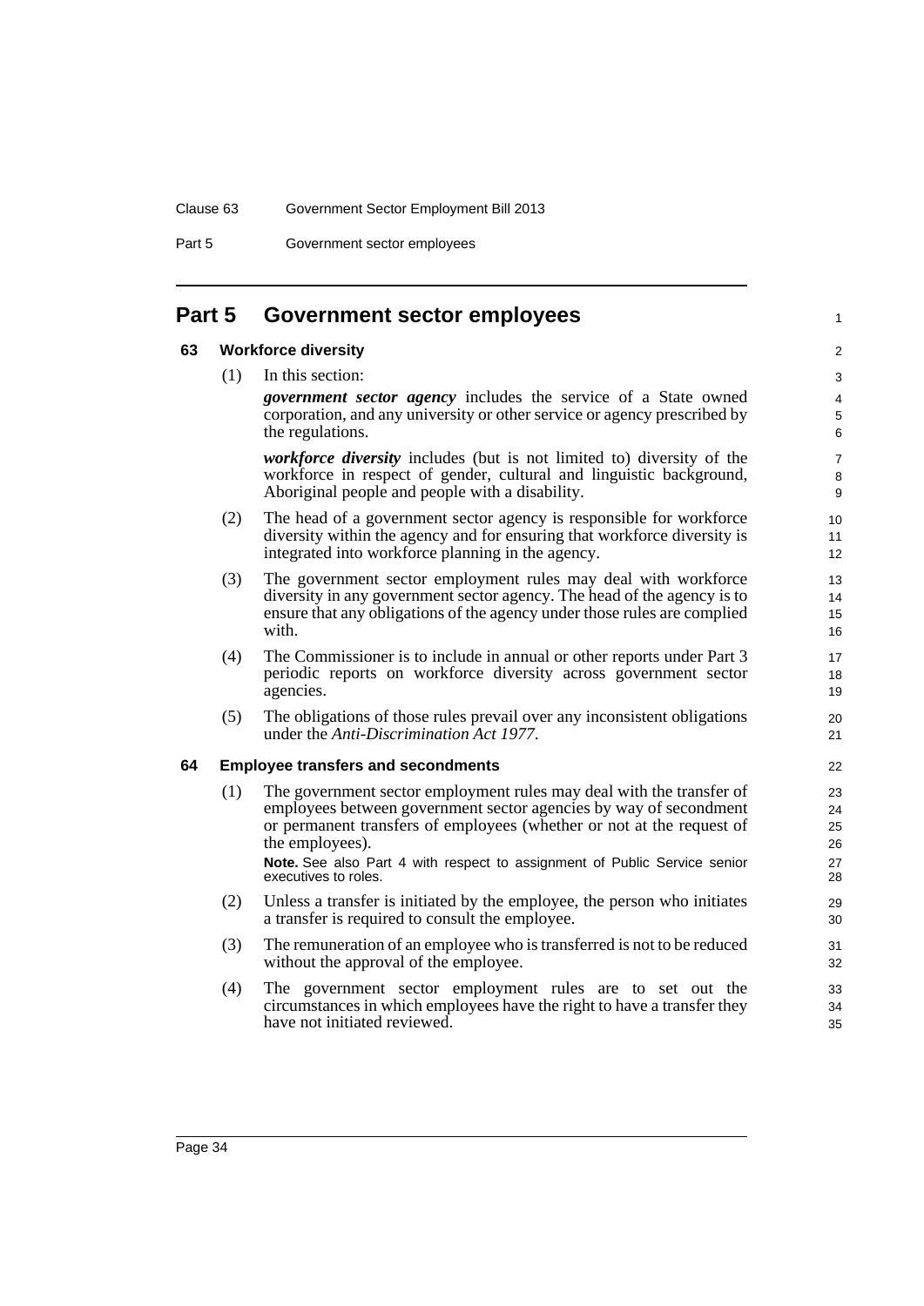# Part 5 Government sector employees

## 63 Workforce diversity

(1) In this section:

***government sector agency*** includes the service of a State owned corporation, and any university or other service or agency prescribed by the regulations.

***workforce diversity*** includes (but is not limited to) diversity of the workforce in respect of gender, cultural and linguistic background, Aboriginal people and people with a disability.

(2) The head of a government sector agency is responsible for workforce diversity within the agency and for ensuring that workforce diversity is integrated into workforce planning in the agency.

(3) The government sector employment rules may deal with workforce diversity in any government sector agency. The head of the agency is to ensure that any obligations of the agency under those rules are complied with.

(4) The Commissioner is to include in annual or other reports under Part 3 periodic reports on workforce diversity across government sector agencies.

(5) The obligations of those rules prevail over any inconsistent obligations under the *Anti-Discrimination Act 1977*.

## 64 Employee transfers and secondments

(1) The government sector employment rules may deal with the transfer of employees between government sector agencies by way of secondment or permanent transfers of employees (whether or not at the request of the employees).

**Note.** See also Part 4 with respect to assignment of Public Service senior executives to roles.

(2) Unless a transfer is initiated by the employee, the person who initiates a transfer is required to consult the employee.

(3) The remuneration of an employee who is transferred is not to be reduced without the approval of the employee.

(4) The government sector employment rules are to set out the circumstances in which employees have the right to have a transfer they have not initiated reviewed.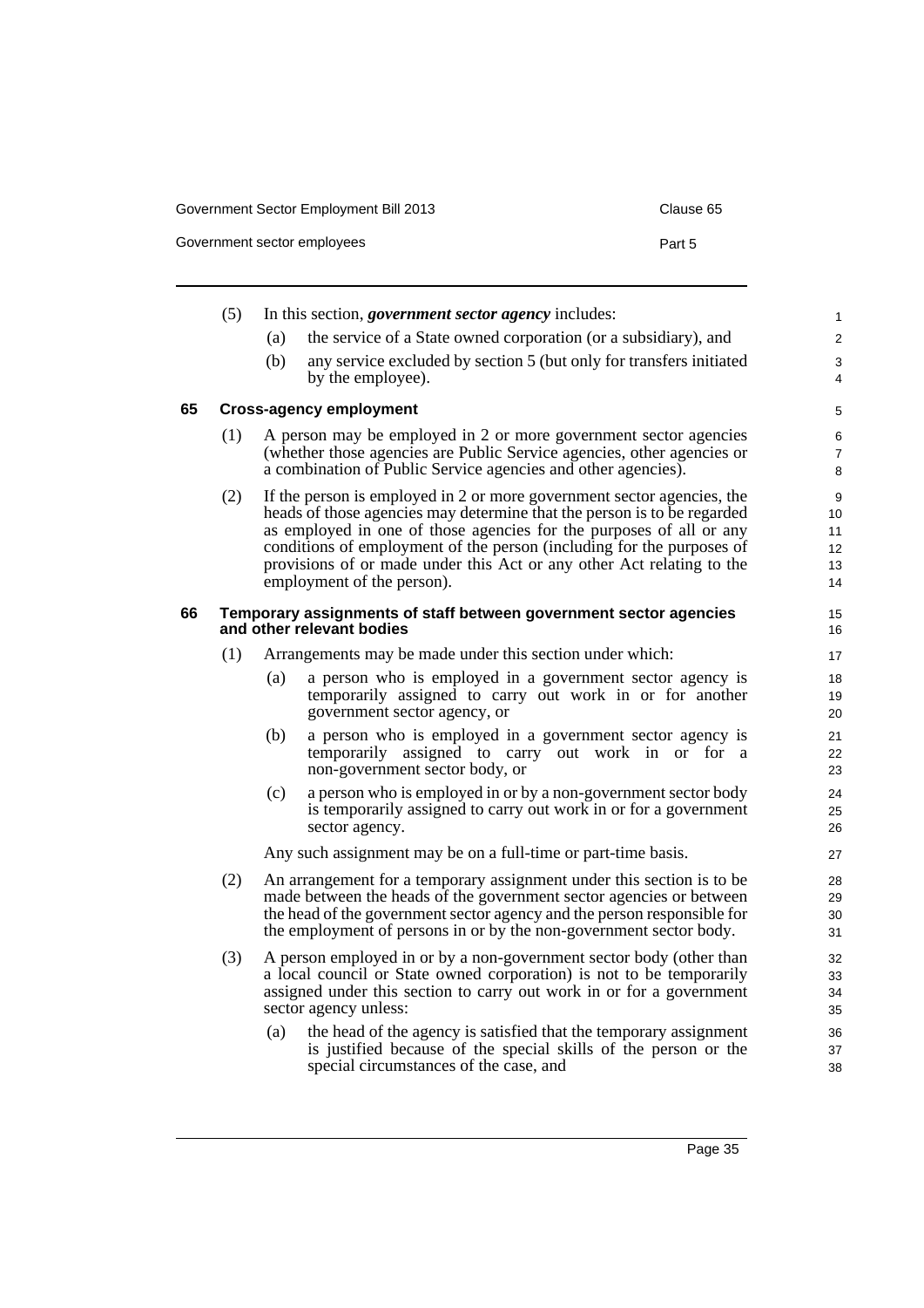(5) In this section, ***government sector agency*** includes:

(a) the service of a State owned corporation (or a subsidiary), and

(b) any service excluded by section 5 (but only for transfers initiated by the employee).

## 65 Cross-agency employment

(1) A person may be employed in 2 or more government sector agencies (whether those agencies are Public Service agencies, other agencies or a combination of Public Service agencies and other agencies).

(2) If the person is employed in 2 or more government sector agencies, the heads of those agencies may determine that the person is to be regarded as employed in one of those agencies for the purposes of all or any conditions of employment of the person (including for the purposes of provisions of or made under this Act or any other Act relating to the employment of the person).

## 66 Temporary assignments of staff between government sector agencies and other relevant bodies

(1) Arrangements may be made under this section under which:

(a) a person who is employed in a government sector agency is temporarily assigned to carry out work in or for another government sector agency, or

(b) a person who is employed in a government sector agency is temporarily assigned to carry out work in or for a non-government sector body, or

(c) a person who is employed in or by a non-government sector body is temporarily assigned to carry out work in or for a government sector agency.

Any such assignment may be on a full-time or part-time basis.

(2) An arrangement for a temporary assignment under this section is to be made between the heads of the government sector agencies or between the head of the government sector agency and the person responsible for the employment of persons in or by the non-government sector body.

(3) A person employed in or by a non-government sector body (other than a local council or State owned corporation) is not to be temporarily assigned under this section to carry out work in or for a government sector agency unless:

(a) the head of the agency is satisfied that the temporary assignment is justified because of the special skills of the person or the special circumstances of the case, and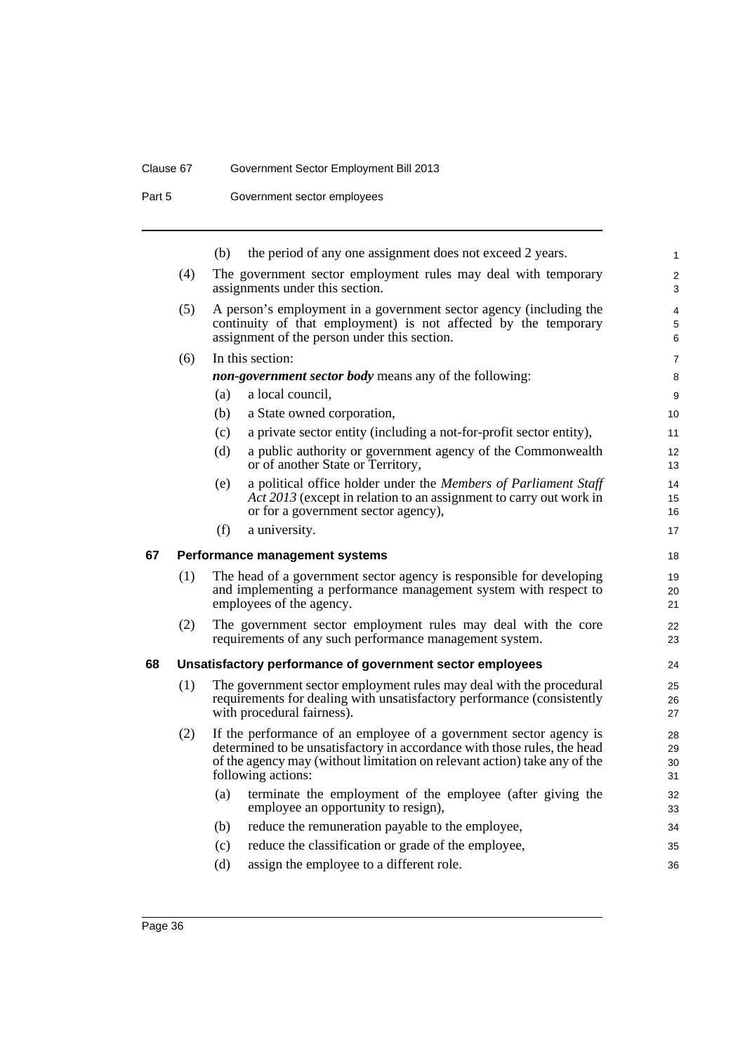(b) the period of any one assignment does not exceed 2 years.

(4) The government sector employment rules may deal with temporary assignments under this section.

(5) A person's employment in a government sector agency (including the continuity of that employment) is not affected by the temporary assignment of the person under this section.

(6) In this section:

***non-government sector body*** means any of the following:

(a) a local council,

(b) a State owned corporation,

(c) a private sector entity (including a not-for-profit sector entity),

(d) a public authority or government agency of the Commonwealth or of another State or Territory,

(e) a political office holder under the *Members of Parliament Staff Act 2013* (except in relation to an assignment to carry out work in or for a government sector agency),

(f) a university.

## 67 Performance management systems

(1) The head of a government sector agency is responsible for developing and implementing a performance management system with respect to employees of the agency.

(2) The government sector employment rules may deal with the core requirements of any such performance management system.

## 68 Unsatisfactory performance of government sector employees

(1) The government sector employment rules may deal with the procedural requirements for dealing with unsatisfactory performance (consistently with procedural fairness).

(2) If the performance of an employee of a government sector agency is determined to be unsatisfactory in accordance with those rules, the head of the agency may (without limitation on relevant action) take any of the following actions:

(a) terminate the employment of the employee (after giving the employee an opportunity to resign),

(b) reduce the remuneration payable to the employee,

(c) reduce the classification or grade of the employee,

(d) assign the employee to a different role.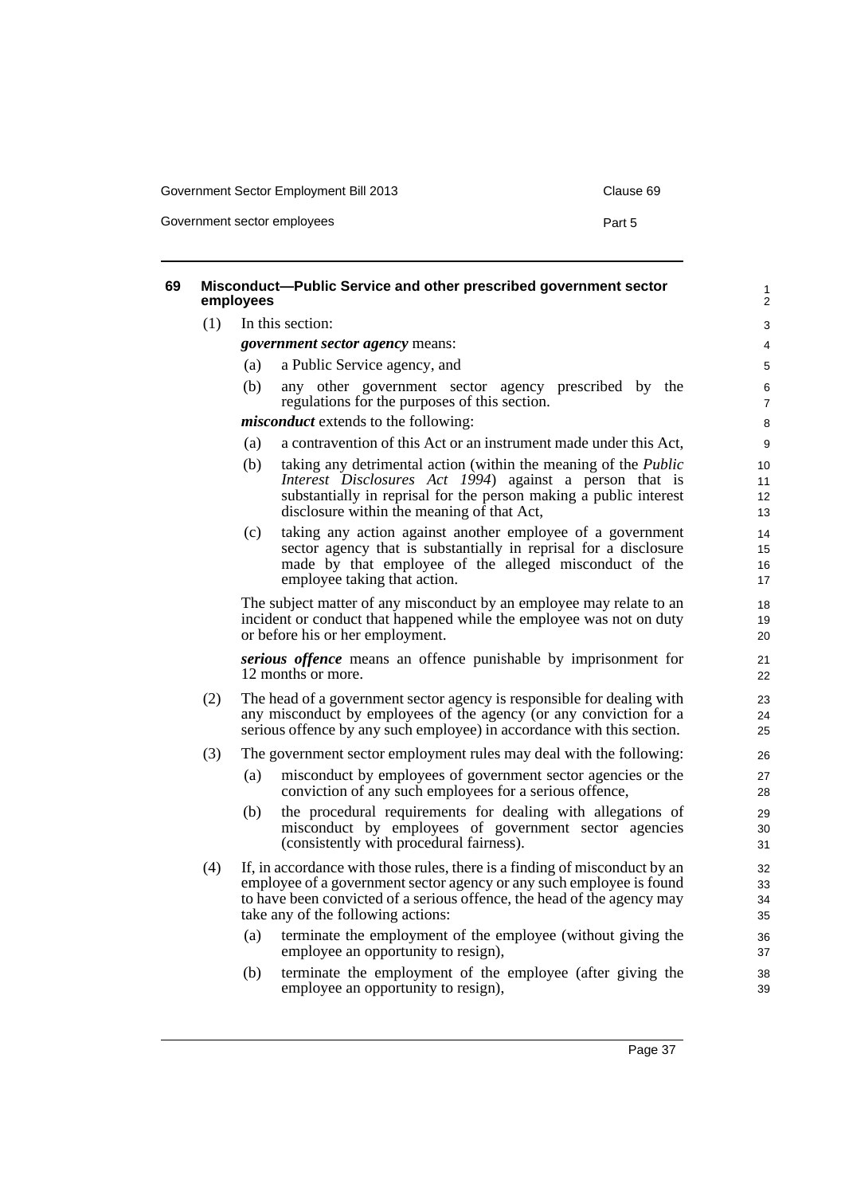## 69 Misconduct—Public Service and other prescribed government sector employees

(1) In this section:

***government sector agency*** means:

(a) a Public Service agency, and

(b) any other government sector agency prescribed by the regulations for the purposes of this section.

***misconduct*** extends to the following:

(a) a contravention of this Act or an instrument made under this Act,

(b) taking any detrimental action (within the meaning of the *Public Interest Disclosures Act 1994*) against a person that is substantially in reprisal for the person making a public interest disclosure within the meaning of that Act,

(c) taking any action against another employee of a government sector agency that is substantially in reprisal for a disclosure made by that employee of the alleged misconduct of the employee taking that action.

The subject matter of any misconduct by an employee may relate to an incident or conduct that happened while the employee was not on duty or before his or her employment.

***serious offence*** means an offence punishable by imprisonment for 12 months or more.

(2) The head of a government sector agency is responsible for dealing with any misconduct by employees of the agency (or any conviction for a serious offence by any such employee) in accordance with this section.

(3) The government sector employment rules may deal with the following:

(a) misconduct by employees of government sector agencies or the conviction of any such employees for a serious offence,

(b) the procedural requirements for dealing with allegations of misconduct by employees of government sector agencies (consistently with procedural fairness).

(4) If, in accordance with those rules, there is a finding of misconduct by an employee of a government sector agency or any such employee is found to have been convicted of a serious offence, the head of the agency may take any of the following actions:

(a) terminate the employment of the employee (without giving the employee an opportunity to resign),

(b) terminate the employment of the employee (after giving the employee an opportunity to resign),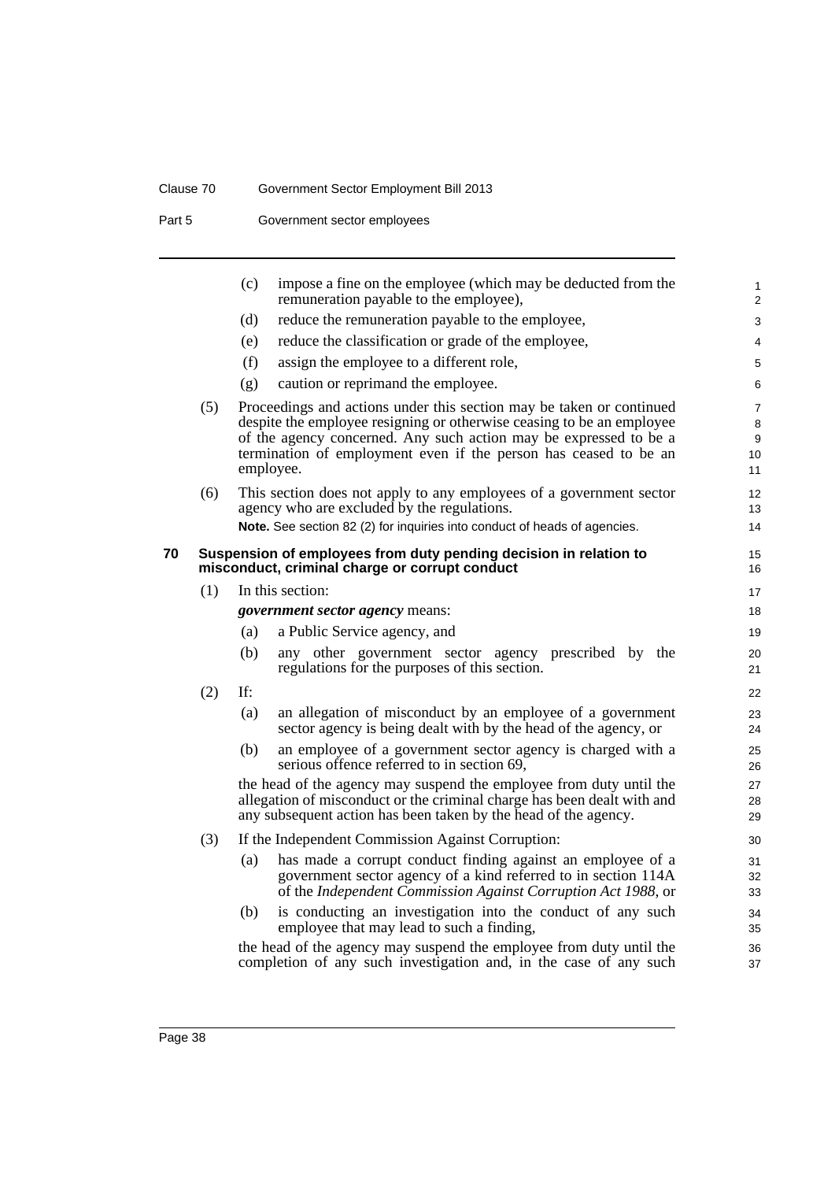(c) impose a fine on the employee (which may be deducted from the remuneration payable to the employee),

(d) reduce the remuneration payable to the employee,

(e) reduce the classification or grade of the employee,

(f) assign the employee to a different role,

(g) caution or reprimand the employee.

(5) Proceedings and actions under this section may be taken or continued despite the employee resigning or otherwise ceasing to be an employee of the agency concerned. Any such action may be expressed to be a termination of employment even if the person has ceased to be an employee.

(6) This section does not apply to any employees of a government sector agency who are excluded by the regulations.

**Note.** See section 82 (2) for inquiries into conduct of heads of agencies.

## 70 Suspension of employees from duty pending decision in relation to misconduct, criminal charge or corrupt conduct

(1) In this section:

***government sector agency*** means:

(a) a Public Service agency, and

(b) any other government sector agency prescribed by the regulations for the purposes of this section.

(2) If:

(a) an allegation of misconduct by an employee of a government sector agency is being dealt with by the head of the agency, or

(b) an employee of a government sector agency is charged with a serious offence referred to in section 69,

the head of the agency may suspend the employee from duty until the allegation of misconduct or the criminal charge has been dealt with and any subsequent action has been taken by the head of the agency.

(3) If the Independent Commission Against Corruption:

(a) has made a corrupt conduct finding against an employee of a government sector agency of a kind referred to in section 114A of the *Independent Commission Against Corruption Act 1988*, or

(b) is conducting an investigation into the conduct of any such employee that may lead to such a finding,

the head of the agency may suspend the employee from duty until the completion of any such investigation and, in the case of any such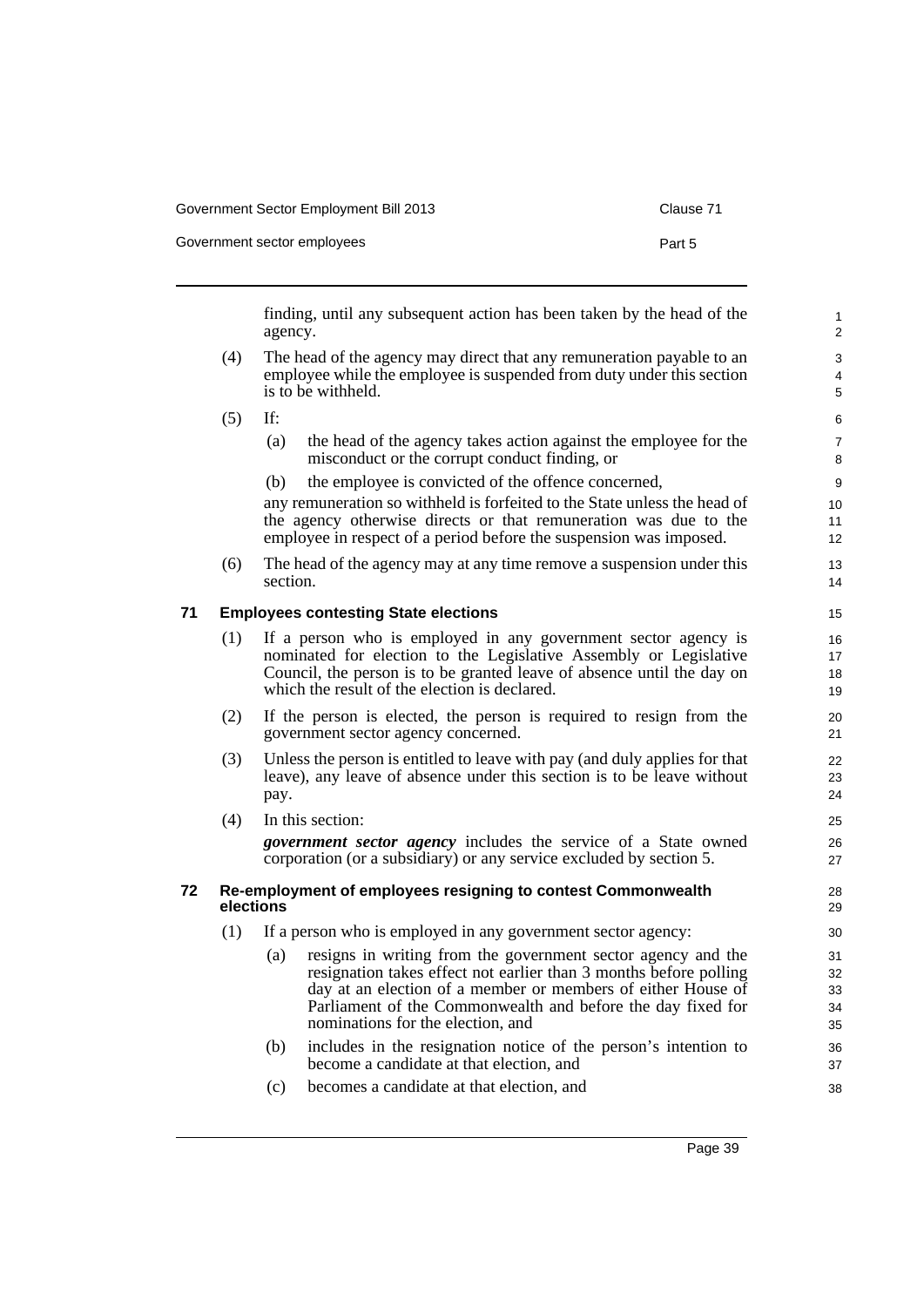finding, until any subsequent action has been taken by the head of the agency.

(4) The head of the agency may direct that any remuneration payable to an employee while the employee is suspended from duty under this section is to be withheld.

(5) If:

(a) the head of the agency takes action against the employee for the misconduct or the corrupt conduct finding, or

(b) the employee is convicted of the offence concerned,

any remuneration so withheld is forfeited to the State unless the head of the agency otherwise directs or that remuneration was due to the employee in respect of a period before the suspension was imposed.

(6) The head of the agency may at any time remove a suspension under this section.

### 71 Employees contesting State elections

(1) If a person who is employed in any government sector agency is nominated for election to the Legislative Assembly or Legislative Council, the person is to be granted leave of absence until the day on which the result of the election is declared.

(2) If the person is elected, the person is required to resign from the government sector agency concerned.

(3) Unless the person is entitled to leave with pay (and duly applies for that leave), any leave of absence under this section is to be leave without pay.

(4) In this section:

***government sector agency*** includes the service of a State owned corporation (or a subsidiary) or any service excluded by section 5.

### 72 Re-employment of employees resigning to contest Commonwealth elections

(1) If a person who is employed in any government sector agency:

(a) resigns in writing from the government sector agency and the resignation takes effect not earlier than 3 months before polling day at an election of a member or members of either House of Parliament of the Commonwealth and before the day fixed for nominations for the election, and

(b) includes in the resignation notice of the person's intention to become a candidate at that election, and

(c) becomes a candidate at that election, and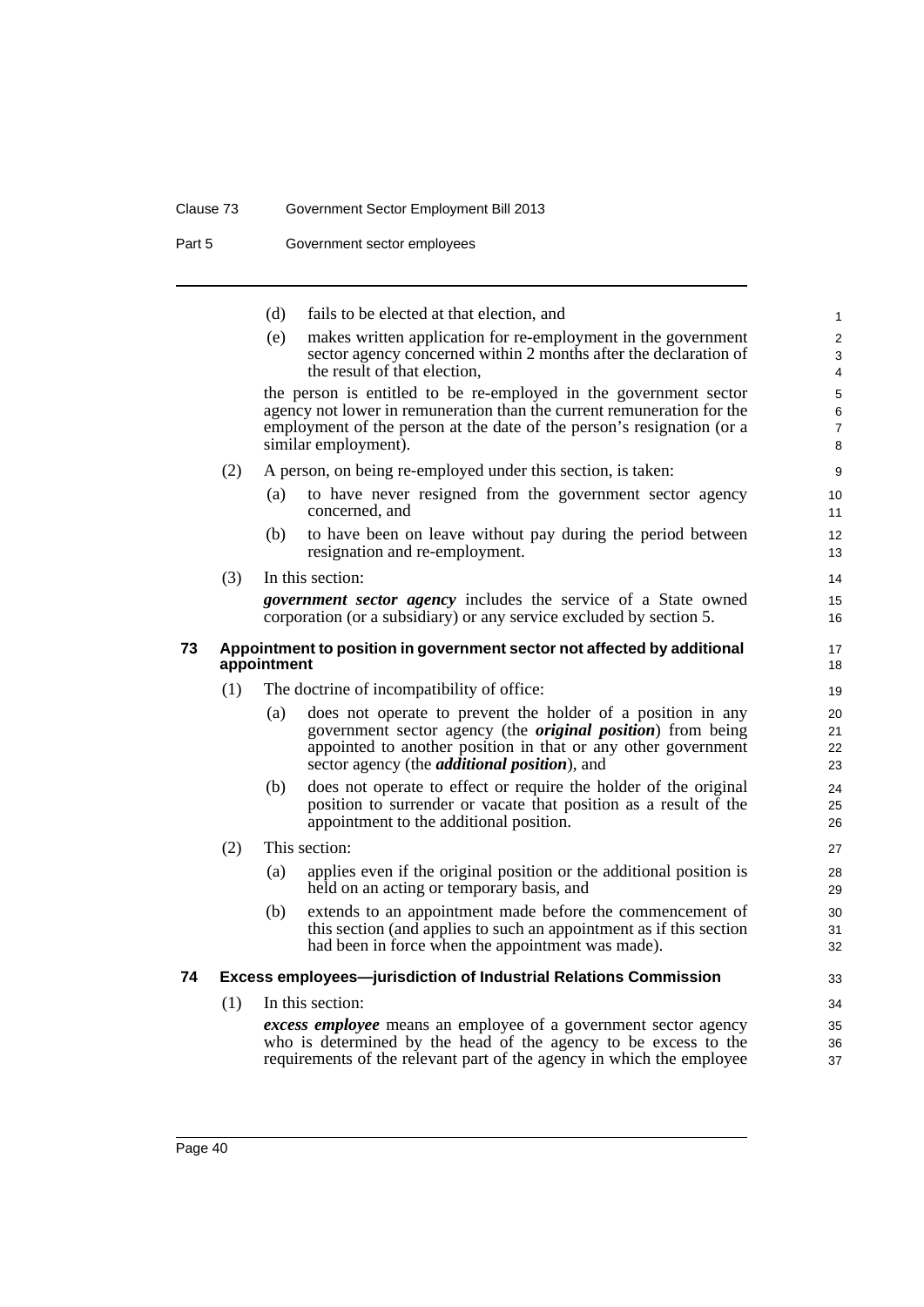(d) fails to be elected at that election, and

(e) makes written application for re-employment in the government sector agency concerned within 2 months after the declaration of the result of that election,

the person is entitled to be re-employed in the government sector agency not lower in remuneration than the current remuneration for the employment of the person at the date of the person's resignation (or a similar employment).

(2) A person, on being re-employed under this section, is taken:

(a) to have never resigned from the government sector agency concerned, and

(b) to have been on leave without pay during the period between resignation and re-employment.

(3) In this section:

***government sector agency*** includes the service of a State owned corporation (or a subsidiary) or any service excluded by section 5.

### 73 Appointment to position in government sector not affected by additional appointment

(1) The doctrine of incompatibility of office:

(a) does not operate to prevent the holder of a position in any government sector agency (the ***original position***) from being appointed to another position in that or any other government sector agency (the ***additional position***), and

(b) does not operate to effect or require the holder of the original position to surrender or vacate that position as a result of the appointment to the additional position.

(2) This section:

(a) applies even if the original position or the additional position is held on an acting or temporary basis, and

(b) extends to an appointment made before the commencement of this section (and applies to such an appointment as if this section had been in force when the appointment was made).

### 74 Excess employees—jurisdiction of Industrial Relations Commission

(1) In this section:

***excess employee*** means an employee of a government sector agency who is determined by the head of the agency to be excess to the requirements of the relevant part of the agency in which the employee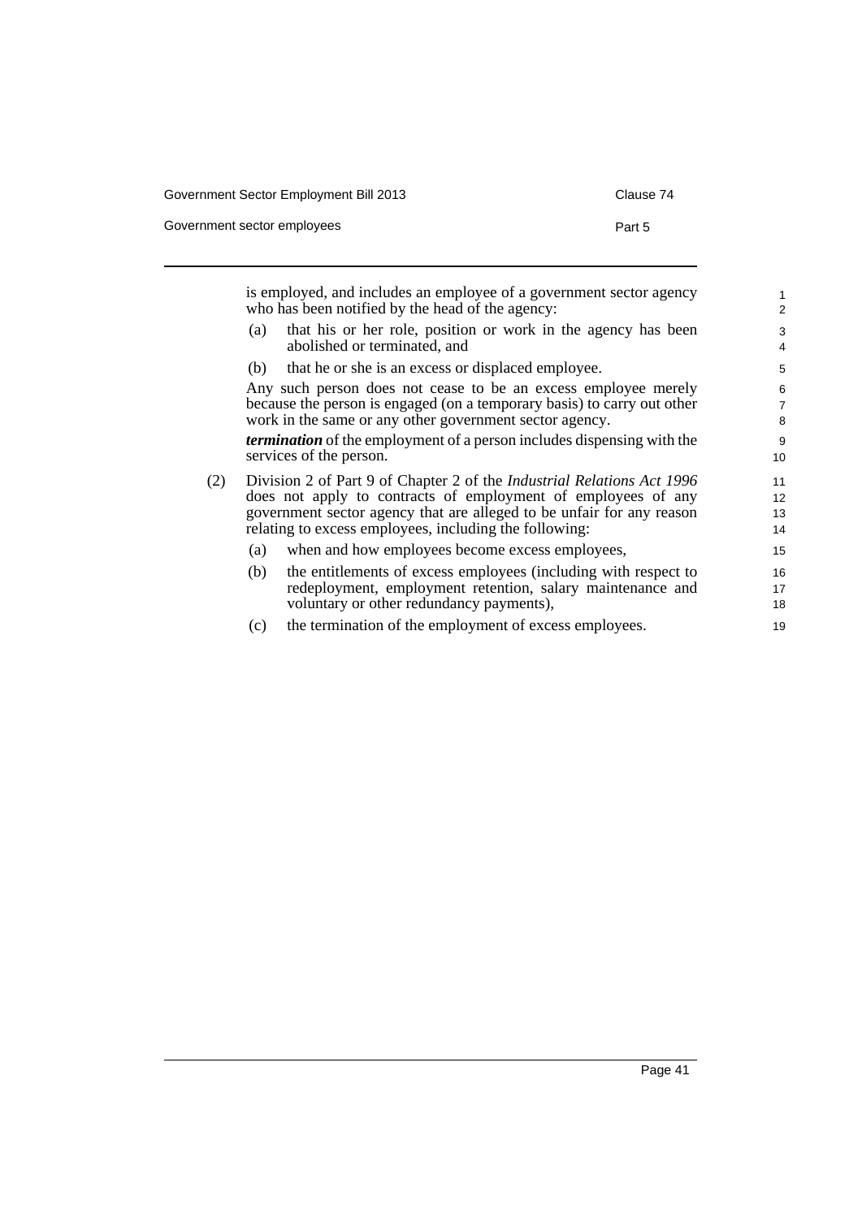is employed, and includes an employee of a government sector agency who has been notified by the head of the agency:

(a) that his or her role, position or work in the agency has been abolished or terminated, and

(b) that he or she is an excess or displaced employee.

Any such person does not cease to be an excess employee merely because the person is engaged (on a temporary basis) to carry out other work in the same or any other government sector agency.

***termination*** of the employment of a person includes dispensing with the services of the person.

(2) Division 2 of Part 9 of Chapter 2 of the *Industrial Relations Act 1996* does not apply to contracts of employment of employees of any government sector agency that are alleged to be unfair for any reason relating to excess employees, including the following:

(a) when and how employees become excess employees,

(b) the entitlements of excess employees (including with respect to redeployment, employment retention, salary maintenance and voluntary or other redundancy payments),

(c) the termination of the employment of excess employees.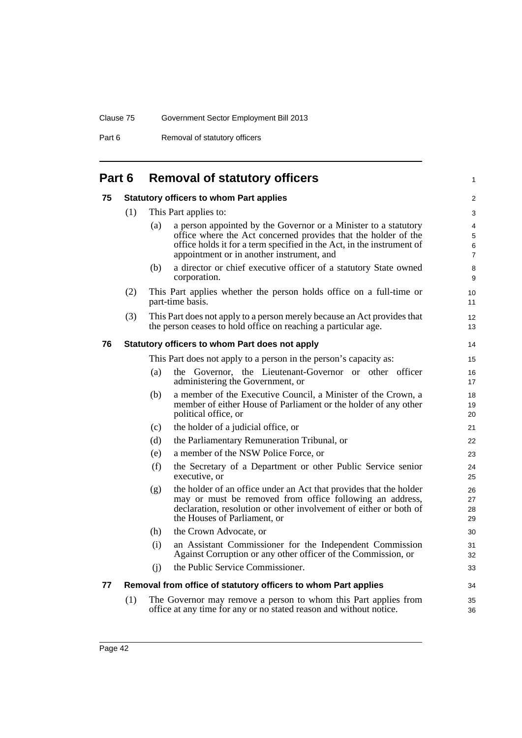# Part 6 Removal of statutory officers

## 75 Statutory officers to whom Part applies

(1) This Part applies to:

(a) a person appointed by the Governor or a Minister to a statutory office where the Act concerned provides that the holder of the office holds it for a term specified in the Act, in the instrument of appointment or in another instrument, and

(b) a director or chief executive officer of a statutory State owned corporation.

(2) This Part applies whether the person holds office on a full-time or part-time basis.

(3) This Part does not apply to a person merely because an Act provides that the person ceases to hold office on reaching a particular age.

## 76 Statutory officers to whom Part does not apply

This Part does not apply to a person in the person's capacity as:

(a) the Governor, the Lieutenant-Governor or other officer administering the Government, or

(b) a member of the Executive Council, a Minister of the Crown, a member of either House of Parliament or the holder of any other political office, or

(c) the holder of a judicial office, or

(d) the Parliamentary Remuneration Tribunal, or

(e) a member of the NSW Police Force, or

(f) the Secretary of a Department or other Public Service senior executive, or

(g) the holder of an office under an Act that provides that the holder may or must be removed from office following an address, declaration, resolution or other involvement of either or both of the Houses of Parliament, or

(h) the Crown Advocate, or

(i) an Assistant Commissioner for the Independent Commission Against Corruption or any other officer of the Commission, or

(j) the Public Service Commissioner.

## 77 Removal from office of statutory officers to whom Part applies

(1) The Governor may remove a person to whom this Part applies from office at any time for any or no stated reason and without notice.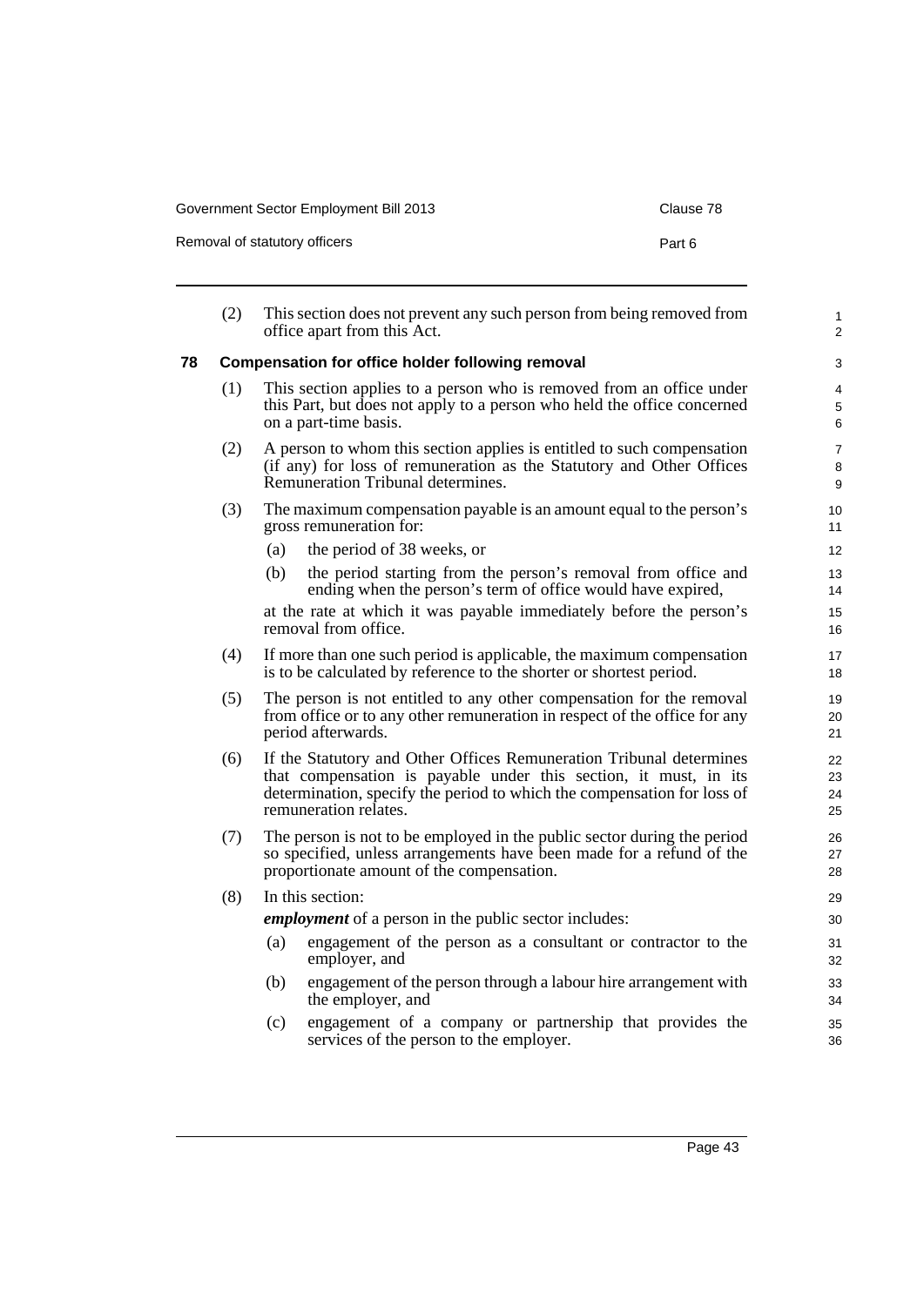(2) This section does not prevent any such person from being removed from office apart from this Act.

## 78 Compensation for office holder following removal

(1) This section applies to a person who is removed from an office under this Part, but does not apply to a person who held the office concerned on a part-time basis.

(2) A person to whom this section applies is entitled to such compensation (if any) for loss of remuneration as the Statutory and Other Offices Remuneration Tribunal determines.

(3) The maximum compensation payable is an amount equal to the person's gross remuneration for:

(a) the period of 38 weeks, or

(b) the period starting from the person's removal from office and ending when the person's term of office would have expired,

at the rate at which it was payable immediately before the person's removal from office.

(4) If more than one such period is applicable, the maximum compensation is to be calculated by reference to the shorter or shortest period.

(5) The person is not entitled to any other compensation for the removal from office or to any other remuneration in respect of the office for any period afterwards.

(6) If the Statutory and Other Offices Remuneration Tribunal determines that compensation is payable under this section, it must, in its determination, specify the period to which the compensation for loss of remuneration relates.

(7) The person is not to be employed in the public sector during the period so specified, unless arrangements have been made for a refund of the proportionate amount of the compensation.

(8) In this section:

***employment*** of a person in the public sector includes:

(a) engagement of the person as a consultant or contractor to the employer, and

(b) engagement of the person through a labour hire arrangement with the employer, and

(c) engagement of a company or partnership that provides the services of the person to the employer.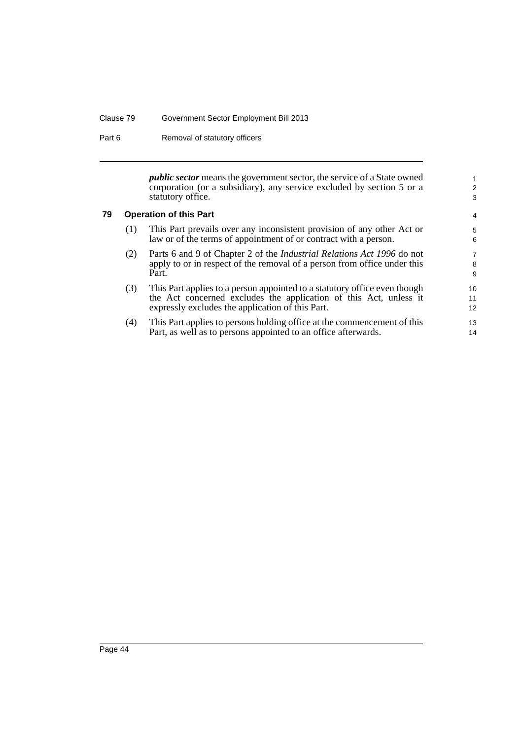***public sector*** means the government sector, the service of a State owned corporation (or a subsidiary), any service excluded by section 5 or a statutory office.

### 79 Operation of this Part

(1) This Part prevails over any inconsistent provision of any other Act or law or of the terms of appointment of or contract with a person.

(2) Parts 6 and 9 of Chapter 2 of the *Industrial Relations Act 1996* do not apply to or in respect of the removal of a person from office under this Part.

(3) This Part applies to a person appointed to a statutory office even though the Act concerned excludes the application of this Act, unless it expressly excludes the application of this Part.

(4) This Part applies to persons holding office at the commencement of this Part, as well as to persons appointed to an office afterwards.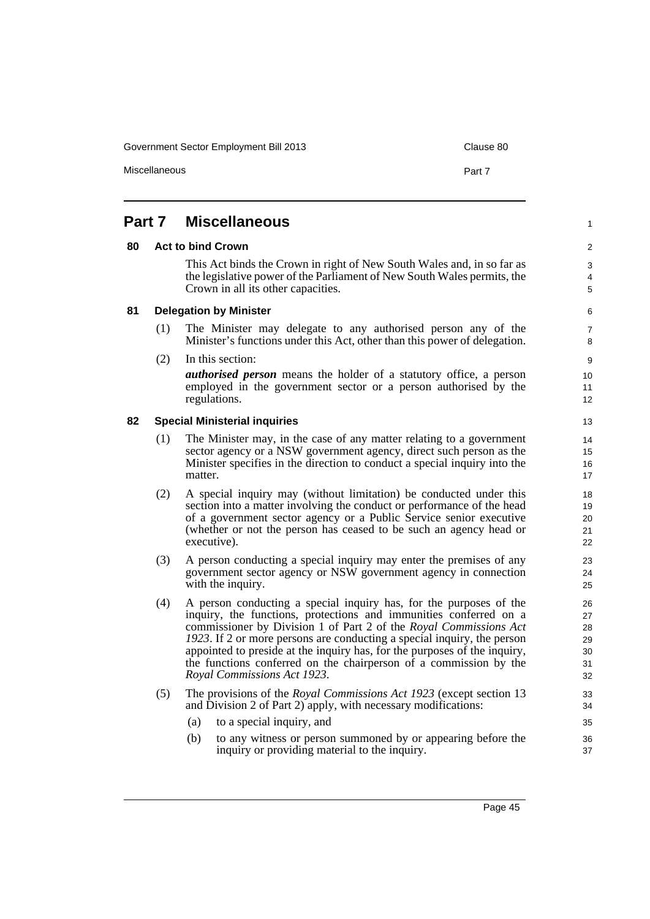## Part 7 Miscellaneous

### 80 Act to bind Crown

This Act binds the Crown in right of New South Wales and, in so far as the legislative power of the Parliament of New South Wales permits, the Crown in all its other capacities.

### 81 Delegation by Minister

(1) The Minister may delegate to any authorised person any of the Minister's functions under this Act, other than this power of delegation.

(2) In this section:

***authorised person*** means the holder of a statutory office, a person employed in the government sector or a person authorised by the regulations.

### 82 Special Ministerial inquiries

(1) The Minister may, in the case of any matter relating to a government sector agency or a NSW government agency, direct such person as the Minister specifies in the direction to conduct a special inquiry into the matter.

(2) A special inquiry may (without limitation) be conducted under this section into a matter involving the conduct or performance of the head of a government sector agency or a Public Service senior executive (whether or not the person has ceased to be such an agency head or executive).

(3) A person conducting a special inquiry may enter the premises of any government sector agency or NSW government agency in connection with the inquiry.

(4) A person conducting a special inquiry has, for the purposes of the inquiry, the functions, protections and immunities conferred on a commissioner by Division 1 of Part 2 of the *Royal Commissions Act 1923*. If 2 or more persons are conducting a special inquiry, the person appointed to preside at the inquiry has, for the purposes of the inquiry, the functions conferred on the chairperson of a commission by the *Royal Commissions Act 1923*.

(5) The provisions of the *Royal Commissions Act 1923* (except section 13 and Division 2 of Part 2) apply, with necessary modifications:

- (a) to a special inquiry, and
- (b) to any witness or person summoned by or appearing before the inquiry or providing material to the inquiry.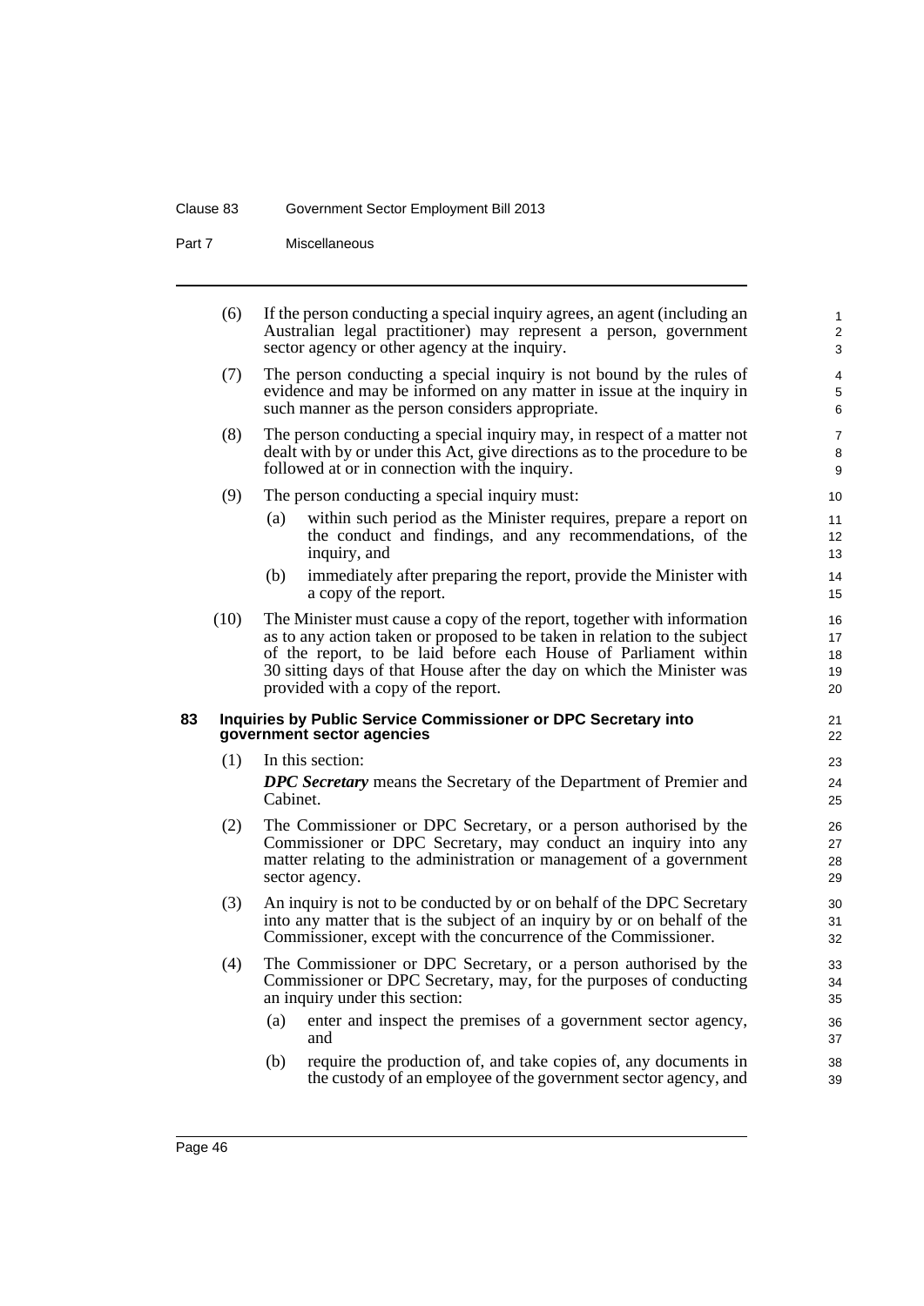(6) If the person conducting a special inquiry agrees, an agent (including an Australian legal practitioner) may represent a person, government sector agency or other agency at the inquiry.

(7) The person conducting a special inquiry is not bound by the rules of evidence and may be informed on any matter in issue at the inquiry in such manner as the person considers appropriate.

(8) The person conducting a special inquiry may, in respect of a matter not dealt with by or under this Act, give directions as to the procedure to be followed at or in connection with the inquiry.

(9) The person conducting a special inquiry must:

(a) within such period as the Minister requires, prepare a report on the conduct and findings, and any recommendations, of the inquiry, and

(b) immediately after preparing the report, provide the Minister with a copy of the report.

(10) The Minister must cause a copy of the report, together with information as to any action taken or proposed to be taken in relation to the subject of the report, to be laid before each House of Parliament within 30 sitting days of that House after the day on which the Minister was provided with a copy of the report.

### 83 Inquiries by Public Service Commissioner or DPC Secretary into government sector agencies

(1) In this section:

***DPC Secretary*** means the Secretary of the Department of Premier and Cabinet.

(2) The Commissioner or DPC Secretary, or a person authorised by the Commissioner or DPC Secretary, may conduct an inquiry into any matter relating to the administration or management of a government sector agency.

(3) An inquiry is not to be conducted by or on behalf of the DPC Secretary into any matter that is the subject of an inquiry by or on behalf of the Commissioner, except with the concurrence of the Commissioner.

(4) The Commissioner or DPC Secretary, or a person authorised by the Commissioner or DPC Secretary, may, for the purposes of conducting an inquiry under this section:

(a) enter and inspect the premises of a government sector agency, and

(b) require the production of, and take copies of, any documents in the custody of an employee of the government sector agency, and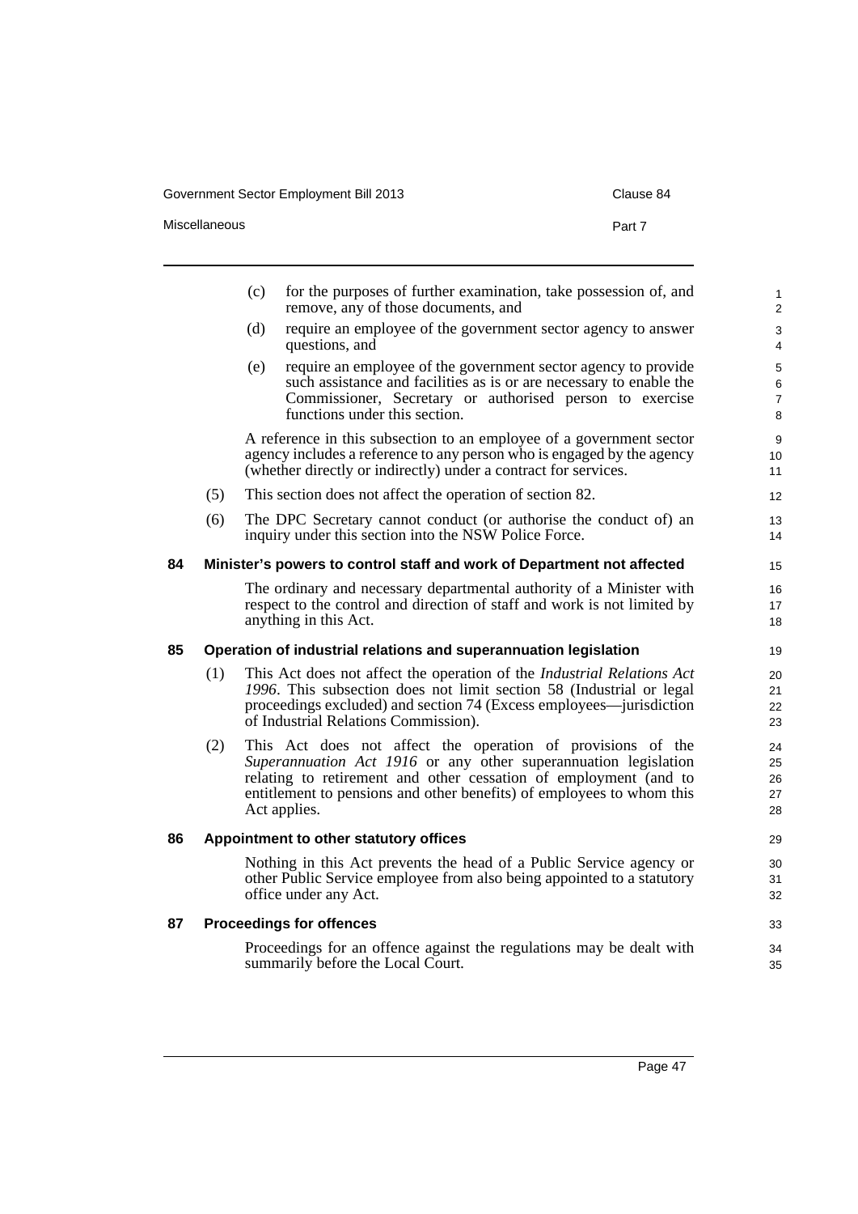(c) for the purposes of further examination, take possession of, and remove, any of those documents, and

(d) require an employee of the government sector agency to answer questions, and

(e) require an employee of the government sector agency to provide such assistance and facilities as is or are necessary to enable the Commissioner, Secretary or authorised person to exercise functions under this section.

A reference in this subsection to an employee of a government sector agency includes a reference to any person who is engaged by the agency (whether directly or indirectly) under a contract for services.

(5) This section does not affect the operation of section 82.

(6) The DPC Secretary cannot conduct (or authorise the conduct of) an inquiry under this section into the NSW Police Force.

### 84 Minister's powers to control staff and work of Department not affected

The ordinary and necessary departmental authority of a Minister with respect to the control and direction of staff and work is not limited by anything in this Act.

### 85 Operation of industrial relations and superannuation legislation

(1) This Act does not affect the operation of the *Industrial Relations Act 1996*. This subsection does not limit section 58 (Industrial or legal proceedings excluded) and section 74 (Excess employees—jurisdiction of Industrial Relations Commission).

(2) This Act does not affect the operation of provisions of the *Superannuation Act 1916* or any other superannuation legislation relating to retirement and other cessation of employment (and to entitlement to pensions and other benefits) of employees to whom this Act applies.

### 86 Appointment to other statutory offices

Nothing in this Act prevents the head of a Public Service agency or other Public Service employee from also being appointed to a statutory office under any Act.

### 87 Proceedings for offences

Proceedings for an offence against the regulations may be dealt with summarily before the Local Court.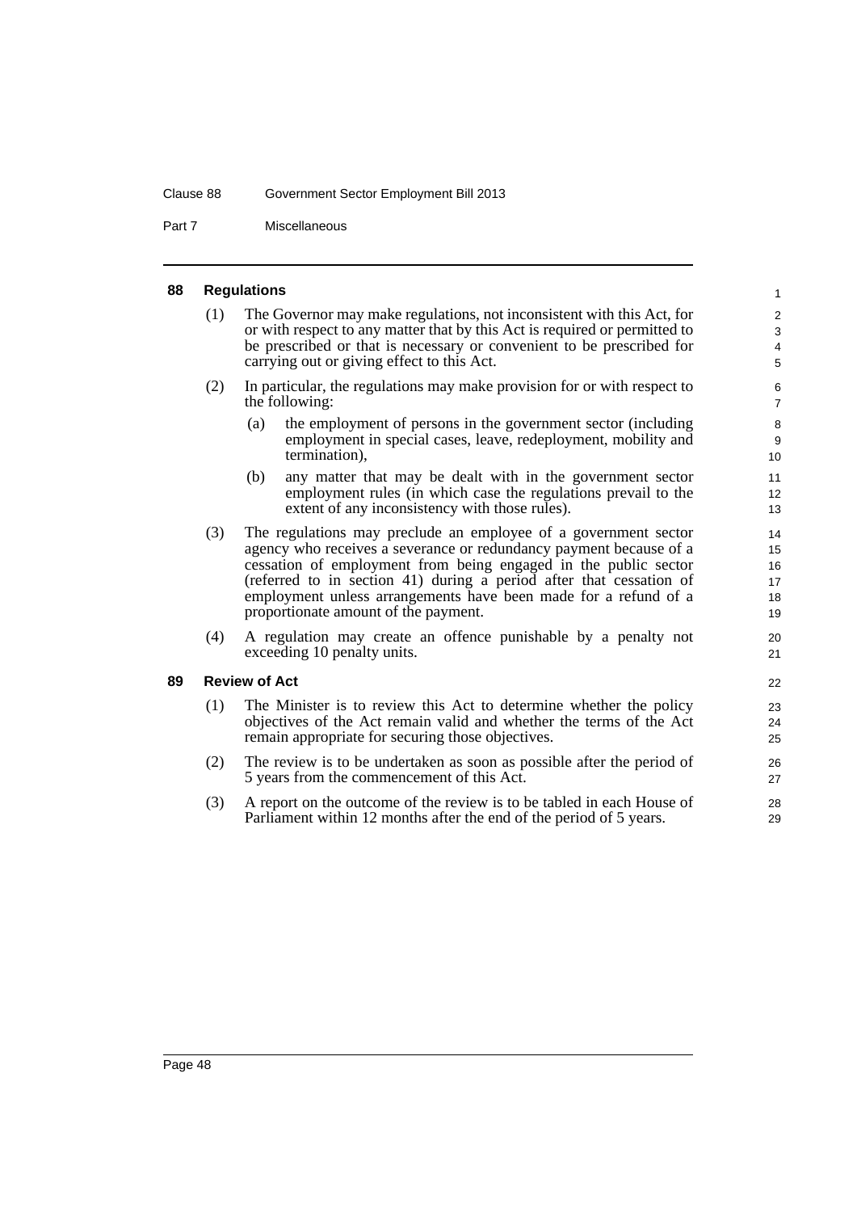## 88 Regulations

(1) The Governor may make regulations, not inconsistent with this Act, for or with respect to any matter that by this Act is required or permitted to be prescribed or that is necessary or convenient to be prescribed for carrying out or giving effect to this Act.

(2) In particular, the regulations may make provision for or with respect to the following:

- (a) the employment of persons in the government sector (including employment in special cases, leave, redeployment, mobility and termination),
- (b) any matter that may be dealt with in the government sector employment rules (in which case the regulations prevail to the extent of any inconsistency with those rules).

(3) The regulations may preclude an employee of a government sector agency who receives a severance or redundancy payment because of a cessation of employment from being engaged in the public sector (referred to in section 41) during a period after that cessation of employment unless arrangements have been made for a refund of a proportionate amount of the payment.

(4) A regulation may create an offence punishable by a penalty not exceeding 10 penalty units.

## 89 Review of Act

(1) The Minister is to review this Act to determine whether the policy objectives of the Act remain valid and whether the terms of the Act remain appropriate for securing those objectives.

(2) The review is to be undertaken as soon as possible after the period of 5 years from the commencement of this Act.

(3) A report on the outcome of the review is to be tabled in each House of Parliament within 12 months after the end of the period of 5 years.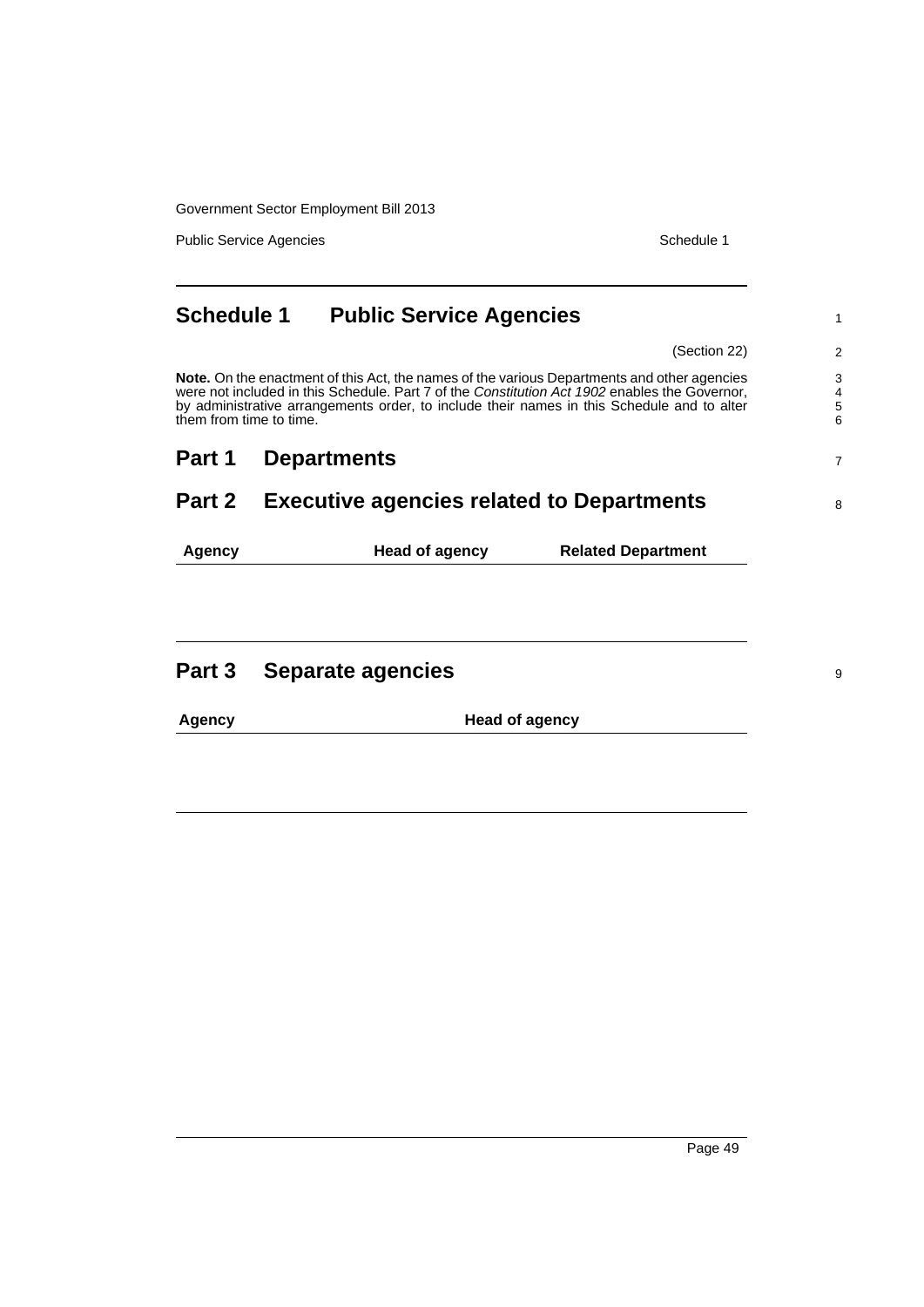# Schedule 1 Public Service Agencies

(Section 22)

**Note.** On the enactment of this Act, the names of the various Departments and other agencies were not included in this Schedule. Part 7 of the *Constitution Act 1902* enables the Governor, by administrative arrangements order, to include their names in this Schedule and to alter them from time to time.

## Part 1 Departments

## Part 2 Executive agencies related to Departments

| Agency | Head of agency | Related Department |
| --- | --- | --- |

## Part 3 Separate agencies

| Agency | Head of agency |
| --- | --- |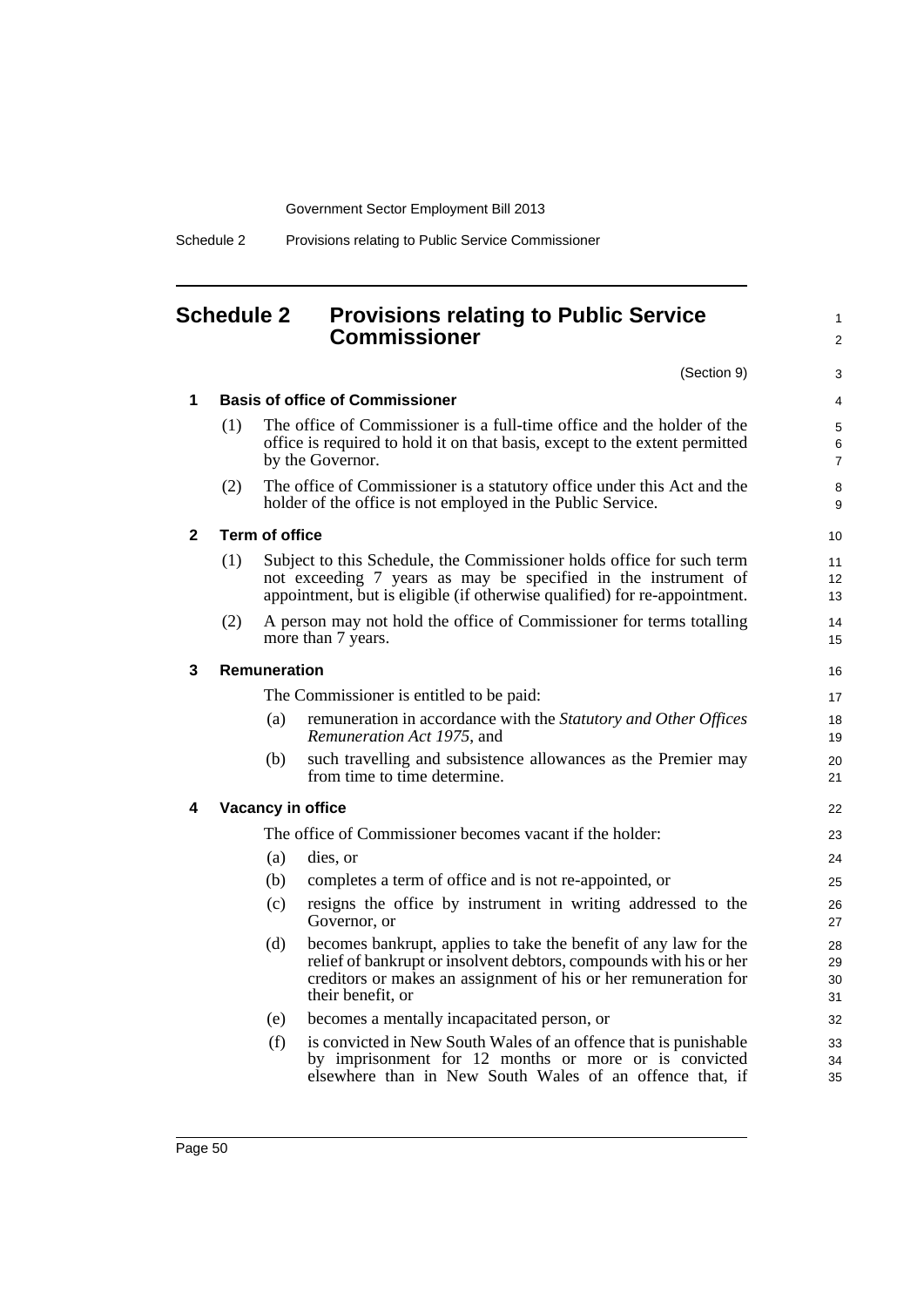# Schedule 2 Provisions relating to Public Service Commissioner

(Section 9)

## 1 Basis of office of Commissioner

(1) The office of Commissioner is a full-time office and the holder of the office is required to hold it on that basis, except to the extent permitted by the Governor.

(2) The office of Commissioner is a statutory office under this Act and the holder of the office is not employed in the Public Service.

## 2 Term of office

(1) Subject to this Schedule, the Commissioner holds office for such term not exceeding 7 years as may be specified in the instrument of appointment, but is eligible (if otherwise qualified) for re-appointment.

(2) A person may not hold the office of Commissioner for terms totalling more than 7 years.

## 3 Remuneration

The Commissioner is entitled to be paid:

(a) remuneration in accordance with the *Statutory and Other Offices Remuneration Act 1975*, and

(b) such travelling and subsistence allowances as the Premier may from time to time determine.

## 4 Vacancy in office

The office of Commissioner becomes vacant if the holder:

(a) dies, or

(b) completes a term of office and is not re-appointed, or

(c) resigns the office by instrument in writing addressed to the Governor, or

(d) becomes bankrupt, applies to take the benefit of any law for the relief of bankrupt or insolvent debtors, compounds with his or her creditors or makes an assignment of his or her remuneration for their benefit, or

(e) becomes a mentally incapacitated person, or

(f) is convicted in New South Wales of an offence that is punishable by imprisonment for 12 months or more or is convicted elsewhere than in New South Wales of an offence that, if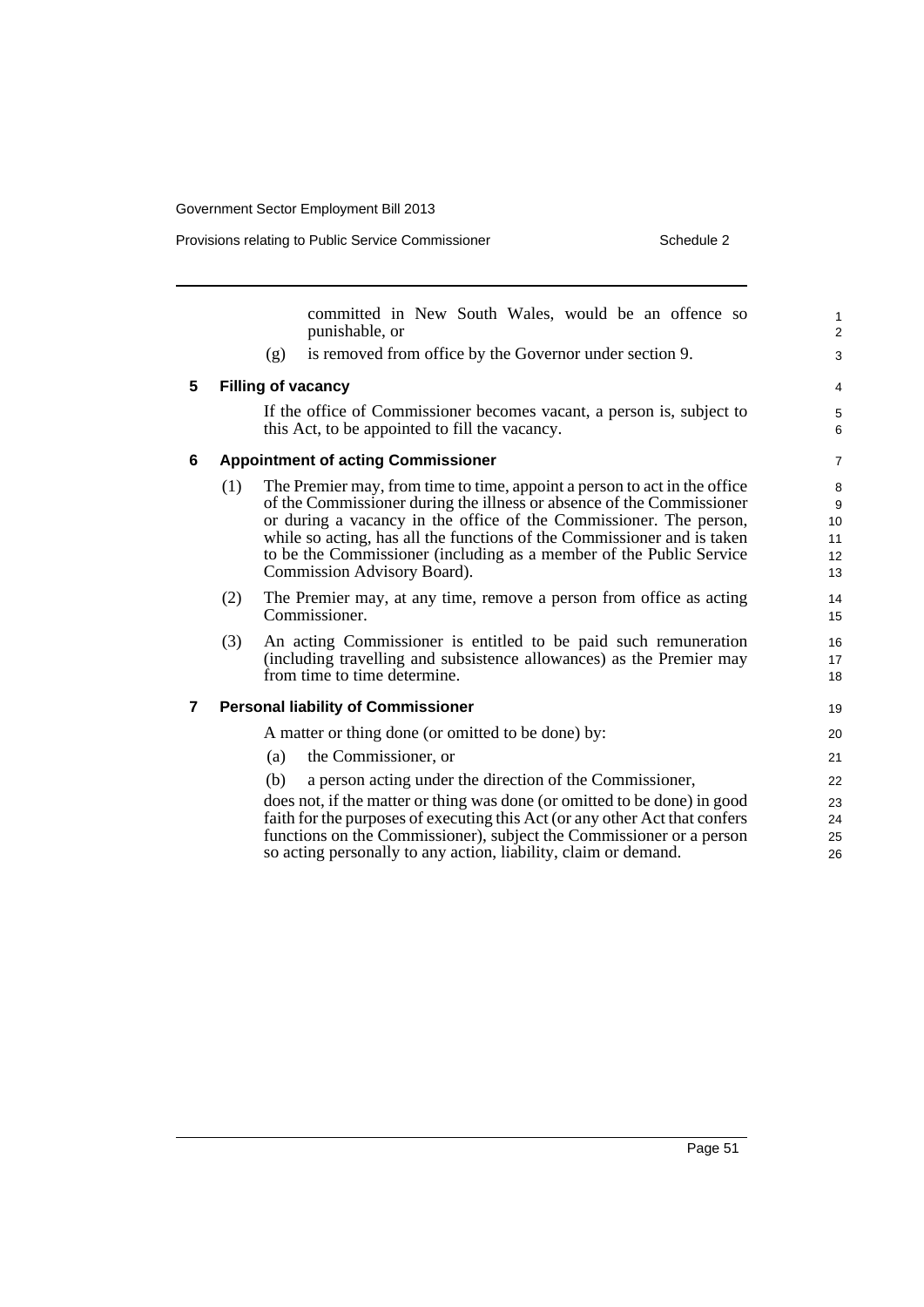committed in New South Wales, would be an offence so punishable, or

(g) is removed from office by the Governor under section 9.

### 5 Filling of vacancy

If the office of Commissioner becomes vacant, a person is, subject to this Act, to be appointed to fill the vacancy.

### 6 Appointment of acting Commissioner

(1) The Premier may, from time to time, appoint a person to act in the office of the Commissioner during the illness or absence of the Commissioner or during a vacancy in the office of the Commissioner. The person, while so acting, has all the functions of the Commissioner and is taken to be the Commissioner (including as a member of the Public Service Commission Advisory Board).

(2) The Premier may, at any time, remove a person from office as acting Commissioner.

(3) An acting Commissioner is entitled to be paid such remuneration (including travelling and subsistence allowances) as the Premier may from time to time determine.

### 7 Personal liability of Commissioner

A matter or thing done (or omitted to be done) by:

(a) the Commissioner, or

(b) a person acting under the direction of the Commissioner,

does not, if the matter or thing was done (or omitted to be done) in good faith for the purposes of executing this Act (or any other Act that confers functions on the Commissioner), subject the Commissioner or a person so acting personally to any action, liability, claim or demand.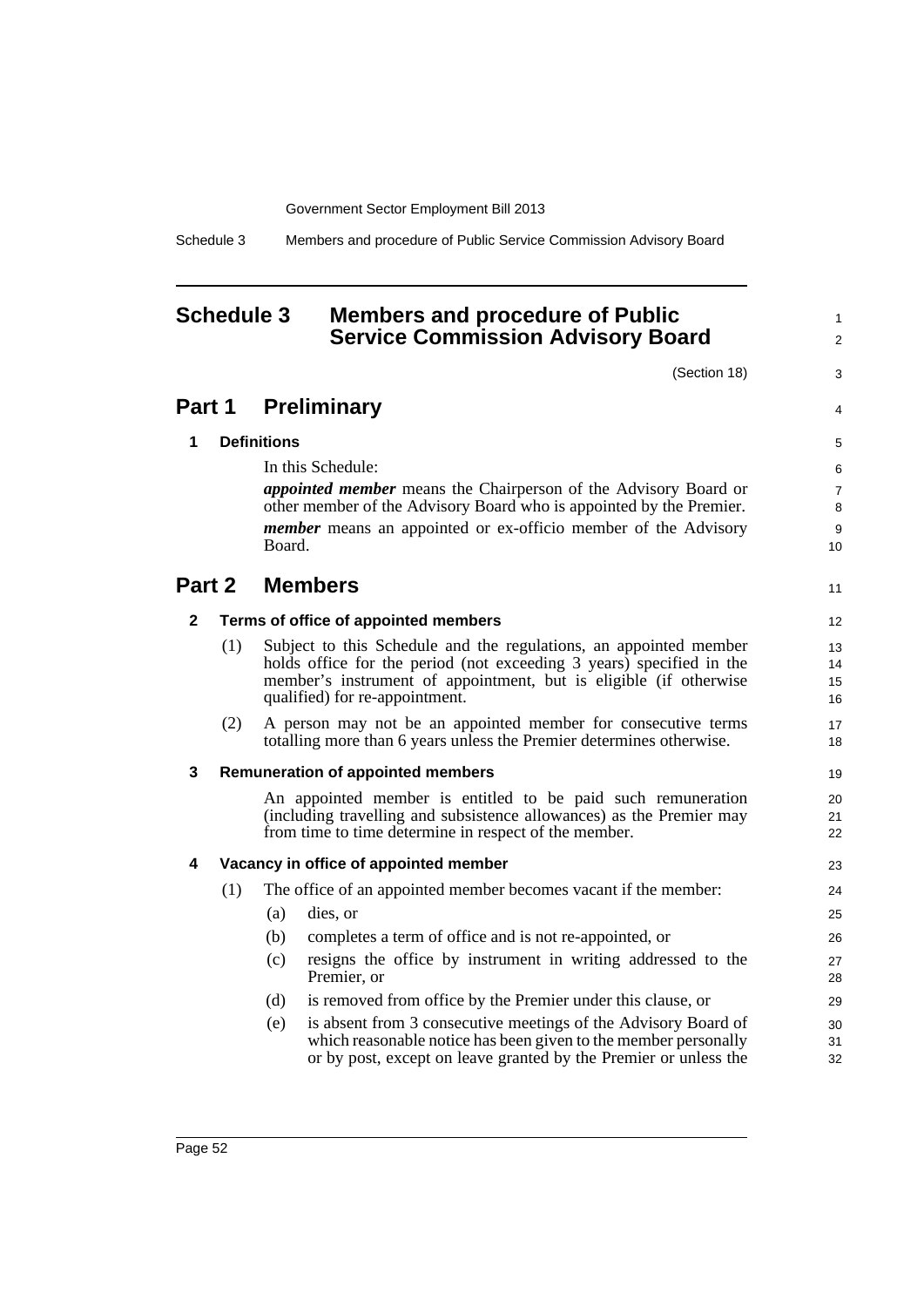# Schedule 3 Members and procedure of Public Service Commission Advisory Board

(Section 18)

## Part 1 Preliminary

### 1 Definitions

In this Schedule:

***appointed member*** means the Chairperson of the Advisory Board or other member of the Advisory Board who is appointed by the Premier.

***member*** means an appointed or ex-officio member of the Advisory Board.

## Part 2 Members

### 2 Terms of office of appointed members

(1) Subject to this Schedule and the regulations, an appointed member holds office for the period (not exceeding 3 years) specified in the member's instrument of appointment, but is eligible (if otherwise qualified) for re-appointment.

(2) A person may not be an appointed member for consecutive terms totalling more than 6 years unless the Premier determines otherwise.

### 3 Remuneration of appointed members

An appointed member is entitled to be paid such remuneration (including travelling and subsistence allowances) as the Premier may from time to time determine in respect of the member.

### 4 Vacancy in office of appointed member

(1) The office of an appointed member becomes vacant if the member:

(a) dies, or

(b) completes a term of office and is not re-appointed, or

(c) resigns the office by instrument in writing addressed to the Premier, or

(d) is removed from office by the Premier under this clause, or

(e) is absent from 3 consecutive meetings of the Advisory Board of which reasonable notice has been given to the member personally or by post, except on leave granted by the Premier or unless the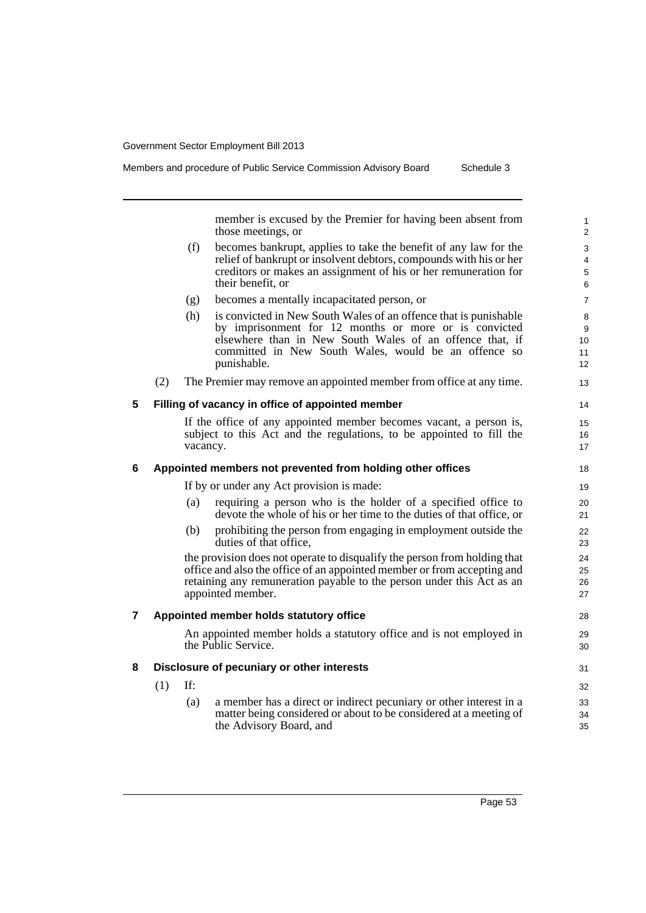member is excused by the Premier for having been absent from those meetings, or

(f) becomes bankrupt, applies to take the benefit of any law for the relief of bankrupt or insolvent debtors, compounds with his or her creditors or makes an assignment of his or her remuneration for their benefit, or

(g) becomes a mentally incapacitated person, or

(h) is convicted in New South Wales of an offence that is punishable by imprisonment for 12 months or more or is convicted elsewhere than in New South Wales of an offence that, if committed in New South Wales, would be an offence so punishable.

(2) The Premier may remove an appointed member from office at any time.

### 5 Filling of vacancy in office of appointed member

If the office of any appointed member becomes vacant, a person is, subject to this Act and the regulations, to be appointed to fill the vacancy.

### 6 Appointed members not prevented from holding other offices

If by or under any Act provision is made:

(a) requiring a person who is the holder of a specified office to devote the whole of his or her time to the duties of that office, or

(b) prohibiting the person from engaging in employment outside the duties of that office,

the provision does not operate to disqualify the person from holding that office and also the office of an appointed member or from accepting and retaining any remuneration payable to the person under this Act as an appointed member.

### 7 Appointed member holds statutory office

An appointed member holds a statutory office and is not employed in the Public Service.

### 8 Disclosure of pecuniary or other interests

(1) If:

(a) a member has a direct or indirect pecuniary or other interest in a matter being considered or about to be considered at a meeting of the Advisory Board, and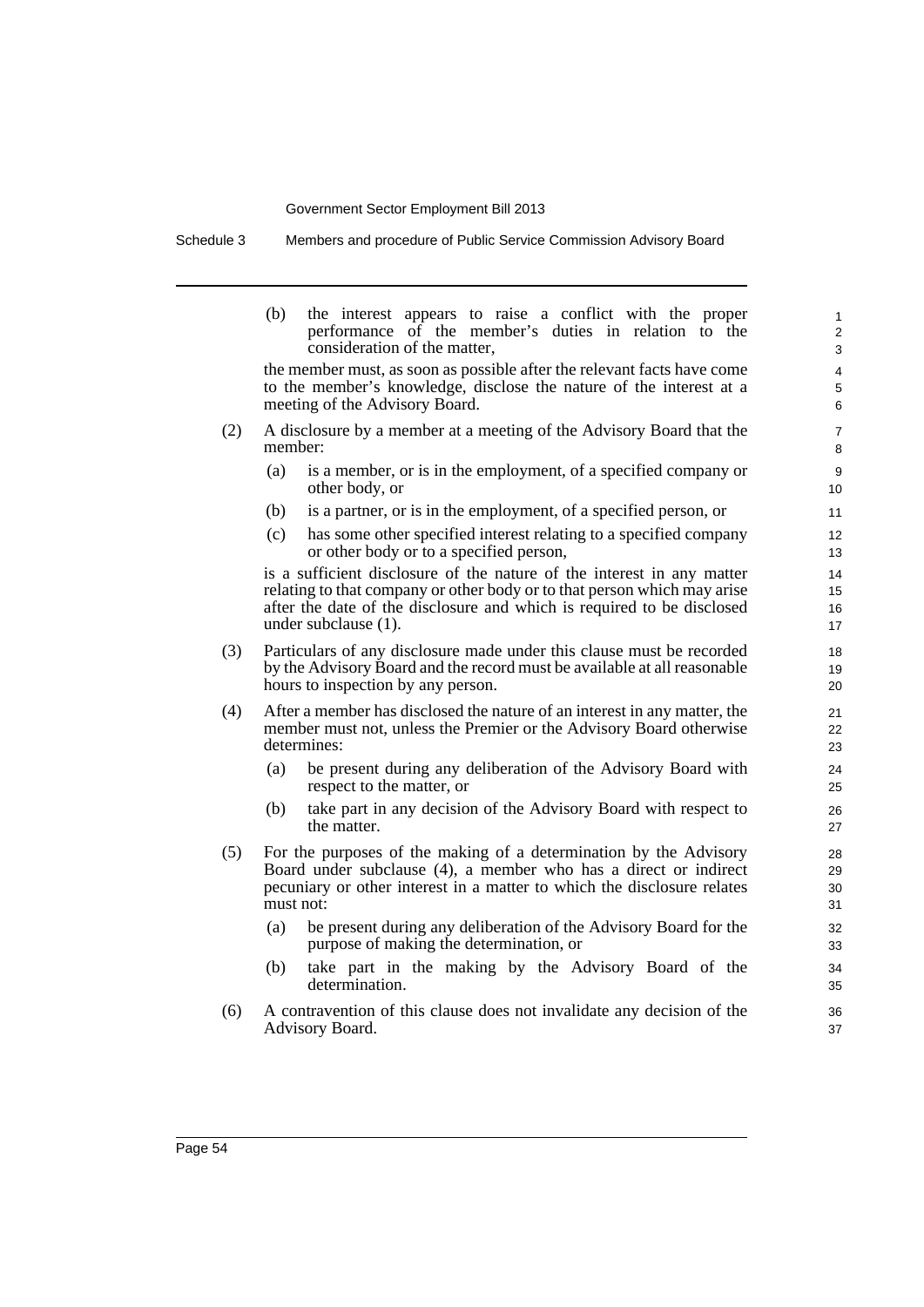(b) the interest appears to raise a conflict with the proper performance of the member's duties in relation to the consideration of the matter,

the member must, as soon as possible after the relevant facts have come to the member's knowledge, disclose the nature of the interest at a meeting of the Advisory Board.

(2) A disclosure by a member at a meeting of the Advisory Board that the member:

(a) is a member, or is in the employment, of a specified company or other body, or

(b) is a partner, or is in the employment, of a specified person, or

(c) has some other specified interest relating to a specified company or other body or to a specified person,

is a sufficient disclosure of the nature of the interest in any matter relating to that company or other body or to that person which may arise after the date of the disclosure and which is required to be disclosed under subclause (1).

(3) Particulars of any disclosure made under this clause must be recorded by the Advisory Board and the record must be available at all reasonable hours to inspection by any person.

(4) After a member has disclosed the nature of an interest in any matter, the member must not, unless the Premier or the Advisory Board otherwise determines:

(a) be present during any deliberation of the Advisory Board with respect to the matter, or

(b) take part in any decision of the Advisory Board with respect to the matter.

(5) For the purposes of the making of a determination by the Advisory Board under subclause (4), a member who has a direct or indirect pecuniary or other interest in a matter to which the disclosure relates must not:

(a) be present during any deliberation of the Advisory Board for the purpose of making the determination, or

(b) take part in the making by the Advisory Board of the determination.

(6) A contravention of this clause does not invalidate any decision of the Advisory Board.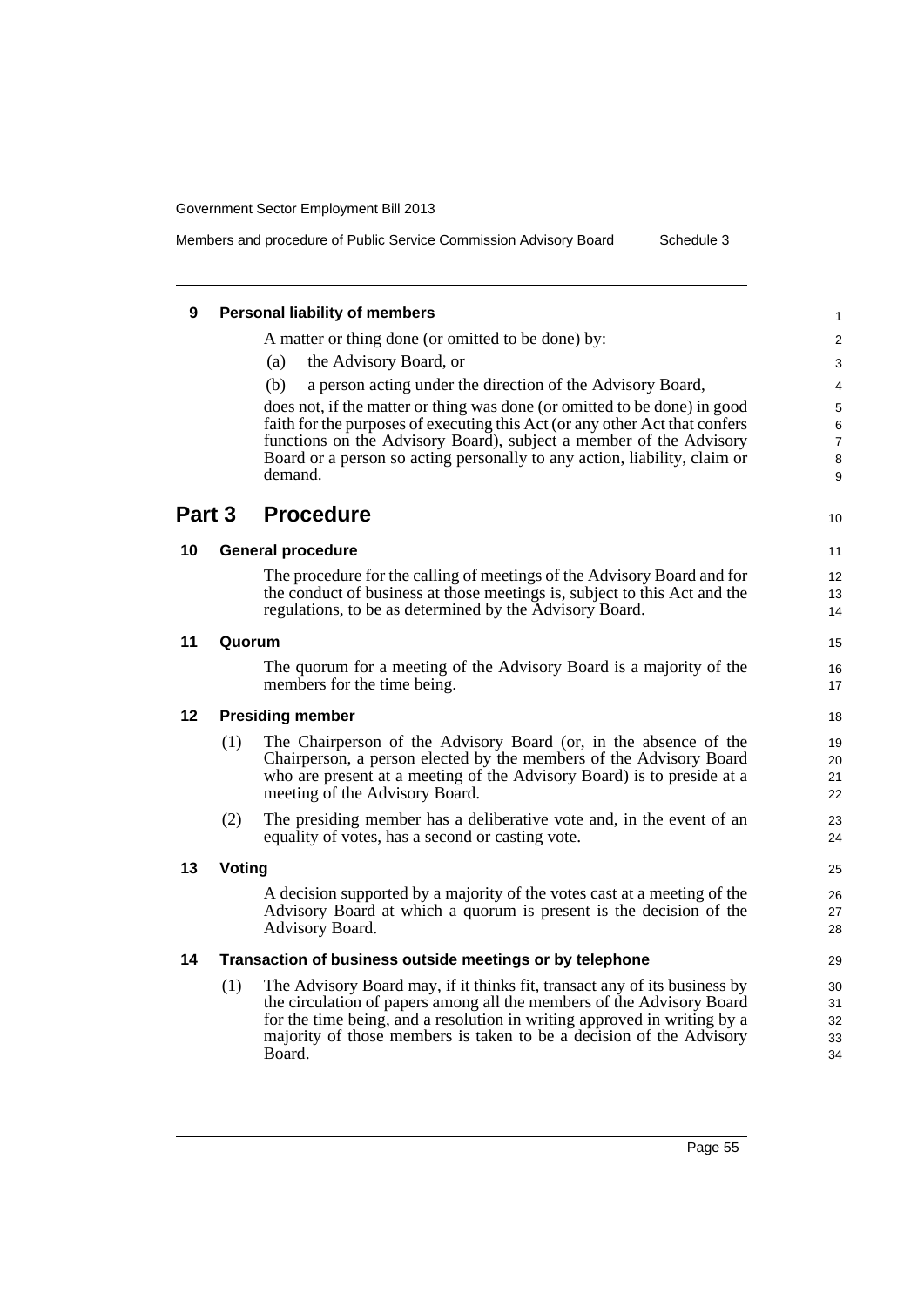### 9 Personal liability of members

A matter or thing done (or omitted to be done) by:

(a) the Advisory Board, or

(b) a person acting under the direction of the Advisory Board,

does not, if the matter or thing was done (or omitted to be done) in good faith for the purposes of executing this Act (or any other Act that confers functions on the Advisory Board), subject a member of the Advisory Board or a person so acting personally to any action, liability, claim or demand.

## Part 3 Procedure

### 10 General procedure

The procedure for the calling of meetings of the Advisory Board and for the conduct of business at those meetings is, subject to this Act and the regulations, to be as determined by the Advisory Board.

### 11 Quorum

The quorum for a meeting of the Advisory Board is a majority of the members for the time being.

### 12 Presiding member

(1) The Chairperson of the Advisory Board (or, in the absence of the Chairperson, a person elected by the members of the Advisory Board who are present at a meeting of the Advisory Board) is to preside at a meeting of the Advisory Board.

(2) The presiding member has a deliberative vote and, in the event of an equality of votes, has a second or casting vote.

### 13 Voting

A decision supported by a majority of the votes cast at a meeting of the Advisory Board at which a quorum is present is the decision of the Advisory Board.

### 14 Transaction of business outside meetings or by telephone

(1) The Advisory Board may, if it thinks fit, transact any of its business by the circulation of papers among all the members of the Advisory Board for the time being, and a resolution in writing approved in writing by a majority of those members is taken to be a decision of the Advisory Board.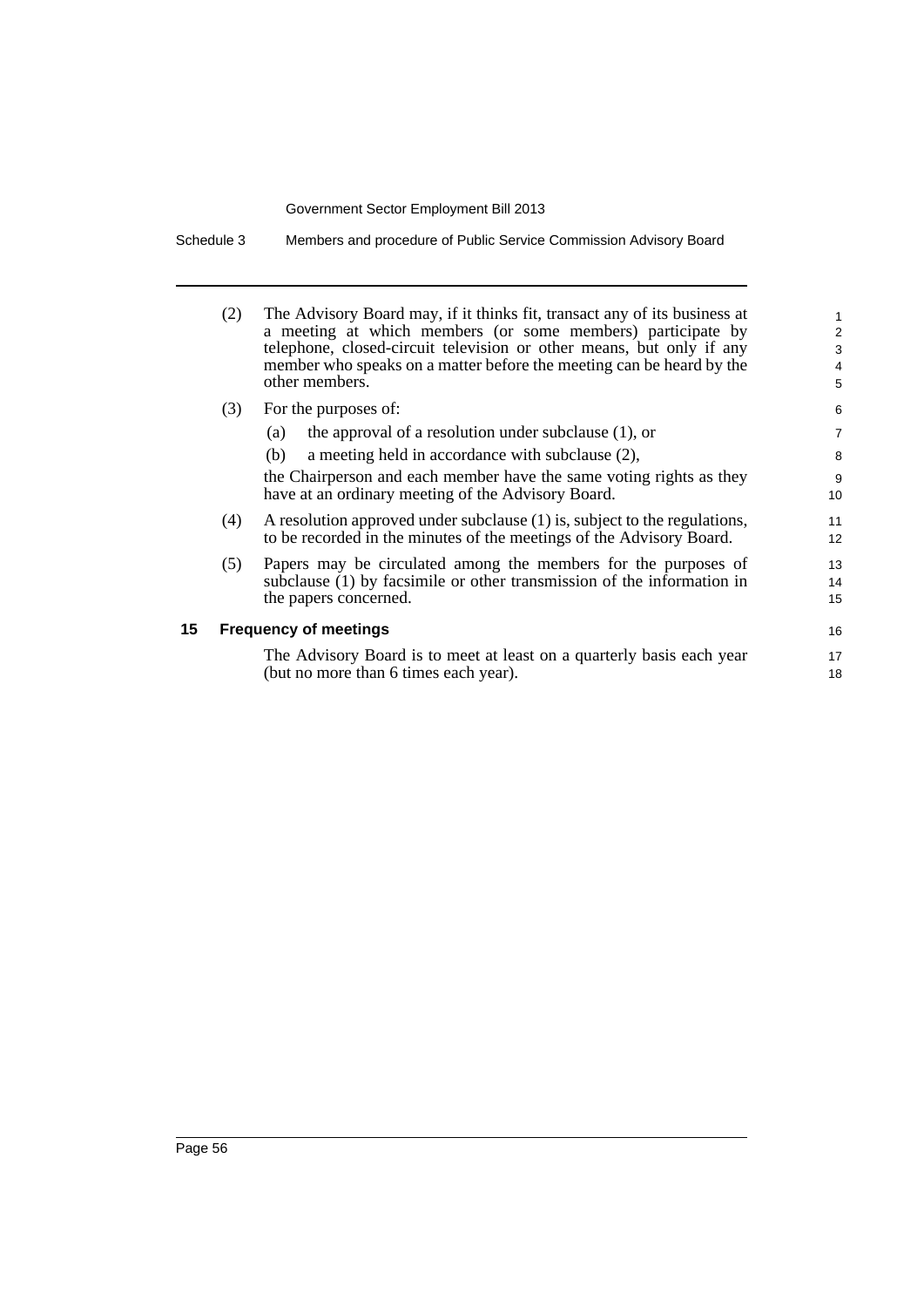(2) The Advisory Board may, if it thinks fit, transact any of its business at a meeting at which members (or some members) participate by telephone, closed-circuit television or other means, but only if any member who speaks on a matter before the meeting can be heard by the other members.

(3) For the purposes of:

(a) the approval of a resolution under subclause (1), or

(b) a meeting held in accordance with subclause (2),

the Chairperson and each member have the same voting rights as they have at an ordinary meeting of the Advisory Board.

(4) A resolution approved under subclause (1) is, subject to the regulations, to be recorded in the minutes of the meetings of the Advisory Board.

(5) Papers may be circulated among the members for the purposes of subclause (1) by facsimile or other transmission of the information in the papers concerned.

## 15 Frequency of meetings

The Advisory Board is to meet at least on a quarterly basis each year (but no more than 6 times each year).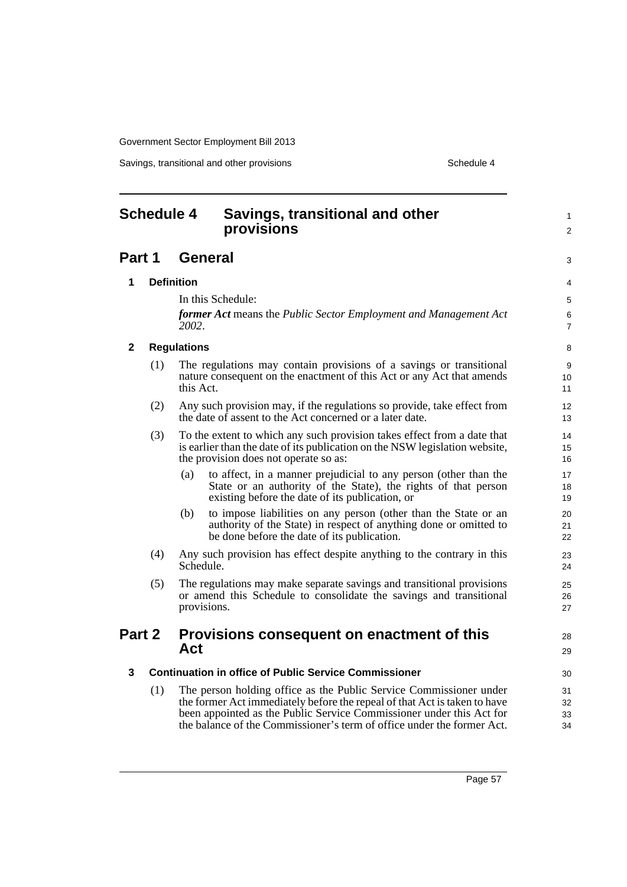# Schedule 4 Savings, transitional and other provisions

## Part 1 General

### 1 Definition

In this Schedule:

***former Act*** means the *Public Sector Employment and Management Act 2002*.

### 2 Regulations

(1) The regulations may contain provisions of a savings or transitional nature consequent on the enactment of this Act or any Act that amends this Act.

(2) Any such provision may, if the regulations so provide, take effect from the date of assent to the Act concerned or a later date.

(3) To the extent to which any such provision takes effect from a date that is earlier than the date of its publication on the NSW legislation website, the provision does not operate so as:

- (a) to affect, in a manner prejudicial to any person (other than the State or an authority of the State), the rights of that person existing before the date of its publication, or
- (b) to impose liabilities on any person (other than the State or an authority of the State) in respect of anything done or omitted to be done before the date of its publication.

(4) Any such provision has effect despite anything to the contrary in this Schedule.

(5) The regulations may make separate savings and transitional provisions or amend this Schedule to consolidate the savings and transitional provisions.

## Part 2 Provisions consequent on enactment of this Act

### 3 Continuation in office of Public Service Commissioner

(1) The person holding office as the Public Service Commissioner under the former Act immediately before the repeal of that Act is taken to have been appointed as the Public Service Commissioner under this Act for the balance of the Commissioner's term of office under the former Act.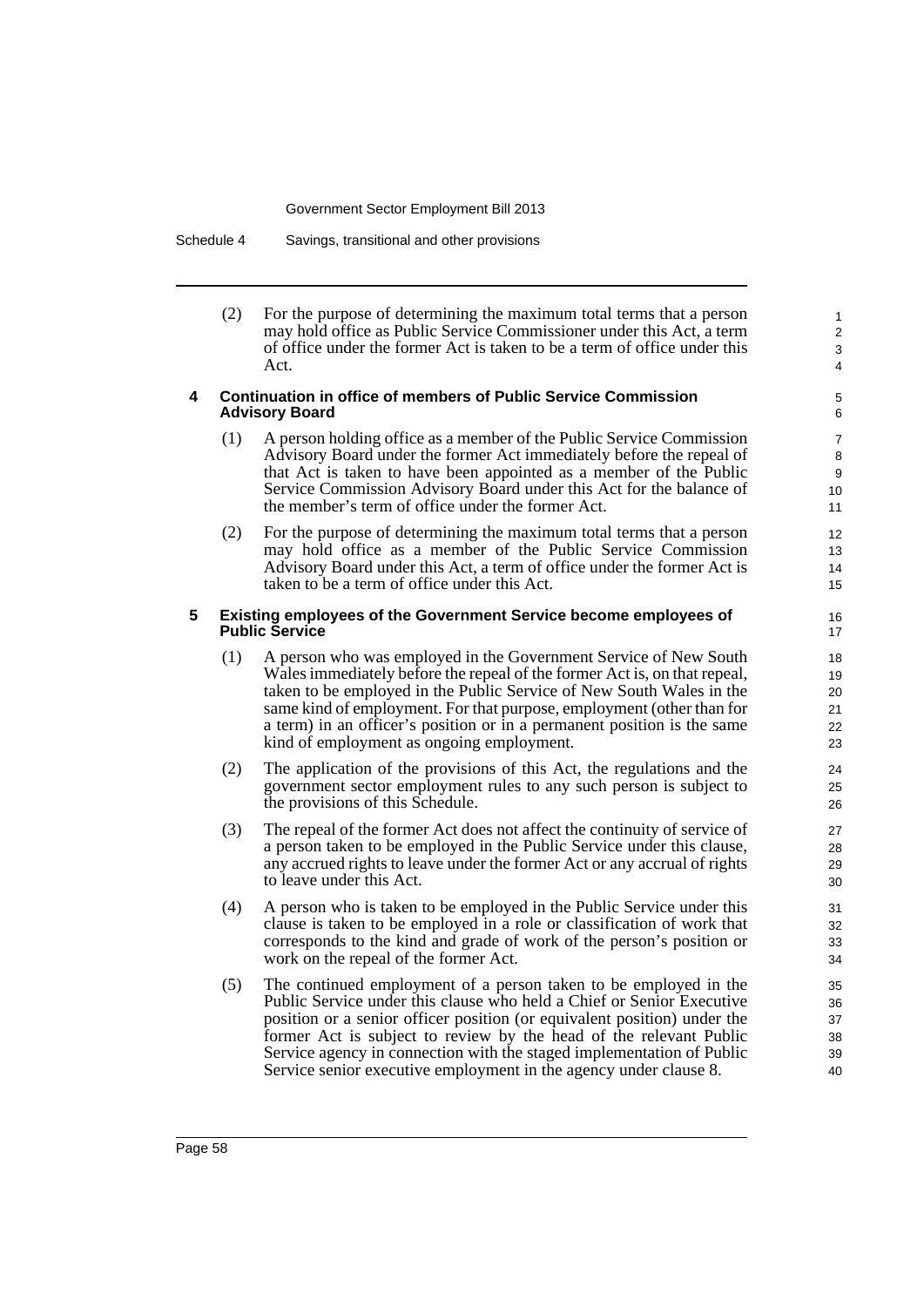(2) For the purpose of determining the maximum total terms that a person may hold office as Public Service Commissioner under this Act, a term of office under the former Act is taken to be a term of office under this Act.

### 4 Continuation in office of members of Public Service Commission Advisory Board

(1) A person holding office as a member of the Public Service Commission Advisory Board under the former Act immediately before the repeal of that Act is taken to have been appointed as a member of the Public Service Commission Advisory Board under this Act for the balance of the member's term of office under the former Act.

(2) For the purpose of determining the maximum total terms that a person may hold office as a member of the Public Service Commission Advisory Board under this Act, a term of office under the former Act is taken to be a term of office under this Act.

### 5 Existing employees of the Government Service become employees of Public Service

(1) A person who was employed in the Government Service of New South Wales immediately before the repeal of the former Act is, on that repeal, taken to be employed in the Public Service of New South Wales in the same kind of employment. For that purpose, employment (other than for a term) in an officer's position or in a permanent position is the same kind of employment as ongoing employment.

(2) The application of the provisions of this Act, the regulations and the government sector employment rules to any such person is subject to the provisions of this Schedule.

(3) The repeal of the former Act does not affect the continuity of service of a person taken to be employed in the Public Service under this clause, any accrued rights to leave under the former Act or any accrual of rights to leave under this Act.

(4) A person who is taken to be employed in the Public Service under this clause is taken to be employed in a role or classification of work that corresponds to the kind and grade of work of the person's position or work on the repeal of the former Act.

(5) The continued employment of a person taken to be employed in the Public Service under this clause who held a Chief or Senior Executive position or a senior officer position (or equivalent position) under the former Act is subject to review by the head of the relevant Public Service agency in connection with the staged implementation of Public Service senior executive employment in the agency under clause 8.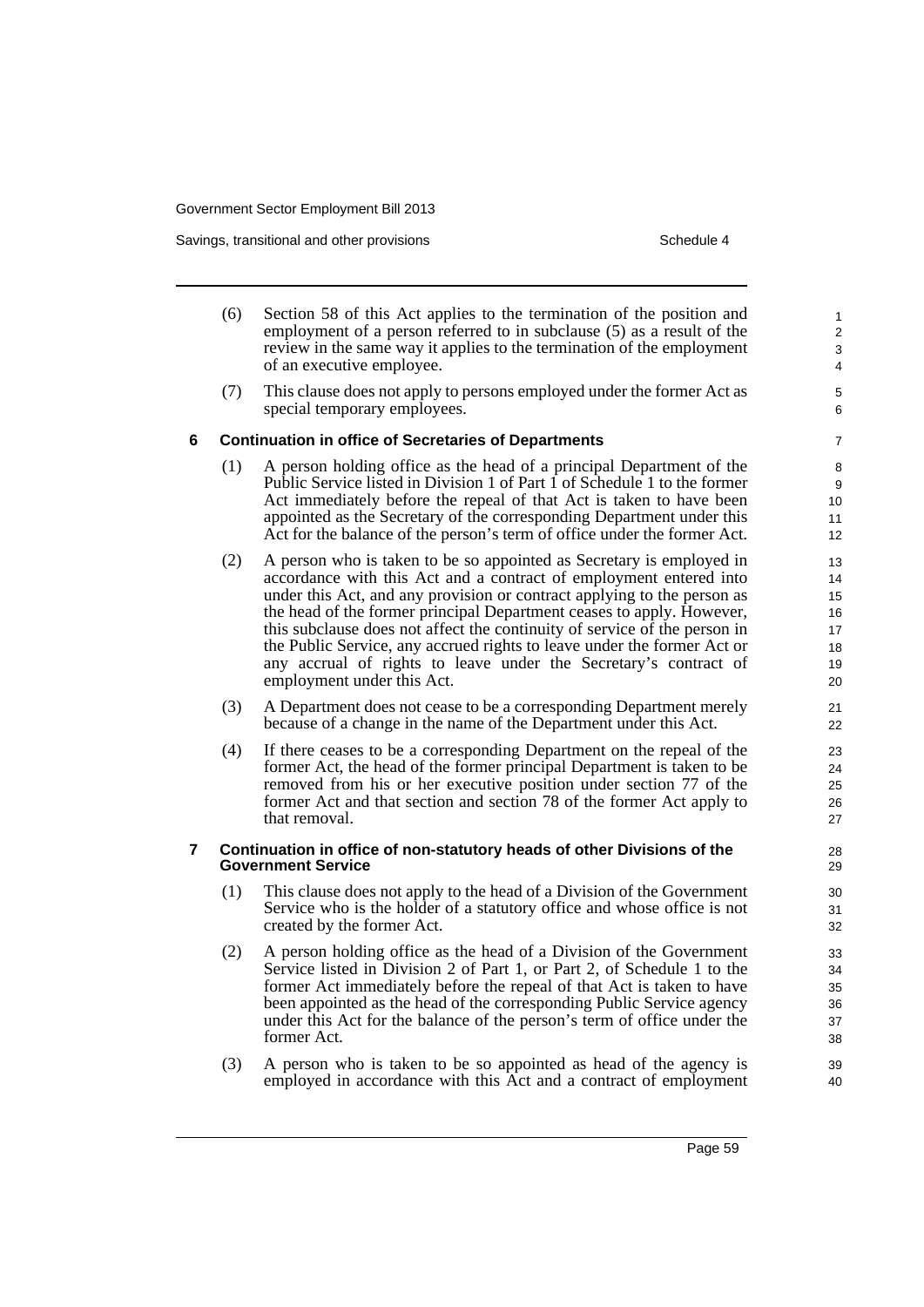(6) Section 58 of this Act applies to the termination of the position and employment of a person referred to in subclause (5) as a result of the review in the same way it applies to the termination of the employment of an executive employee.

(7) This clause does not apply to persons employed under the former Act as special temporary employees.

### 6 Continuation in office of Secretaries of Departments

(1) A person holding office as the head of a principal Department of the Public Service listed in Division 1 of Part 1 of Schedule 1 to the former Act immediately before the repeal of that Act is taken to have been appointed as the Secretary of the corresponding Department under this Act for the balance of the person's term of office under the former Act.

(2) A person who is taken to be so appointed as Secretary is employed in accordance with this Act and a contract of employment entered into under this Act, and any provision or contract applying to the person as the head of the former principal Department ceases to apply. However, this subclause does not affect the continuity of service of the person in the Public Service, any accrued rights to leave under the former Act or any accrual of rights to leave under the Secretary's contract of employment under this Act.

(3) A Department does not cease to be a corresponding Department merely because of a change in the name of the Department under this Act.

(4) If there ceases to be a corresponding Department on the repeal of the former Act, the head of the former principal Department is taken to be removed from his or her executive position under section 77 of the former Act and that section and section 78 of the former Act apply to that removal.

### 7 Continuation in office of non-statutory heads of other Divisions of the Government Service

(1) This clause does not apply to the head of a Division of the Government Service who is the holder of a statutory office and whose office is not created by the former Act.

(2) A person holding office as the head of a Division of the Government Service listed in Division 2 of Part 1, or Part 2, of Schedule 1 to the former Act immediately before the repeal of that Act is taken to have been appointed as the head of the corresponding Public Service agency under this Act for the balance of the person's term of office under the former Act.

(3) A person who is taken to be so appointed as head of the agency is employed in accordance with this Act and a contract of employment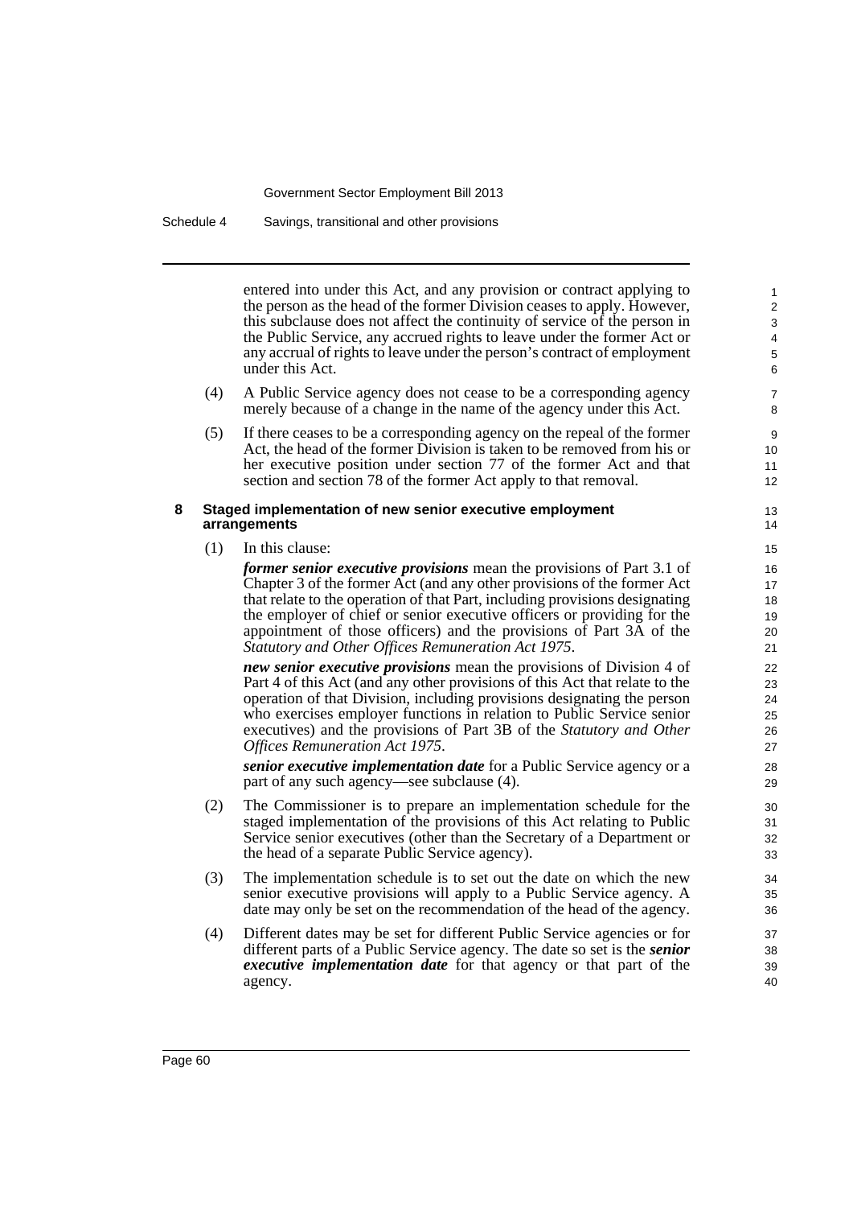entered into under this Act, and any provision or contract applying to the person as the head of the former Division ceases to apply. However, this subclause does not affect the continuity of service of the person in the Public Service, any accrued rights to leave under the former Act or any accrual of rights to leave under the person's contract of employment under this Act.

(4) A Public Service agency does not cease to be a corresponding agency merely because of a change in the name of the agency under this Act.

(5) If there ceases to be a corresponding agency on the repeal of the former Act, the head of the former Division is taken to be removed from his or her executive position under section 77 of the former Act and that section and section 78 of the former Act apply to that removal.

### 8 Staged implementation of new senior executive employment arrangements

(1) In this clause:

***former senior executive provisions*** mean the provisions of Part 3.1 of Chapter 3 of the former Act (and any other provisions of the former Act that relate to the operation of that Part, including provisions designating the employer of chief or senior executive officers or providing for the appointment of those officers) and the provisions of Part 3A of the *Statutory and Other Offices Remuneration Act 1975*.

***new senior executive provisions*** mean the provisions of Division 4 of Part 4 of this Act (and any other provisions of this Act that relate to the operation of that Division, including provisions designating the person who exercises employer functions in relation to Public Service senior executives) and the provisions of Part 3B of the *Statutory and Other Offices Remuneration Act 1975*.

***senior executive implementation date*** for a Public Service agency or a part of any such agency—see subclause (4).

(2) The Commissioner is to prepare an implementation schedule for the staged implementation of the provisions of this Act relating to Public Service senior executives (other than the Secretary of a Department or the head of a separate Public Service agency).

(3) The implementation schedule is to set out the date on which the new senior executive provisions will apply to a Public Service agency. A date may only be set on the recommendation of the head of the agency.

(4) Different dates may be set for different Public Service agencies or for different parts of a Public Service agency. The date so set is the ***senior executive implementation date*** for that agency or that part of the agency.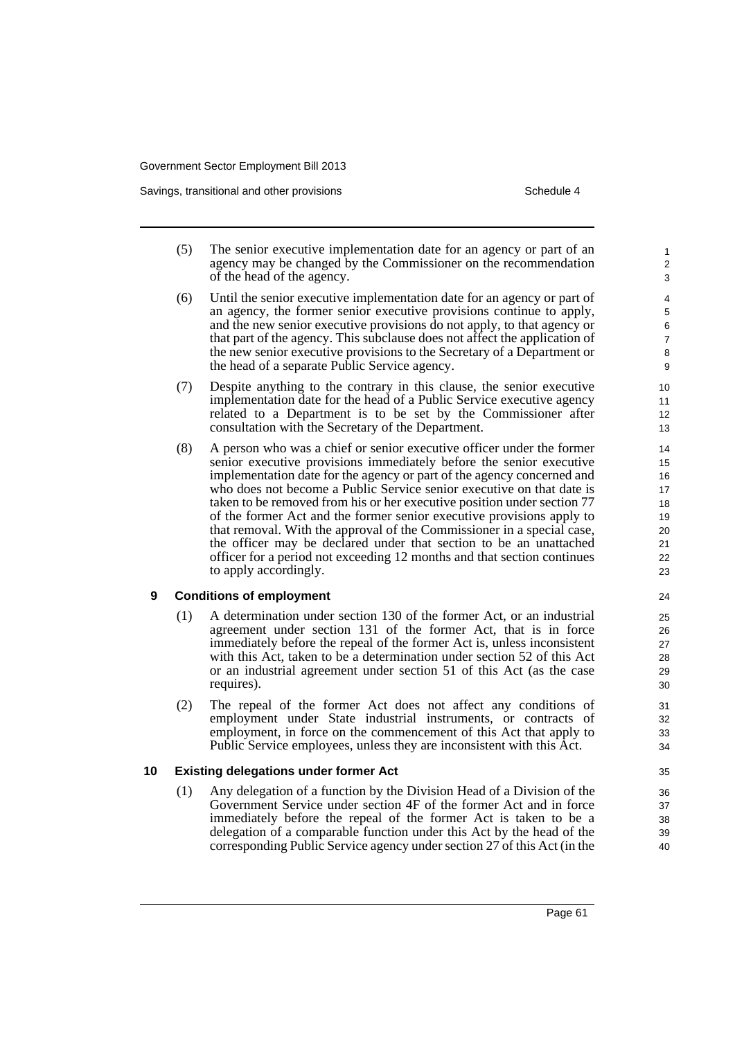(5) The senior executive implementation date for an agency or part of an agency may be changed by the Commissioner on the recommendation of the head of the agency.

(6) Until the senior executive implementation date for an agency or part of an agency, the former senior executive provisions continue to apply, and the new senior executive provisions do not apply, to that agency or that part of the agency. This subclause does not affect the application of the new senior executive provisions to the Secretary of a Department or the head of a separate Public Service agency.

(7) Despite anything to the contrary in this clause, the senior executive implementation date for the head of a Public Service executive agency related to a Department is to be set by the Commissioner after consultation with the Secretary of the Department.

(8) A person who was a chief or senior executive officer under the former senior executive provisions immediately before the senior executive implementation date for the agency or part of the agency concerned and who does not become a Public Service senior executive on that date is taken to be removed from his or her executive position under section 77 of the former Act and the former senior executive provisions apply to that removal. With the approval of the Commissioner in a special case, the officer may be declared under that section to be an unattached officer for a period not exceeding 12 months and that section continues to apply accordingly.

## 9 Conditions of employment

(1) A determination under section 130 of the former Act, or an industrial agreement under section 131 of the former Act, that is in force immediately before the repeal of the former Act is, unless inconsistent with this Act, taken to be a determination under section 52 of this Act or an industrial agreement under section 51 of this Act (as the case requires).

(2) The repeal of the former Act does not affect any conditions of employment under State industrial instruments, or contracts of employment, in force on the commencement of this Act that apply to Public Service employees, unless they are inconsistent with this Act.

## 10 Existing delegations under former Act

(1) Any delegation of a function by the Division Head of a Division of the Government Service under section 4F of the former Act and in force immediately before the repeal of the former Act is taken to be a delegation of a comparable function under this Act by the head of the corresponding Public Service agency under section 27 of this Act (in the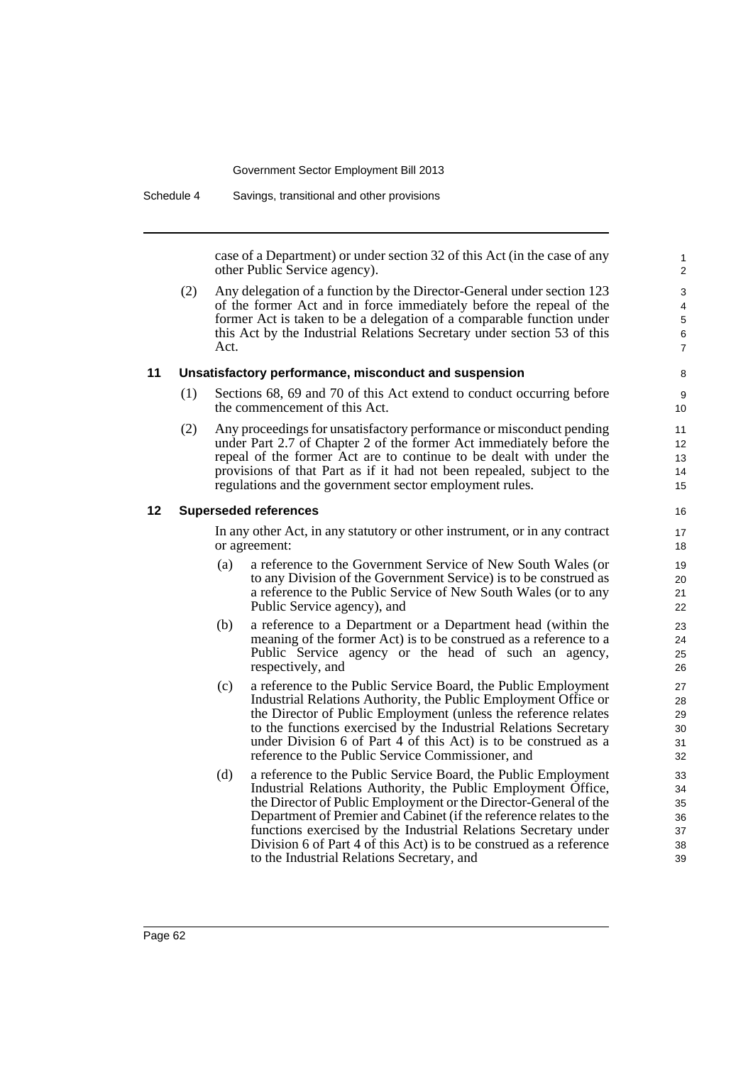case of a Department) or under section 32 of this Act (in the case of any other Public Service agency).

(2) Any delegation of a function by the Director-General under section 123 of the former Act and in force immediately before the repeal of the former Act is taken to be a delegation of a comparable function under this Act by the Industrial Relations Secretary under section 53 of this Act.

### 11 Unsatisfactory performance, misconduct and suspension

(1) Sections 68, 69 and 70 of this Act extend to conduct occurring before the commencement of this Act.

(2) Any proceedings for unsatisfactory performance or misconduct pending under Part 2.7 of Chapter 2 of the former Act immediately before the repeal of the former Act are to continue to be dealt with under the provisions of that Part as if it had not been repealed, subject to the regulations and the government sector employment rules.

### 12 Superseded references

In any other Act, in any statutory or other instrument, or in any contract or agreement:

(a) a reference to the Government Service of New South Wales (or to any Division of the Government Service) is to be construed as a reference to the Public Service of New South Wales (or to any Public Service agency), and

(b) a reference to a Department or a Department head (within the meaning of the former Act) is to be construed as a reference to a Public Service agency or the head of such an agency, respectively, and

(c) a reference to the Public Service Board, the Public Employment Industrial Relations Authority, the Public Employment Office or the Director of Public Employment (unless the reference relates to the functions exercised by the Industrial Relations Secretary under Division 6 of Part 4 of this Act) is to be construed as a reference to the Public Service Commissioner, and

(d) a reference to the Public Service Board, the Public Employment Industrial Relations Authority, the Public Employment Office, the Director of Public Employment or the Director-General of the Department of Premier and Cabinet (if the reference relates to the functions exercised by the Industrial Relations Secretary under Division 6 of Part 4 of this Act) is to be construed as a reference to the Industrial Relations Secretary, and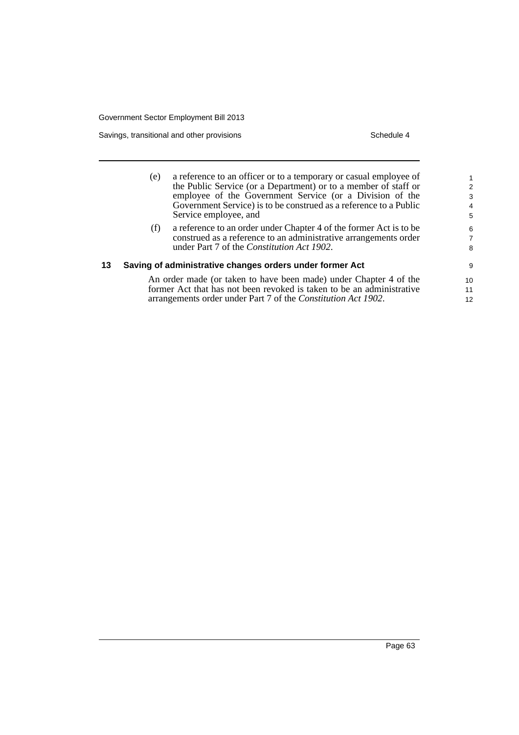(e) a reference to an officer or to a temporary or casual employee of the Public Service (or a Department) or to a member of staff or employee of the Government Service (or a Division of the Government Service) is to be construed as a reference to a Public Service employee, and

(f) a reference to an order under Chapter 4 of the former Act is to be construed as a reference to an administrative arrangements order under Part 7 of the *Constitution Act 1902*.

### 13 Saving of administrative changes orders under former Act

An order made (or taken to have been made) under Chapter 4 of the former Act that has not been revoked is taken to be an administrative arrangements order under Part 7 of the *Constitution Act 1902*.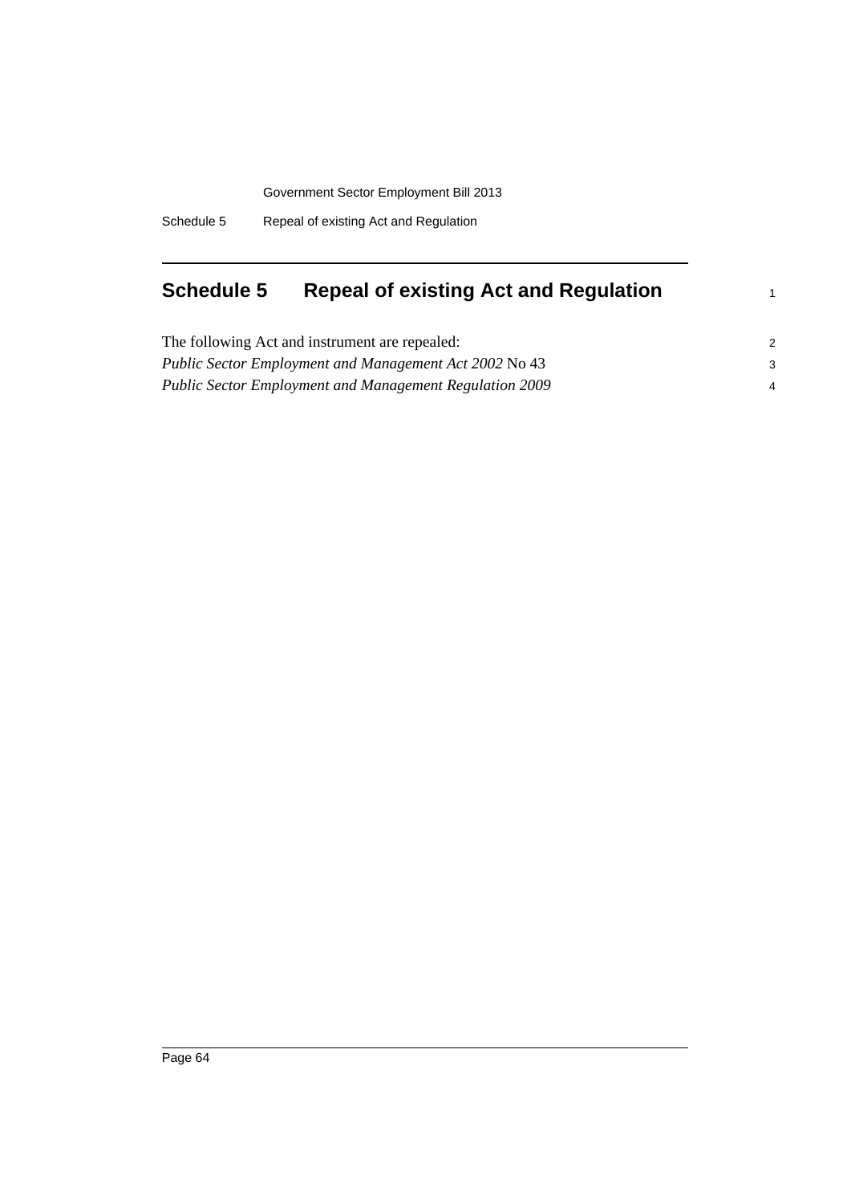# Schedule 5 Repeal of existing Act and Regulation

The following Act and instrument are repealed:

*Public Sector Employment and Management Act 2002* No 43

*Public Sector Employment and Management Regulation 2009*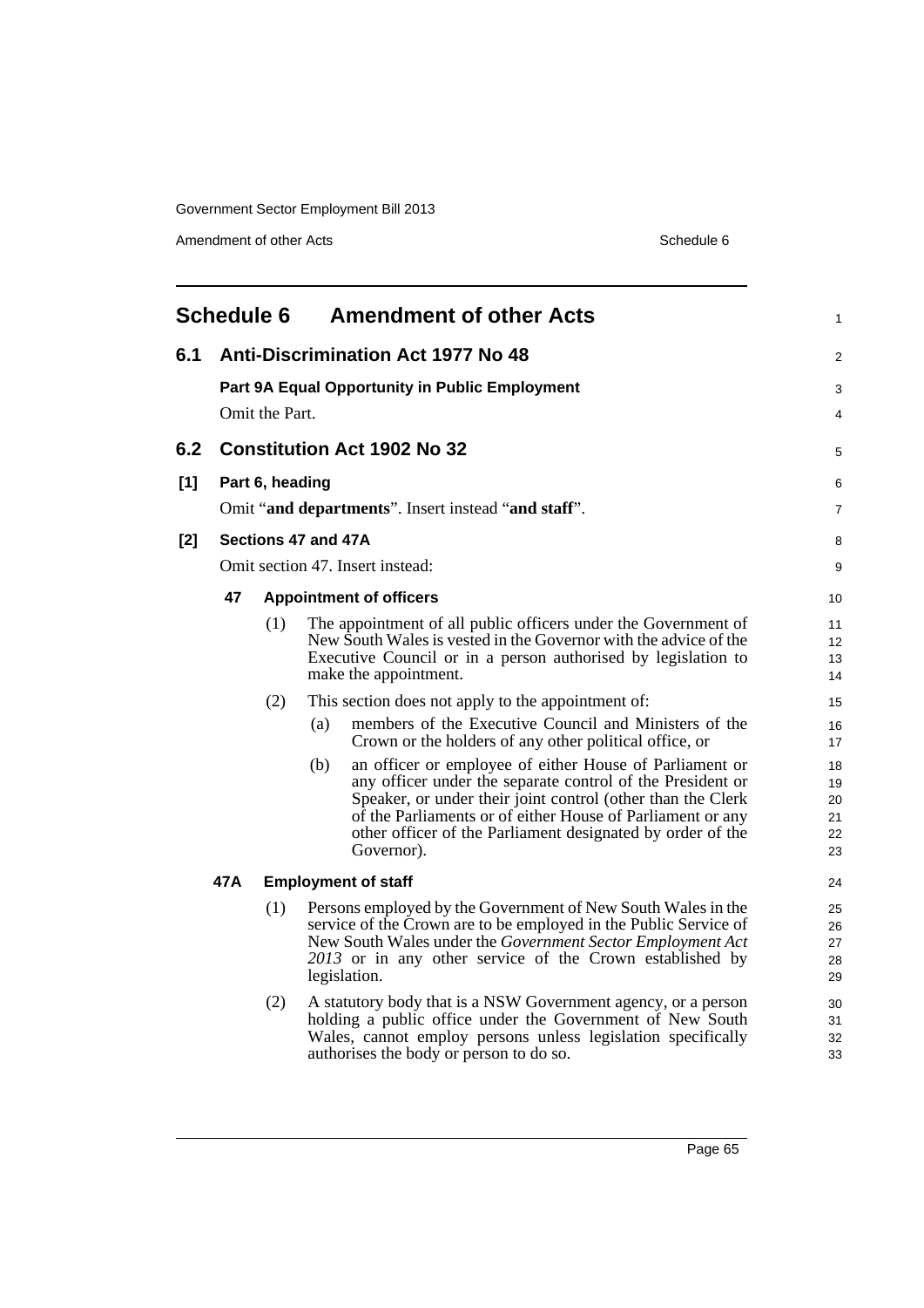# Schedule 6 Amendment of other Acts

## 6.1 Anti-Discrimination Act 1977 No 48

**Part 9A Equal Opportunity in Public Employment**

Omit the Part.

## 6.2 Constitution Act 1902 No 32

**[1] Part 6, heading**

Omit "**and departments**". Insert instead "**and staff**".

**[2] Sections 47 and 47A**

Omit section 47. Insert instead:

**47 Appointment of officers**

(1) The appointment of all public officers under the Government of New South Wales is vested in the Governor with the advice of the Executive Council or in a person authorised by legislation to make the appointment.

(2) This section does not apply to the appointment of:

(a) members of the Executive Council and Ministers of the Crown or the holders of any other political office, or

(b) an officer or employee of either House of Parliament or any officer under the separate control of the President or Speaker, or under their joint control (other than the Clerk of the Parliaments or of either House of Parliament or any other officer of the Parliament designated by order of the Governor).

**47A Employment of staff**

(1) Persons employed by the Government of New South Wales in the service of the Crown are to be employed in the Public Service of New South Wales under the *Government Sector Employment Act 2013* or in any other service of the Crown established by legislation.

(2) A statutory body that is a NSW Government agency, or a person holding a public office under the Government of New South Wales, cannot employ persons unless legislation specifically authorises the body or person to do so.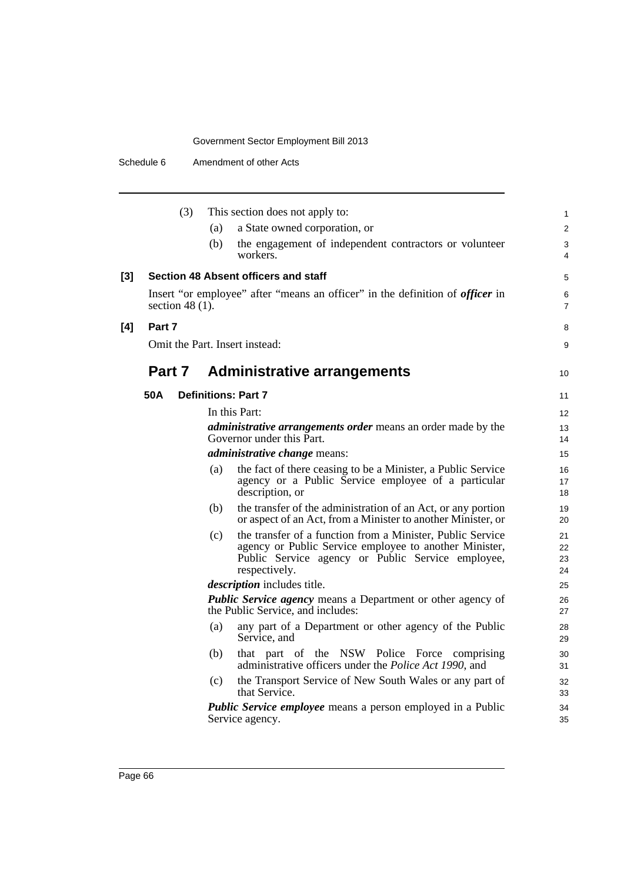(3) This section does not apply to:

(a) a State owned corporation, or

(b) the engagement of independent contractors or volunteer workers.

**[3] Section 48 Absent officers and staff**

Insert "or employee" after "means an officer" in the definition of ***officer*** in section 48 (1).

**[4] Part 7**

Omit the Part. Insert instead:

## Part 7 Administrative arrangements

### 50A Definitions: Part 7

In this Part:

***administrative arrangements order*** means an order made by the Governor under this Part.

***administrative change*** means:

(a) the fact of there ceasing to be a Minister, a Public Service agency or a Public Service employee of a particular description, or

(b) the transfer of the administration of an Act, or any portion or aspect of an Act, from a Minister to another Minister, or

(c) the transfer of a function from a Minister, Public Service agency or Public Service employee to another Minister, Public Service agency or Public Service employee, respectively.

***description*** includes title.

***Public Service agency*** means a Department or other agency of the Public Service, and includes:

(a) any part of a Department or other agency of the Public Service, and

(b) that part of the NSW Police Force comprising administrative officers under the *Police Act 1990*, and

(c) the Transport Service of New South Wales or any part of that Service.

***Public Service employee*** means a person employed in a Public Service agency.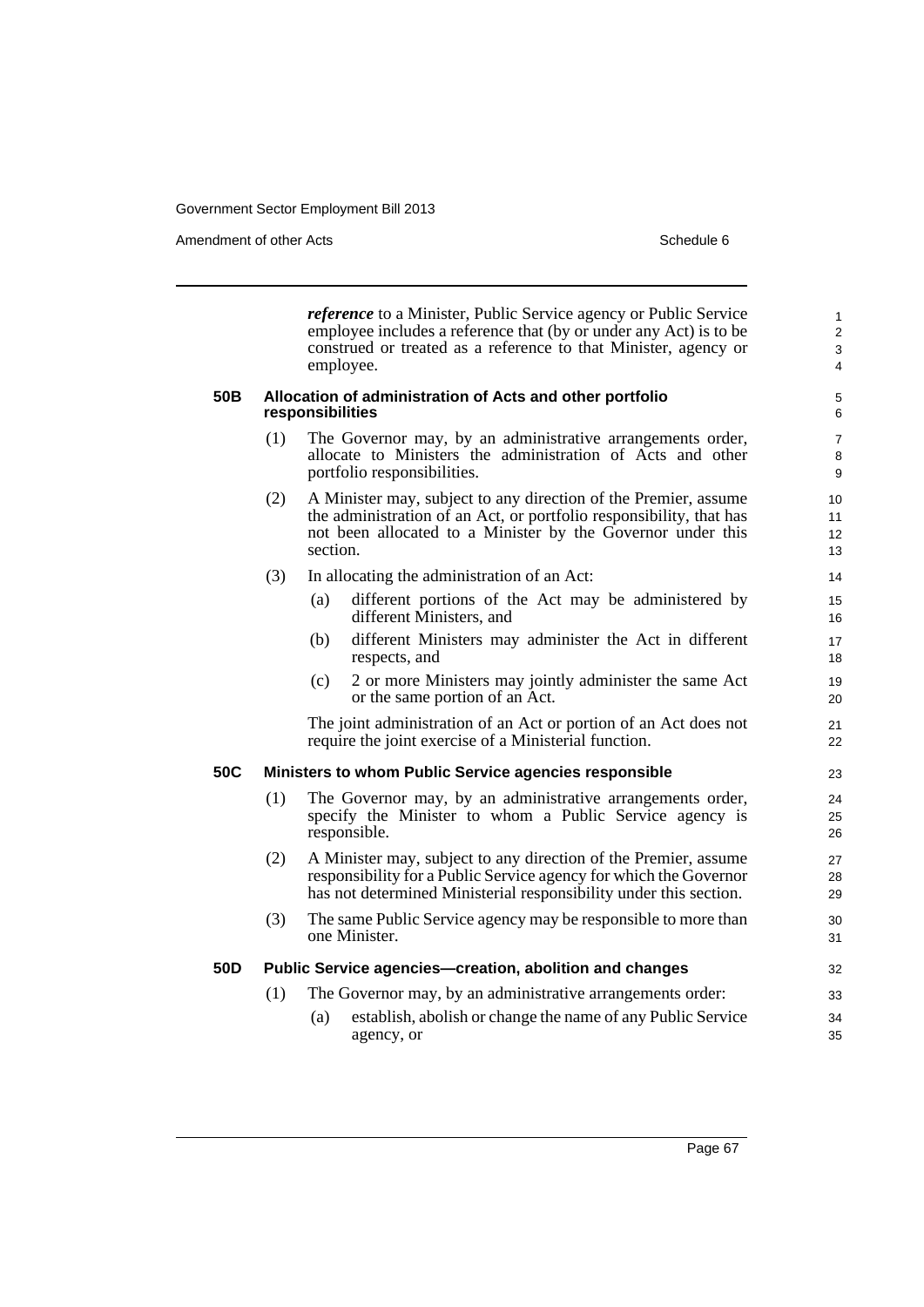***reference*** to a Minister, Public Service agency or Public Service employee includes a reference that (by or under any Act) is to be construed or treated as a reference to that Minister, agency or employee.

**50B Allocation of administration of Acts and other portfolio responsibilities**

(1) The Governor may, by an administrative arrangements order, allocate to Ministers the administration of Acts and other portfolio responsibilities.

(2) A Minister may, subject to any direction of the Premier, assume the administration of an Act, or portfolio responsibility, that has not been allocated to a Minister by the Governor under this section.

(3) In allocating the administration of an Act:

(a) different portions of the Act may be administered by different Ministers, and

(b) different Ministers may administer the Act in different respects, and

(c) 2 or more Ministers may jointly administer the same Act or the same portion of an Act.

The joint administration of an Act or portion of an Act does not require the joint exercise of a Ministerial function.

**50C Ministers to whom Public Service agencies responsible**

(1) The Governor may, by an administrative arrangements order, specify the Minister to whom a Public Service agency is responsible.

(2) A Minister may, subject to any direction of the Premier, assume responsibility for a Public Service agency for which the Governor has not determined Ministerial responsibility under this section.

(3) The same Public Service agency may be responsible to more than one Minister.

**50D Public Service agencies—creation, abolition and changes**

(1) The Governor may, by an administrative arrangements order:

(a) establish, abolish or change the name of any Public Service agency, or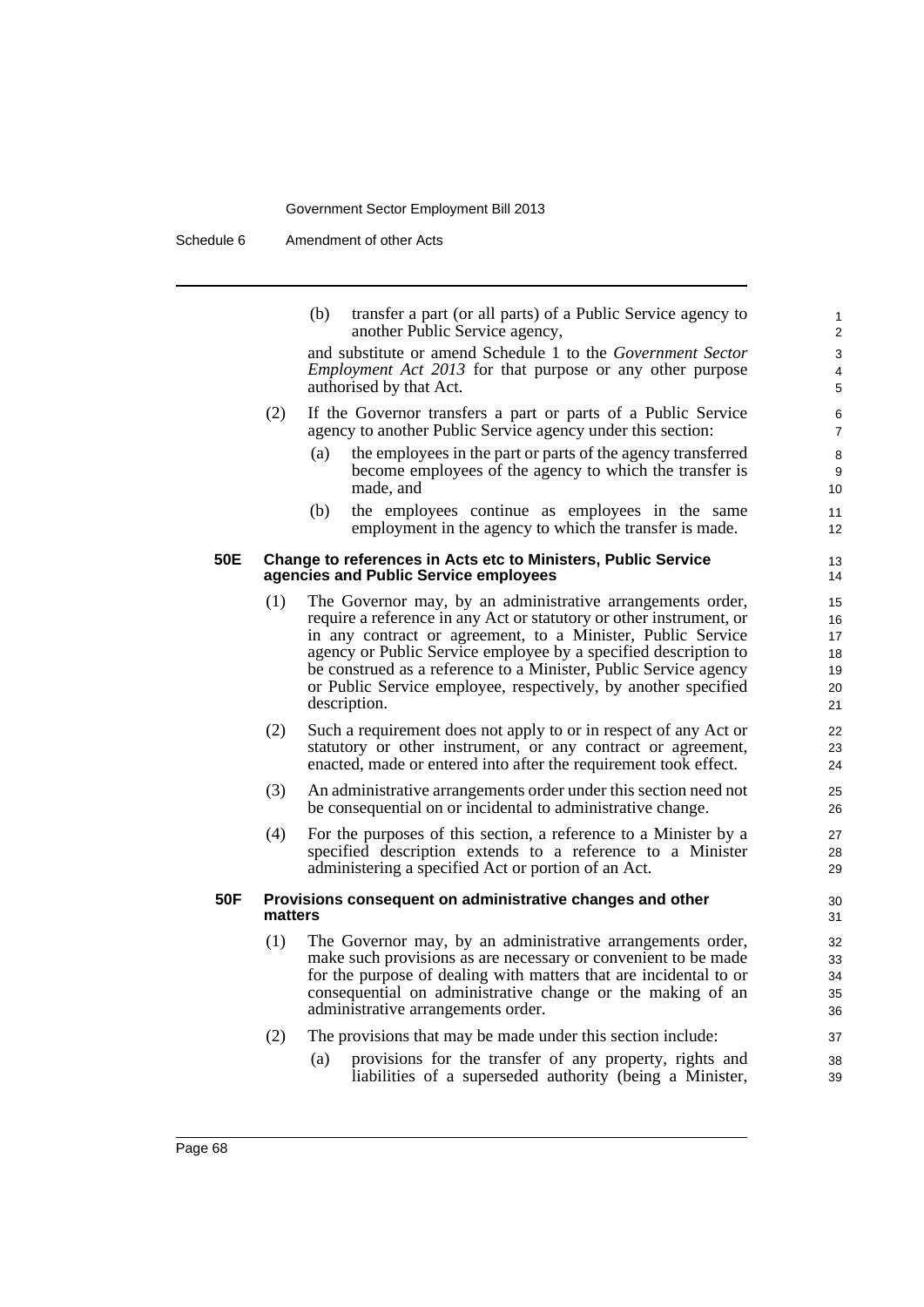(b) transfer a part (or all parts) of a Public Service agency to another Public Service agency,

and substitute or amend Schedule 1 to the *Government Sector Employment Act 2013* for that purpose or any other purpose authorised by that Act.

(2) If the Governor transfers a part or parts of a Public Service agency to another Public Service agency under this section:

(a) the employees in the part or parts of the agency transferred become employees of the agency to which the transfer is made, and

(b) the employees continue as employees in the same employment in the agency to which the transfer is made.

**50E Change to references in Acts etc to Ministers, Public Service agencies and Public Service employees**

(1) The Governor may, by an administrative arrangements order, require a reference in any Act or statutory or other instrument, or in any contract or agreement, to a Minister, Public Service agency or Public Service employee by a specified description to be construed as a reference to a Minister, Public Service agency or Public Service employee, respectively, by another specified description.

(2) Such a requirement does not apply to or in respect of any Act or statutory or other instrument, or any contract or agreement, enacted, made or entered into after the requirement took effect.

(3) An administrative arrangements order under this section need not be consequential on or incidental to administrative change.

(4) For the purposes of this section, a reference to a Minister by a specified description extends to a reference to a Minister administering a specified Act or portion of an Act.

**50F Provisions consequent on administrative changes and other matters**

(1) The Governor may, by an administrative arrangements order, make such provisions as are necessary or convenient to be made for the purpose of dealing with matters that are incidental to or consequential on administrative change or the making of an administrative arrangements order.

(2) The provisions that may be made under this section include:

(a) provisions for the transfer of any property, rights and liabilities of a superseded authority (being a Minister,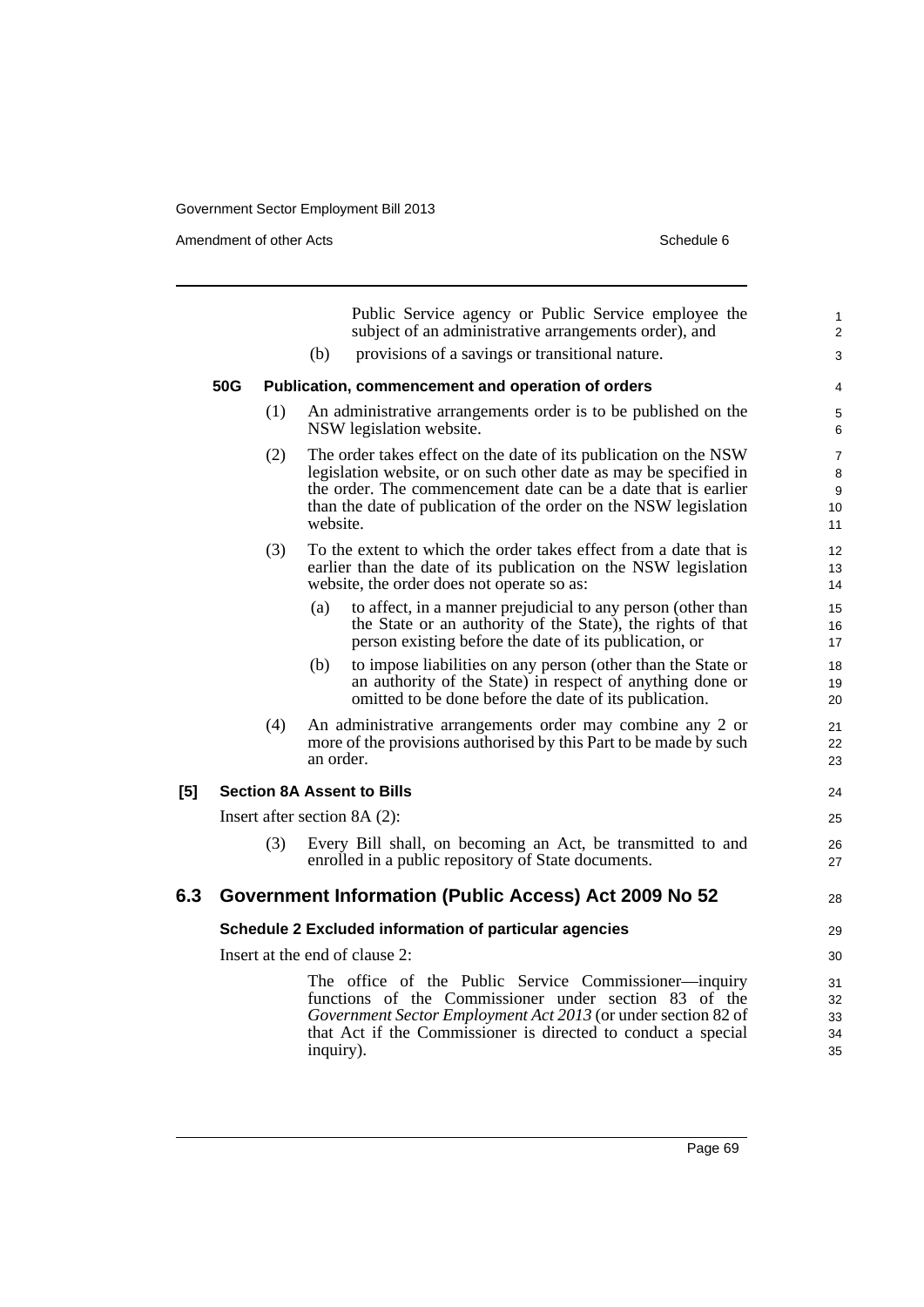Public Service agency or Public Service employee the subject of an administrative arrangements order), and

(b) provisions of a savings or transitional nature.

**50G Publication, commencement and operation of orders**

(1) An administrative arrangements order is to be published on the NSW legislation website.

(2) The order takes effect on the date of its publication on the NSW legislation website, or on such other date as may be specified in the order. The commencement date can be a date that is earlier than the date of publication of the order on the NSW legislation website.

(3) To the extent to which the order takes effect from a date that is earlier than the date of its publication on the NSW legislation website, the order does not operate so as:

(a) to affect, in a manner prejudicial to any person (other than the State or an authority of the State), the rights of that person existing before the date of its publication, or

(b) to impose liabilities on any person (other than the State or an authority of the State) in respect of anything done or omitted to be done before the date of its publication.

(4) An administrative arrangements order may combine any 2 or more of the provisions authorised by this Part to be made by such an order.

**[5] Section 8A Assent to Bills**

Insert after section 8A (2):

(3) Every Bill shall, on becoming an Act, be transmitted to and enrolled in a public repository of State documents.

## 6.3 Government Information (Public Access) Act 2009 No 52

**Schedule 2 Excluded information of particular agencies**

Insert at the end of clause 2:

The office of the Public Service Commissioner—inquiry functions of the Commissioner under section 83 of the *Government Sector Employment Act 2013* (or under section 82 of that Act if the Commissioner is directed to conduct a special inquiry).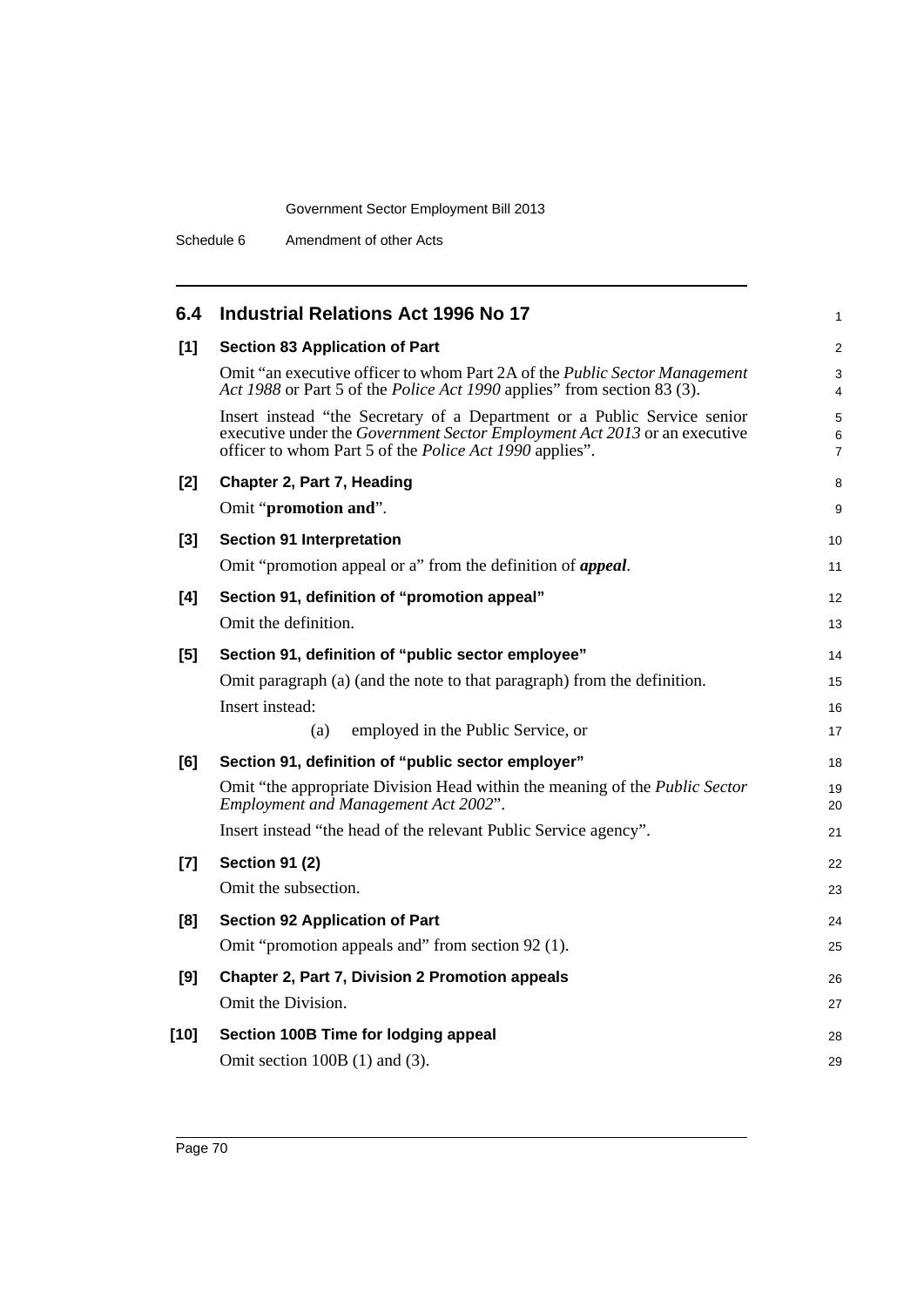## 6.4 Industrial Relations Act 1996 No 17

**[1] Section 83 Application of Part**

Omit "an executive officer to whom Part 2A of the *Public Sector Management Act 1988* or Part 5 of the *Police Act 1990* applies" from section 83 (3).

Insert instead "the Secretary of a Department or a Public Service senior executive under the *Government Sector Employment Act 2013* or an executive officer to whom Part 5 of the *Police Act 1990* applies".

**[2] Chapter 2, Part 7, Heading**

Omit "**promotion and**".

**[3] Section 91 Interpretation**

Omit "promotion appeal or a" from the definition of ***appeal***.

**[4] Section 91, definition of "promotion appeal"**

Omit the definition.

**[5] Section 91, definition of "public sector employee"**

Omit paragraph (a) (and the note to that paragraph) from the definition.

Insert instead:

(a) employed in the Public Service, or

**[6] Section 91, definition of "public sector employer"**

Omit "the appropriate Division Head within the meaning of the *Public Sector Employment and Management Act 2002*".

Insert instead "the head of the relevant Public Service agency".

**[7] Section 91 (2)**

Omit the subsection.

**[8] Section 92 Application of Part**

Omit "promotion appeals and" from section 92 (1).

**[9] Chapter 2, Part 7, Division 2 Promotion appeals**

Omit the Division.

**[10] Section 100B Time for lodging appeal**

Omit section 100B (1) and (3).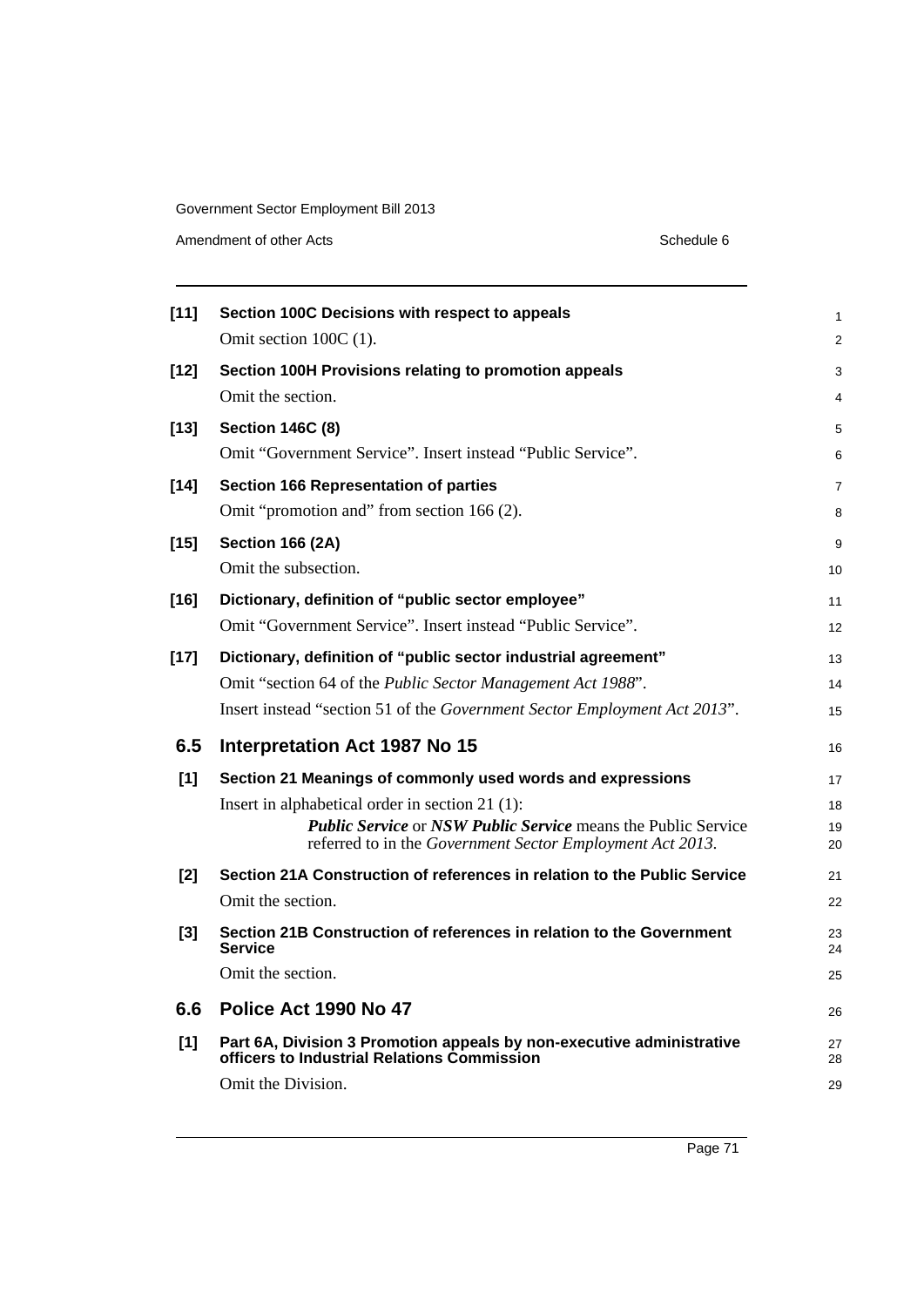**[11] Section 100C Decisions with respect to appeals**

Omit section 100C (1).

**[12] Section 100H Provisions relating to promotion appeals**

Omit the section.

**[13] Section 146C (8)**

Omit "Government Service". Insert instead "Public Service".

**[14] Section 166 Representation of parties**

Omit "promotion and" from section 166 (2).

**[15] Section 166 (2A)**

Omit the subsection.

**[16] Dictionary, definition of "public sector employee"**

Omit "Government Service". Insert instead "Public Service".

**[17] Dictionary, definition of "public sector industrial agreement"**

Omit "section 64 of the *Public Sector Management Act 1988*".

Insert instead "section 51 of the *Government Sector Employment Act 2013*".

## 6.5 Interpretation Act 1987 No 15

**[1] Section 21 Meanings of commonly used words and expressions**

Insert in alphabetical order in section 21 (1):

> ***Public Service*** or ***NSW Public Service*** means the Public Service referred to in the *Government Sector Employment Act 2013*.

**[2] Section 21A Construction of references in relation to the Public Service**

Omit the section.

**[3] Section 21B Construction of references in relation to the Government Service**

Omit the section.

## 6.6 Police Act 1990 No 47

**[1] Part 6A, Division 3 Promotion appeals by non-executive administrative officers to Industrial Relations Commission**

Omit the Division.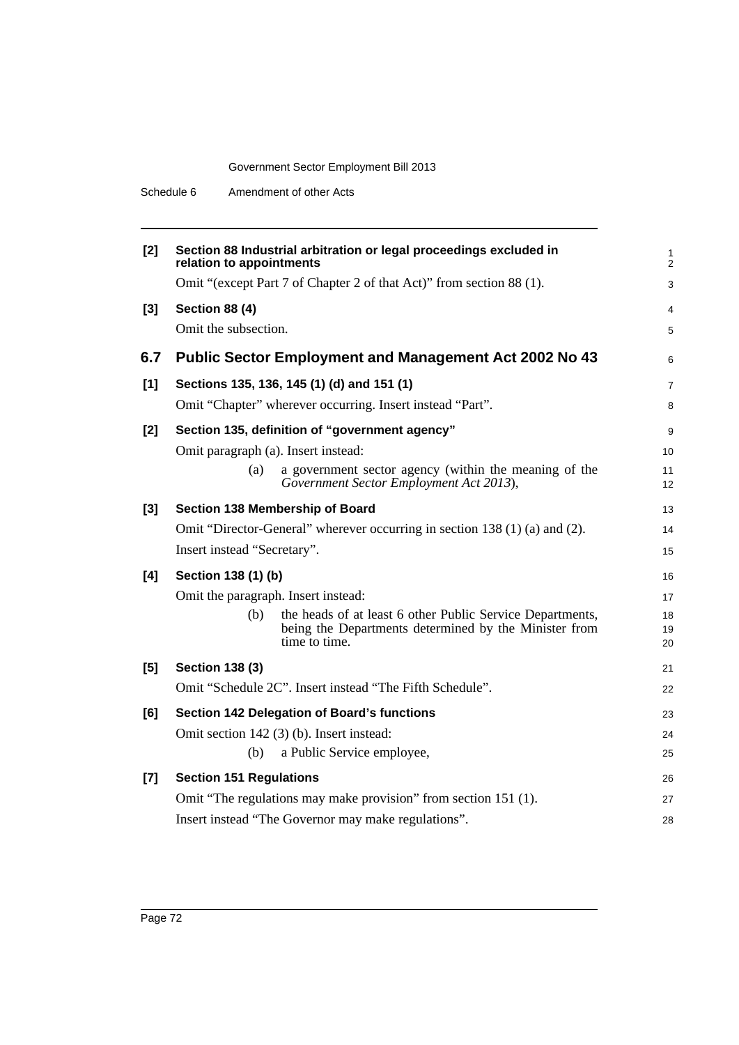**[2] Section 88 Industrial arbitration or legal proceedings excluded in relation to appointments**

Omit "(except Part 7 of Chapter 2 of that Act)" from section 88 (1).

**[3] Section 88 (4)**

Omit the subsection.

## 6.7 Public Sector Employment and Management Act 2002 No 43

**[1] Sections 135, 136, 145 (1) (d) and 151 (1)**

Omit "Chapter" wherever occurring. Insert instead "Part".

**[2] Section 135, definition of "government agency"**

Omit paragraph (a). Insert instead:

> (a) a government sector agency (within the meaning of the *Government Sector Employment Act 2013*),

**[3] Section 138 Membership of Board**

Omit "Director-General" wherever occurring in section 138 (1) (a) and (2).

Insert instead "Secretary".

**[4] Section 138 (1) (b)**

Omit the paragraph. Insert instead:

> (b) the heads of at least 6 other Public Service Departments, being the Departments determined by the Minister from time to time.

**[5] Section 138 (3)**

Omit "Schedule 2C". Insert instead "The Fifth Schedule".

**[6] Section 142 Delegation of Board's functions**

Omit section 142 (3) (b). Insert instead:

> (b) a Public Service employee,

**[7] Section 151 Regulations**

Omit "The regulations may make provision" from section 151 (1).

Insert instead "The Governor may make regulations".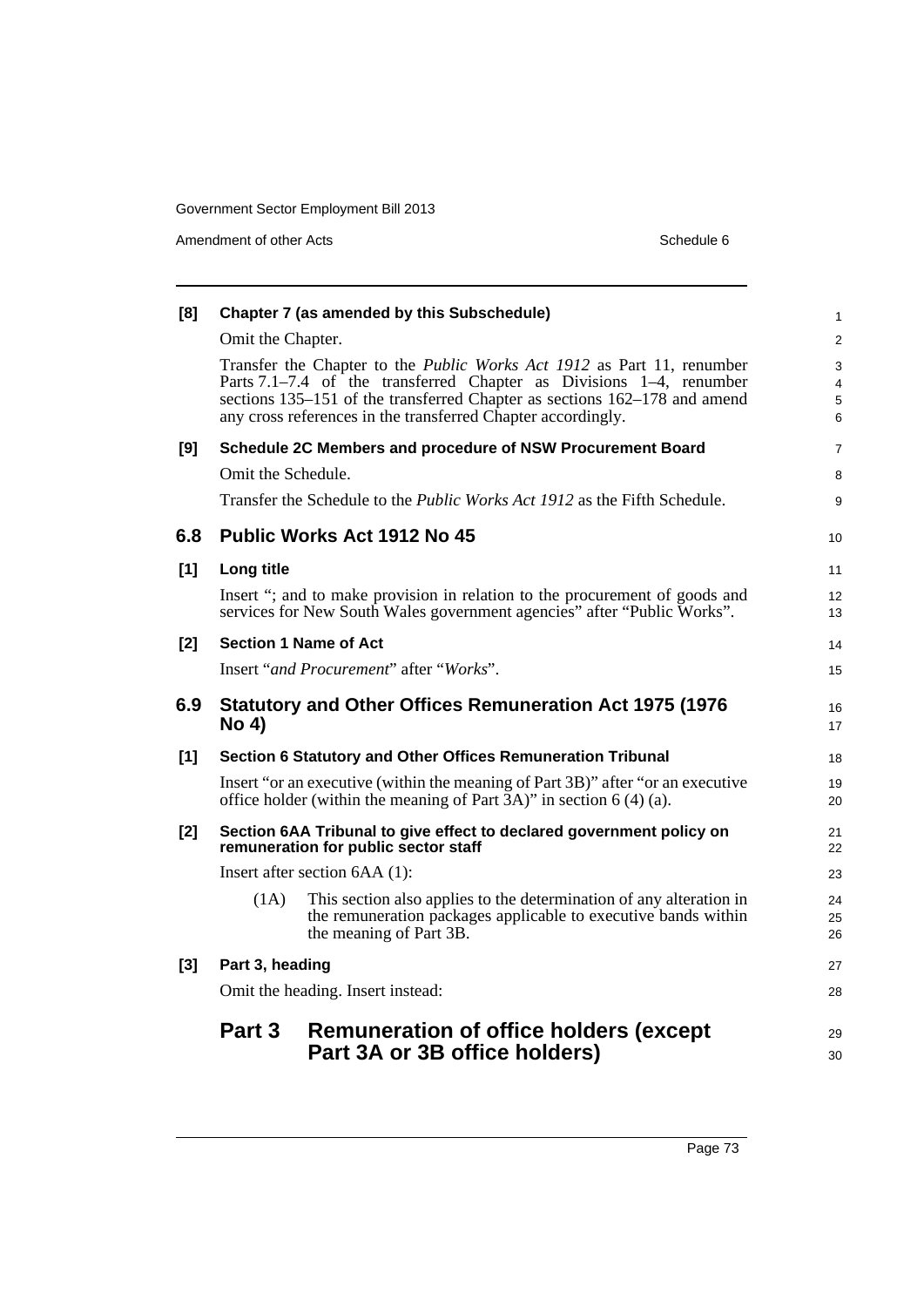**[8] Chapter 7 (as amended by this Subschedule)**

Omit the Chapter.

Transfer the Chapter to the *Public Works Act 1912* as Part 11, renumber Parts 7.1–7.4 of the transferred Chapter as Divisions 1–4, renumber sections 135–151 of the transferred Chapter as sections 162–178 and amend any cross references in the transferred Chapter accordingly.

**[9] Schedule 2C Members and procedure of NSW Procurement Board**

Omit the Schedule.

Transfer the Schedule to the *Public Works Act 1912* as the Fifth Schedule.

## 6.8 Public Works Act 1912 No 45

**[1] Long title**

Insert "; and to make provision in relation to the procurement of goods and services for New South Wales government agencies" after "Public Works".

**[2] Section 1 Name of Act**

Insert "*and Procurement*" after "*Works*".

## 6.9 Statutory and Other Offices Remuneration Act 1975 (1976 No 4)

**[1] Section 6 Statutory and Other Offices Remuneration Tribunal**

Insert "or an executive (within the meaning of Part 3B)" after "or an executive office holder (within the meaning of Part 3A)" in section 6 (4) (a).

**[2] Section 6AA Tribunal to give effect to declared government policy on remuneration for public sector staff**

Insert after section 6AA (1):

(1A) This section also applies to the determination of any alteration in the remuneration packages applicable to executive bands within the meaning of Part 3B.

**[3] Part 3, heading**

Omit the heading. Insert instead:

## Part 3 Remuneration of office holders (except Part 3A or 3B office holders)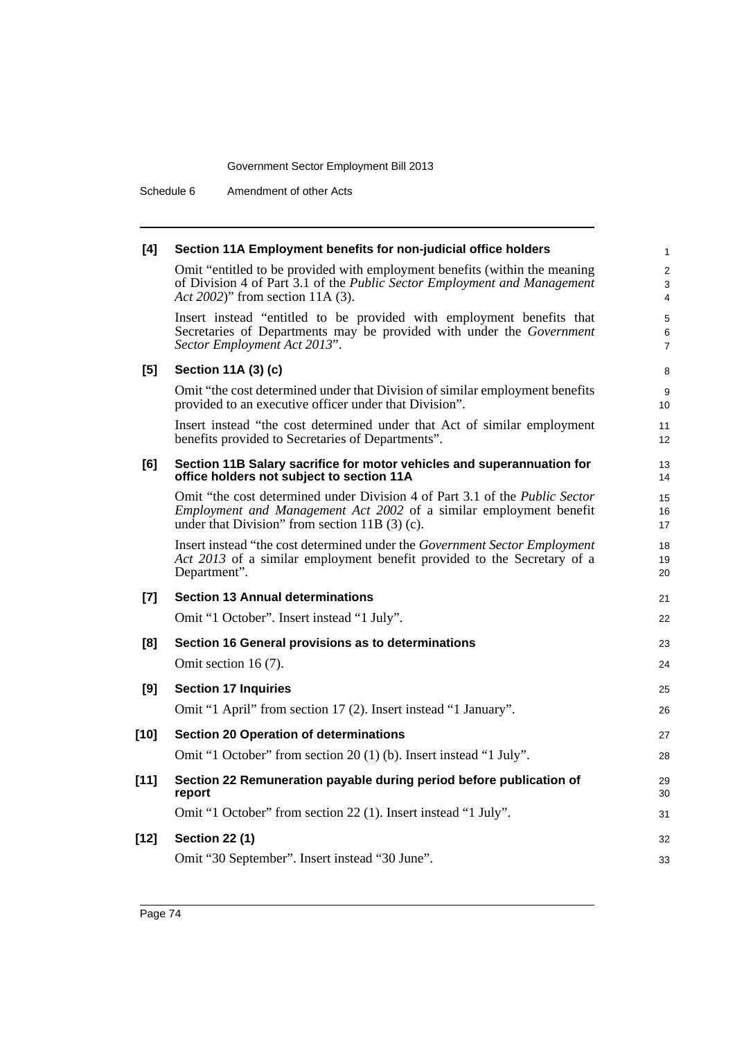**[4] Section 11A Employment benefits for non-judicial office holders**

Omit "entitled to be provided with employment benefits (within the meaning of Division 4 of Part 3.1 of the *Public Sector Employment and Management Act 2002*)" from section 11A (3).

Insert instead "entitled to be provided with employment benefits that Secretaries of Departments may be provided with under the *Government Sector Employment Act 2013*".

**[5] Section 11A (3) (c)**

Omit "the cost determined under that Division of similar employment benefits provided to an executive officer under that Division".

Insert instead "the cost determined under that Act of similar employment benefits provided to Secretaries of Departments".

**[6] Section 11B Salary sacrifice for motor vehicles and superannuation for office holders not subject to section 11A**

Omit "the cost determined under Division 4 of Part 3.1 of the *Public Sector Employment and Management Act 2002* of a similar employment benefit under that Division" from section 11B (3) (c).

Insert instead "the cost determined under the *Government Sector Employment Act 2013* of a similar employment benefit provided to the Secretary of a Department".

**[7] Section 13 Annual determinations**

Omit "1 October". Insert instead "1 July".

**[8] Section 16 General provisions as to determinations**

Omit section 16 (7).

**[9] Section 17 Inquiries**

Omit "1 April" from section 17 (2). Insert instead "1 January".

**[10] Section 20 Operation of determinations**

Omit "1 October" from section 20 (1) (b). Insert instead "1 July".

**[11] Section 22 Remuneration payable during period before publication of report**

Omit "1 October" from section 22 (1). Insert instead "1 July".

**[12] Section 22 (1)**

Omit "30 September". Insert instead "30 June".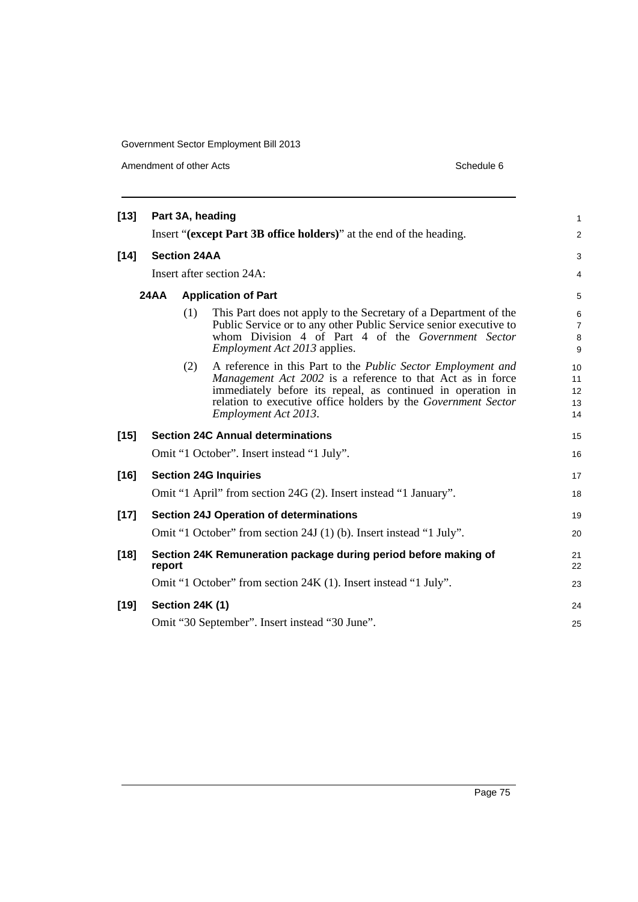**[13] Part 3A, heading**

Insert "**(except Part 3B office holders)**" at the end of the heading.

**[14] Section 24AA**

Insert after section 24A:

**24AA Application of Part**

(1) This Part does not apply to the Secretary of a Department of the Public Service or to any other Public Service senior executive to whom Division 4 of Part 4 of the *Government Sector Employment Act 2013* applies.

(2) A reference in this Part to the *Public Sector Employment and Management Act 2002* is a reference to that Act as in force immediately before its repeal, as continued in operation in relation to executive office holders by the *Government Sector Employment Act 2013*.

**[15] Section 24C Annual determinations**

Omit "1 October". Insert instead "1 July".

**[16] Section 24G Inquiries**

Omit "1 April" from section 24G (2). Insert instead "1 January".

**[17] Section 24J Operation of determinations**

Omit "1 October" from section 24J (1) (b). Insert instead "1 July".

**[18] Section 24K Remuneration package during period before making of report**

Omit "1 October" from section 24K (1). Insert instead "1 July".

**[19] Section 24K (1)**

Omit "30 September". Insert instead "30 June".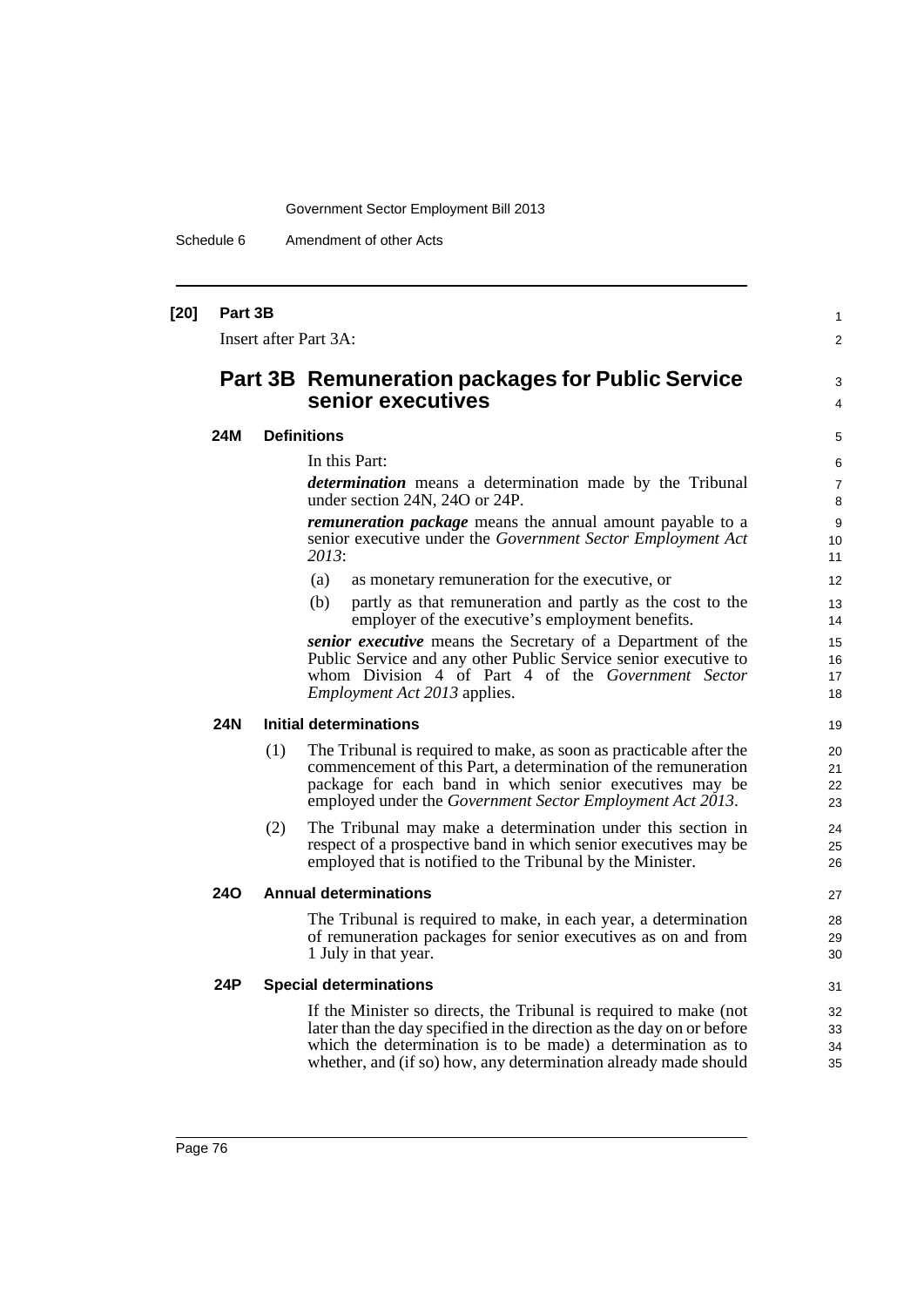**[20] Part 3B**

Insert after Part 3A:

## Part 3B Remuneration packages for Public Service senior executives

### 24M Definitions

In this Part:

***determination*** means a determination made by the Tribunal under section 24N, 24O or 24P.

***remuneration package*** means the annual amount payable to a senior executive under the *Government Sector Employment Act 2013*:

(a) as monetary remuneration for the executive, or

(b) partly as that remuneration and partly as the cost to the employer of the executive's employment benefits.

***senior executive*** means the Secretary of a Department of the Public Service and any other Public Service senior executive to whom Division 4 of Part 4 of the *Government Sector Employment Act 2013* applies.

### 24N Initial determinations

(1) The Tribunal is required to make, as soon as practicable after the commencement of this Part, a determination of the remuneration package for each band in which senior executives may be employed under the *Government Sector Employment Act 2013*.

(2) The Tribunal may make a determination under this section in respect of a prospective band in which senior executives may be employed that is notified to the Tribunal by the Minister.

### 24O Annual determinations

The Tribunal is required to make, in each year, a determination of remuneration packages for senior executives as on and from 1 July in that year.

### 24P Special determinations

If the Minister so directs, the Tribunal is required to make (not later than the day specified in the direction as the day on or before which the determination is to be made) a determination as to whether, and (if so) how, any determination already made should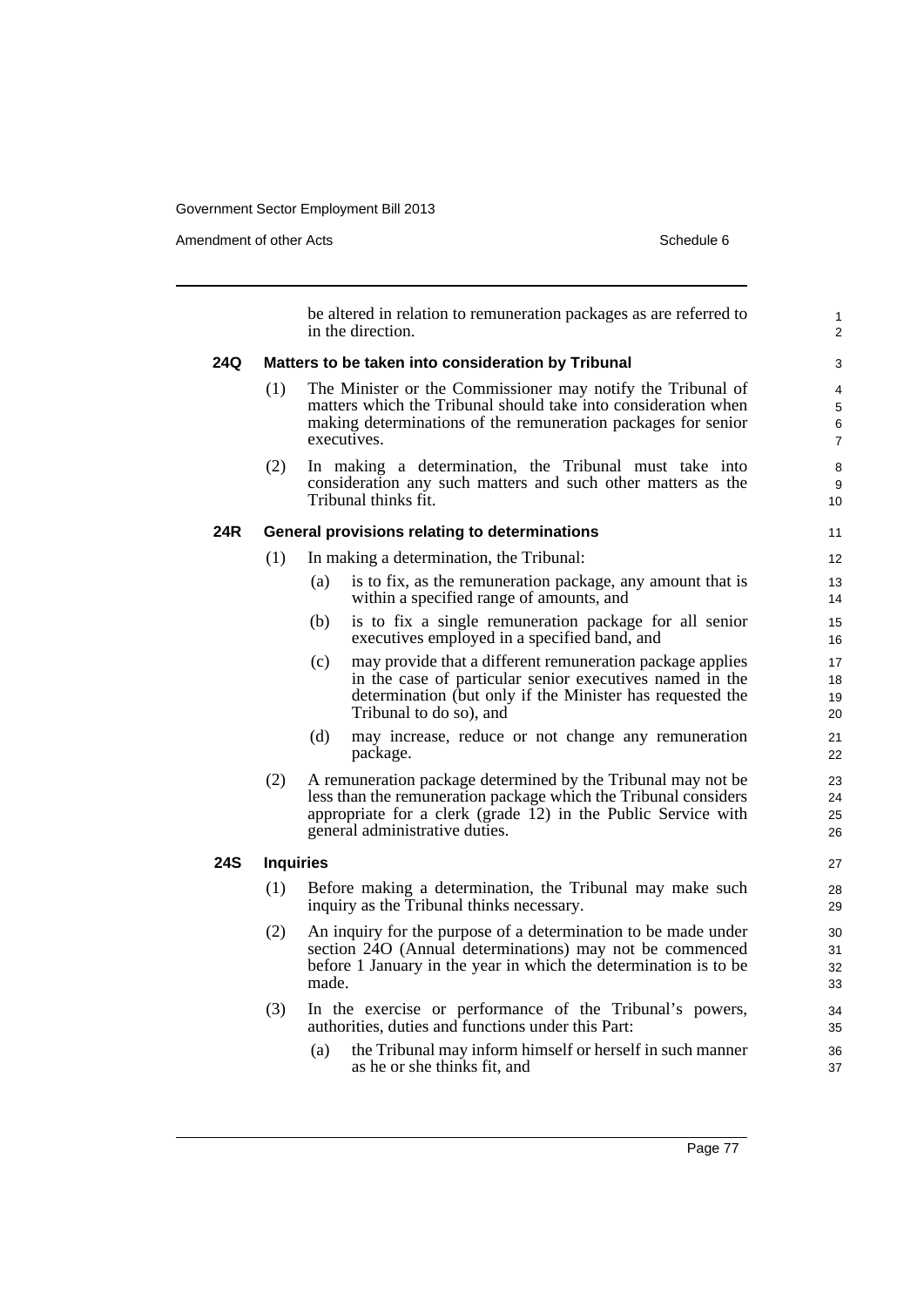be altered in relation to remuneration packages as are referred to in the direction.

### 24Q Matters to be taken into consideration by Tribunal

(1) The Minister or the Commissioner may notify the Tribunal of matters which the Tribunal should take into consideration when making determinations of the remuneration packages for senior executives.

(2) In making a determination, the Tribunal must take into consideration any such matters and such other matters as the Tribunal thinks fit.

### 24R General provisions relating to determinations

(1) In making a determination, the Tribunal:

- (a) is to fix, as the remuneration package, any amount that is within a specified range of amounts, and
- (b) is to fix a single remuneration package for all senior executives employed in a specified band, and
- (c) may provide that a different remuneration package applies in the case of particular senior executives named in the determination (but only if the Minister has requested the Tribunal to do so), and
- (d) may increase, reduce or not change any remuneration package.

(2) A remuneration package determined by the Tribunal may not be less than the remuneration package which the Tribunal considers appropriate for a clerk (grade 12) in the Public Service with general administrative duties.

### 24S Inquiries

(1) Before making a determination, the Tribunal may make such inquiry as the Tribunal thinks necessary.

(2) An inquiry for the purpose of a determination to be made under section 24O (Annual determinations) may not be commenced before 1 January in the year in which the determination is to be made.

(3) In the exercise or performance of the Tribunal's powers, authorities, duties and functions under this Part:

- (a) the Tribunal may inform himself or herself in such manner as he or she thinks fit, and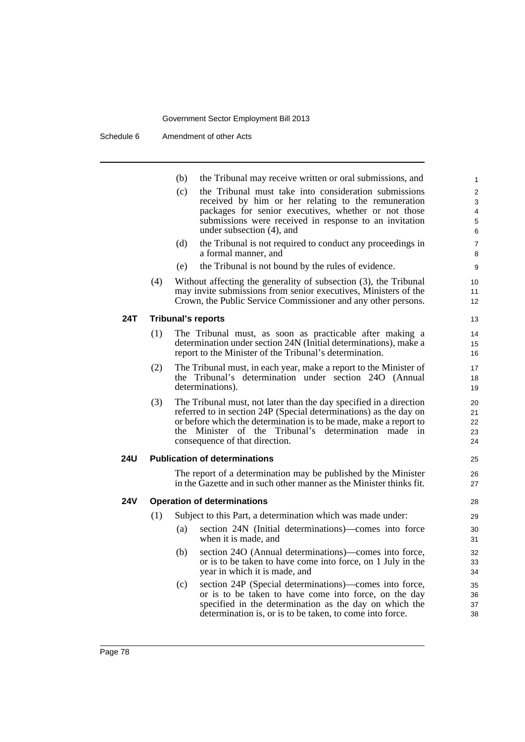(b) the Tribunal may receive written or oral submissions, and

(c) the Tribunal must take into consideration submissions received by him or her relating to the remuneration packages for senior executives, whether or not those submissions were received in response to an invitation under subsection (4), and

(d) the Tribunal is not required to conduct any proceedings in a formal manner, and

(e) the Tribunal is not bound by the rules of evidence.

(4) Without affecting the generality of subsection (3), the Tribunal may invite submissions from senior executives, Ministers of the Crown, the Public Service Commissioner and any other persons.

**24T Tribunal's reports**

(1) The Tribunal must, as soon as practicable after making a determination under section 24N (Initial determinations), make a report to the Minister of the Tribunal's determination.

(2) The Tribunal must, in each year, make a report to the Minister of the Tribunal's determination under section 24O (Annual determinations).

(3) The Tribunal must, not later than the day specified in a direction referred to in section 24P (Special determinations) as the day on or before which the determination is to be made, make a report to the Minister of the Tribunal's determination made in consequence of that direction.

**24U Publication of determinations**

The report of a determination may be published by the Minister in the Gazette and in such other manner as the Minister thinks fit.

**24V Operation of determinations**

(1) Subject to this Part, a determination which was made under:

(a) section 24N (Initial determinations)—comes into force when it is made, and

(b) section 24O (Annual determinations)—comes into force, or is to be taken to have come into force, on 1 July in the year in which it is made, and

(c) section 24P (Special determinations)—comes into force, or is to be taken to have come into force, on the day specified in the determination as the day on which the determination is, or is to be taken, to come into force.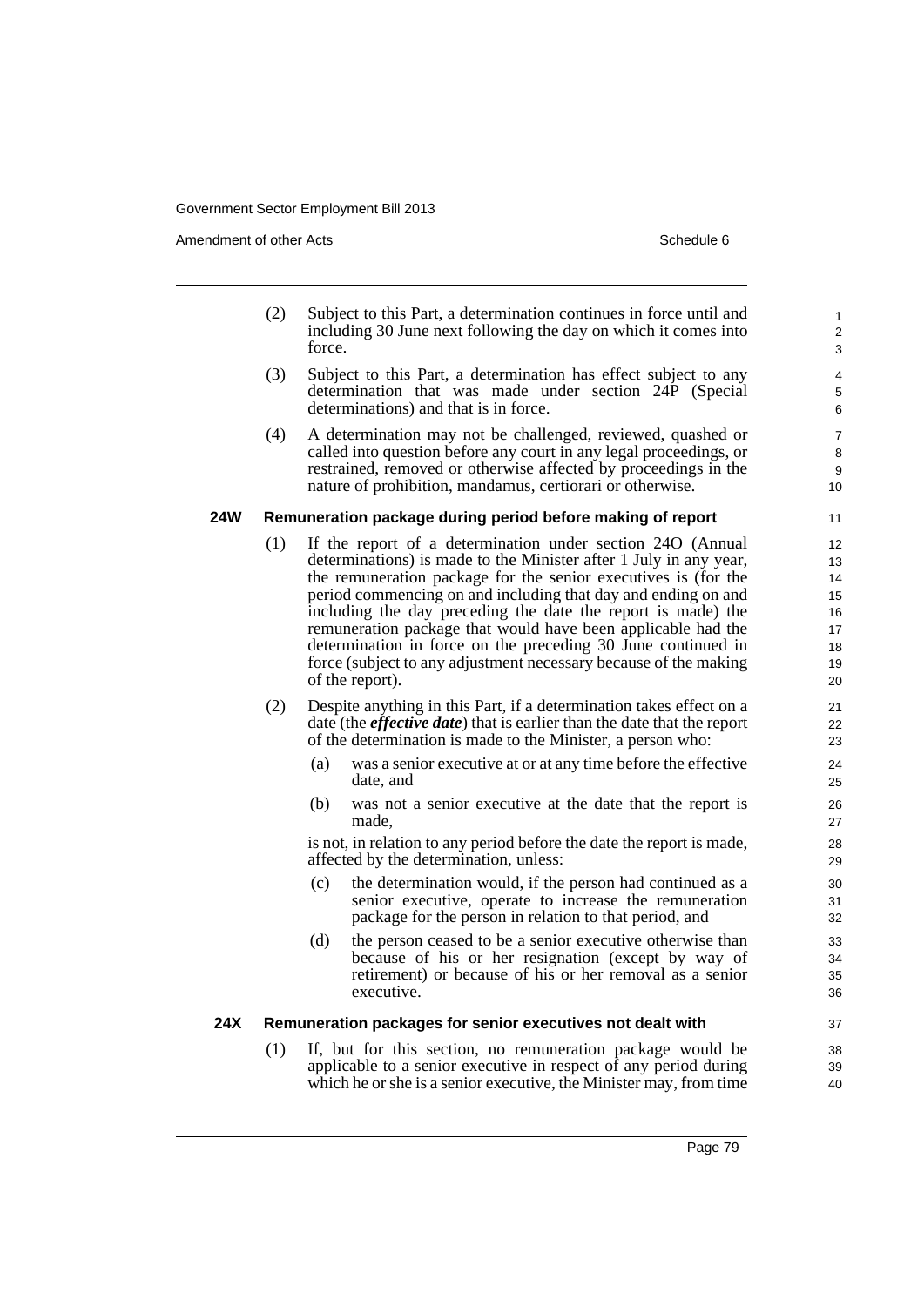(2) Subject to this Part, a determination continues in force until and including 30 June next following the day on which it comes into force.

(3) Subject to this Part, a determination has effect subject to any determination that was made under section 24P (Special determinations) and that is in force.

(4) A determination may not be challenged, reviewed, quashed or called into question before any court in any legal proceedings, or restrained, removed or otherwise affected by proceedings in the nature of prohibition, mandamus, certiorari or otherwise.

### 24W Remuneration package during period before making of report

(1) If the report of a determination under section 24O (Annual determinations) is made to the Minister after 1 July in any year, the remuneration package for the senior executives is (for the period commencing on and including that day and ending on and including the day preceding the date the report is made) the remuneration package that would have been applicable had the determination in force on the preceding 30 June continued in force (subject to any adjustment necessary because of the making of the report).

(2) Despite anything in this Part, if a determination takes effect on a date (the ***effective date***) that is earlier than the date that the report of the determination is made to the Minister, a person who:

- (a) was a senior executive at or at any time before the effective date, and
- (b) was not a senior executive at the date that the report is made,

is not, in relation to any period before the date the report is made, affected by the determination, unless:

- (c) the determination would, if the person had continued as a senior executive, operate to increase the remuneration package for the person in relation to that period, and
- (d) the person ceased to be a senior executive otherwise than because of his or her resignation (except by way of retirement) or because of his or her removal as a senior executive.

### 24X Remuneration packages for senior executives not dealt with

(1) If, but for this section, no remuneration package would be applicable to a senior executive in respect of any period during which he or she is a senior executive, the Minister may, from time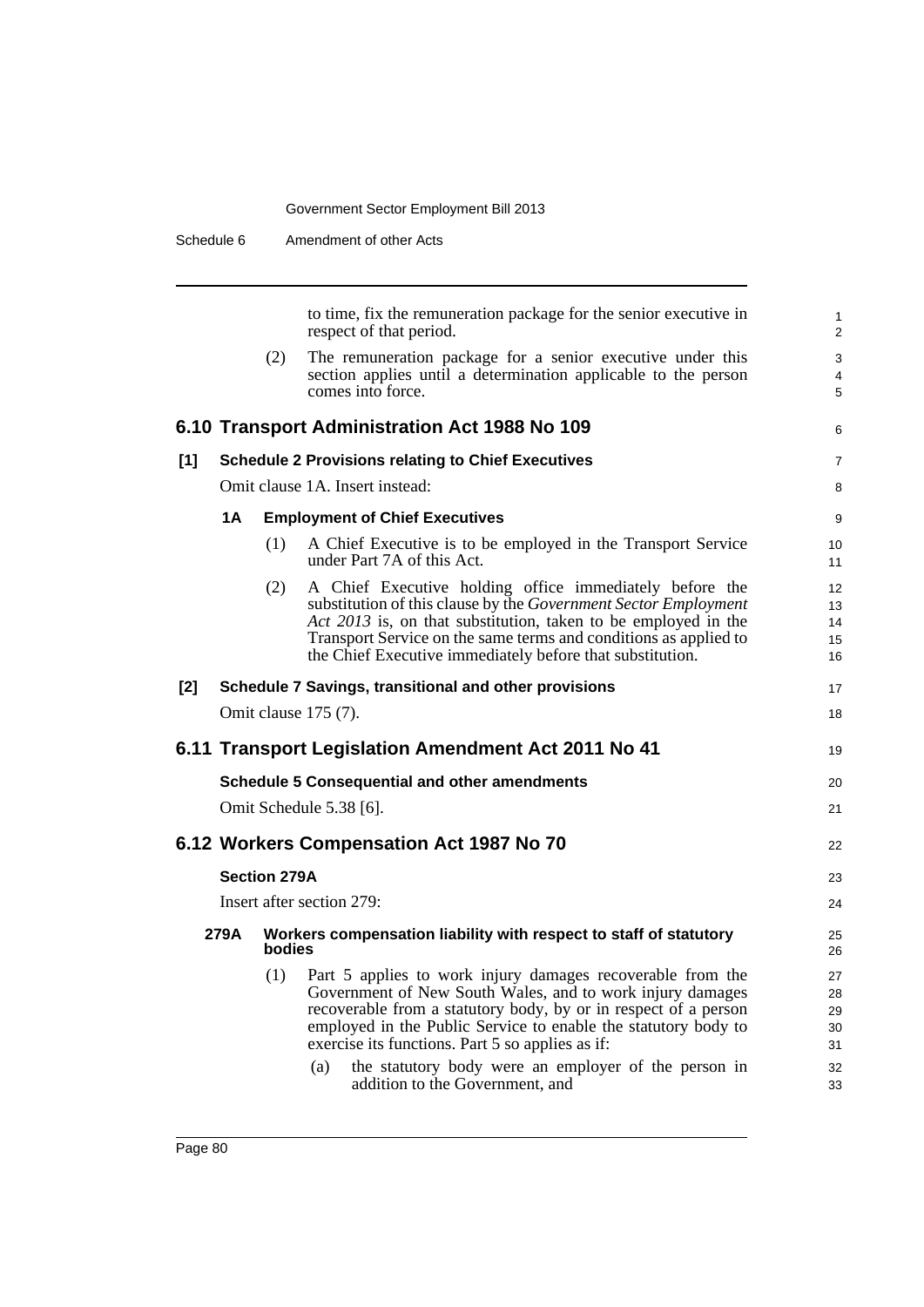to time, fix the remuneration package for the senior executive in respect of that period.

(2) The remuneration package for a senior executive under this section applies until a determination applicable to the person comes into force.

## 6.10 Transport Administration Act 1988 No 109

### [1] Schedule 2 Provisions relating to Chief Executives

Omit clause 1A. Insert instead:

#### 1A Employment of Chief Executives

(1) A Chief Executive is to be employed in the Transport Service under Part 7A of this Act.

(2) A Chief Executive holding office immediately before the substitution of this clause by the *Government Sector Employment Act 2013* is, on that substitution, taken to be employed in the Transport Service on the same terms and conditions as applied to the Chief Executive immediately before that substitution.

### [2] Schedule 7 Savings, transitional and other provisions

Omit clause 175 (7).

## 6.11 Transport Legislation Amendment Act 2011 No 41

### Schedule 5 Consequential and other amendments

Omit Schedule 5.38 [6].

## 6.12 Workers Compensation Act 1987 No 70

### Section 279A

Insert after section 279:

#### 279A Workers compensation liability with respect to staff of statutory bodies

(1) Part 5 applies to work injury damages recoverable from the Government of New South Wales, and to work injury damages recoverable from a statutory body, by or in respect of a person employed in the Public Service to enable the statutory body to exercise its functions. Part 5 so applies as if:

(a) the statutory body were an employer of the person in addition to the Government, and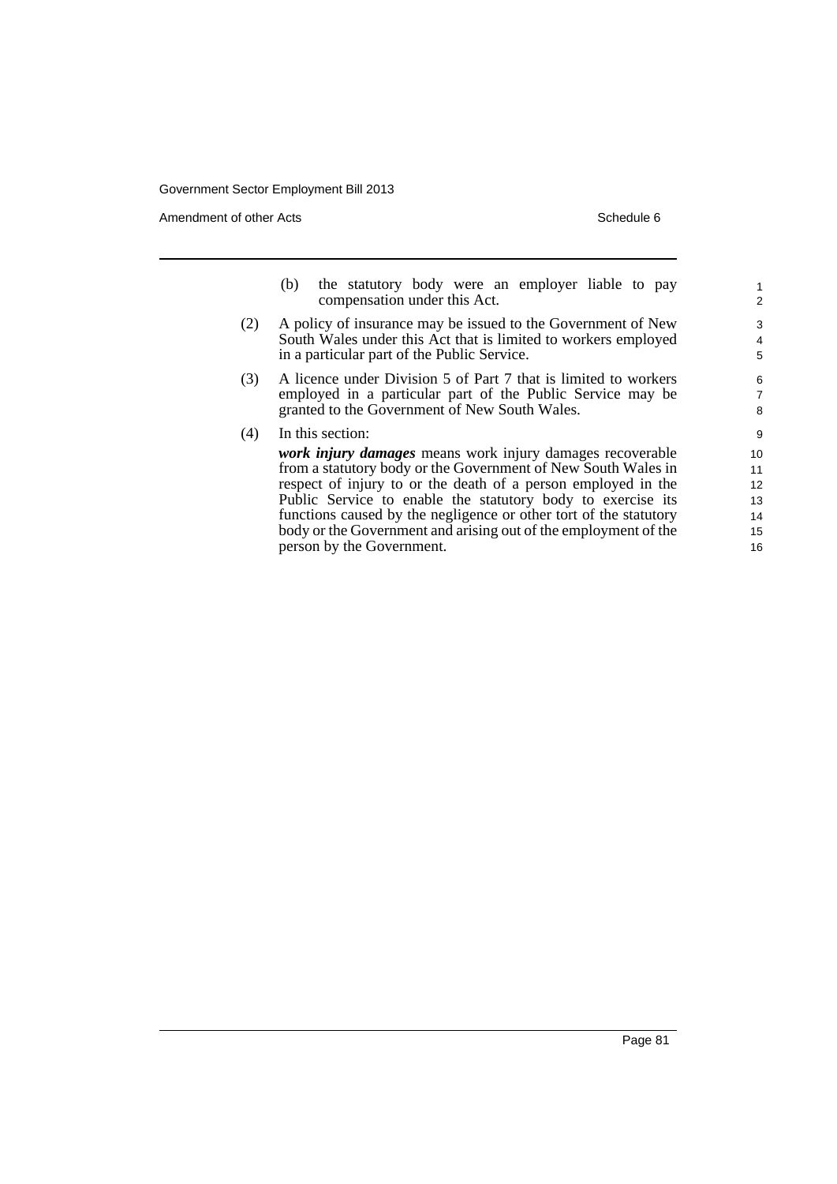(b) the statutory body were an employer liable to pay compensation under this Act.

(2) A policy of insurance may be issued to the Government of New South Wales under this Act that is limited to workers employed in a particular part of the Public Service.

(3) A licence under Division 5 of Part 7 that is limited to workers employed in a particular part of the Public Service may be granted to the Government of New South Wales.

(4) In this section:

***work injury damages*** means work injury damages recoverable from a statutory body or the Government of New South Wales in respect of injury to or the death of a person employed in the Public Service to enable the statutory body to exercise its functions caused by the negligence or other tort of the statutory body or the Government and arising out of the employment of the person by the Government.